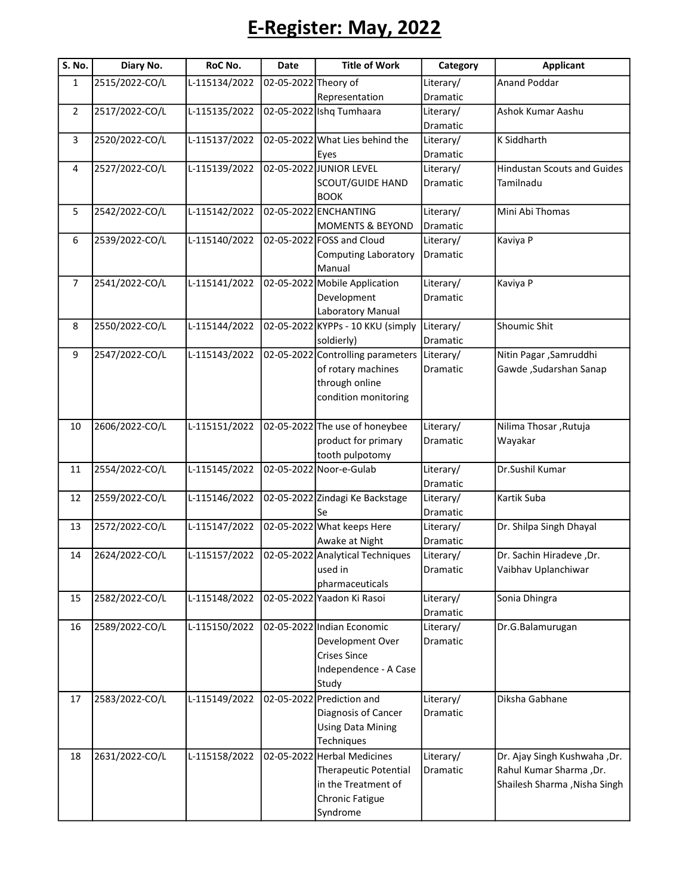# E-Register: May, 2022

| S. No. | Diary No. | RoC No. | Date | Title of Work | Category | Applicant |
|---|---|---|---|---|---|---|
| 1 | 2515/2022-CO/L | L-115134/2022 | 02-05-2022 | Theory of Representation | Literary/ Dramatic | Anand Poddar |
| 2 | 2517/2022-CO/L | L-115135/2022 | 02-05-2022 | Ishq Tumhaara | Literary/ Dramatic | Ashok Kumar Aashu |
| 3 | 2520/2022-CO/L | L-115137/2022 | 02-05-2022 | What Lies behind the Eyes | Literary/ Dramatic | K Siddharth |
| 4 | 2527/2022-CO/L | L-115139/2022 | 02-05-2022 | JUNIOR LEVEL SCOUT/GUIDE HAND BOOK | Literary/ Dramatic | Hindustan Scouts and Guides Tamilnadu |
| 5 | 2542/2022-CO/L | L-115142/2022 | 02-05-2022 | ENCHANTING MOMENTS & BEYOND | Literary/ Dramatic | Mini Abi Thomas |
| 6 | 2539/2022-CO/L | L-115140/2022 | 02-05-2022 | FOSS and Cloud Computing Laboratory Manual | Literary/ Dramatic | Kaviya P |
| 7 | 2541/2022-CO/L | L-115141/2022 | 02-05-2022 | Mobile Application Development Laboratory Manual | Literary/ Dramatic | Kaviya P |
| 8 | 2550/2022-CO/L | L-115144/2022 | 02-05-2022 | KYPPs - 10 KKU (simply soldierly) | Literary/ Dramatic | Shoumic Shit |
| 9 | 2547/2022-CO/L | L-115143/2022 | 02-05-2022 | Controlling parameters of rotary machines through online condition monitoring | Literary/ Dramatic | Nitin Pagar ,Samruddhi Gawde ,Sudarshan Sanap |
| 10 | 2606/2022-CO/L | L-115151/2022 | 02-05-2022 | The use of honeybee product for primary tooth pulpotomy | Literary/ Dramatic | Nilima Thosar ,Rutuja Wayakar |
| 11 | 2554/2022-CO/L | L-115145/2022 | 02-05-2022 | Noor-e-Gulab | Literary/ Dramatic | Dr.Sushil Kumar |
| 12 | 2559/2022-CO/L | L-115146/2022 | 02-05-2022 | Zindagi Ke Backstage Se | Literary/ Dramatic | Kartik Suba |
| 13 | 2572/2022-CO/L | L-115147/2022 | 02-05-2022 | What keeps Here Awake at Night | Literary/ Dramatic | Dr. Shilpa Singh Dhayal |
| 14 | 2624/2022-CO/L | L-115157/2022 | 02-05-2022 | Analytical Techniques used in pharmaceuticals | Literary/ Dramatic | Dr. Sachin Hiradeve ,Dr. Vaibhav Uplanchiwar |
| 15 | 2582/2022-CO/L | L-115148/2022 | 02-05-2022 | Yaadon Ki Rasoi | Literary/ Dramatic | Sonia Dhingra |
| 16 | 2589/2022-CO/L | L-115150/2022 | 02-05-2022 | Indian Economic Development Over Crises Since Independence - A Case Study | Literary/ Dramatic | Dr.G.Balamurugan |
| 17 | 2583/2022-CO/L | L-115149/2022 | 02-05-2022 | Prediction and Diagnosis of Cancer Using Data Mining Techniques | Literary/ Dramatic | Diksha Gabhane |
| 18 | 2631/2022-CO/L | L-115158/2022 | 02-05-2022 | Herbal Medicines Therapeutic Potential in the Treatment of Chronic Fatigue Syndrome | Literary/ Dramatic | Dr. Ajay Singh Kushwaha ,Dr. Rahul Kumar Sharma ,Dr. Shailesh Sharma ,Nisha Singh |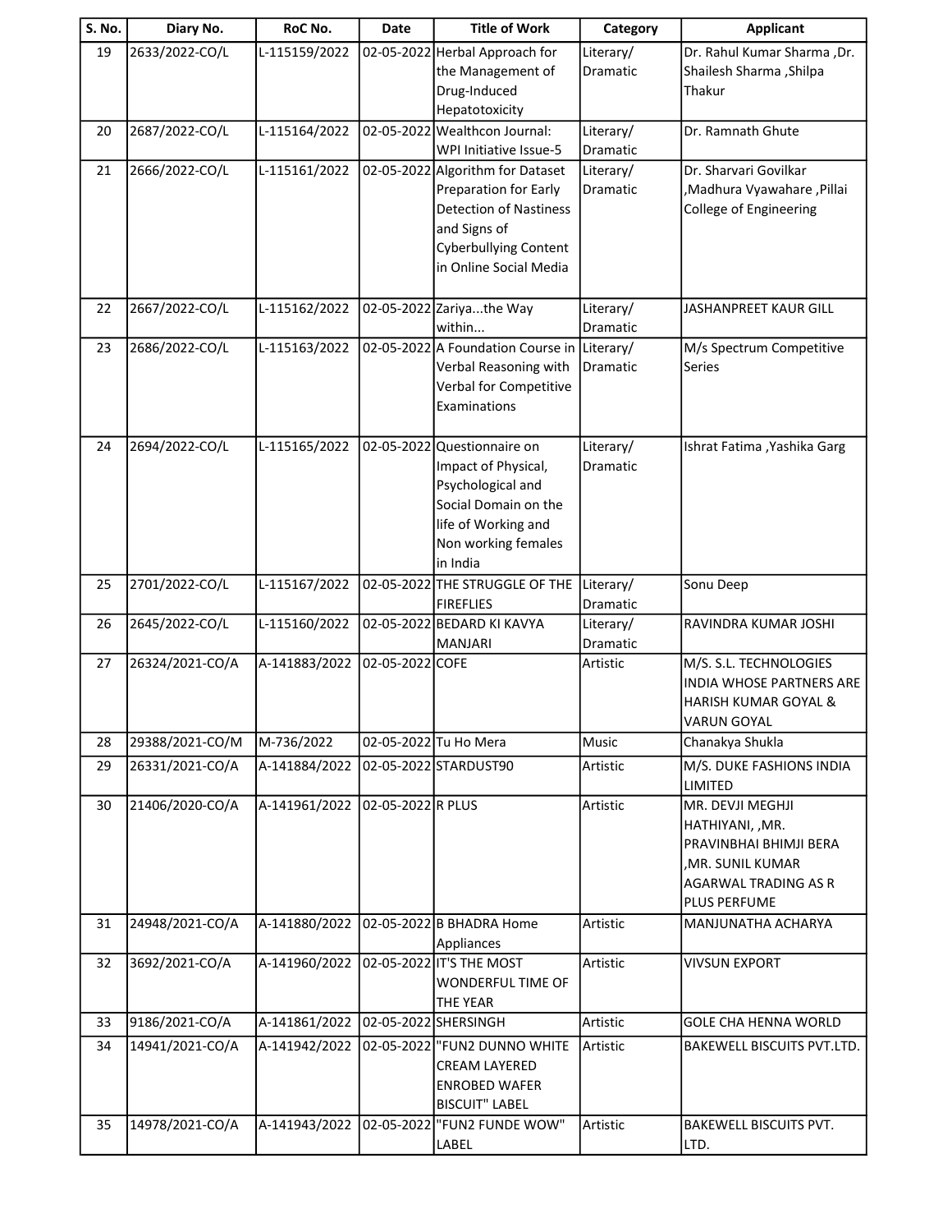| S. No. | Diary No. | RoC No. | Date | Title of Work | Category | Applicant |
|---|---|---|---|---|---|---|
| 19 | 2633/2022-CO/L | L-115159/2022 | 02-05-2022 | Herbal Approach for the Management of Drug-Induced Hepatotoxicity | Literary/ Dramatic | Dr. Rahul Kumar Sharma ,Dr. Shailesh Sharma ,Shilpa Thakur |
| 20 | 2687/2022-CO/L | L-115164/2022 | 02-05-2022 | Wealthcon Journal: WPI Initiative Issue-5 | Literary/ Dramatic | Dr. Ramnath Ghute |
| 21 | 2666/2022-CO/L | L-115161/2022 | 02-05-2022 | Algorithm for Dataset Preparation for Early Detection of Nastiness and Signs of Cyberbullying Content in Online Social Media | Literary/ Dramatic | Dr. Sharvari Govilkar ,Madhura Vyawahare ,Pillai College of Engineering |
| 22 | 2667/2022-CO/L | L-115162/2022 | 02-05-2022 | Zariya...the Way within... | Literary/ Dramatic | JASHANPREET KAUR GILL |
| 23 | 2686/2022-CO/L | L-115163/2022 | 02-05-2022 | A Foundation Course in Verbal Reasoning with Verbal for Competitive Examinations | Literary/ Dramatic | M/s Spectrum Competitive Series |
| 24 | 2694/2022-CO/L | L-115165/2022 | 02-05-2022 | Questionnaire on Impact of Physical, Psychological and Social Domain on the life of Working and Non working females in India | Literary/ Dramatic | Ishrat Fatima ,Yashika Garg |
| 25 | 2701/2022-CO/L | L-115167/2022 | 02-05-2022 | THE STRUGGLE OF THE FIREFLIES | Literary/ Dramatic | Sonu Deep |
| 26 | 2645/2022-CO/L | L-115160/2022 | 02-05-2022 | BEDARD KI KAVYA MANJARI | Literary/ Dramatic | RAVINDRA KUMAR JOSHI |
| 27 | 26324/2021-CO/A | A-141883/2022 | 02-05-2022 | COFE | Artistic | M/S. S.L. TECHNOLOGIES INDIA WHOSE PARTNERS ARE HARISH KUMAR GOYAL & VARUN GOYAL |
| 28 | 29388/2021-CO/M | M-736/2022 | 02-05-2022 | Tu Ho Mera | Music | Chanakya Shukla |
| 29 | 26331/2021-CO/A | A-141884/2022 | 02-05-2022 | STARDUST90 | Artistic | M/S. DUKE FASHIONS INDIA LIMITED |
| 30 | 21406/2020-CO/A | A-141961/2022 | 02-05-2022 | R PLUS | Artistic | MR. DEVJI MEGHJI HATHIYANI, ,MR. PRAVINBHAI BHIMJI BERA ,MR. SUNIL KUMAR AGARWAL TRADING AS R PLUS PERFUME |
| 31 | 24948/2021-CO/A | A-141880/2022 | 02-05-2022 | B BHADRA Home Appliances | Artistic | MANJUNATHA ACHARYA |
| 32 | 3692/2021-CO/A | A-141960/2022 | 02-05-2022 | IT'S THE MOST WONDERFUL TIME OF THE YEAR | Artistic | VIVSUN EXPORT |
| 33 | 9186/2021-CO/A | A-141861/2022 | 02-05-2022 | SHERSINGH | Artistic | GOLE CHA HENNA WORLD |
| 34 | 14941/2021-CO/A | A-141942/2022 | 02-05-2022 | "FUN2 DUNNO WHITE CREAM LAYERED ENROBED WAFER BISCUIT" LABEL | Artistic | BAKEWELL BISCUITS PVT.LTD. |
| 35 | 14978/2021-CO/A | A-141943/2022 | 02-05-2022 | "FUN2 FUNDE WOW" LABEL | Artistic | BAKEWELL BISCUITS PVT. LTD. |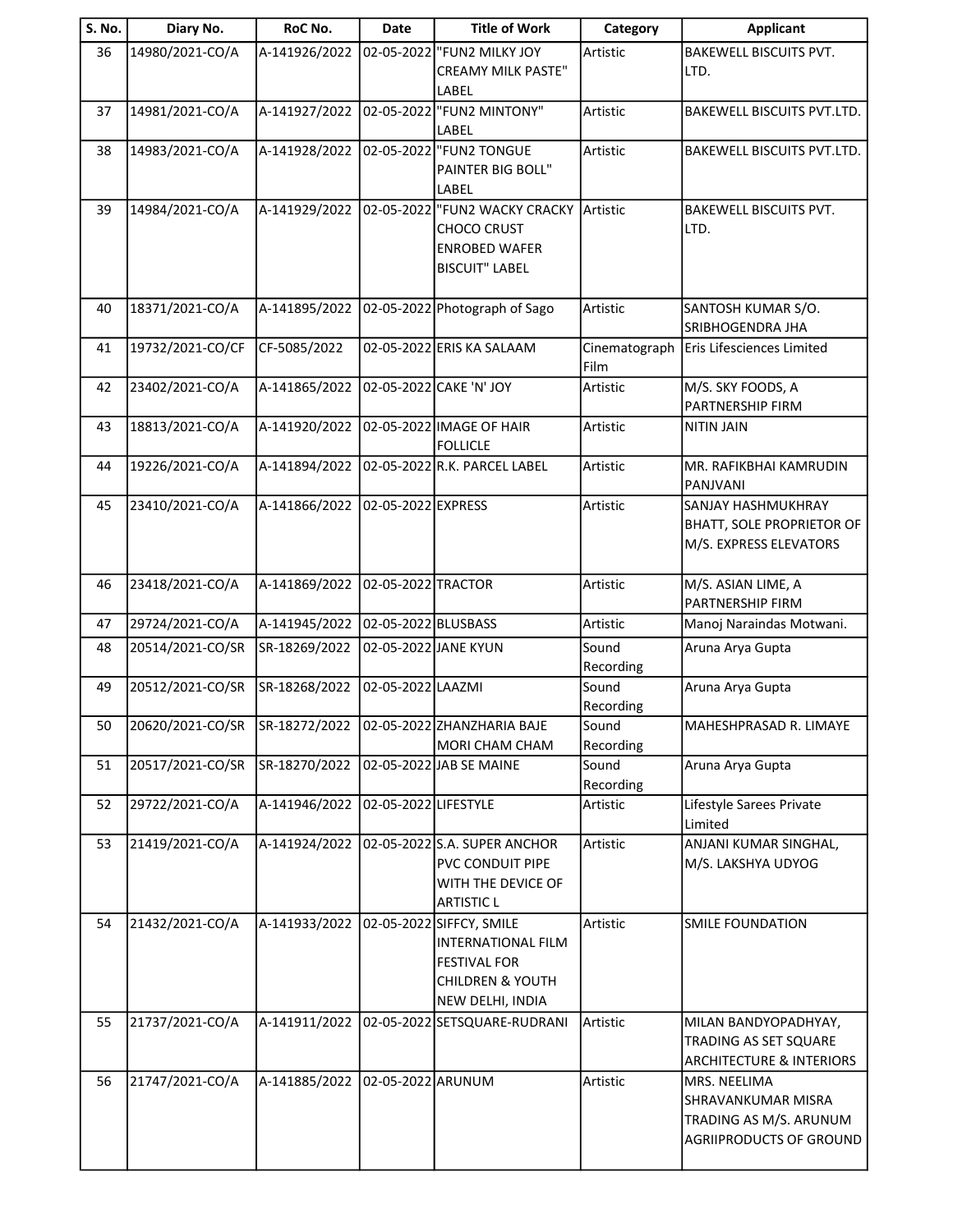| S. No. | Diary No. | RoC No. | Date | Title of Work | Category | Applicant |
|---|---|---|---|---|---|---|
| 36 | 14980/2021-CO/A | A-141926/2022 | 02-05-2022 | "FUN2 MILKY JOY CREAMY MILK PASTE" LABEL | Artistic | BAKEWELL BISCUITS PVT. LTD. |
| 37 | 14981/2021-CO/A | A-141927/2022 | 02-05-2022 | "FUN2 MINTONY" LABEL | Artistic | BAKEWELL BISCUITS PVT.LTD. |
| 38 | 14983/2021-CO/A | A-141928/2022 | 02-05-2022 | "FUN2 TONGUE PAINTER BIG BOLL" LABEL | Artistic | BAKEWELL BISCUITS PVT.LTD. |
| 39 | 14984/2021-CO/A | A-141929/2022 | 02-05-2022 | "FUN2 WACKY CRACKY CHOCO CRUST ENROBED WAFER BISCUIT" LABEL | Artistic | BAKEWELL BISCUITS PVT. LTD. |
| 40 | 18371/2021-CO/A | A-141895/2022 | 02-05-2022 | Photograph of Sago | Artistic | SANTOSH KUMAR S/O. SRIBHOGENDRA JHA |
| 41 | 19732/2021-CO/CF | CF-5085/2022 | 02-05-2022 | ERIS KA SALAAM | Cinematograph Film | Eris Lifesciences Limited |
| 42 | 23402/2021-CO/A | A-141865/2022 | 02-05-2022 | CAKE 'N' JOY | Artistic | M/S. SKY FOODS, A PARTNERSHIP FIRM |
| 43 | 18813/2021-CO/A | A-141920/2022 | 02-05-2022 | IMAGE OF HAIR FOLLICLE | Artistic | NITIN JAIN |
| 44 | 19226/2021-CO/A | A-141894/2022 | 02-05-2022 | R.K. PARCEL LABEL | Artistic | MR. RAFIKBHAI KAMRUDIN PANJVANI |
| 45 | 23410/2021-CO/A | A-141866/2022 | 02-05-2022 | EXPRESS | Artistic | SANJAY HASHMUKHRAY BHATT, SOLE PROPRIETOR OF M/S. EXPRESS ELEVATORS |
| 46 | 23418/2021-CO/A | A-141869/2022 | 02-05-2022 | TRACTOR | Artistic | M/S. ASIAN LIME, A PARTNERSHIP FIRM |
| 47 | 29724/2021-CO/A | A-141945/2022 | 02-05-2022 | BLUSBASS | Artistic | Manoj Naraindas Motwani. |
| 48 | 20514/2021-CO/SR | SR-18269/2022 | 02-05-2022 | JANE KYUN | Sound Recording | Aruna Arya Gupta |
| 49 | 20512/2021-CO/SR | SR-18268/2022 | 02-05-2022 | LAAZMI | Sound Recording | Aruna Arya Gupta |
| 50 | 20620/2021-CO/SR | SR-18272/2022 | 02-05-2022 | ZHANZHARIA BAJE MORI CHAM CHAM | Sound Recording | MAHESHPRASAD R. LIMAYE |
| 51 | 20517/2021-CO/SR | SR-18270/2022 | 02-05-2022 | JAB SE MAINE | Sound Recording | Aruna Arya Gupta |
| 52 | 29722/2021-CO/A | A-141946/2022 | 02-05-2022 | LIFESTYLE | Artistic | Lifestyle Sarees Private Limited |
| 53 | 21419/2021-CO/A | A-141924/2022 | 02-05-2022 | S.A. SUPER ANCHOR PVC CONDUIT PIPE WITH THE DEVICE OF ARTISTIC L | Artistic | ANJANI KUMAR SINGHAL, M/S. LAKSHYA UDYOG |
| 54 | 21432/2021-CO/A | A-141933/2022 | 02-05-2022 | SIFFCY, SMILE INTERNATIONAL FILM FESTIVAL FOR CHILDREN & YOUTH NEW DELHI, INDIA | Artistic | SMILE FOUNDATION |
| 55 | 21737/2021-CO/A | A-141911/2022 | 02-05-2022 | SETSQUARE-RUDRANI | Artistic | MILAN BANDYOPADHYAY, TRADING AS SET SQUARE ARCHITECTURE & INTERIORS |
| 56 | 21747/2021-CO/A | A-141885/2022 | 02-05-2022 | ARUNUM | Artistic | MRS. NEELIMA SHRAVANKUMAR MISRA TRADING AS M/S. ARUNUM AGRIIPRODUCTS OF GROUND |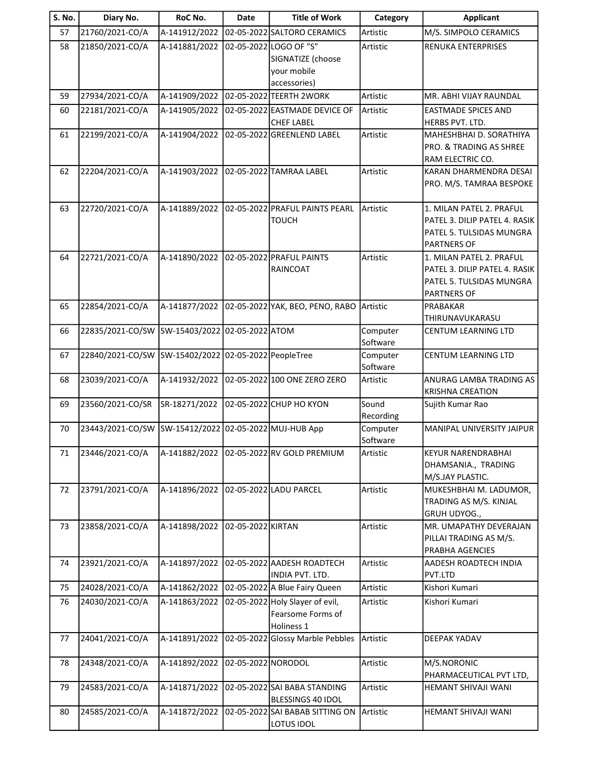| S. No. | Diary No. | RoC No. | Date | Title of Work | Category | Applicant |
|---|---|---|---|---|---|---|
| 57 | 21760/2021-CO/A | A-141912/2022 | 02-05-2022 | SALTORO CERAMICS | Artistic | M/S. SIMPOLO CERAMICS |
| 58 | 21850/2021-CO/A | A-141881/2022 | 02-05-2022 | LOGO OF "S" SIGNATIZE (choose your mobile accessories) | Artistic | RENUKA ENTERPRISES |
| 59 | 27934/2021-CO/A | A-141909/2022 | 02-05-2022 | TEERTH 2WORK | Artistic | MR. ABHI VIJAY RAUNDAL |
| 60 | 22181/2021-CO/A | A-141905/2022 | 02-05-2022 | EASTMADE DEVICE OF CHEF LABEL | Artistic | EASTMADE SPICES AND HERBS PVT. LTD. |
| 61 | 22199/2021-CO/A | A-141904/2022 | 02-05-2022 | GREENLEND LABEL | Artistic | MAHESHBHAI D. SORATHIYA PRO. & TRADING AS SHREE RAM ELECTRIC CO. |
| 62 | 22204/2021-CO/A | A-141903/2022 | 02-05-2022 | TAMRAA LABEL | Artistic | KARAN DHARMENDRA DESAI PRO. M/S. TAMRAA BESPOKE |
| 63 | 22720/2021-CO/A | A-141889/2022 | 02-05-2022 | PRAFUL PAINTS PEARL TOUCH | Artistic | 1. MILAN PATEL 2. PRAFUL PATEL 3. DILIP PATEL 4. RASIK PATEL 5. TULSIDAS MUNGRA PARTNERS OF |
| 64 | 22721/2021-CO/A | A-141890/2022 | 02-05-2022 | PRAFUL PAINTS RAINCOAT | Artistic | 1. MILAN PATEL 2. PRAFUL PATEL 3. DILIP PATEL 4. RASIK PATEL 5. TULSIDAS MUNGRA PARTNERS OF |
| 65 | 22854/2021-CO/A | A-141877/2022 | 02-05-2022 | YAK, BEO, PENO, RABO | Artistic | PRABAKAR THIRUNAVUKARASU |
| 66 | 22835/2021-CO/SW | SW-15403/2022 | 02-05-2022 | ATOM | Computer Software | CENTUM LEARNING LTD |
| 67 | 22840/2021-CO/SW | SW-15402/2022 | 02-05-2022 | PeopleTree | Computer Software | CENTUM LEARNING LTD |
| 68 | 23039/2021-CO/A | A-141932/2022 | 02-05-2022 | 100 ONE ZERO ZERO | Artistic | ANURAG LAMBA TRADING AS KRISHNA CREATION |
| 69 | 23560/2021-CO/SR | SR-18271/2022 | 02-05-2022 | CHUP HO KYON | Sound Recording | Sujith Kumar Rao |
| 70 | 23443/2021-CO/SW | SW-15412/2022 | 02-05-2022 | MUJ-HUB App | Computer Software | MANIPAL UNIVERSITY JAIPUR |
| 71 | 23446/2021-CO/A | A-141882/2022 | 02-05-2022 | RV GOLD PREMIUM | Artistic | KEYUR NARENDRABHAI DHAMSANIA., TRADING M/S.JAY PLASTIC. |
| 72 | 23791/2021-CO/A | A-141896/2022 | 02-05-2022 | LADU PARCEL | Artistic | MUKESHBHAI M. LADUMOR, TRADING AS M/S. KINJAL GRUH UDYOG., |
| 73 | 23858/2021-CO/A | A-141898/2022 | 02-05-2022 | KIRTAN | Artistic | MR. UMAPATHY DEVERAJAN PILLAI TRADING AS M/S. PRABHA AGENCIES |
| 74 | 23921/2021-CO/A | A-141897/2022 | 02-05-2022 | AADESH ROADTECH INDIA PVT. LTD. | Artistic | AADESH ROADTECH INDIA PVT.LTD |
| 75 | 24028/2021-CO/A | A-141862/2022 | 02-05-2022 | A Blue Fairy Queen | Artistic | Kishori Kumari |
| 76 | 24030/2021-CO/A | A-141863/2022 | 02-05-2022 | Holy Slayer of evil, Fearsome Forms of Holiness 1 | Artistic | Kishori Kumari |
| 77 | 24041/2021-CO/A | A-141891/2022 | 02-05-2022 | Glossy Marble Pebbles | Artistic | DEEPAK YADAV |
| 78 | 24348/2021-CO/A | A-141892/2022 | 02-05-2022 | NORODOL | Artistic | M/S.NORONIC PHARMACEUTICAL PVT LTD, |
| 79 | 24583/2021-CO/A | A-141871/2022 | 02-05-2022 | SAI BABA STANDING BLESSINGS 40 IDOL | Artistic | HEMANT SHIVAJI WANI |
| 80 | 24585/2021-CO/A | A-141872/2022 | 02-05-2022 | SAI BABAB SITTING ON LOTUS IDOL | Artistic | HEMANT SHIVAJI WANI |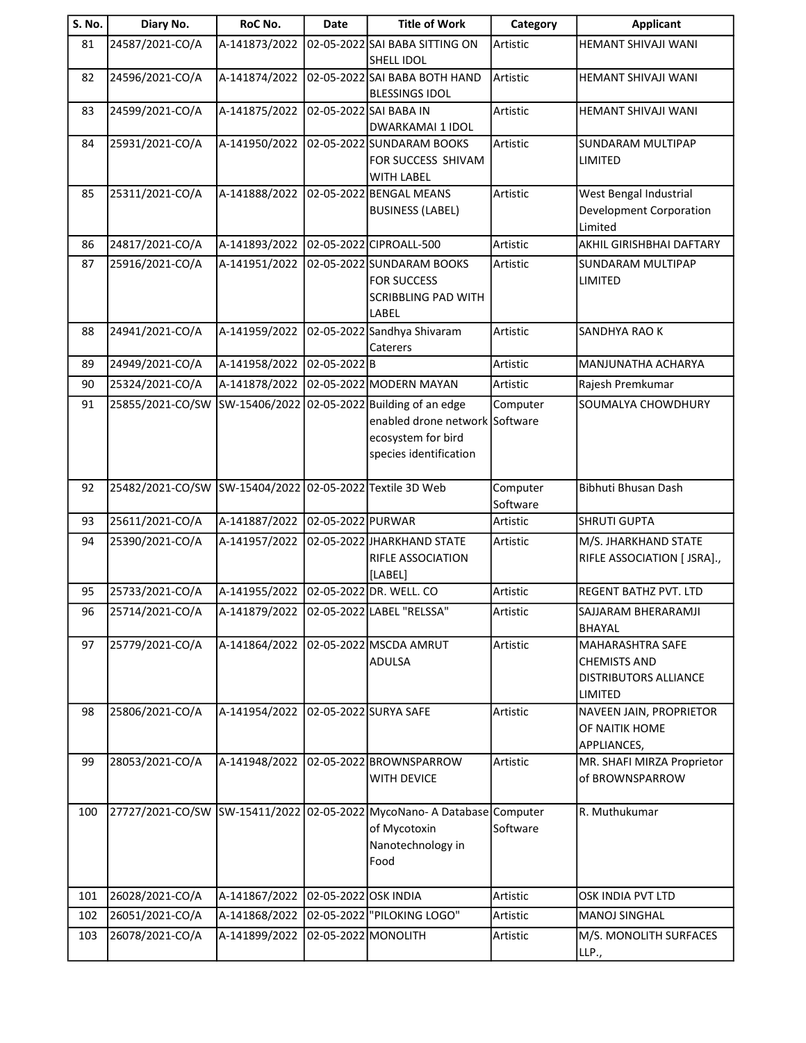| S. No. | Diary No. | RoC No. | Date | Title of Work | Category | Applicant |
|---|---|---|---|---|---|---|
| 81 | 24587/2021-CO/A | A-141873/2022 | 02-05-2022 | SAI BABA SITTING ON SHELL IDOL | Artistic | HEMANT SHIVAJI WANI |
| 82 | 24596/2021-CO/A | A-141874/2022 | 02-05-2022 | SAI BABA BOTH HAND BLESSINGS IDOL | Artistic | HEMANT SHIVAJI WANI |
| 83 | 24599/2021-CO/A | A-141875/2022 | 02-05-2022 | SAI BABA IN DWARKAMAI 1 IDOL | Artistic | HEMANT SHIVAJI WANI |
| 84 | 25931/2021-CO/A | A-141950/2022 | 02-05-2022 | SUNDARAM BOOKS FOR SUCCESS SHIVAM WITH LABEL | Artistic | SUNDARAM MULTIPAP LIMITED |
| 85 | 25311/2021-CO/A | A-141888/2022 | 02-05-2022 | BENGAL MEANS BUSINESS (LABEL) | Artistic | West Bengal Industrial Development Corporation Limited |
| 86 | 24817/2021-CO/A | A-141893/2022 | 02-05-2022 | CIPROALL-500 | Artistic | AKHIL GIRISHBHAI DAFTARY |
| 87 | 25916/2021-CO/A | A-141951/2022 | 02-05-2022 | SUNDARAM BOOKS FOR SUCCESS SCRIBBLING PAD WITH LABEL | Artistic | SUNDARAM MULTIPAP LIMITED |
| 88 | 24941/2021-CO/A | A-141959/2022 | 02-05-2022 | Sandhya Shivaram Caterers | Artistic | SANDHYA RAO K |
| 89 | 24949/2021-CO/A | A-141958/2022 | 02-05-2022 | B | Artistic | MANJUNATHA ACHARYA |
| 90 | 25324/2021-CO/A | A-141878/2022 | 02-05-2022 | MODERN MAYAN | Artistic | Rajesh Premkumar |
| 91 | 25855/2021-CO/SW | SW-15406/2022 | 02-05-2022 | Building of an edge enabled drone network ecosystem for bird species identification | Computer Software | SOUMALYA CHOWDHURY |
| 92 | 25482/2021-CO/SW | SW-15404/2022 | 02-05-2022 | Textile 3D Web | Computer Software | Bibhuti Bhusan Dash |
| 93 | 25611/2021-CO/A | A-141887/2022 | 02-05-2022 | PURWAR | Artistic | SHRUTI GUPTA |
| 94 | 25390/2021-CO/A | A-141957/2022 | 02-05-2022 | JHARKHAND STATE RIFLE ASSOCIATION [LABEL] | Artistic | M/S. JHARKHAND STATE RIFLE ASSOCIATION [ JSRA]., |
| 95 | 25733/2021-CO/A | A-141955/2022 | 02-05-2022 | DR. WELL. CO | Artistic | REGENT BATHZ PVT. LTD |
| 96 | 25714/2021-CO/A | A-141879/2022 | 02-05-2022 | LABEL "RELSSA" | Artistic | SAJJARAM BHERARAMJI BHAYAL |
| 97 | 25779/2021-CO/A | A-141864/2022 | 02-05-2022 | MSCDA AMRUT ADULSA | Artistic | MAHARASHTRA SAFE CHEMISTS AND DISTRIBUTORS ALLIANCE LIMITED |
| 98 | 25806/2021-CO/A | A-141954/2022 | 02-05-2022 | SURYA SAFE | Artistic | NAVEEN JAIN, PROPRIETOR OF NAITIK HOME APPLIANCES, |
| 99 | 28053/2021-CO/A | A-141948/2022 | 02-05-2022 | BROWNSPARROW WITH DEVICE | Artistic | MR. SHAFI MIRZA Proprietor of BROWNSPARROW |
| 100 | 27727/2021-CO/SW | SW-15411/2022 | 02-05-2022 | MycoNano- A Database of Mycotoxin Nanotechnology in Food | Computer Software | R. Muthukumar |
| 101 | 26028/2021-CO/A | A-141867/2022 | 02-05-2022 | OSK INDIA | Artistic | OSK INDIA PVT LTD |
| 102 | 26051/2021-CO/A | A-141868/2022 | 02-05-2022 | "PILOKING LOGO" | Artistic | MANOJ SINGHAL |
| 103 | 26078/2021-CO/A | A-141899/2022 | 02-05-2022 | MONOLITH | Artistic | M/S. MONOLITH SURFACES LLP., |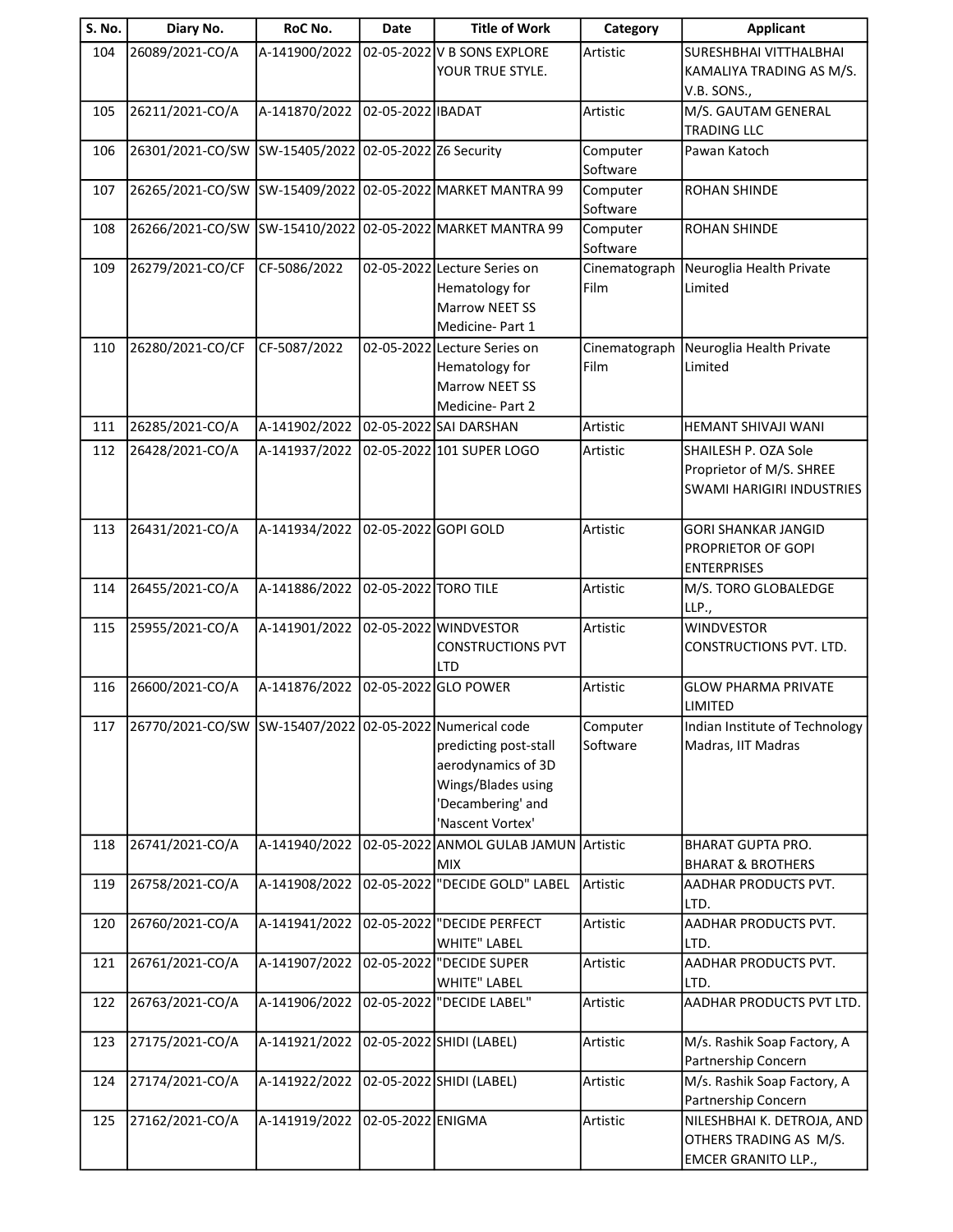| S. No. | Diary No. | RoC No. | Date | Title of Work | Category | Applicant |
|---|---|---|---|---|---|---|
| 104 | 26089/2021-CO/A | A-141900/2022 | 02-05-2022 | V B SONS EXPLORE YOUR TRUE STYLE. | Artistic | SURESHBHAI VITTHALBHAI KAMALIYA TRADING AS M/S. V.B. SONS., |
| 105 | 26211/2021-CO/A | A-141870/2022 | 02-05-2022 | IBADAT | Artistic | M/S. GAUTAM GENERAL TRADING LLC |
| 106 | 26301/2021-CO/SW | SW-15405/2022 | 02-05-2022 | Z6 Security | Computer Software | Pawan Katoch |
| 107 | 26265/2021-CO/SW | SW-15409/2022 | 02-05-2022 | MARKET MANTRA 99 | Computer Software | ROHAN SHINDE |
| 108 | 26266/2021-CO/SW | SW-15410/2022 | 02-05-2022 | MARKET MANTRA 99 | Computer Software | ROHAN SHINDE |
| 109 | 26279/2021-CO/CF | CF-5086/2022 | 02-05-2022 | Lecture Series on Hematology for Marrow NEET SS Medicine- Part 1 | Cinematograph Film | Neuroglia Health Private Limited |
| 110 | 26280/2021-CO/CF | CF-5087/2022 | 02-05-2022 | Lecture Series on Hematology for Marrow NEET SS Medicine- Part 2 | Cinematograph Film | Neuroglia Health Private Limited |
| 111 | 26285/2021-CO/A | A-141902/2022 | 02-05-2022 | SAI DARSHAN | Artistic | HEMANT SHIVAJI WANI |
| 112 | 26428/2021-CO/A | A-141937/2022 | 02-05-2022 | 101 SUPER LOGO | Artistic | SHAILESH P. OZA Sole Proprietor of M/S. SHREE SWAMI HARIGIRI INDUSTRIES |
| 113 | 26431/2021-CO/A | A-141934/2022 | 02-05-2022 | GOPI GOLD | Artistic | GORI SHANKAR JANGID PROPRIETOR OF GOPI ENTERPRISES |
| 114 | 26455/2021-CO/A | A-141886/2022 | 02-05-2022 | TORO TILE | Artistic | M/S. TORO GLOBALEDGE LLP., |
| 115 | 25955/2021-CO/A | A-141901/2022 | 02-05-2022 | WINDVESTOR CONSTRUCTIONS PVT LTD | Artistic | WINDVESTOR CONSTRUCTIONS PVT. LTD. |
| 116 | 26600/2021-CO/A | A-141876/2022 | 02-05-2022 | GLO POWER | Artistic | GLOW PHARMA PRIVATE LIMITED |
| 117 | 26770/2021-CO/SW | SW-15407/2022 | 02-05-2022 | Numerical code predicting post-stall aerodynamics of 3D Wings/Blades using 'Decambering' and 'Nascent Vortex' | Computer Software | Indian Institute of Technology Madras, IIT Madras |
| 118 | 26741/2021-CO/A | A-141940/2022 | 02-05-2022 | ANMOL GULAB JAMUN MIX | Artistic | BHARAT GUPTA PRO. BHARAT & BROTHERS |
| 119 | 26758/2021-CO/A | A-141908/2022 | 02-05-2022 | "DECIDE GOLD" LABEL | Artistic | AADHAR PRODUCTS PVT. LTD. |
| 120 | 26760/2021-CO/A | A-141941/2022 | 02-05-2022 | "DECIDE PERFECT WHITE" LABEL | Artistic | AADHAR PRODUCTS PVT. LTD. |
| 121 | 26761/2021-CO/A | A-141907/2022 | 02-05-2022 | "DECIDE SUPER WHITE" LABEL | Artistic | AADHAR PRODUCTS PVT. LTD. |
| 122 | 26763/2021-CO/A | A-141906/2022 | 02-05-2022 | "DECIDE LABEL" | Artistic | AADHAR PRODUCTS PVT LTD. |
| 123 | 27175/2021-CO/A | A-141921/2022 | 02-05-2022 | SHIDI (LABEL) | Artistic | M/s. Rashik Soap Factory, A Partnership Concern |
| 124 | 27174/2021-CO/A | A-141922/2022 | 02-05-2022 | SHIDI (LABEL) | Artistic | M/s. Rashik Soap Factory, A Partnership Concern |
| 125 | 27162/2021-CO/A | A-141919/2022 | 02-05-2022 | ENIGMA | Artistic | NILESHBHAI K. DETROJA, AND OTHERS TRADING AS M/S. EMCER GRANITO LLP., |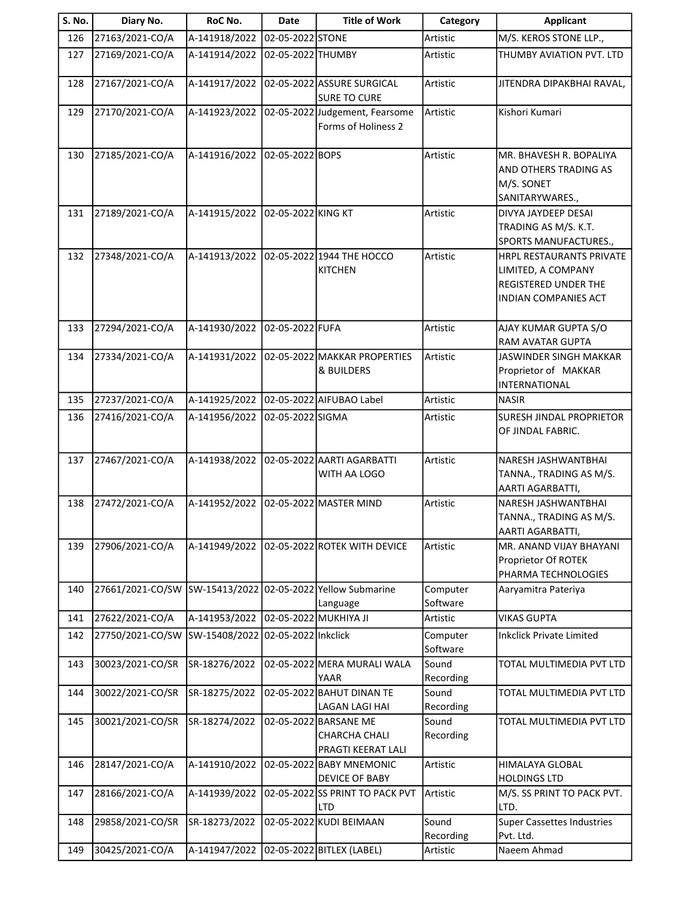| S. No. | Diary No. | RoC No. | Date | Title of Work | Category | Applicant |
|---|---|---|---|---|---|---|
| 126 | 27163/2021-CO/A | A-141918/2022 | 02-05-2022 | STONE | Artistic | M/S. KEROS STONE LLP., |
| 127 | 27169/2021-CO/A | A-141914/2022 | 02-05-2022 | THUMBY | Artistic | THUMBY AVIATION PVT. LTD |
| 128 | 27167/2021-CO/A | A-141917/2022 | 02-05-2022 | ASSURE SURGICAL SURE TO CURE | Artistic | JITENDRA DIPAKBHAI RAVAL, |
| 129 | 27170/2021-CO/A | A-141923/2022 | 02-05-2022 | Judgement, Fearsome Forms of Holiness 2 | Artistic | Kishori Kumari |
| 130 | 27185/2021-CO/A | A-141916/2022 | 02-05-2022 | BOPS | Artistic | MR. BHAVESH R. BOPALIYA AND OTHERS TRADING AS M/S. SONET SANITARYWARES., |
| 131 | 27189/2021-CO/A | A-141915/2022 | 02-05-2022 | KING KT | Artistic | DIVYA JAYDEEP DESAI TRADING AS M/S. K.T. SPORTS MANUFACTURES., |
| 132 | 27348/2021-CO/A | A-141913/2022 | 02-05-2022 | 1944 THE HOCCO KITCHEN | Artistic | HRPL RESTAURANTS PRIVATE LIMITED, A COMPANY REGISTERED UNDER THE INDIAN COMPANIES ACT |
| 133 | 27294/2021-CO/A | A-141930/2022 | 02-05-2022 | FUFA | Artistic | AJAY KUMAR GUPTA S/O RAM AVATAR GUPTA |
| 134 | 27334/2021-CO/A | A-141931/2022 | 02-05-2022 | MAKKAR PROPERTIES & BUILDERS | Artistic | JASWINDER SINGH MAKKAR Proprietor of MAKKAR INTERNATIONAL |
| 135 | 27237/2021-CO/A | A-141925/2022 | 02-05-2022 | AIFUBAO Label | Artistic | NASIR |
| 136 | 27416/2021-CO/A | A-141956/2022 | 02-05-2022 | SIGMA | Artistic | SURESH JINDAL PROPRIETOR OF JINDAL FABRIC. |
| 137 | 27467/2021-CO/A | A-141938/2022 | 02-05-2022 | AARTI AGARBATTI WITH AA LOGO | Artistic | NARESH JASHWANTBHAI TANNA., TRADING AS M/S. AARTI AGARBATTI, |
| 138 | 27472/2021-CO/A | A-141952/2022 | 02-05-2022 | MASTER MIND | Artistic | NARESH JASHWANTBHAI TANNA., TRADING AS M/S. AARTI AGARBATTI, |
| 139 | 27906/2021-CO/A | A-141949/2022 | 02-05-2022 | ROTEK WITH DEVICE | Artistic | MR. ANAND VIJAY BHAYANI Proprietor Of ROTEK PHARMA TECHNOLOGIES |
| 140 | 27661/2021-CO/SW | SW-15413/2022 | 02-05-2022 | Yellow Submarine Language | Computer Software | Aaryamitra Pateriya |
| 141 | 27622/2021-CO/A | A-141953/2022 | 02-05-2022 | MUKHIYA JI | Artistic | VIKAS GUPTA |
| 142 | 27750/2021-CO/SW | SW-15408/2022 | 02-05-2022 | Inkclick | Computer Software | Inkclick Private Limited |
| 143 | 30023/2021-CO/SR | SR-18276/2022 | 02-05-2022 | MERA MURALI WALA YAAR | Sound Recording | TOTAL MULTIMEDIA PVT LTD |
| 144 | 30022/2021-CO/SR | SR-18275/2022 | 02-05-2022 | BAHUT DINAN TE LAGAN LAGI HAI | Sound Recording | TOTAL MULTIMEDIA PVT LTD |
| 145 | 30021/2021-CO/SR | SR-18274/2022 | 02-05-2022 | BARSANE ME CHARCHA CHALI PRAGTI KEERAT LALI | Sound Recording | TOTAL MULTIMEDIA PVT LTD |
| 146 | 28147/2021-CO/A | A-141910/2022 | 02-05-2022 | BABY MNEMONIC DEVICE OF BABY | Artistic | HIMALAYA GLOBAL HOLDINGS LTD |
| 147 | 28166/2021-CO/A | A-141939/2022 | 02-05-2022 | SS PRINT TO PACK PVT LTD | Artistic | M/S. SS PRINT TO PACK PVT. LTD. |
| 148 | 29858/2021-CO/SR | SR-18273/2022 | 02-05-2022 | KUDI BEIMAAN | Sound Recording | Super Cassettes Industries Pvt. Ltd. |
| 149 | 30425/2021-CO/A | A-141947/2022 | 02-05-2022 | BITLEX (LABEL) | Artistic | Naeem Ahmad |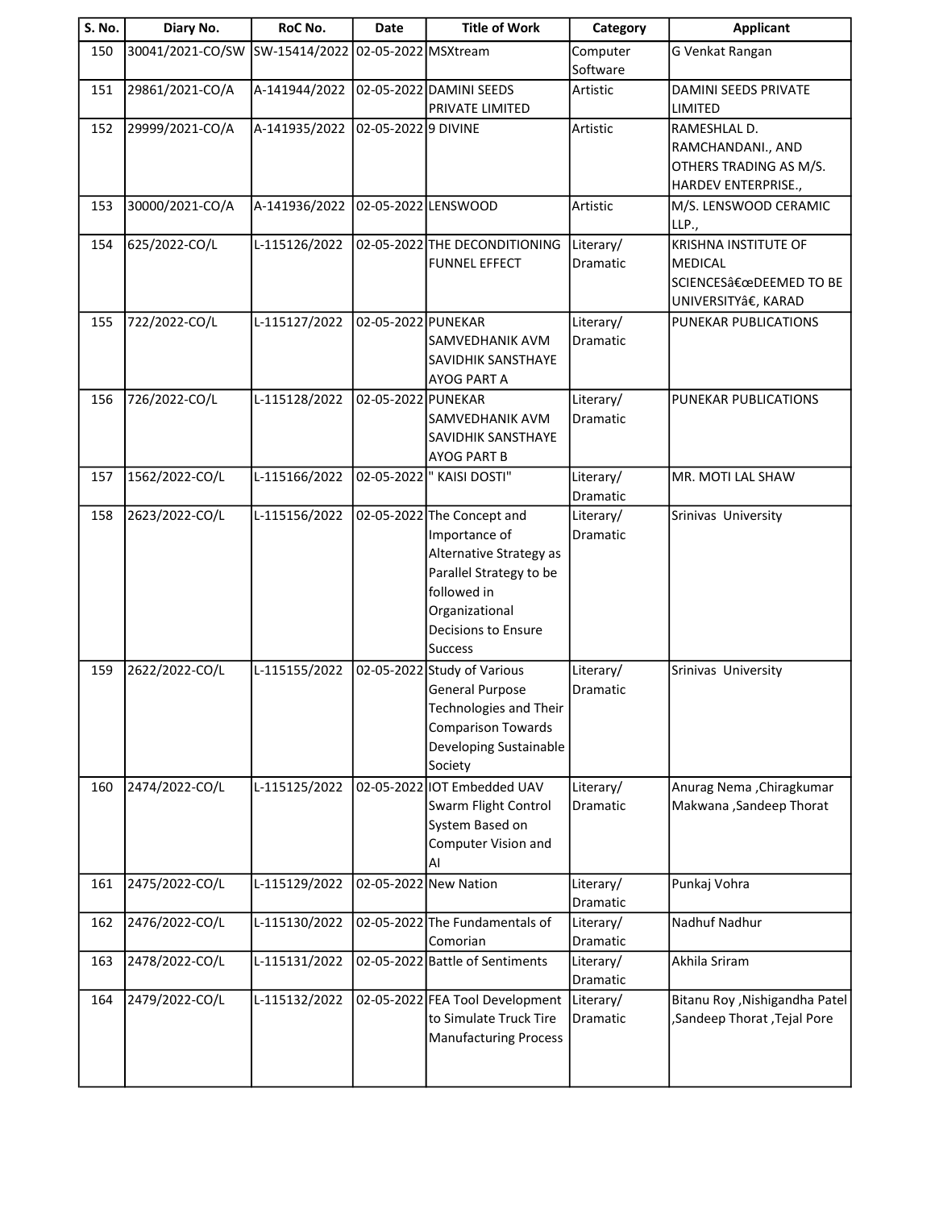| S. No. | Diary No. | RoC No. | Date | Title of Work | Category | Applicant |
|---|---|---|---|---|---|---|
| 150 | 30041/2021-CO/SW | SW-15414/2022 | 02-05-2022 | MSXtream | Computer Software | G Venkat Rangan |
| 151 | 29861/2021-CO/A | A-141944/2022 | 02-05-2022 | DAMINI SEEDS PRIVATE LIMITED | Artistic | DAMINI SEEDS PRIVATE LIMITED |
| 152 | 29999/2021-CO/A | A-141935/2022 | 02-05-2022 | 9 DIVINE | Artistic | RAMESHLAL D. RAMCHANDANI., AND OTHERS TRADING AS M/S. HARDEV ENTERPRISE., |
| 153 | 30000/2021-CO/A | A-141936/2022 | 02-05-2022 | LENSWOOD | Artistic | M/S. LENSWOOD CERAMIC LLP., |
| 154 | 625/2022-CO/L | L-115126/2022 | 02-05-2022 | THE DECONDITIONING FUNNEL EFFECT | Literary/ Dramatic | KRISHNA INSTITUTE OF MEDICAL SCIENCESâ€œDEEMED TO BE UNIVERSITYâ€, KARAD |
| 155 | 722/2022-CO/L | L-115127/2022 | 02-05-2022 | PUNEKAR SAMVEDHANIK AVM SAVIDHIK SANSTHAYE AYOG PART A | Literary/ Dramatic | PUNEKAR PUBLICATIONS |
| 156 | 726/2022-CO/L | L-115128/2022 | 02-05-2022 | PUNEKAR SAMVEDHANIK AVM SAVIDHIK SANSTHAYE AYOG PART B | Literary/ Dramatic | PUNEKAR PUBLICATIONS |
| 157 | 1562/2022-CO/L | L-115166/2022 | 02-05-2022 | " KAISI DOSTI" | Literary/ Dramatic | MR. MOTI LAL SHAW |
| 158 | 2623/2022-CO/L | L-115156/2022 | 02-05-2022 | The Concept and Importance of Alternative Strategy as Parallel Strategy to be followed in Organizational Decisions to Ensure Success | Literary/ Dramatic | Srinivas University |
| 159 | 2622/2022-CO/L | L-115155/2022 | 02-05-2022 | Study of Various General Purpose Technologies and Their Comparison Towards Developing Sustainable Society | Literary/ Dramatic | Srinivas University |
| 160 | 2474/2022-CO/L | L-115125/2022 | 02-05-2022 | IOT Embedded UAV Swarm Flight Control System Based on Computer Vision and AI | Literary/ Dramatic | Anurag Nema ,Chiragkumar Makwana ,Sandeep Thorat |
| 161 | 2475/2022-CO/L | L-115129/2022 | 02-05-2022 | New Nation | Literary/ Dramatic | Punkaj Vohra |
| 162 | 2476/2022-CO/L | L-115130/2022 | 02-05-2022 | The Fundamentals of Comorian | Literary/ Dramatic | Nadhuf Nadhur |
| 163 | 2478/2022-CO/L | L-115131/2022 | 02-05-2022 | Battle of Sentiments | Literary/ Dramatic | Akhila Sriram |
| 164 | 2479/2022-CO/L | L-115132/2022 | 02-05-2022 | FEA Tool Development to Simulate Truck Tire Manufacturing Process | Literary/ Dramatic | Bitanu Roy ,Nishigandha Patel ,Sandeep Thorat ,Tejal Pore |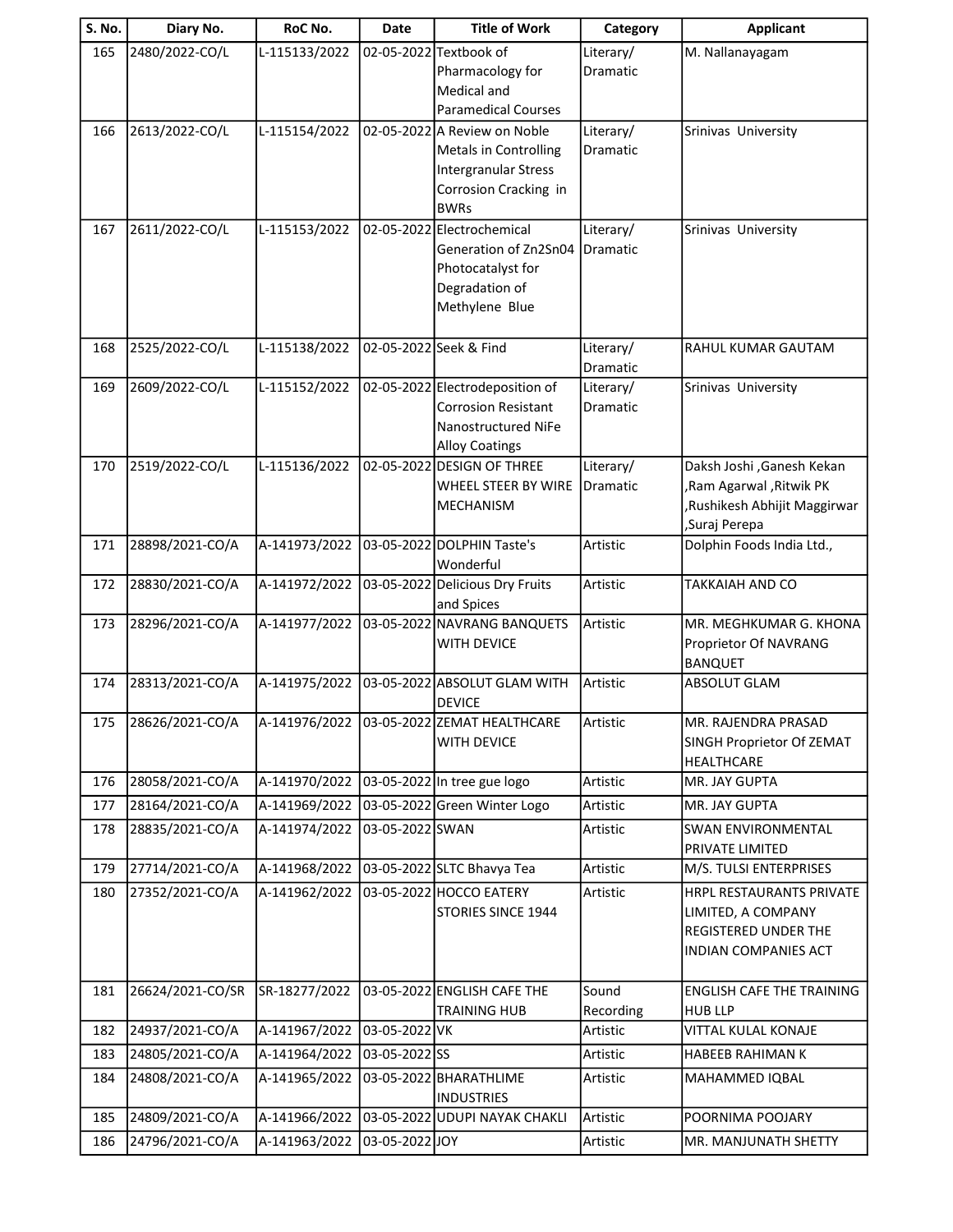| S. No. | Diary No. | RoC No. | Date | Title of Work | Category | Applicant |
|---|---|---|---|---|---|---|
| 165 | 2480/2022-CO/L | L-115133/2022 | 02-05-2022 | Textbook of Pharmacology for Medical and Paramedical Courses | Literary/ Dramatic | M. Nallanayagam |
| 166 | 2613/2022-CO/L | L-115154/2022 | 02-05-2022 | A Review on Noble Metals in Controlling Intergranular Stress Corrosion Cracking in BWRs | Literary/ Dramatic | Srinivas University |
| 167 | 2611/2022-CO/L | L-115153/2022 | 02-05-2022 | Electrochemical Generation of Zn2Sn04 Photocatalyst for Degradation of Methylene Blue | Literary/ Dramatic | Srinivas University |
| 168 | 2525/2022-CO/L | L-115138/2022 | 02-05-2022 | Seek & Find | Literary/ Dramatic | RAHUL KUMAR GAUTAM |
| 169 | 2609/2022-CO/L | L-115152/2022 | 02-05-2022 | Electrodeposition of Corrosion Resistant Nanostructured NiFe Alloy Coatings | Literary/ Dramatic | Srinivas University |
| 170 | 2519/2022-CO/L | L-115136/2022 | 02-05-2022 | DESIGN OF THREE WHEEL STEER BY WIRE MECHANISM | Literary/ Dramatic | Daksh Joshi ,Ganesh Kekan ,Ram Agarwal ,Ritwik PK ,Rushikesh Abhijit Maggirwar ,Suraj Perepa |
| 171 | 28898/2021-CO/A | A-141973/2022 | 03-05-2022 | DOLPHIN Taste's Wonderful | Artistic | Dolphin Foods India Ltd., |
| 172 | 28830/2021-CO/A | A-141972/2022 | 03-05-2022 | Delicious Dry Fruits and Spices | Artistic | TAKKAIAH AND CO |
| 173 | 28296/2021-CO/A | A-141977/2022 | 03-05-2022 | NAVRANG BANQUETS WITH DEVICE | Artistic | MR. MEGHKUMAR G. KHONA Proprietor Of NAVRANG BANQUET |
| 174 | 28313/2021-CO/A | A-141975/2022 | 03-05-2022 | ABSOLUT GLAM WITH DEVICE | Artistic | ABSOLUT GLAM |
| 175 | 28626/2021-CO/A | A-141976/2022 | 03-05-2022 | ZEMAT HEALTHCARE WITH DEVICE | Artistic | MR. RAJENDRA PRASAD SINGH Proprietor Of ZEMAT HEALTHCARE |
| 176 | 28058/2021-CO/A | A-141970/2022 | 03-05-2022 | In tree gue logo | Artistic | MR. JAY GUPTA |
| 177 | 28164/2021-CO/A | A-141969/2022 | 03-05-2022 | Green Winter Logo | Artistic | MR. JAY GUPTA |
| 178 | 28835/2021-CO/A | A-141974/2022 | 03-05-2022 | SWAN | Artistic | SWAN ENVIRONMENTAL PRIVATE LIMITED |
| 179 | 27714/2021-CO/A | A-141968/2022 | 03-05-2022 | SLTC Bhavya Tea | Artistic | M/S. TULSI ENTERPRISES |
| 180 | 27352/2021-CO/A | A-141962/2022 | 03-05-2022 | HOCCO EATERY STORIES SINCE 1944 | Artistic | HRPL RESTAURANTS PRIVATE LIMITED, A COMPANY REGISTERED UNDER THE INDIAN COMPANIES ACT |
| 181 | 26624/2021-CO/SR | SR-18277/2022 | 03-05-2022 | ENGLISH CAFE THE TRAINING HUB | Sound Recording | ENGLISH CAFE THE TRAINING HUB LLP |
| 182 | 24937/2021-CO/A | A-141967/2022 | 03-05-2022 | VK | Artistic | VITTAL KULAL KONAJE |
| 183 | 24805/2021-CO/A | A-141964/2022 | 03-05-2022 | SS | Artistic | HABEEB RAHIMAN K |
| 184 | 24808/2021-CO/A | A-141965/2022 | 03-05-2022 | BHARATHLIME INDUSTRIES | Artistic | MAHAMMED IQBAL |
| 185 | 24809/2021-CO/A | A-141966/2022 | 03-05-2022 | UDUPI NAYAK CHAKLI | Artistic | POORNIMA POOJARY |
| 186 | 24796/2021-CO/A | A-141963/2022 | 03-05-2022 | JOY | Artistic | MR. MANJUNATH SHETTY |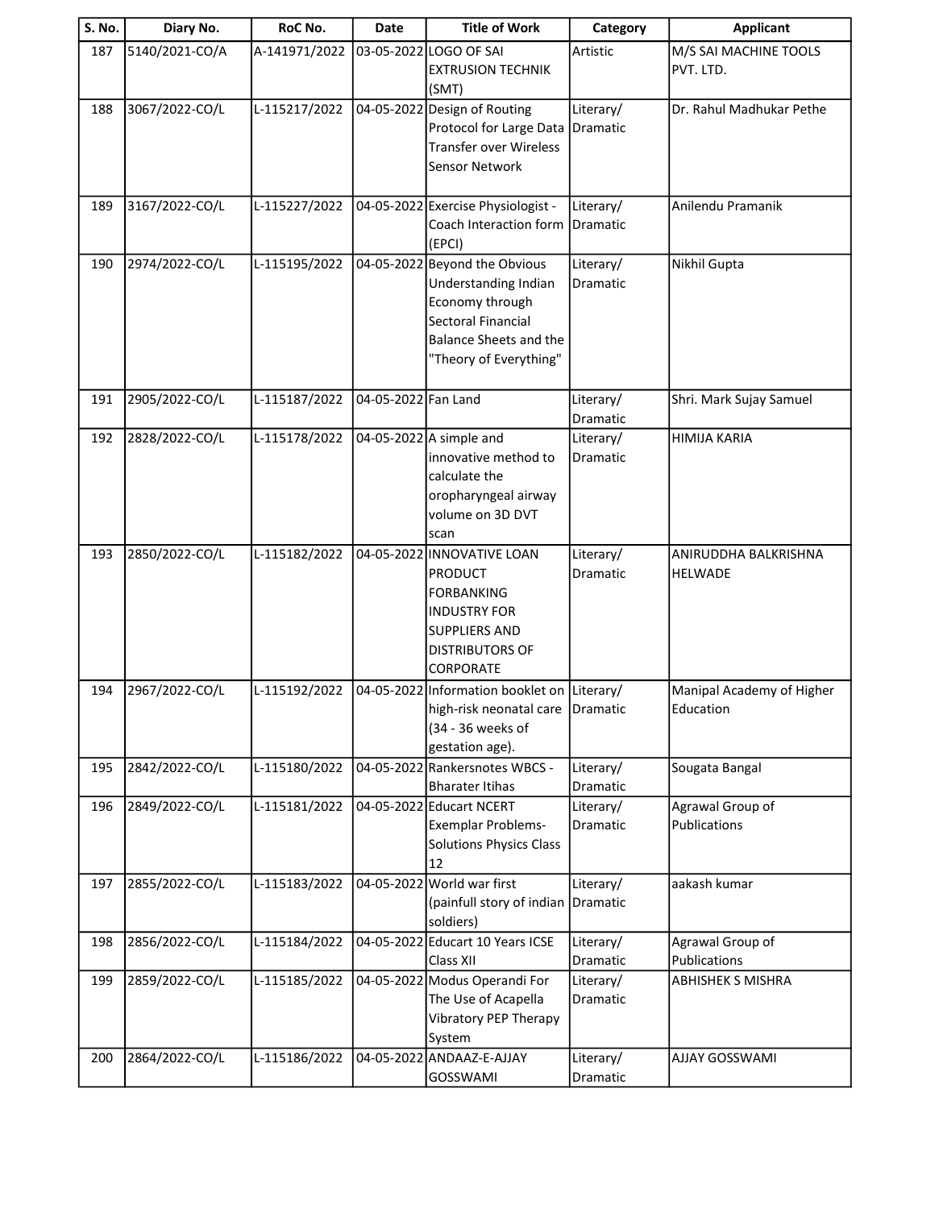| S. No. | Diary No. | RoC No. | Date | Title of Work | Category | Applicant |
|---|---|---|---|---|---|---|
| 187 | 5140/2021-CO/A | A-141971/2022 | 03-05-2022 | LOGO OF SAI EXTRUSION TECHNIK (SMT) | Artistic | M/S SAI MACHINE TOOLS PVT. LTD. |
| 188 | 3067/2022-CO/L | L-115217/2022 | 04-05-2022 | Design of Routing Protocol for Large Data Transfer over Wireless Sensor Network | Literary/ Dramatic | Dr. Rahul Madhukar Pethe |
| 189 | 3167/2022-CO/L | L-115227/2022 | 04-05-2022 | Exercise Physiologist - Coach Interaction form (EPCI) | Literary/ Dramatic | Anilendu Pramanik |
| 190 | 2974/2022-CO/L | L-115195/2022 | 04-05-2022 | Beyond the Obvious Understanding Indian Economy through Sectoral Financial Balance Sheets and the "Theory of Everything" | Literary/ Dramatic | Nikhil Gupta |
| 191 | 2905/2022-CO/L | L-115187/2022 | 04-05-2022 | Fan Land | Literary/ Dramatic | Shri. Mark Sujay Samuel |
| 192 | 2828/2022-CO/L | L-115178/2022 | 04-05-2022 | A simple and innovative method to calculate the oropharyngeal airway volume on 3D DVT scan | Literary/ Dramatic | HIMIJA KARIA |
| 193 | 2850/2022-CO/L | L-115182/2022 | 04-05-2022 | INNOVATIVE LOAN PRODUCT FORBANKING INDUSTRY FOR SUPPLIERS AND DISTRIBUTORS OF CORPORATE | Literary/ Dramatic | ANIRUDDHA BALKRISHNA HELWADE |
| 194 | 2967/2022-CO/L | L-115192/2022 | 04-05-2022 | Information booklet on high-risk neonatal care (34 - 36 weeks of gestation age). | Literary/ Dramatic | Manipal Academy of Higher Education |
| 195 | 2842/2022-CO/L | L-115180/2022 | 04-05-2022 | Rankersnotes WBCS - Bharater Itihas | Literary/ Dramatic | Sougata Bangal |
| 196 | 2849/2022-CO/L | L-115181/2022 | 04-05-2022 | Educart NCERT Exemplar Problems-Solutions Physics Class 12 | Literary/ Dramatic | Agrawal Group of Publications |
| 197 | 2855/2022-CO/L | L-115183/2022 | 04-05-2022 | World war first (painfull story of indian soldiers) | Literary/ Dramatic | aakash kumar |
| 198 | 2856/2022-CO/L | L-115184/2022 | 04-05-2022 | Educart 10 Years ICSE Class XII | Literary/ Dramatic | Agrawal Group of Publications |
| 199 | 2859/2022-CO/L | L-115185/2022 | 04-05-2022 | Modus Operandi For The Use of Acapella Vibratory PEP Therapy System | Literary/ Dramatic | ABHISHEK S MISHRA |
| 200 | 2864/2022-CO/L | L-115186/2022 | 04-05-2022 | ANDAAZ-E-AJJAY GOSSWAMI | Literary/ Dramatic | AJJAY GOSSWAMI |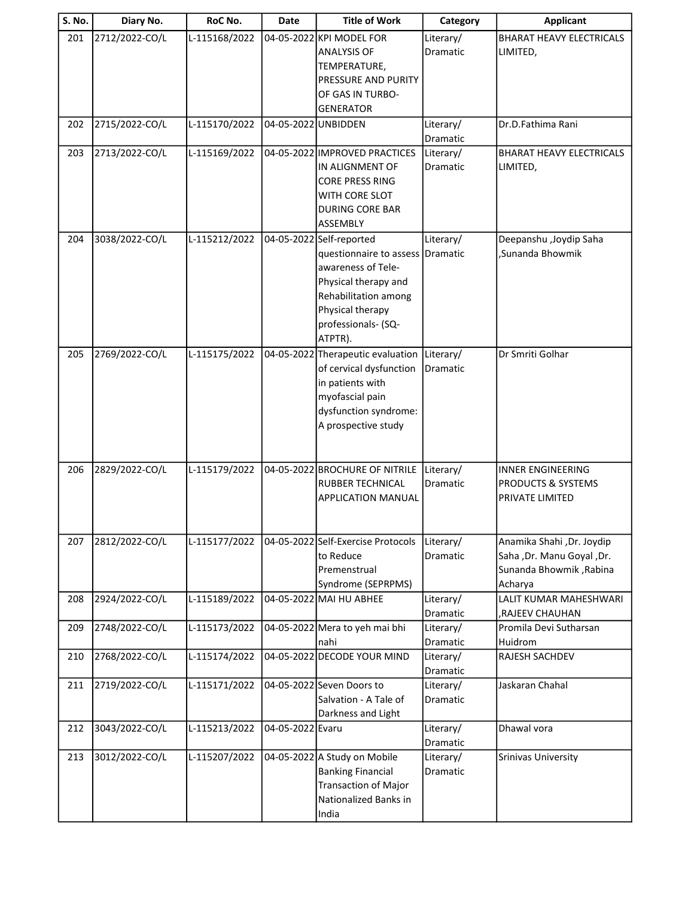| S. No. | Diary No. | RoC No. | Date | Title of Work | Category | Applicant |
|---|---|---|---|---|---|---|
| 201 | 2712/2022-CO/L | L-115168/2022 | 04-05-2022 | KPI MODEL FOR ANALYSIS OF TEMPERATURE, PRESSURE AND PURITY OF GAS IN TURBO-GENERATOR | Literary/ Dramatic | BHARAT HEAVY ELECTRICALS LIMITED, |
| 202 | 2715/2022-CO/L | L-115170/2022 | 04-05-2022 | UNBIDDEN | Literary/ Dramatic | Dr.D.Fathima Rani |
| 203 | 2713/2022-CO/L | L-115169/2022 | 04-05-2022 | IMPROVED PRACTICES IN ALIGNMENT OF CORE PRESS RING WITH CORE SLOT DURING CORE BAR ASSEMBLY | Literary/ Dramatic | BHARAT HEAVY ELECTRICALS LIMITED, |
| 204 | 3038/2022-CO/L | L-115212/2022 | 04-05-2022 | Self-reported questionnaire to assess awareness of Tele-Physical therapy and Rehabilitation among Physical therapy professionals- (SQ-ATPTR). | Literary/ Dramatic | Deepanshu ,Joydip Saha ,Sunanda Bhowmik |
| 205 | 2769/2022-CO/L | L-115175/2022 | 04-05-2022 | Therapeutic evaluation of cervical dysfunction in patients with myofascial pain dysfunction syndrome: A prospective study | Literary/ Dramatic | Dr Smriti Golhar |
| 206 | 2829/2022-CO/L | L-115179/2022 | 04-05-2022 | BROCHURE OF NITRILE RUBBER TECHNICAL APPLICATION MANUAL | Literary/ Dramatic | INNER ENGINEERING PRODUCTS & SYSTEMS PRIVATE LIMITED |
| 207 | 2812/2022-CO/L | L-115177/2022 | 04-05-2022 | Self-Exercise Protocols to Reduce Premenstrual Syndrome (SEPRPMS) | Literary/ Dramatic | Anamika Shahi ,Dr. Joydip Saha ,Dr. Manu Goyal ,Dr. Sunanda Bhowmik ,Rabina Acharya |
| 208 | 2924/2022-CO/L | L-115189/2022 | 04-05-2022 | MAI HU ABHEE | Literary/ Dramatic | LALIT KUMAR MAHESHWARI ,RAJEEV CHAUHAN |
| 209 | 2748/2022-CO/L | L-115173/2022 | 04-05-2022 | Mera to yeh mai bhi nahi | Literary/ Dramatic | Promila Devi Sutharsan Huidrom |
| 210 | 2768/2022-CO/L | L-115174/2022 | 04-05-2022 | DECODE YOUR MIND | Literary/ Dramatic | RAJESH SACHDEV |
| 211 | 2719/2022-CO/L | L-115171/2022 | 04-05-2022 | Seven Doors to Salvation - A Tale of Darkness and Light | Literary/ Dramatic | Jaskaran Chahal |
| 212 | 3043/2022-CO/L | L-115213/2022 | 04-05-2022 | Evaru | Literary/ Dramatic | Dhawal vora |
| 213 | 3012/2022-CO/L | L-115207/2022 | 04-05-2022 | A Study on Mobile Banking Financial Transaction of Major Nationalized Banks in India | Literary/ Dramatic | Srinivas University |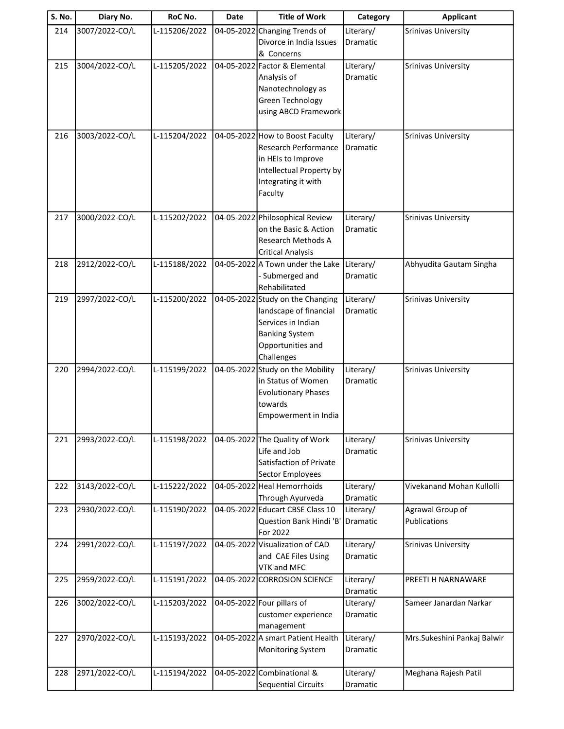| S. No. | Diary No. | RoC No. | Date | Title of Work | Category | Applicant |
|---|---|---|---|---|---|---|
| 214 | 3007/2022-CO/L | L-115206/2022 | 04-05-2022 | Changing Trends of Divorce in India Issues & Concerns | Literary/ Dramatic | Srinivas University |
| 215 | 3004/2022-CO/L | L-115205/2022 | 04-05-2022 | Factor & Elemental Analysis of Nanotechnology as Green Technology using ABCD Framework | Literary/ Dramatic | Srinivas University |
| 216 | 3003/2022-CO/L | L-115204/2022 | 04-05-2022 | How to Boost Faculty Research Performance in HEIs to Improve Intellectual Property by Integrating it with Faculty | Literary/ Dramatic | Srinivas University |
| 217 | 3000/2022-CO/L | L-115202/2022 | 04-05-2022 | Philosophical Review on the Basic & Action Research Methods A Critical Analysis | Literary/ Dramatic | Srinivas University |
| 218 | 2912/2022-CO/L | L-115188/2022 | 04-05-2022 | A Town under the Lake - Submerged and Rehabilitated | Literary/ Dramatic | Abhyudita Gautam Singha |
| 219 | 2997/2022-CO/L | L-115200/2022 | 04-05-2022 | Study on the Changing landscape of financial Services in Indian Banking System Opportunities and Challenges | Literary/ Dramatic | Srinivas University |
| 220 | 2994/2022-CO/L | L-115199/2022 | 04-05-2022 | Study on the Mobility in Status of Women Evolutionary Phases towards Empowerment in India | Literary/ Dramatic | Srinivas University |
| 221 | 2993/2022-CO/L | L-115198/2022 | 04-05-2022 | The Quality of Work Life and Job Satisfaction of Private Sector Employees | Literary/ Dramatic | Srinivas University |
| 222 | 3143/2022-CO/L | L-115222/2022 | 04-05-2022 | Heal Hemorrhoids Through Ayurveda | Literary/ Dramatic | Vivekanand Mohan Kullolli |
| 223 | 2930/2022-CO/L | L-115190/2022 | 04-05-2022 | Educart CBSE Class 10 Question Bank Hindi 'B' For 2022 | Literary/ Dramatic | Agrawal Group of Publications |
| 224 | 2991/2022-CO/L | L-115197/2022 | 04-05-2022 | Visualization of CAD and CAE Files Using VTK and MFC | Literary/ Dramatic | Srinivas University |
| 225 | 2959/2022-CO/L | L-115191/2022 | 04-05-2022 | CORROSION SCIENCE | Literary/ Dramatic | PREETI H NARNAWARE |
| 226 | 3002/2022-CO/L | L-115203/2022 | 04-05-2022 | Four pillars of customer experience management | Literary/ Dramatic | Sameer Janardan Narkar |
| 227 | 2970/2022-CO/L | L-115193/2022 | 04-05-2022 | A smart Patient Health Monitoring System | Literary/ Dramatic | Mrs.Sukeshini Pankaj Balwir |
| 228 | 2971/2022-CO/L | L-115194/2022 | 04-05-2022 | Combinational & Sequential Circuits | Literary/ Dramatic | Meghana Rajesh Patil |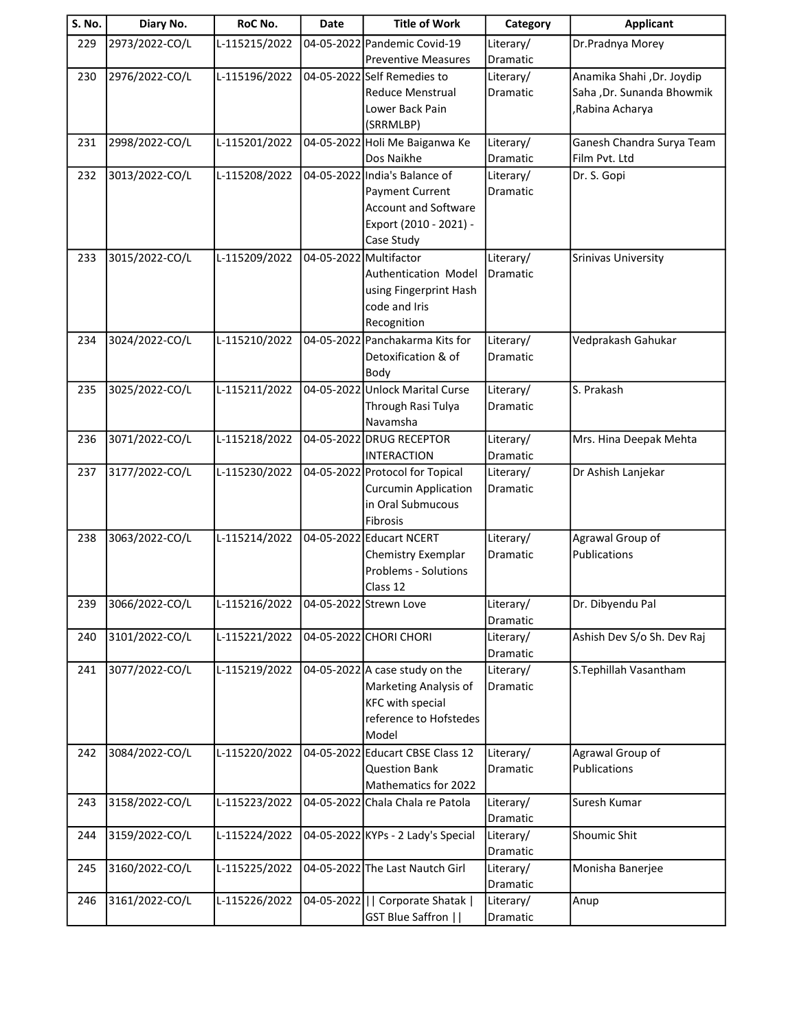| S. No. | Diary No. | RoC No. | Date | Title of Work | Category | Applicant |
|---|---|---|---|---|---|---|
| 229 | 2973/2022-CO/L | L-115215/2022 | 04-05-2022 | Pandemic Covid-19 Preventive Measures | Literary/ Dramatic | Dr.Pradnya Morey |
| 230 | 2976/2022-CO/L | L-115196/2022 | 04-05-2022 | Self Remedies to Reduce Menstrual Lower Back Pain (SRRMLBP) | Literary/ Dramatic | Anamika Shahi ,Dr. Joydip Saha ,Dr. Sunanda Bhowmik ,Rabina Acharya |
| 231 | 2998/2022-CO/L | L-115201/2022 | 04-05-2022 | Holi Me Baiganwa Ke Dos Naikhe | Literary/ Dramatic | Ganesh Chandra Surya Team Film Pvt. Ltd |
| 232 | 3013/2022-CO/L | L-115208/2022 | 04-05-2022 | India's Balance of Payment Current Account and Software Export (2010 - 2021) - Case Study | Literary/ Dramatic | Dr. S. Gopi |
| 233 | 3015/2022-CO/L | L-115209/2022 | 04-05-2022 | Multifactor Authentication Model using Fingerprint Hash code and Iris Recognition | Literary/ Dramatic | Srinivas University |
| 234 | 3024/2022-CO/L | L-115210/2022 | 04-05-2022 | Panchakarma Kits for Detoxification & of Body | Literary/ Dramatic | Vedprakash Gahukar |
| 235 | 3025/2022-CO/L | L-115211/2022 | 04-05-2022 | Unlock Marital Curse Through Rasi Tulya Navamsha | Literary/ Dramatic | S. Prakash |
| 236 | 3071/2022-CO/L | L-115218/2022 | 04-05-2022 | DRUG RECEPTOR INTERACTION | Literary/ Dramatic | Mrs. Hina Deepak Mehta |
| 237 | 3177/2022-CO/L | L-115230/2022 | 04-05-2022 | Protocol for Topical Curcumin Application in Oral Submucous Fibrosis | Literary/ Dramatic | Dr Ashish Lanjekar |
| 238 | 3063/2022-CO/L | L-115214/2022 | 04-05-2022 | Educart NCERT Chemistry Exemplar Problems - Solutions Class 12 | Literary/ Dramatic | Agrawal Group of Publications |
| 239 | 3066/2022-CO/L | L-115216/2022 | 04-05-2022 | Strewn Love | Literary/ Dramatic | Dr. Dibyendu Pal |
| 240 | 3101/2022-CO/L | L-115221/2022 | 04-05-2022 | CHORI CHORI | Literary/ Dramatic | Ashish Dev S/o Sh. Dev Raj |
| 241 | 3077/2022-CO/L | L-115219/2022 | 04-05-2022 | A case study on the Marketing Analysis of KFC with special reference to Hofstedes Model | Literary/ Dramatic | S.Tephillah Vasantham |
| 242 | 3084/2022-CO/L | L-115220/2022 | 04-05-2022 | Educart CBSE Class 12 Question Bank Mathematics for 2022 | Literary/ Dramatic | Agrawal Group of Publications |
| 243 | 3158/2022-CO/L | L-115223/2022 | 04-05-2022 | Chala Chala re Patola | Literary/ Dramatic | Suresh Kumar |
| 244 | 3159/2022-CO/L | L-115224/2022 | 04-05-2022 | KYPs - 2 Lady's Special | Literary/ Dramatic | Shoumic Shit |
| 245 | 3160/2022-CO/L | L-115225/2022 | 04-05-2022 | The Last Nautch Girl | Literary/ Dramatic | Monisha Banerjee |
| 246 | 3161/2022-CO/L | L-115226/2022 | 04-05-2022 | \|\| Corporate Shatak \| GST Blue Saffron \|\| | Literary/ Dramatic | Anup |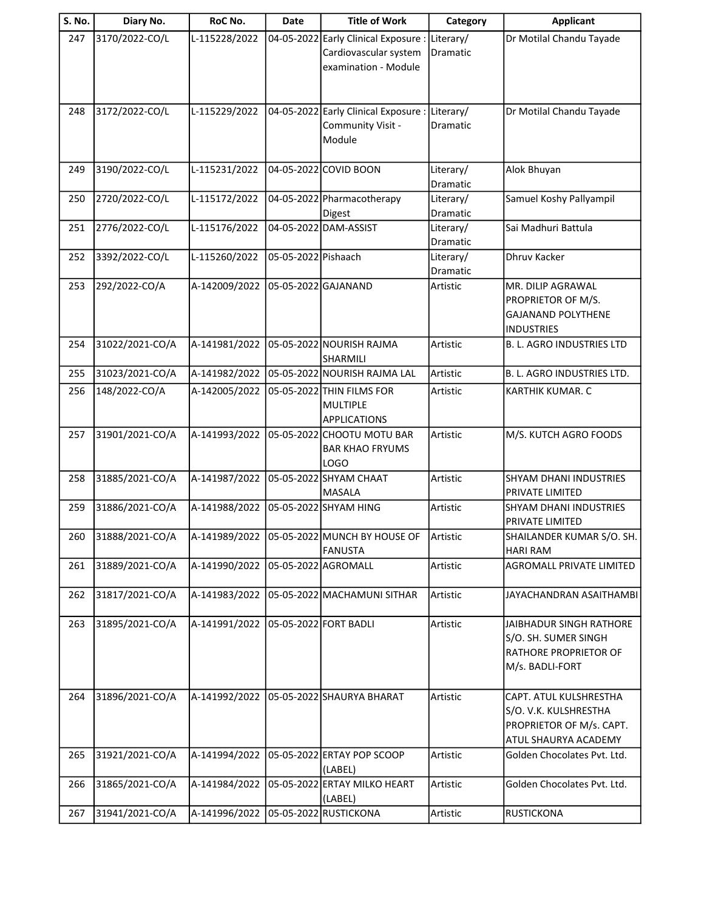| S. No. | Diary No. | RoC No. | Date | Title of Work | Category | Applicant |
|---|---|---|---|---|---|---|
| 247 | 3170/2022-CO/L | L-115228/2022 | 04-05-2022 | Early Clinical Exposure : Cardiovascular system examination - Module | Literary/ Dramatic | Dr Motilal Chandu Tayade |
| 248 | 3172/2022-CO/L | L-115229/2022 | 04-05-2022 | Early Clinical Exposure : Community Visit - Module | Literary/ Dramatic | Dr Motilal Chandu Tayade |
| 249 | 3190/2022-CO/L | L-115231/2022 | 04-05-2022 | COVID BOON | Literary/ Dramatic | Alok Bhuyan |
| 250 | 2720/2022-CO/L | L-115172/2022 | 04-05-2022 | Pharmacotherapy Digest | Literary/ Dramatic | Samuel Koshy Pallyampil |
| 251 | 2776/2022-CO/L | L-115176/2022 | 04-05-2022 | DAM-ASSIST | Literary/ Dramatic | Sai Madhuri Battula |
| 252 | 3392/2022-CO/L | L-115260/2022 | 05-05-2022 | Pishaach | Literary/ Dramatic | Dhruv Kacker |
| 253 | 292/2022-CO/A | A-142009/2022 | 05-05-2022 | GAJANAND | Artistic | MR. DILIP AGRAWAL PROPRIETOR OF M/S. GAJANAND POLYTHENE INDUSTRIES |
| 254 | 31022/2021-CO/A | A-141981/2022 | 05-05-2022 | NOURISH RAJMA SHARMILI | Artistic | B. L. AGRO INDUSTRIES LTD |
| 255 | 31023/2021-CO/A | A-141982/2022 | 05-05-2022 | NOURISH RAJMA LAL | Artistic | B. L. AGRO INDUSTRIES LTD. |
| 256 | 148/2022-CO/A | A-142005/2022 | 05-05-2022 | THIN FILMS FOR MULTIPLE APPLICATIONS | Artistic | KARTHIK KUMAR. C |
| 257 | 31901/2021-CO/A | A-141993/2022 | 05-05-2022 | CHOOTU MOTU BAR BAR KHAO FRYUMS LOGO | Artistic | M/S. KUTCH AGRO FOODS |
| 258 | 31885/2021-CO/A | A-141987/2022 | 05-05-2022 | SHYAM CHAAT MASALA | Artistic | SHYAM DHANI INDUSTRIES PRIVATE LIMITED |
| 259 | 31886/2021-CO/A | A-141988/2022 | 05-05-2022 | SHYAM HING | Artistic | SHYAM DHANI INDUSTRIES PRIVATE LIMITED |
| 260 | 31888/2021-CO/A | A-141989/2022 | 05-05-2022 | MUNCH BY HOUSE OF FANUSTA | Artistic | SHAILANDER KUMAR S/O. SH. HARI RAM |
| 261 | 31889/2021-CO/A | A-141990/2022 | 05-05-2022 | AGROMALL | Artistic | AGROMALL PRIVATE LIMITED |
| 262 | 31817/2021-CO/A | A-141983/2022 | 05-05-2022 | MACHAMUNI SITHAR | Artistic | JAYACHANDRAN ASAITHAMBI |
| 263 | 31895/2021-CO/A | A-141991/2022 | 05-05-2022 | FORT BADLI | Artistic | JAIBHADUR SINGH RATHORE S/O. SH. SUMER SINGH RATHORE PROPRIETOR OF M/s. BADLI-FORT |
| 264 | 31896/2021-CO/A | A-141992/2022 | 05-05-2022 | SHAURYA BHARAT | Artistic | CAPT. ATUL KULSHRESTHA S/O. V.K. KULSHRESTHA PROPRIETOR OF M/s. CAPT. ATUL SHAURYA ACADEMY |
| 265 | 31921/2021-CO/A | A-141994/2022 | 05-05-2022 | ERTAY POP SCOOP (LABEL) | Artistic | Golden Chocolates Pvt. Ltd. |
| 266 | 31865/2021-CO/A | A-141984/2022 | 05-05-2022 | ERTAY MILKO HEART (LABEL) | Artistic | Golden Chocolates Pvt. Ltd. |
| 267 | 31941/2021-CO/A | A-141996/2022 | 05-05-2022 | RUSTICKONA | Artistic | RUSTICKONA |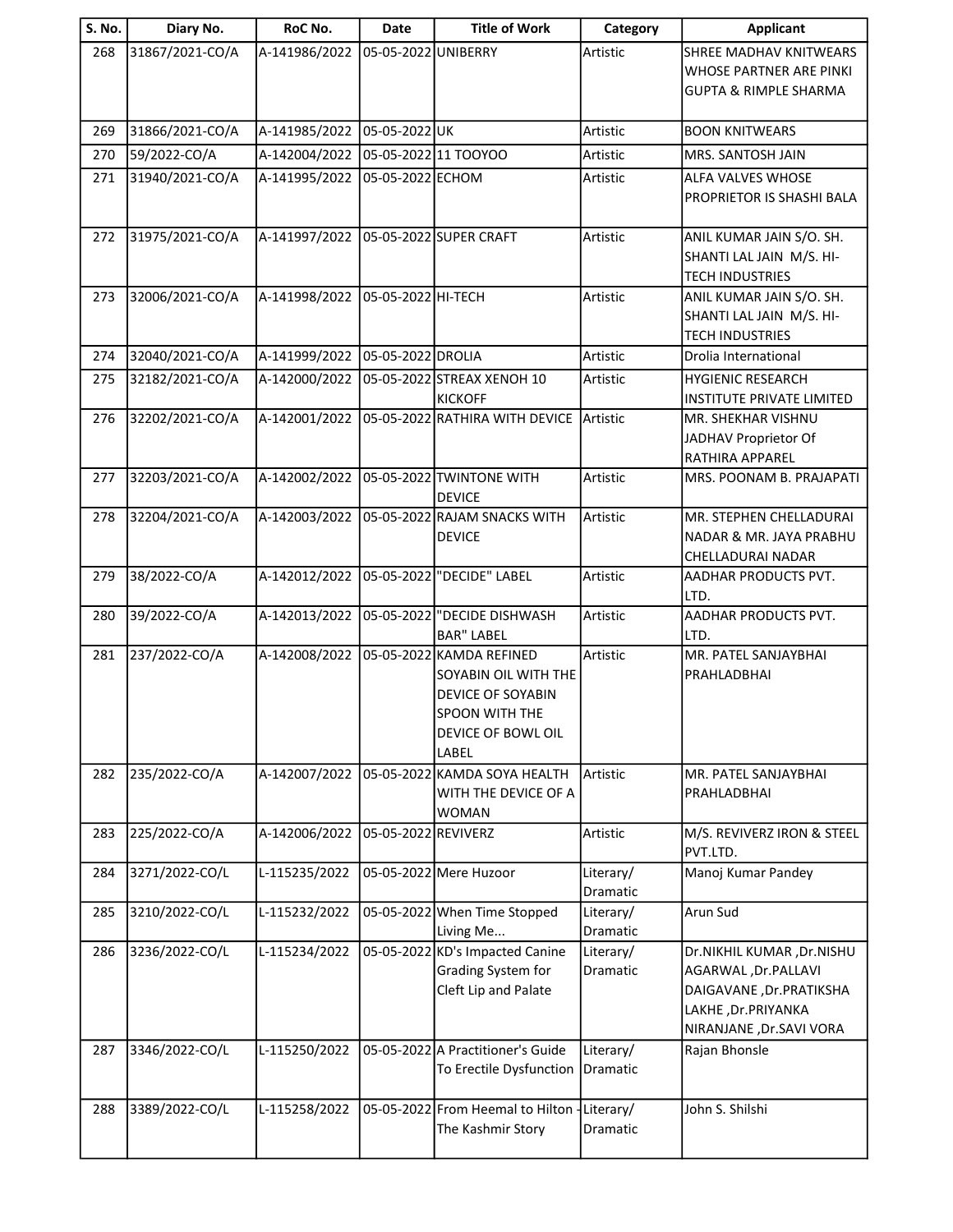| S. No. | Diary No. | RoC No. | Date | Title of Work | Category | Applicant |
|---|---|---|---|---|---|---|
| 268 | 31867/2021-CO/A | A-141986/2022 | 05-05-2022 | UNIBERRY | Artistic | SHREE MADHAV KNITWEARS WHOSE PARTNER ARE PINKI GUPTA & RIMPLE SHARMA |
| 269 | 31866/2021-CO/A | A-141985/2022 | 05-05-2022 | UK | Artistic | BOON KNITWEARS |
| 270 | 59/2022-CO/A | A-142004/2022 | 05-05-2022 | 11 TOOYOO | Artistic | MRS. SANTOSH JAIN |
| 271 | 31940/2021-CO/A | A-141995/2022 | 05-05-2022 | ECHOM | Artistic | ALFA VALVES WHOSE PROPRIETOR IS SHASHI BALA |
| 272 | 31975/2021-CO/A | A-141997/2022 | 05-05-2022 | SUPER CRAFT | Artistic | ANIL KUMAR JAIN S/O. SH. SHANTI LAL JAIN M/S. HI-TECH INDUSTRIES |
| 273 | 32006/2021-CO/A | A-141998/2022 | 05-05-2022 | HI-TECH | Artistic | ANIL KUMAR JAIN S/O. SH. SHANTI LAL JAIN M/S. HI-TECH INDUSTRIES |
| 274 | 32040/2021-CO/A | A-141999/2022 | 05-05-2022 | DROLIA | Artistic | Drolia International |
| 275 | 32182/2021-CO/A | A-142000/2022 | 05-05-2022 | STREAX XENOH 10 KICKOFF | Artistic | HYGIENIC RESEARCH INSTITUTE PRIVATE LIMITED |
| 276 | 32202/2021-CO/A | A-142001/2022 | 05-05-2022 | RATHIRA WITH DEVICE | Artistic | MR. SHEKHAR VISHNU JADHAV Proprietor Of RATHIRA APPAREL |
| 277 | 32203/2021-CO/A | A-142002/2022 | 05-05-2022 | TWINTONE WITH DEVICE | Artistic | MRS. POONAM B. PRAJAPATI |
| 278 | 32204/2021-CO/A | A-142003/2022 | 05-05-2022 | RAJAM SNACKS WITH DEVICE | Artistic | MR. STEPHEN CHELLADURAI NADAR & MR. JAYA PRABHU CHELLADURAI NADAR |
| 279 | 38/2022-CO/A | A-142012/2022 | 05-05-2022 | "DECIDE" LABEL | Artistic | AADHAR PRODUCTS PVT. LTD. |
| 280 | 39/2022-CO/A | A-142013/2022 | 05-05-2022 | "DECIDE DISHWASH BAR" LABEL | Artistic | AADHAR PRODUCTS PVT. LTD. |
| 281 | 237/2022-CO/A | A-142008/2022 | 05-05-2022 | KAMDA REFINED SOYABIN OIL WITH THE DEVICE OF SOYABIN SPOON WITH THE DEVICE OF BOWL OIL LABEL | Artistic | MR. PATEL SANJAYBHAI PRAHLADBHAI |
| 282 | 235/2022-CO/A | A-142007/2022 | 05-05-2022 | KAMDA SOYA HEALTH WITH THE DEVICE OF A WOMAN | Artistic | MR. PATEL SANJAYBHAI PRAHLADBHAI |
| 283 | 225/2022-CO/A | A-142006/2022 | 05-05-2022 | REVIVERZ | Artistic | M/S. REVIVERZ IRON & STEEL PVT.LTD. |
| 284 | 3271/2022-CO/L | L-115235/2022 | 05-05-2022 | Mere Huzoor | Literary/ Dramatic | Manoj Kumar Pandey |
| 285 | 3210/2022-CO/L | L-115232/2022 | 05-05-2022 | When Time Stopped Living Me... | Literary/ Dramatic | Arun Sud |
| 286 | 3236/2022-CO/L | L-115234/2022 | 05-05-2022 | KD's Impacted Canine Grading System for Cleft Lip and Palate | Literary/ Dramatic | Dr.NIKHIL KUMAR ,Dr.NISHU AGARWAL ,Dr.PALLAVI DAIGAVANE ,Dr.PRATIKSHA LAKHE ,Dr.PRIYANKA NIRANJANE ,Dr.SAVI VORA |
| 287 | 3346/2022-CO/L | L-115250/2022 | 05-05-2022 | A Practitioner's Guide To Erectile Dysfunction | Literary/ Dramatic | Rajan Bhonsle |
| 288 | 3389/2022-CO/L | L-115258/2022 | 05-05-2022 | From Heemal to Hilton - The Kashmir Story | Literary/ Dramatic | John S. Shilshi |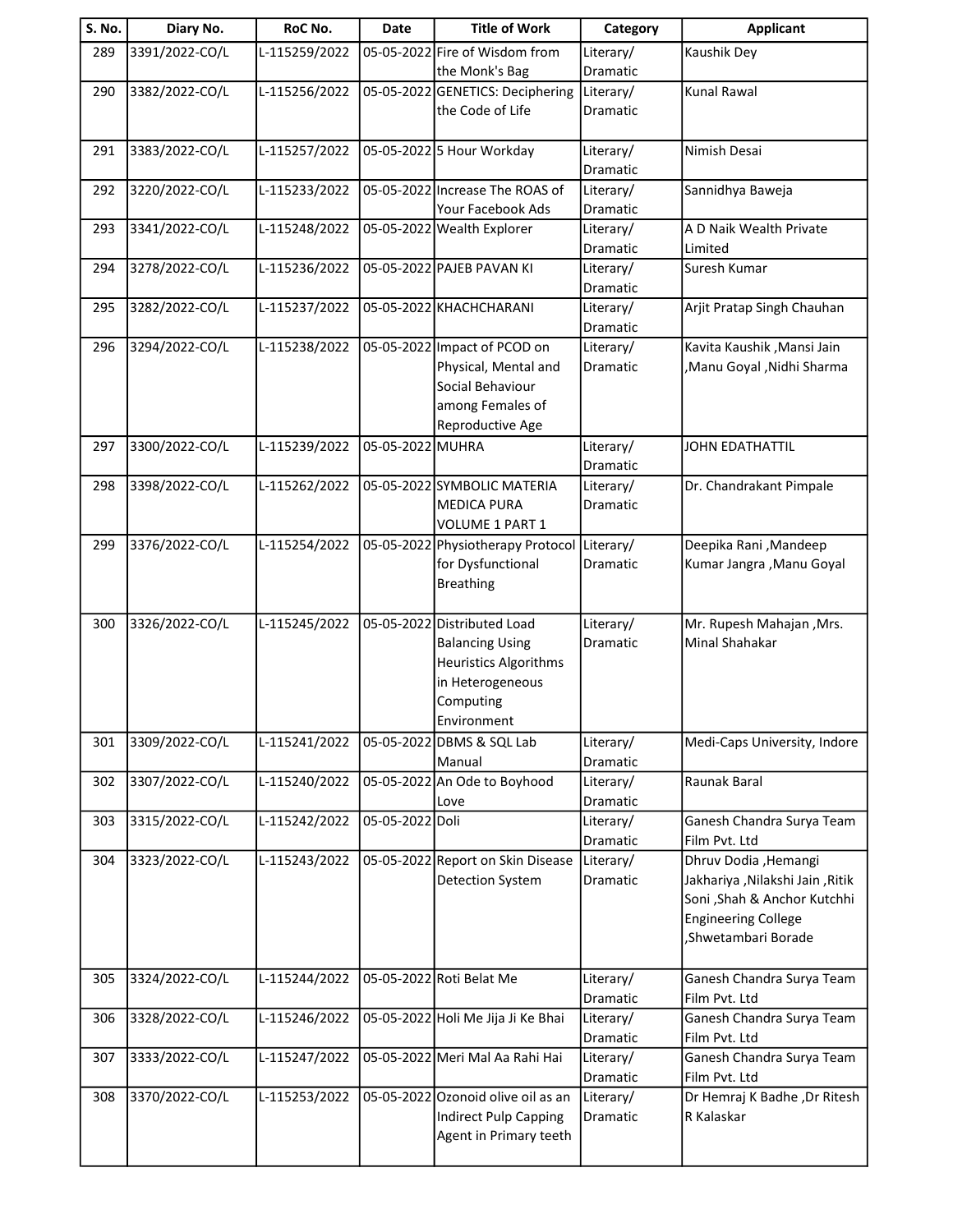| S. No. | Diary No. | RoC No. | Date | Title of Work | Category | Applicant |
|---|---|---|---|---|---|---|
| 289 | 3391/2022-CO/L | L-115259/2022 | 05-05-2022 | Fire of Wisdom from the Monk's Bag | Literary/ Dramatic | Kaushik Dey |
| 290 | 3382/2022-CO/L | L-115256/2022 | 05-05-2022 | GENETICS: Deciphering the Code of Life | Literary/ Dramatic | Kunal Rawal |
| 291 | 3383/2022-CO/L | L-115257/2022 | 05-05-2022 | 5 Hour Workday | Literary/ Dramatic | Nimish Desai |
| 292 | 3220/2022-CO/L | L-115233/2022 | 05-05-2022 | Increase The ROAS of Your Facebook Ads | Literary/ Dramatic | Sannidhya Baweja |
| 293 | 3341/2022-CO/L | L-115248/2022 | 05-05-2022 | Wealth Explorer | Literary/ Dramatic | A D Naik Wealth Private Limited |
| 294 | 3278/2022-CO/L | L-115236/2022 | 05-05-2022 | PAJEB PAVAN KI | Literary/ Dramatic | Suresh Kumar |
| 295 | 3282/2022-CO/L | L-115237/2022 | 05-05-2022 | KHACHCHARANI | Literary/ Dramatic | Arjit Pratap Singh Chauhan |
| 296 | 3294/2022-CO/L | L-115238/2022 | 05-05-2022 | Impact of PCOD on Physical, Mental and Social Behaviour among Females of Reproductive Age | Literary/ Dramatic | Kavita Kaushik ,Mansi Jain ,Manu Goyal ,Nidhi Sharma |
| 297 | 3300/2022-CO/L | L-115239/2022 | 05-05-2022 | MUHRA | Literary/ Dramatic | JOHN EDATHATTIL |
| 298 | 3398/2022-CO/L | L-115262/2022 | 05-05-2022 | SYMBOLIC MATERIA MEDICA PURA VOLUME 1 PART 1 | Literary/ Dramatic | Dr. Chandrakant Pimpale |
| 299 | 3376/2022-CO/L | L-115254/2022 | 05-05-2022 | Physiotherapy Protocol for Dysfunctional Breathing | Literary/ Dramatic | Deepika Rani ,Mandeep Kumar Jangra ,Manu Goyal |
| 300 | 3326/2022-CO/L | L-115245/2022 | 05-05-2022 | Distributed Load Balancing Using Heuristics Algorithms in Heterogeneous Computing Environment | Literary/ Dramatic | Mr. Rupesh Mahajan ,Mrs. Minal Shahakar |
| 301 | 3309/2022-CO/L | L-115241/2022 | 05-05-2022 | DBMS & SQL Lab Manual | Literary/ Dramatic | Medi-Caps University, Indore |
| 302 | 3307/2022-CO/L | L-115240/2022 | 05-05-2022 | An Ode to Boyhood Love | Literary/ Dramatic | Raunak Baral |
| 303 | 3315/2022-CO/L | L-115242/2022 | 05-05-2022 | Doli | Literary/ Dramatic | Ganesh Chandra Surya Team Film Pvt. Ltd |
| 304 | 3323/2022-CO/L | L-115243/2022 | 05-05-2022 | Report on Skin Disease Detection System | Literary/ Dramatic | Dhruv Dodia ,Hemangi Jakhariya ,Nilakshi Jain ,Ritik Soni ,Shah & Anchor Kutchhi Engineering College ,Shwetambari Borade |
| 305 | 3324/2022-CO/L | L-115244/2022 | 05-05-2022 | Roti Belat Me | Literary/ Dramatic | Ganesh Chandra Surya Team Film Pvt. Ltd |
| 306 | 3328/2022-CO/L | L-115246/2022 | 05-05-2022 | Holi Me Jija Ji Ke Bhai | Literary/ Dramatic | Ganesh Chandra Surya Team Film Pvt. Ltd |
| 307 | 3333/2022-CO/L | L-115247/2022 | 05-05-2022 | Meri Mal Aa Rahi Hai | Literary/ Dramatic | Ganesh Chandra Surya Team Film Pvt. Ltd |
| 308 | 3370/2022-CO/L | L-115253/2022 | 05-05-2022 | Ozonoid olive oil as an Indirect Pulp Capping Agent in Primary teeth | Literary/ Dramatic | Dr Hemraj K Badhe ,Dr Ritesh R Kalaskar |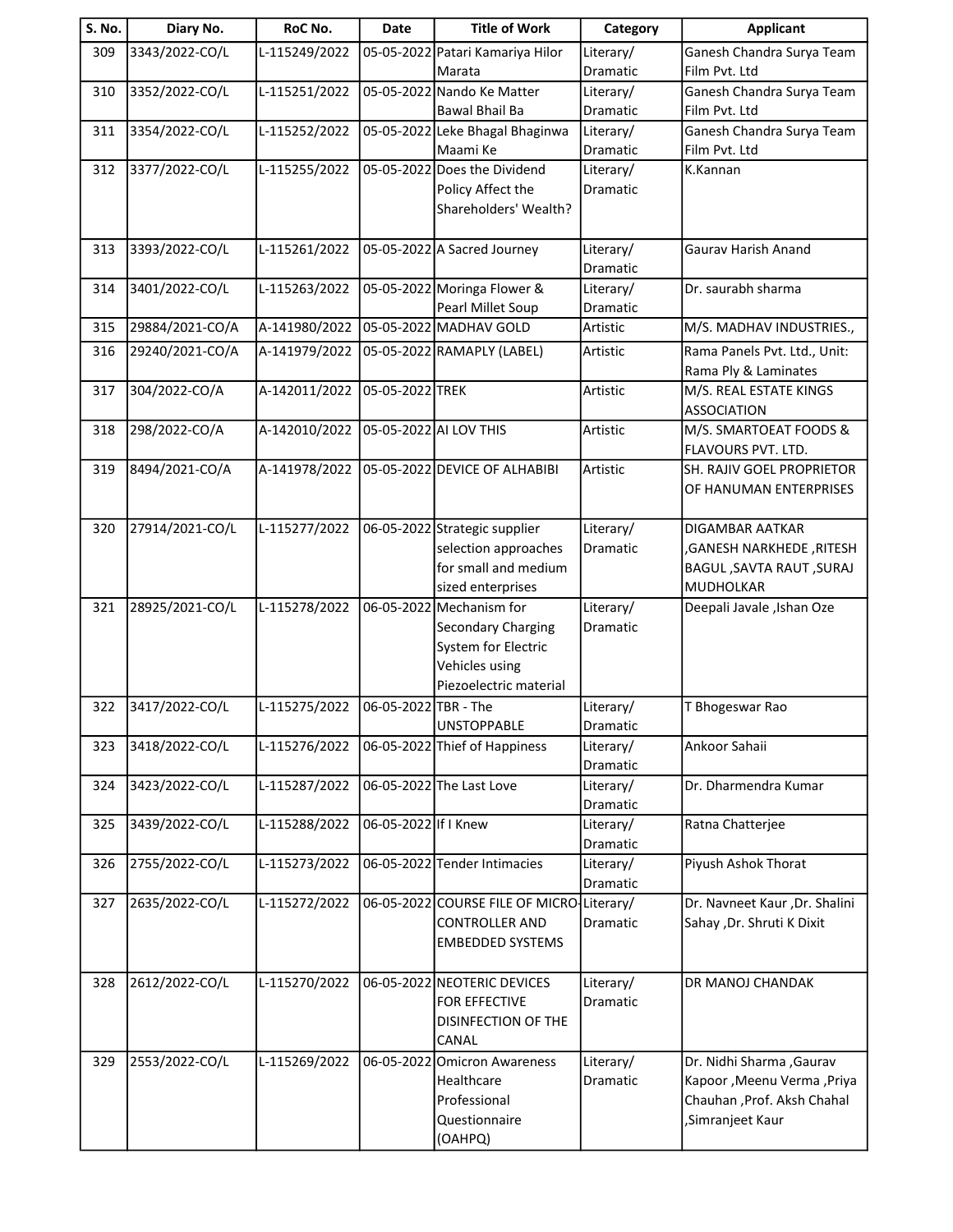| S. No. | Diary No. | RoC No. | Date | Title of Work | Category | Applicant |
|---|---|---|---|---|---|---|
| 309 | 3343/2022-CO/L | L-115249/2022 | 05-05-2022 | Patari Kamariya Hilor Marata | Literary/ Dramatic | Ganesh Chandra Surya Team Film Pvt. Ltd |
| 310 | 3352/2022-CO/L | L-115251/2022 | 05-05-2022 | Nando Ke Matter Bawal Bhail Ba | Literary/ Dramatic | Ganesh Chandra Surya Team Film Pvt. Ltd |
| 311 | 3354/2022-CO/L | L-115252/2022 | 05-05-2022 | Leke Bhagal Bhaginwa Maami Ke | Literary/ Dramatic | Ganesh Chandra Surya Team Film Pvt. Ltd |
| 312 | 3377/2022-CO/L | L-115255/2022 | 05-05-2022 | Does the Dividend Policy Affect the Shareholders' Wealth? | Literary/ Dramatic | K.Kannan |
| 313 | 3393/2022-CO/L | L-115261/2022 | 05-05-2022 | A Sacred Journey | Literary/ Dramatic | Gaurav Harish Anand |
| 314 | 3401/2022-CO/L | L-115263/2022 | 05-05-2022 | Moringa Flower & Pearl Millet Soup | Literary/ Dramatic | Dr. saurabh sharma |
| 315 | 29884/2021-CO/A | A-141980/2022 | 05-05-2022 | MADHAV GOLD | Artistic | M/S. MADHAV INDUSTRIES., |
| 316 | 29240/2021-CO/A | A-141979/2022 | 05-05-2022 | RAMAPLY (LABEL) | Artistic | Rama Panels Pvt. Ltd., Unit: Rama Ply & Laminates |
| 317 | 304/2022-CO/A | A-142011/2022 | 05-05-2022 | TREK | Artistic | M/S. REAL ESTATE KINGS ASSOCIATION |
| 318 | 298/2022-CO/A | A-142010/2022 | 05-05-2022 | AI LOV THIS | Artistic | M/S. SMARTOEAT FOODS & FLAVOURS PVT. LTD. |
| 319 | 8494/2021-CO/A | A-141978/2022 | 05-05-2022 | DEVICE OF ALHABIBI | Artistic | SH. RAJIV GOEL PROPRIETOR OF HANUMAN ENTERPRISES |
| 320 | 27914/2021-CO/L | L-115277/2022 | 06-05-2022 | Strategic supplier selection approaches for small and medium sized enterprises | Literary/ Dramatic | DIGAMBAR AATKAR ,GANESH NARKHEDE ,RITESH BAGUL ,SAVTA RAUT ,SURAJ MUDHOLKAR |
| 321 | 28925/2021-CO/L | L-115278/2022 | 06-05-2022 | Mechanism for Secondary Charging System for Electric Vehicles using Piezoelectric material | Literary/ Dramatic | Deepali Javale ,Ishan Oze |
| 322 | 3417/2022-CO/L | L-115275/2022 | 06-05-2022 | TBR - The UNSTOPPABLE | Literary/ Dramatic | T Bhogeswar Rao |
| 323 | 3418/2022-CO/L | L-115276/2022 | 06-05-2022 | Thief of Happiness | Literary/ Dramatic | Ankoor Sahaii |
| 324 | 3423/2022-CO/L | L-115287/2022 | 06-05-2022 | The Last Love | Literary/ Dramatic | Dr. Dharmendra Kumar |
| 325 | 3439/2022-CO/L | L-115288/2022 | 06-05-2022 | If I Knew | Literary/ Dramatic | Ratna Chatterjee |
| 326 | 2755/2022-CO/L | L-115273/2022 | 06-05-2022 | Tender Intimacies | Literary/ Dramatic | Piyush Ashok Thorat |
| 327 | 2635/2022-CO/L | L-115272/2022 | 06-05-2022 | COURSE FILE OF MICRO-CONTROLLER AND EMBEDDED SYSTEMS | Literary/ Dramatic | Dr. Navneet Kaur ,Dr. Shalini Sahay ,Dr. Shruti K Dixit |
| 328 | 2612/2022-CO/L | L-115270/2022 | 06-05-2022 | NEOTERIC DEVICES FOR EFFECTIVE DISINFECTION OF THE CANAL | Literary/ Dramatic | DR MANOJ CHANDAK |
| 329 | 2553/2022-CO/L | L-115269/2022 | 06-05-2022 | Omicron Awareness Healthcare Professional Questionnaire (OAHPQ) | Literary/ Dramatic | Dr. Nidhi Sharma ,Gaurav Kapoor ,Meenu Verma ,Priya Chauhan ,Prof. Aksh Chahal ,Simranjeet Kaur |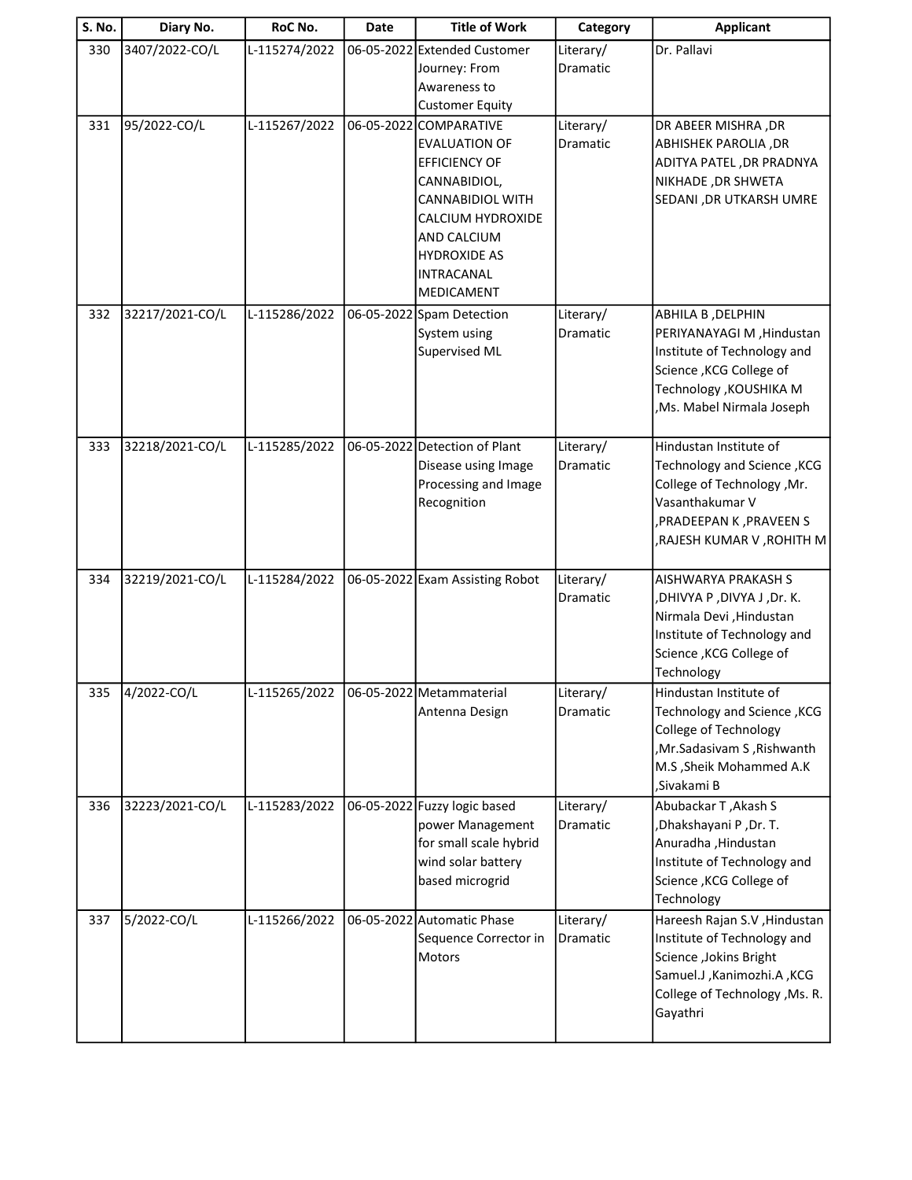| S. No. | Diary No. | RoC No. | Date | Title of Work | Category | Applicant |
|---|---|---|---|---|---|---|
| 330 | 3407/2022-CO/L | L-115274/2022 | 06-05-2022 | Extended Customer Journey: From Awareness to Customer Equity | Literary/ Dramatic | Dr. Pallavi |
| 331 | 95/2022-CO/L | L-115267/2022 | 06-05-2022 | COMPARATIVE EVALUATION OF EFFICIENCY OF CANNABIDIOL, CANNABIDIOL WITH CALCIUM HYDROXIDE AND CALCIUM HYDROXIDE AS INTRACANAL MEDICAMENT | Literary/ Dramatic | DR ABEER MISHRA ,DR ABHISHEK PAROLIA ,DR ADITYA PATEL ,DR PRADNYA NIKHADE ,DR SHWETA SEDANI ,DR UTKARSH UMRE |
| 332 | 32217/2021-CO/L | L-115286/2022 | 06-05-2022 | Spam Detection System using Supervised ML | Literary/ Dramatic | ABHILA B ,DELPHIN PERIYANAYAGI M ,Hindustan Institute of Technology and Science ,KCG College of Technology ,KOUSHIKA M ,Ms. Mabel Nirmala Joseph |
| 333 | 32218/2021-CO/L | L-115285/2022 | 06-05-2022 | Detection of Plant Disease using Image Processing and Image Recognition | Literary/ Dramatic | Hindustan Institute of Technology and Science ,KCG College of Technology ,Mr. Vasanthakumar V ,PRADEEPAN K ,PRAVEEN S ,RAJESH KUMAR V ,ROHITH M |
| 334 | 32219/2021-CO/L | L-115284/2022 | 06-05-2022 | Exam Assisting Robot | Literary/ Dramatic | AISHWARYA PRAKASH S ,DHIVYA P ,DIVYA J ,Dr. K. Nirmala Devi ,Hindustan Institute of Technology and Science ,KCG College of Technology |
| 335 | 4/2022-CO/L | L-115265/2022 | 06-05-2022 | Metammaterial Antenna Design | Literary/ Dramatic | Hindustan Institute of Technology and Science ,KCG College of Technology ,Mr.Sadasivam S ,Rishwanth M.S ,Sheik Mohammed A.K ,Sivakami B |
| 336 | 32223/2021-CO/L | L-115283/2022 | 06-05-2022 | Fuzzy logic based power Management for small scale hybrid wind solar battery based microgrid | Literary/ Dramatic | Abubackar T ,Akash S ,Dhakshayani P ,Dr. T. Anuradha ,Hindustan Institute of Technology and Science ,KCG College of Technology |
| 337 | 5/2022-CO/L | L-115266/2022 | 06-05-2022 | Automatic Phase Sequence Corrector in Motors | Literary/ Dramatic | Hareesh Rajan S.V ,Hindustan Institute of Technology and Science ,Jokins Bright Samuel.J ,Kanimozhi.A ,KCG College of Technology ,Ms. R. Gayathri |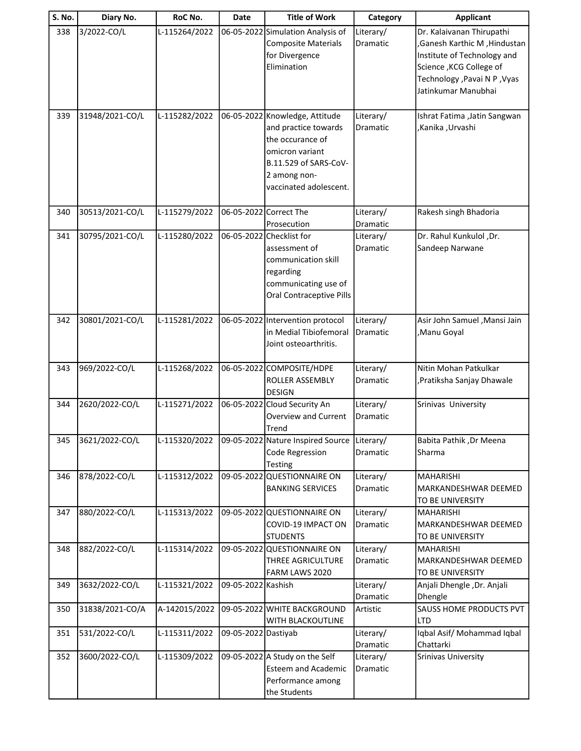| S. No. | Diary No. | RoC No. | Date | Title of Work | Category | Applicant |
|---|---|---|---|---|---|---|
| 338 | 3/2022-CO/L | L-115264/2022 | 06-05-2022 | Simulation Analysis of Composite Materials for Divergence Elimination | Literary/ Dramatic | Dr. Kalaivanan Thirupathi ,Ganesh Karthic M ,Hindustan Institute of Technology and Science ,KCG College of Technology ,Pavai N P ,Vyas Jatinkumar Manubhai |
| 339 | 31948/2021-CO/L | L-115282/2022 | 06-05-2022 | Knowledge, Attitude and practice towards the occurance of omicron variant B.11.529 of SARS-CoV-2 among non-vaccinated adolescent. | Literary/ Dramatic | Ishrat Fatima ,Jatin Sangwan ,Kanika ,Urvashi |
| 340 | 30513/2021-CO/L | L-115279/2022 | 06-05-2022 | Correct The Prosecution | Literary/ Dramatic | Rakesh singh Bhadoria |
| 341 | 30795/2021-CO/L | L-115280/2022 | 06-05-2022 | Checklist for assessment of communication skill regarding communicating use of Oral Contraceptive Pills | Literary/ Dramatic | Dr. Rahul Kunkulol ,Dr. Sandeep Narwane |
| 342 | 30801/2021-CO/L | L-115281/2022 | 06-05-2022 | Intervention protocol in Medial Tibiofemoral Joint osteoarthritis. | Literary/ Dramatic | Asir John Samuel ,Mansi Jain ,Manu Goyal |
| 343 | 969/2022-CO/L | L-115268/2022 | 06-05-2022 | COMPOSITE/HDPE ROLLER ASSEMBLY DESIGN | Literary/ Dramatic | Nitin Mohan Patkulkar ,Pratiksha Sanjay Dhawale |
| 344 | 2620/2022-CO/L | L-115271/2022 | 06-05-2022 | Cloud Security An Overview and Current Trend | Literary/ Dramatic | Srinivas University |
| 345 | 3621/2022-CO/L | L-115320/2022 | 09-05-2022 | Nature Inspired Source Code Regression Testing | Literary/ Dramatic | Babita Pathik ,Dr Meena Sharma |
| 346 | 878/2022-CO/L | L-115312/2022 | 09-05-2022 | QUESTIONNAIRE ON BANKING SERVICES | Literary/ Dramatic | MAHARISHI MARKANDESHWAR DEEMED TO BE UNIVERSITY |
| 347 | 880/2022-CO/L | L-115313/2022 | 09-05-2022 | QUESTIONNAIRE ON COVID-19 IMPACT ON STUDENTS | Literary/ Dramatic | MAHARISHI MARKANDESHWAR DEEMED TO BE UNIVERSITY |
| 348 | 882/2022-CO/L | L-115314/2022 | 09-05-2022 | QUESTIONNAIRE ON THREE AGRICULTURE FARM LAWS 2020 | Literary/ Dramatic | MAHARISHI MARKANDESHWAR DEEMED TO BE UNIVERSITY |
| 349 | 3632/2022-CO/L | L-115321/2022 | 09-05-2022 | Kashish | Literary/ Dramatic | Anjali Dhengle ,Dr. Anjali Dhengle |
| 350 | 31838/2021-CO/A | A-142015/2022 | 09-05-2022 | WHITE BACKGROUND WITH BLACKOUTLINE | Artistic | SAUSS HOME PRODUCTS PVT LTD |
| 351 | 531/2022-CO/L | L-115311/2022 | 09-05-2022 | Dastiyab | Literary/ Dramatic | Iqbal Asif/ Mohammad Iqbal Chattarki |
| 352 | 3600/2022-CO/L | L-115309/2022 | 09-05-2022 | A Study on the Self Esteem and Academic Performance among the Students | Literary/ Dramatic | Srinivas University |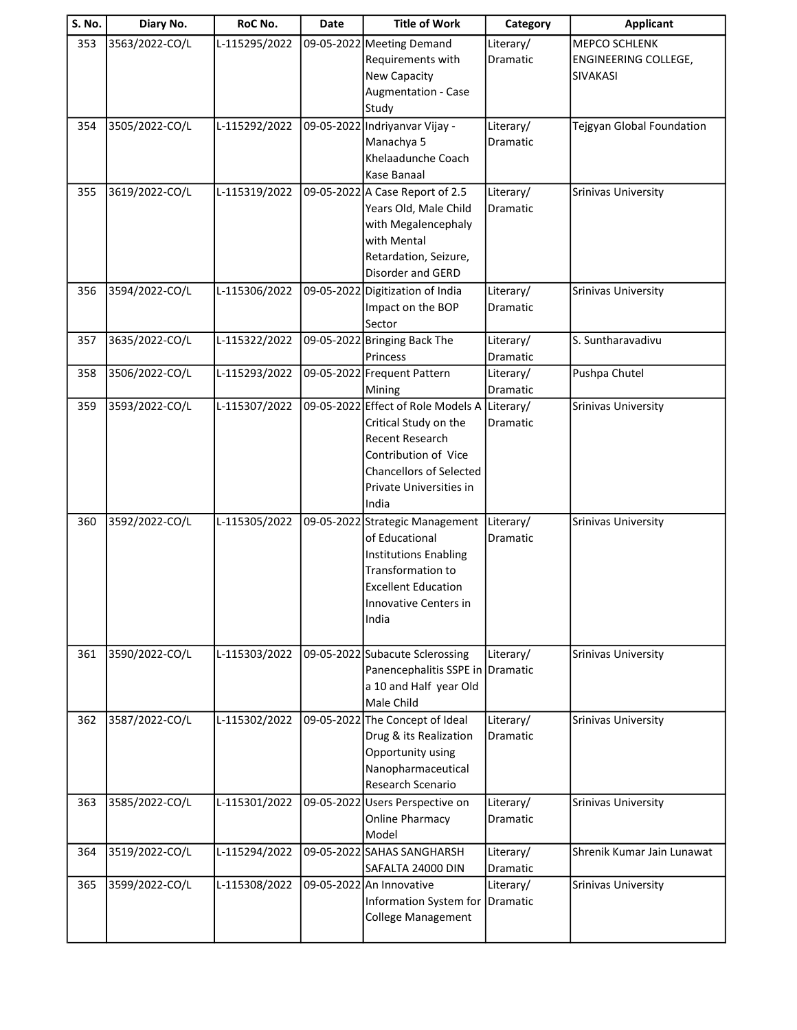| S. No. | Diary No. | RoC No. | Date | Title of Work | Category | Applicant |
|---|---|---|---|---|---|---|
| 353 | 3563/2022-CO/L | L-115295/2022 | 09-05-2022 | Meeting Demand Requirements with New Capacity Augmentation - Case Study | Literary/ Dramatic | MEPCO SCHLENK ENGINEERING COLLEGE, SIVAKASI |
| 354 | 3505/2022-CO/L | L-115292/2022 | 09-05-2022 | Indriyanvar Vijay - Manachya 5 Khelaadunche Coach Kase Banaal | Literary/ Dramatic | Tejgyan Global Foundation |
| 355 | 3619/2022-CO/L | L-115319/2022 | 09-05-2022 | A Case Report of 2.5 Years Old, Male Child with Megalencephaly with Mental Retardation, Seizure, Disorder and GERD | Literary/ Dramatic | Srinivas University |
| 356 | 3594/2022-CO/L | L-115306/2022 | 09-05-2022 | Digitization of India Impact on the BOP Sector | Literary/ Dramatic | Srinivas University |
| 357 | 3635/2022-CO/L | L-115322/2022 | 09-05-2022 | Bringing Back The Princess | Literary/ Dramatic | S. Suntharavadivu |
| 358 | 3506/2022-CO/L | L-115293/2022 | 09-05-2022 | Frequent Pattern Mining | Literary/ Dramatic | Pushpa Chutel |
| 359 | 3593/2022-CO/L | L-115307/2022 | 09-05-2022 | Effect of Role Models A Critical Study on the Recent Research Contribution of Vice Chancellors of Selected Private Universities in India | Literary/ Dramatic | Srinivas University |
| 360 | 3592/2022-CO/L | L-115305/2022 | 09-05-2022 | Strategic Management of Educational Institutions Enabling Transformation to Excellent Education Innovative Centers in India | Literary/ Dramatic | Srinivas University |
| 361 | 3590/2022-CO/L | L-115303/2022 | 09-05-2022 | Subacute Sclerossing Panencephalitis SSPE in a 10 and Half year Old Male Child | Literary/ Dramatic | Srinivas University |
| 362 | 3587/2022-CO/L | L-115302/2022 | 09-05-2022 | The Concept of Ideal Drug & its Realization Opportunity using Nanopharmaceutical Research Scenario | Literary/ Dramatic | Srinivas University |
| 363 | 3585/2022-CO/L | L-115301/2022 | 09-05-2022 | Users Perspective on Online Pharmacy Model | Literary/ Dramatic | Srinivas University |
| 364 | 3519/2022-CO/L | L-115294/2022 | 09-05-2022 | SAHAS SANGHARSH SAFALTA 24000 DIN | Literary/ Dramatic | Shrenik Kumar Jain Lunawat |
| 365 | 3599/2022-CO/L | L-115308/2022 | 09-05-2022 | An Innovative Information System for College Management | Literary/ Dramatic | Srinivas University |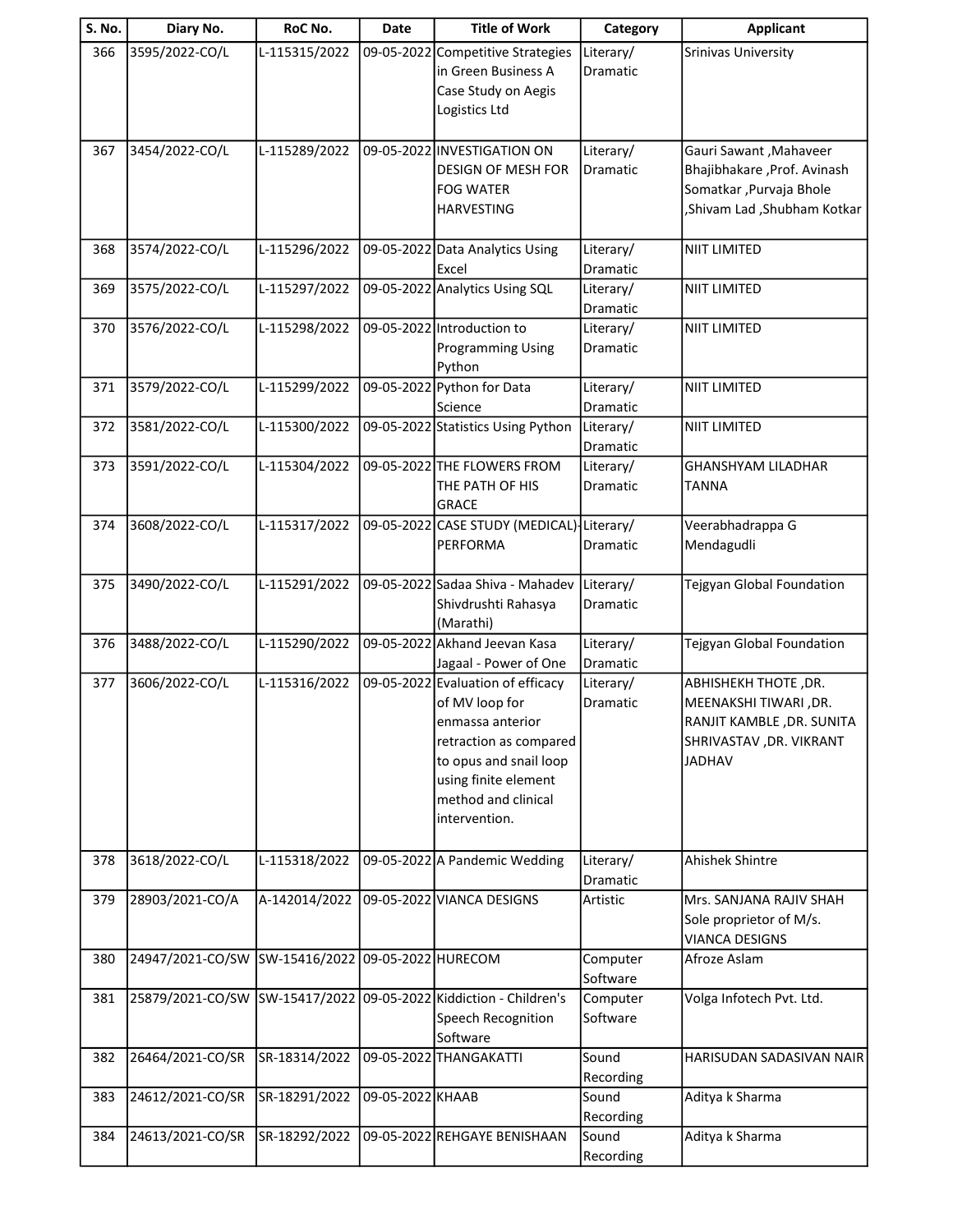| S. No. | Diary No. | RoC No. | Date | Title of Work | Category | Applicant |
|---|---|---|---|---|---|---|
| 366 | 3595/2022-CO/L | L-115315/2022 | 09-05-2022 | Competitive Strategies in Green Business A Case Study on Aegis Logistics Ltd | Literary/ Dramatic | Srinivas University |
| 367 | 3454/2022-CO/L | L-115289/2022 | 09-05-2022 | INVESTIGATION ON DESIGN OF MESH FOR FOG WATER HARVESTING | Literary/ Dramatic | Gauri Sawant ,Mahaveer Bhajibhakare ,Prof. Avinash Somatkar ,Purvaja Bhole ,Shivam Lad ,Shubham Kotkar |
| 368 | 3574/2022-CO/L | L-115296/2022 | 09-05-2022 | Data Analytics Using Excel | Literary/ Dramatic | NIIT LIMITED |
| 369 | 3575/2022-CO/L | L-115297/2022 | 09-05-2022 | Analytics Using SQL | Literary/ Dramatic | NIIT LIMITED |
| 370 | 3576/2022-CO/L | L-115298/2022 | 09-05-2022 | Introduction to Programming Using Python | Literary/ Dramatic | NIIT LIMITED |
| 371 | 3579/2022-CO/L | L-115299/2022 | 09-05-2022 | Python for Data Science | Literary/ Dramatic | NIIT LIMITED |
| 372 | 3581/2022-CO/L | L-115300/2022 | 09-05-2022 | Statistics Using Python | Literary/ Dramatic | NIIT LIMITED |
| 373 | 3591/2022-CO/L | L-115304/2022 | 09-05-2022 | THE FLOWERS FROM THE PATH OF HIS GRACE | Literary/ Dramatic | GHANSHYAM LILADHAR TANNA |
| 374 | 3608/2022-CO/L | L-115317/2022 | 09-05-2022 | CASE STUDY (MEDICAL)-PERFORMA | Literary/ Dramatic | Veerabhadrappa G Mendagudli |
| 375 | 3490/2022-CO/L | L-115291/2022 | 09-05-2022 | Sadaa Shiva - Mahadev Shivdrushti Rahasya (Marathi) | Literary/ Dramatic | Tejgyan Global Foundation |
| 376 | 3488/2022-CO/L | L-115290/2022 | 09-05-2022 | Akhand Jeevan Kasa Jagaal - Power of One | Literary/ Dramatic | Tejgyan Global Foundation |
| 377 | 3606/2022-CO/L | L-115316/2022 | 09-05-2022 | Evaluation of efficacy of MV loop for enmassa anterior retraction as compared to opus and snail loop using finite element method and clinical intervention. | Literary/ Dramatic | ABHISHEKH THOTE ,DR. MEENAKSHI TIWARI ,DR. RANJIT KAMBLE ,DR. SUNITA SHRIVASTAV ,DR. VIKRANT JADHAV |
| 378 | 3618/2022-CO/L | L-115318/2022 | 09-05-2022 | A Pandemic Wedding | Literary/ Dramatic | Ahishek Shintre |
| 379 | 28903/2021-CO/A | A-142014/2022 | 09-05-2022 | VIANCA DESIGNS | Artistic | Mrs. SANJANA RAJIV SHAH Sole proprietor of M/s. VIANCA DESIGNS |
| 380 | 24947/2021-CO/SW | SW-15416/2022 | 09-05-2022 | HURECOM | Computer Software | Afroze Aslam |
| 381 | 25879/2021-CO/SW | SW-15417/2022 | 09-05-2022 | Kiddiction - Children's Speech Recognition Software | Computer Software | Volga Infotech Pvt. Ltd. |
| 382 | 26464/2021-CO/SR | SR-18314/2022 | 09-05-2022 | THANGAKATTI | Sound Recording | HARISUDAN SADASIVAN NAIR |
| 383 | 24612/2021-CO/SR | SR-18291/2022 | 09-05-2022 | KHAAB | Sound Recording | Aditya k Sharma |
| 384 | 24613/2021-CO/SR | SR-18292/2022 | 09-05-2022 | REHGAYE BENISHAAN | Sound Recording | Aditya k Sharma |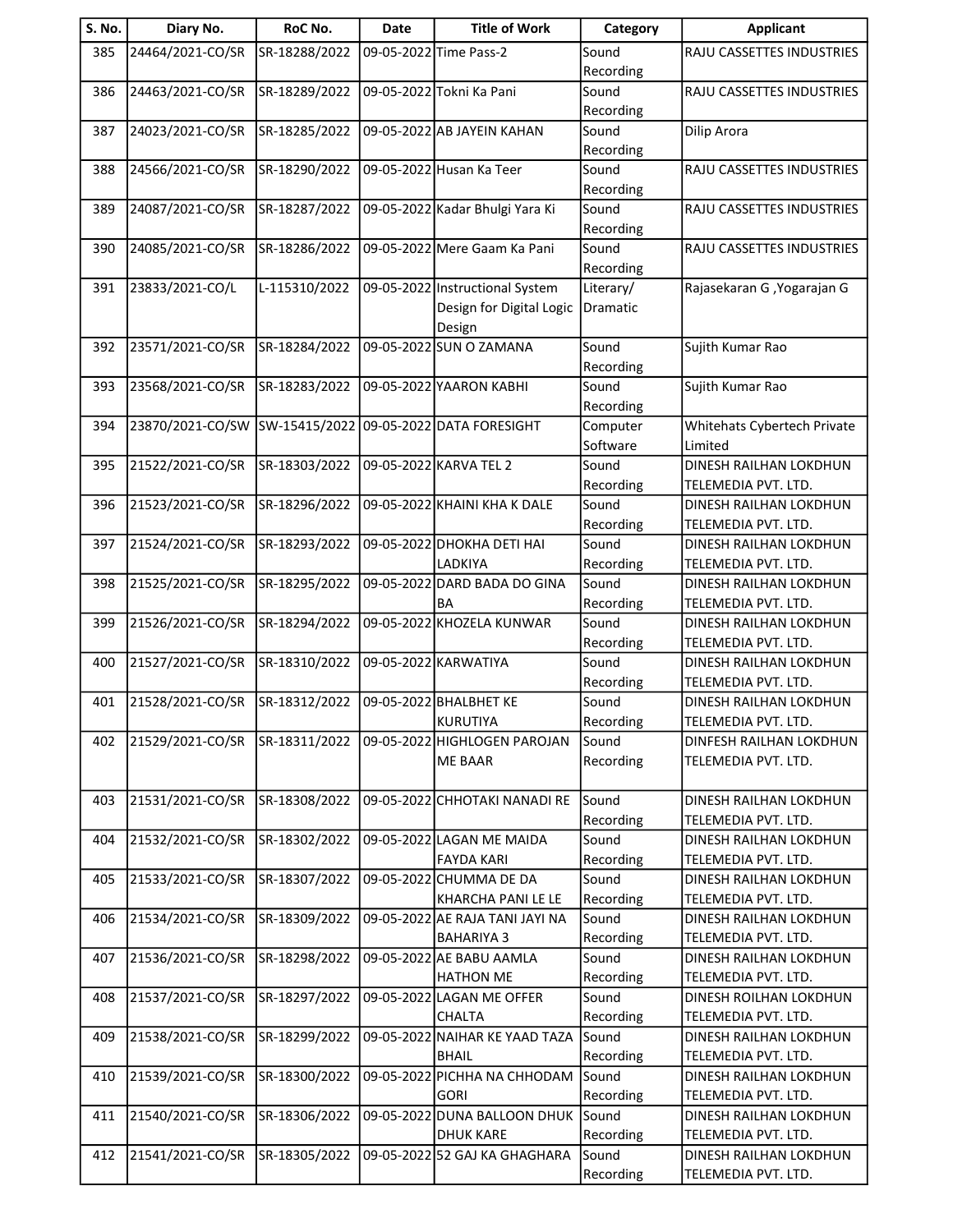| S. No. | Diary No. | RoC No. | Date | Title of Work | Category | Applicant |
|---|---|---|---|---|---|---|
| 385 | 24464/2021-CO/SR | SR-18288/2022 | 09-05-2022 | Time Pass-2 | Sound Recording | RAJU CASSETTES INDUSTRIES |
| 386 | 24463/2021-CO/SR | SR-18289/2022 | 09-05-2022 | Tokni Ka Pani | Sound Recording | RAJU CASSETTES INDUSTRIES |
| 387 | 24023/2021-CO/SR | SR-18285/2022 | 09-05-2022 | AB JAYEIN KAHAN | Sound Recording | Dilip Arora |
| 388 | 24566/2021-CO/SR | SR-18290/2022 | 09-05-2022 | Husan Ka Teer | Sound Recording | RAJU CASSETTES INDUSTRIES |
| 389 | 24087/2021-CO/SR | SR-18287/2022 | 09-05-2022 | Kadar Bhulgi Yara Ki | Sound Recording | RAJU CASSETTES INDUSTRIES |
| 390 | 24085/2021-CO/SR | SR-18286/2022 | 09-05-2022 | Mere Gaam Ka Pani | Sound Recording | RAJU CASSETTES INDUSTRIES |
| 391 | 23833/2021-CO/L | L-115310/2022 | 09-05-2022 | Instructional System Design for Digital Logic Design | Literary/ Dramatic | Rajasekaran G ,Yogarajan G |
| 392 | 23571/2021-CO/SR | SR-18284/2022 | 09-05-2022 | SUN O ZAMANA | Sound Recording | Sujith Kumar Rao |
| 393 | 23568/2021-CO/SR | SR-18283/2022 | 09-05-2022 | YAARON KABHI | Sound Recording | Sujith Kumar Rao |
| 394 | 23870/2021-CO/SW | SW-15415/2022 | 09-05-2022 | DATA FORESIGHT | Computer Software | Whitehats Cybertech Private Limited |
| 395 | 21522/2021-CO/SR | SR-18303/2022 | 09-05-2022 | KARVA TEL 2 | Sound Recording | DINESH RAILHAN LOKDHUN TELEMEDIA PVT. LTD. |
| 396 | 21523/2021-CO/SR | SR-18296/2022 | 09-05-2022 | KHAINI KHA K DALE | Sound Recording | DINESH RAILHAN LOKDHUN TELEMEDIA PVT. LTD. |
| 397 | 21524/2021-CO/SR | SR-18293/2022 | 09-05-2022 | DHOKHA DETI HAI LADKIYA | Sound Recording | DINESH RAILHAN LOKDHUN TELEMEDIA PVT. LTD. |
| 398 | 21525/2021-CO/SR | SR-18295/2022 | 09-05-2022 | DARD BADA DO GINA BA | Sound Recording | DINESH RAILHAN LOKDHUN TELEMEDIA PVT. LTD. |
| 399 | 21526/2021-CO/SR | SR-18294/2022 | 09-05-2022 | KHOZELA KUNWAR | Sound Recording | DINESH RAILHAN LOKDHUN TELEMEDIA PVT. LTD. |
| 400 | 21527/2021-CO/SR | SR-18310/2022 | 09-05-2022 | KARWATIYA | Sound Recording | DINESH RAILHAN LOKDHUN TELEMEDIA PVT. LTD. |
| 401 | 21528/2021-CO/SR | SR-18312/2022 | 09-05-2022 | BHALBHET KE KURUTIYA | Sound Recording | DINESH RAILHAN LOKDHUN TELEMEDIA PVT. LTD. |
| 402 | 21529/2021-CO/SR | SR-18311/2022 | 09-05-2022 | HIGHLOGEN PAROJAN ME BAAR | Sound Recording | DINFESH RAILHAN LOKDHUN TELEMEDIA PVT. LTD. |
| 403 | 21531/2021-CO/SR | SR-18308/2022 | 09-05-2022 | CHHOTAKI NANADI RE | Sound Recording | DINESH RAILHAN LOKDHUN TELEMEDIA PVT. LTD. |
| 404 | 21532/2021-CO/SR | SR-18302/2022 | 09-05-2022 | LAGAN ME MAIDA FAYDA KARI | Sound Recording | DINESH RAILHAN LOKDHUN TELEMEDIA PVT. LTD. |
| 405 | 21533/2021-CO/SR | SR-18307/2022 | 09-05-2022 | CHUMMA DE DA KHARCHA PANI LE LE | Sound Recording | DINESH RAILHAN LOKDHUN TELEMEDIA PVT. LTD. |
| 406 | 21534/2021-CO/SR | SR-18309/2022 | 09-05-2022 | AE RAJA TANI JAYI NA BAHARIYA 3 | Sound Recording | DINESH RAILHAN LOKDHUN TELEMEDIA PVT. LTD. |
| 407 | 21536/2021-CO/SR | SR-18298/2022 | 09-05-2022 | AE BABU AAMLA HATHON ME | Sound Recording | DINESH RAILHAN LOKDHUN TELEMEDIA PVT. LTD. |
| 408 | 21537/2021-CO/SR | SR-18297/2022 | 09-05-2022 | LAGAN ME OFFER CHALTA | Sound Recording | DINESH ROILHAN LOKDHUN TELEMEDIA PVT. LTD. |
| 409 | 21538/2021-CO/SR | SR-18299/2022 | 09-05-2022 | NAIHAR KE YAAD TAZA BHAIL | Sound Recording | DINESH RAILHAN LOKDHUN TELEMEDIA PVT. LTD. |
| 410 | 21539/2021-CO/SR | SR-18300/2022 | 09-05-2022 | PICHHA NA CHHODAM GORI | Sound Recording | DINESH RAILHAN LOKDHUN TELEMEDIA PVT. LTD. |
| 411 | 21540/2021-CO/SR | SR-18306/2022 | 09-05-2022 | DUNA BALLOON DHUK DHUK KARE | Sound Recording | DINESH RAILHAN LOKDHUN TELEMEDIA PVT. LTD. |
| 412 | 21541/2021-CO/SR | SR-18305/2022 | 09-05-2022 | 52 GAJ KA GHAGHARA | Sound Recording | DINESH RAILHAN LOKDHUN TELEMEDIA PVT. LTD. |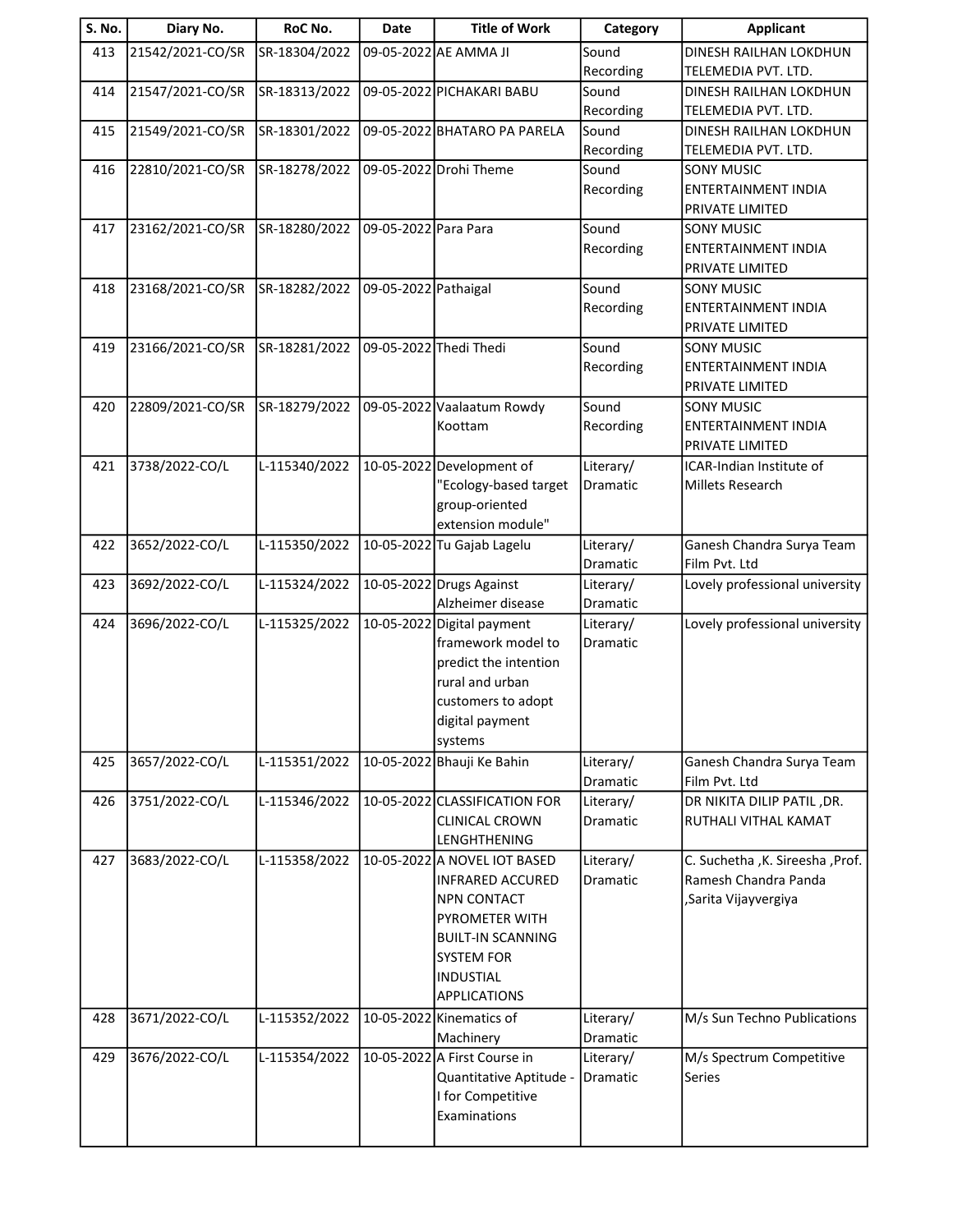| S. No. | Diary No. | RoC No. | Date | Title of Work | Category | Applicant |
|---|---|---|---|---|---|---|
| 413 | 21542/2021-CO/SR | SR-18304/2022 | 09-05-2022 | AE AMMA JI | Sound Recording | DINESH RAILHAN LOKDHUN TELEMEDIA PVT. LTD. |
| 414 | 21547/2021-CO/SR | SR-18313/2022 | 09-05-2022 | PICHAKARI BABU | Sound Recording | DINESH RAILHAN LOKDHUN TELEMEDIA PVT. LTD. |
| 415 | 21549/2021-CO/SR | SR-18301/2022 | 09-05-2022 | BHATARO PA PARELA | Sound Recording | DINESH RAILHAN LOKDHUN TELEMEDIA PVT. LTD. |
| 416 | 22810/2021-CO/SR | SR-18278/2022 | 09-05-2022 | Drohi Theme | Sound Recording | SONY MUSIC ENTERTAINMENT INDIA PRIVATE LIMITED |
| 417 | 23162/2021-CO/SR | SR-18280/2022 | 09-05-2022 | Para Para | Sound Recording | SONY MUSIC ENTERTAINMENT INDIA PRIVATE LIMITED |
| 418 | 23168/2021-CO/SR | SR-18282/2022 | 09-05-2022 | Pathaigal | Sound Recording | SONY MUSIC ENTERTAINMENT INDIA PRIVATE LIMITED |
| 419 | 23166/2021-CO/SR | SR-18281/2022 | 09-05-2022 | Thedi Thedi | Sound Recording | SONY MUSIC ENTERTAINMENT INDIA PRIVATE LIMITED |
| 420 | 22809/2021-CO/SR | SR-18279/2022 | 09-05-2022 | Vaalaatum Rowdy Koottam | Sound Recording | SONY MUSIC ENTERTAINMENT INDIA PRIVATE LIMITED |
| 421 | 3738/2022-CO/L | L-115340/2022 | 10-05-2022 | Development of "Ecology-based target group-oriented extension module" | Literary/ Dramatic | ICAR-Indian Institute of Millets Research |
| 422 | 3652/2022-CO/L | L-115350/2022 | 10-05-2022 | Tu Gajab Lagelu | Literary/ Dramatic | Ganesh Chandra Surya Team Film Pvt. Ltd |
| 423 | 3692/2022-CO/L | L-115324/2022 | 10-05-2022 | Drugs Against Alzheimer disease | Literary/ Dramatic | Lovely professional university |
| 424 | 3696/2022-CO/L | L-115325/2022 | 10-05-2022 | Digital payment framework model to predict the intention rural and urban customers to adopt digital payment systems | Literary/ Dramatic | Lovely professional university |
| 425 | 3657/2022-CO/L | L-115351/2022 | 10-05-2022 | Bhauji Ke Bahin | Literary/ Dramatic | Ganesh Chandra Surya Team Film Pvt. Ltd |
| 426 | 3751/2022-CO/L | L-115346/2022 | 10-05-2022 | CLASSIFICATION FOR CLINICAL CROWN LENGHTHENING | Literary/ Dramatic | DR NIKITA DILIP PATIL ,DR. RUTHALI VITHAL KAMAT |
| 427 | 3683/2022-CO/L | L-115358/2022 | 10-05-2022 | A NOVEL IOT BASED INFRARED ACCURED NPN CONTACT PYROMETER WITH BUILT-IN SCANNING SYSTEM FOR INDUSTIAL APPLICATIONS | Literary/ Dramatic | C. Suchetha ,K. Sireesha ,Prof. Ramesh Chandra Panda ,Sarita Vijayvergiya |
| 428 | 3671/2022-CO/L | L-115352/2022 | 10-05-2022 | Kinematics of Machinery | Literary/ Dramatic | M/s Sun Techno Publications |
| 429 | 3676/2022-CO/L | L-115354/2022 | 10-05-2022 | A First Course in Quantitative Aptitude - I for Competitive Examinations | Literary/ Dramatic | M/s Spectrum Competitive Series |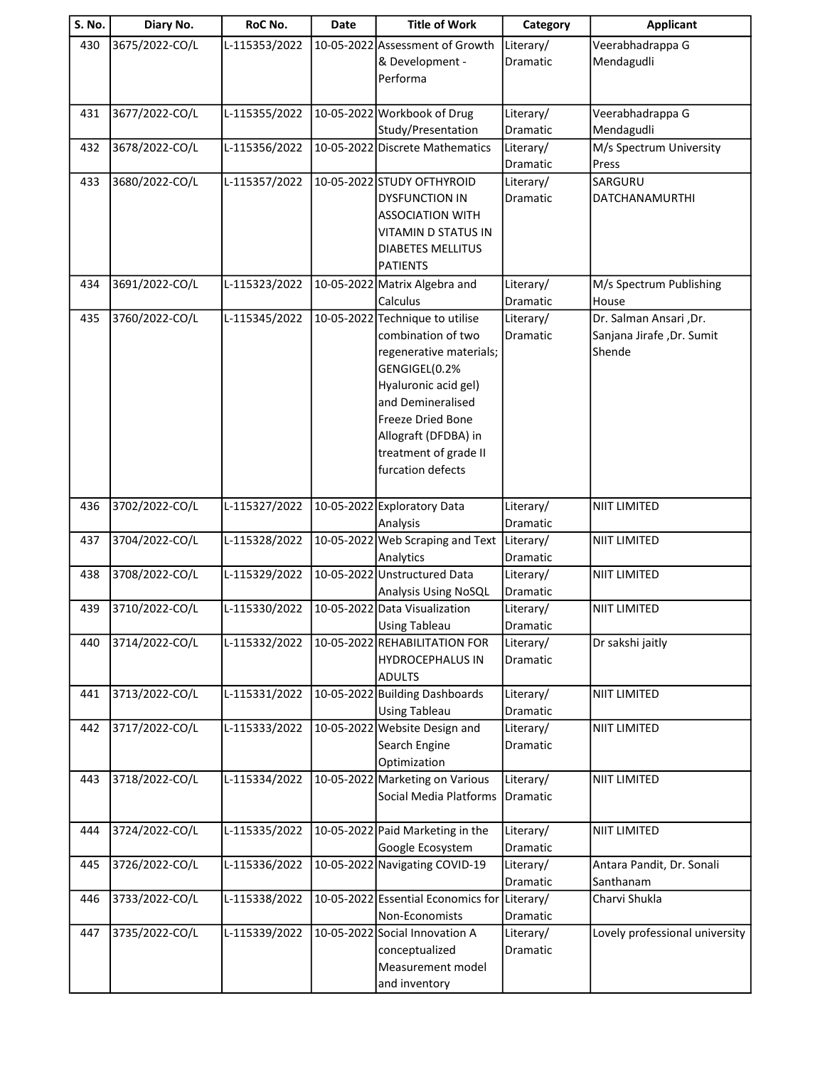| S. No. | Diary No. | RoC No. | Date | Title of Work | Category | Applicant |
|---|---|---|---|---|---|---|
| 430 | 3675/2022-CO/L | L-115353/2022 | 10-05-2022 | Assessment of Growth & Development - Performa | Literary/ Dramatic | Veerabhadrappa G Mendagudli |
| 431 | 3677/2022-CO/L | L-115355/2022 | 10-05-2022 | Workbook of Drug Study/Presentation | Literary/ Dramatic | Veerabhadrappa G Mendagudli |
| 432 | 3678/2022-CO/L | L-115356/2022 | 10-05-2022 | Discrete Mathematics | Literary/ Dramatic | M/s Spectrum University Press |
| 433 | 3680/2022-CO/L | L-115357/2022 | 10-05-2022 | STUDY OFTHYROID DYSFUNCTION IN ASSOCIATION WITH VITAMIN D STATUS IN DIABETES MELLITUS PATIENTS | Literary/ Dramatic | SARGURU DATCHANAMURTHI |
| 434 | 3691/2022-CO/L | L-115323/2022 | 10-05-2022 | Matrix Algebra and Calculus | Literary/ Dramatic | M/s Spectrum Publishing House |
| 435 | 3760/2022-CO/L | L-115345/2022 | 10-05-2022 | Technique to utilise combination of two regenerative materials; GENGIGEL(0.2% Hyaluronic acid gel) and Demineralised Freeze Dried Bone Allograft (DFDBA) in treatment of grade II furcation defects | Literary/ Dramatic | Dr. Salman Ansari ,Dr. Sanjana Jirafe ,Dr. Sumit Shende |
| 436 | 3702/2022-CO/L | L-115327/2022 | 10-05-2022 | Exploratory Data Analysis | Literary/ Dramatic | NIIT LIMITED |
| 437 | 3704/2022-CO/L | L-115328/2022 | 10-05-2022 | Web Scraping and Text Analytics | Literary/ Dramatic | NIIT LIMITED |
| 438 | 3708/2022-CO/L | L-115329/2022 | 10-05-2022 | Unstructured Data Analysis Using NoSQL | Literary/ Dramatic | NIIT LIMITED |
| 439 | 3710/2022-CO/L | L-115330/2022 | 10-05-2022 | Data Visualization Using Tableau | Literary/ Dramatic | NIIT LIMITED |
| 440 | 3714/2022-CO/L | L-115332/2022 | 10-05-2022 | REHABILITATION FOR HYDROCEPHALUS IN ADULTS | Literary/ Dramatic | Dr sakshi jaitly |
| 441 | 3713/2022-CO/L | L-115331/2022 | 10-05-2022 | Building Dashboards Using Tableau | Literary/ Dramatic | NIIT LIMITED |
| 442 | 3717/2022-CO/L | L-115333/2022 | 10-05-2022 | Website Design and Search Engine Optimization | Literary/ Dramatic | NIIT LIMITED |
| 443 | 3718/2022-CO/L | L-115334/2022 | 10-05-2022 | Marketing on Various Social Media Platforms | Literary/ Dramatic | NIIT LIMITED |
| 444 | 3724/2022-CO/L | L-115335/2022 | 10-05-2022 | Paid Marketing in the Google Ecosystem | Literary/ Dramatic | NIIT LIMITED |
| 445 | 3726/2022-CO/L | L-115336/2022 | 10-05-2022 | Navigating COVID-19 | Literary/ Dramatic | Antara Pandit, Dr. Sonali Santhanam |
| 446 | 3733/2022-CO/L | L-115338/2022 | 10-05-2022 | Essential Economics for Non-Economists | Literary/ Dramatic | Charvi Shukla |
| 447 | 3735/2022-CO/L | L-115339/2022 | 10-05-2022 | Social Innovation A conceptualized Measurement model and inventory | Literary/ Dramatic | Lovely professional university |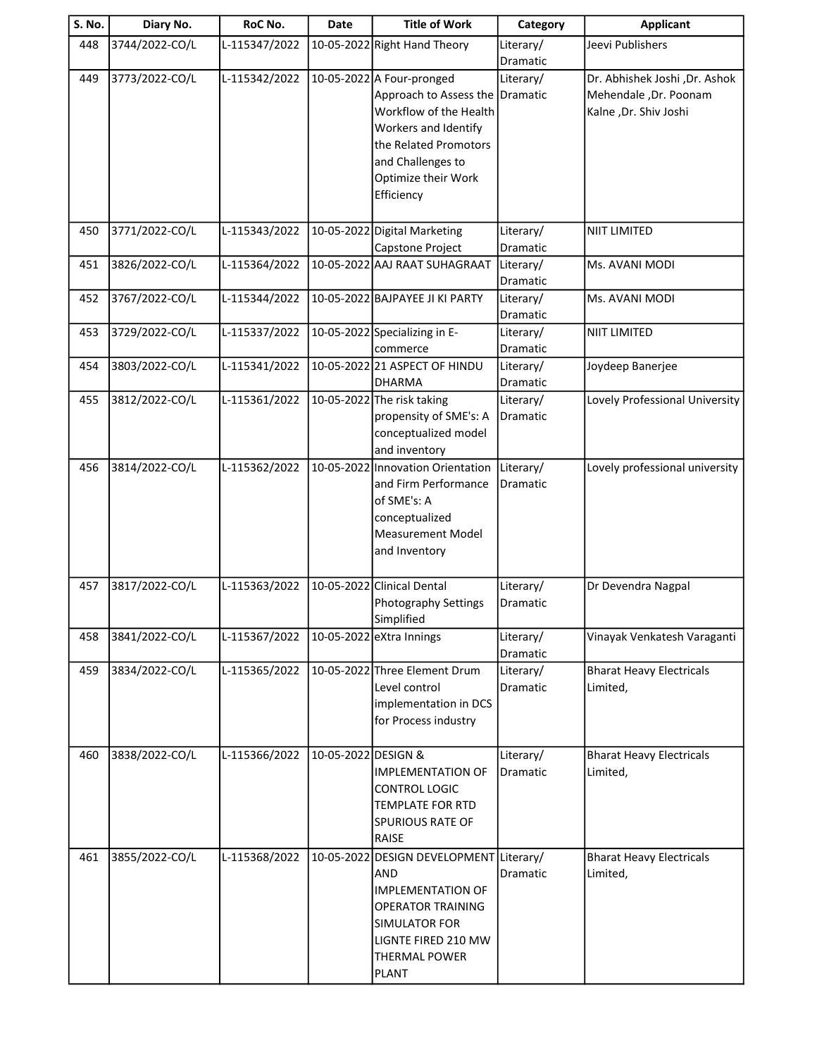| S. No. | Diary No. | RoC No. | Date | Title of Work | Category | Applicant |
|---|---|---|---|---|---|---|
| 448 | 3744/2022-CO/L | L-115347/2022 | 10-05-2022 | Right Hand Theory | Literary/ Dramatic | Jeevi Publishers |
| 449 | 3773/2022-CO/L | L-115342/2022 | 10-05-2022 | A Four-pronged Approach to Assess the Workflow of the Health Workers and Identify the Related Promotors and Challenges to Optimize their Work Efficiency | Literary/ Dramatic | Dr. Abhishek Joshi ,Dr. Ashok Mehendale ,Dr. Poonam Kalne ,Dr. Shiv Joshi |
| 450 | 3771/2022-CO/L | L-115343/2022 | 10-05-2022 | Digital Marketing Capstone Project | Literary/ Dramatic | NIIT LIMITED |
| 451 | 3826/2022-CO/L | L-115364/2022 | 10-05-2022 | AAJ RAAT SUHAGRAAT | Literary/ Dramatic | Ms. AVANI MODI |
| 452 | 3767/2022-CO/L | L-115344/2022 | 10-05-2022 | BAJPAYEE JI KI PARTY | Literary/ Dramatic | Ms. AVANI MODI |
| 453 | 3729/2022-CO/L | L-115337/2022 | 10-05-2022 | Specializing in E-commerce | Literary/ Dramatic | NIIT LIMITED |
| 454 | 3803/2022-CO/L | L-115341/2022 | 10-05-2022 | 21 ASPECT OF HINDU DHARMA | Literary/ Dramatic | Joydeep Banerjee |
| 455 | 3812/2022-CO/L | L-115361/2022 | 10-05-2022 | The risk taking propensity of SME's: A conceptualized model and inventory | Literary/ Dramatic | Lovely Professional University |
| 456 | 3814/2022-CO/L | L-115362/2022 | 10-05-2022 | Innovation Orientation and Firm Performance of SME's: A conceptualized Measurement Model and Inventory | Literary/ Dramatic | Lovely professional university |
| 457 | 3817/2022-CO/L | L-115363/2022 | 10-05-2022 | Clinical Dental Photography Settings Simplified | Literary/ Dramatic | Dr Devendra Nagpal |
| 458 | 3841/2022-CO/L | L-115367/2022 | 10-05-2022 | eXtra Innings | Literary/ Dramatic | Vinayak Venkatesh Varaganti |
| 459 | 3834/2022-CO/L | L-115365/2022 | 10-05-2022 | Three Element Drum Level control implementation in DCS for Process industry | Literary/ Dramatic | Bharat Heavy Electricals Limited, |
| 460 | 3838/2022-CO/L | L-115366/2022 | 10-05-2022 | DESIGN & IMPLEMENTATION OF CONTROL LOGIC TEMPLATE FOR RTD SPURIOUS RATE OF RAISE | Literary/ Dramatic | Bharat Heavy Electricals Limited, |
| 461 | 3855/2022-CO/L | L-115368/2022 | 10-05-2022 | DESIGN DEVELOPMENT AND IMPLEMENTATION OF OPERATOR TRAINING SIMULATOR FOR LIGNTE FIRED 210 MW THERMAL POWER PLANT | Literary/ Dramatic | Bharat Heavy Electricals Limited, |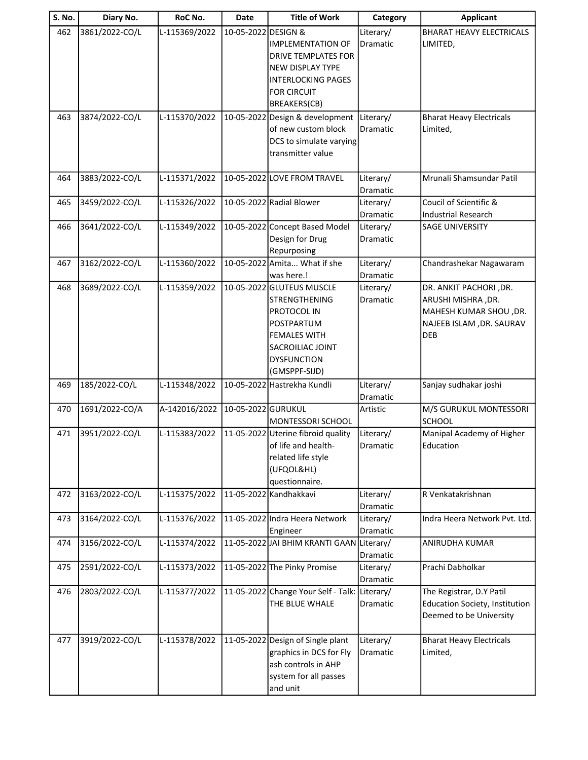| S. No. | Diary No. | RoC No. | Date | Title of Work | Category | Applicant |
|---|---|---|---|---|---|---|
| 462 | 3861/2022-CO/L | L-115369/2022 | 10-05-2022 | DESIGN & IMPLEMENTATION OF DRIVE TEMPLATES FOR NEW DISPLAY TYPE INTERLOCKING PAGES FOR CIRCUIT BREAKERS(CB) | Literary/ Dramatic | BHARAT HEAVY ELECTRICALS LIMITED, |
| 463 | 3874/2022-CO/L | L-115370/2022 | 10-05-2022 | Design & development of new custom block DCS to simulate varying transmitter value | Literary/ Dramatic | Bharat Heavy Electricals Limited, |
| 464 | 3883/2022-CO/L | L-115371/2022 | 10-05-2022 | LOVE FROM TRAVEL | Literary/ Dramatic | Mrunali Shamsundar Patil |
| 465 | 3459/2022-CO/L | L-115326/2022 | 10-05-2022 | Radial Blower | Literary/ Dramatic | Coucil of Scientific & Industrial Research |
| 466 | 3641/2022-CO/L | L-115349/2022 | 10-05-2022 | Concept Based Model Design for Drug Repurposing | Literary/ Dramatic | SAGE UNIVERSITY |
| 467 | 3162/2022-CO/L | L-115360/2022 | 10-05-2022 | Amita... What if she was here.! | Literary/ Dramatic | Chandrashekar Nagawaram |
| 468 | 3689/2022-CO/L | L-115359/2022 | 10-05-2022 | GLUTEUS MUSCLE STRENGTHENING PROTOCOL IN POSTPARTUM FEMALES WITH SACROILIAC JOINT DYSFUNCTION (GMSPPF-SIJD) | Literary/ Dramatic | DR. ANKIT PACHORI ,DR. ARUSHI MISHRA ,DR. MAHESH KUMAR SHOU ,DR. NAJEEB ISLAM ,DR. SAURAV DEB |
| 469 | 185/2022-CO/L | L-115348/2022 | 10-05-2022 | Hastrekha Kundli | Literary/ Dramatic | Sanjay sudhakar joshi |
| 470 | 1691/2022-CO/A | A-142016/2022 | 10-05-2022 | GURUKUL MONTESSORI SCHOOL | Artistic | M/S GURUKUL MONTESSORI SCHOOL |
| 471 | 3951/2022-CO/L | L-115383/2022 | 11-05-2022 | Uterine fibroid quality of life and health-related life style (UFQOL&HL) questionnaire. | Literary/ Dramatic | Manipal Academy of Higher Education |
| 472 | 3163/2022-CO/L | L-115375/2022 | 11-05-2022 | Kandhakkavi | Literary/ Dramatic | R Venkatakrishnan |
| 473 | 3164/2022-CO/L | L-115376/2022 | 11-05-2022 | Indra Heera Network Engineer | Literary/ Dramatic | Indra Heera Network Pvt. Ltd. |
| 474 | 3156/2022-CO/L | L-115374/2022 | 11-05-2022 | JAI BHIM KRANTI GAAN | Literary/ Dramatic | ANIRUDHA KUMAR |
| 475 | 2591/2022-CO/L | L-115373/2022 | 11-05-2022 | The Pinky Promise | Literary/ Dramatic | Prachi Dabholkar |
| 476 | 2803/2022-CO/L | L-115377/2022 | 11-05-2022 | Change Your Self - Talk: THE BLUE WHALE | Literary/ Dramatic | The Registrar, D.Y Patil Education Society, Institution Deemed to be University |
| 477 | 3919/2022-CO/L | L-115378/2022 | 11-05-2022 | Design of Single plant graphics in DCS for Fly ash controls in AHP system for all passes and unit | Literary/ Dramatic | Bharat Heavy Electricals Limited, |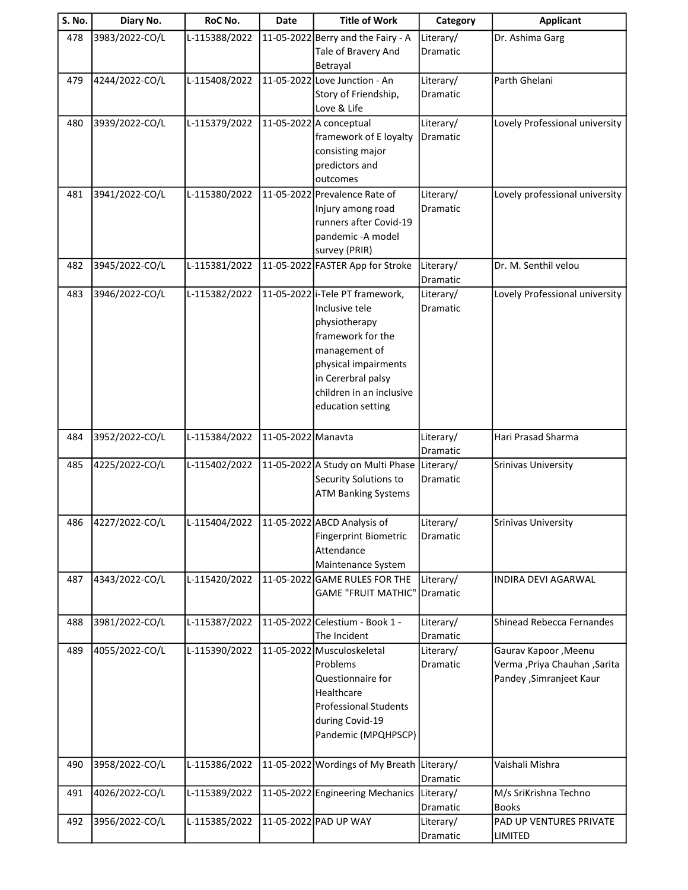| S. No. | Diary No. | RoC No. | Date | Title of Work | Category | Applicant |
|---|---|---|---|---|---|---|
| 478 | 3983/2022-CO/L | L-115388/2022 | 11-05-2022 | Berry and the Fairy - A Tale of Bravery And Betrayal | Literary/ Dramatic | Dr. Ashima Garg |
| 479 | 4244/2022-CO/L | L-115408/2022 | 11-05-2022 | Love Junction - An Story of Friendship, Love & Life | Literary/ Dramatic | Parth Ghelani |
| 480 | 3939/2022-CO/L | L-115379/2022 | 11-05-2022 | A conceptual framework of E loyalty consisting major predictors and outcomes | Literary/ Dramatic | Lovely Professional university |
| 481 | 3941/2022-CO/L | L-115380/2022 | 11-05-2022 | Prevalence Rate of Injury among road runners after Covid-19 pandemic -A model survey (PRIR) | Literary/ Dramatic | Lovely professional university |
| 482 | 3945/2022-CO/L | L-115381/2022 | 11-05-2022 | FASTER App for Stroke | Literary/ Dramatic | Dr. M. Senthil velou |
| 483 | 3946/2022-CO/L | L-115382/2022 | 11-05-2022 | i-Tele PT framework, Inclusive tele physiotherapy framework for the management of physical impairments in Cererbral palsy children in an inclusive education setting | Literary/ Dramatic | Lovely Professional university |
| 484 | 3952/2022-CO/L | L-115384/2022 | 11-05-2022 | Manavta | Literary/ Dramatic | Hari Prasad Sharma |
| 485 | 4225/2022-CO/L | L-115402/2022 | 11-05-2022 | A Study on Multi Phase Security Solutions to ATM Banking Systems | Literary/ Dramatic | Srinivas University |
| 486 | 4227/2022-CO/L | L-115404/2022 | 11-05-2022 | ABCD Analysis of Fingerprint Biometric Attendance Maintenance System | Literary/ Dramatic | Srinivas University |
| 487 | 4343/2022-CO/L | L-115420/2022 | 11-05-2022 | GAME RULES FOR THE GAME "FRUIT MATHIC" | Literary/ Dramatic | INDIRA DEVI AGARWAL |
| 488 | 3981/2022-CO/L | L-115387/2022 | 11-05-2022 | Celestium - Book 1 - The Incident | Literary/ Dramatic | Shinead Rebecca Fernandes |
| 489 | 4055/2022-CO/L | L-115390/2022 | 11-05-2022 | Musculoskeletal Problems Questionnaire for Healthcare Professional Students during Covid-19 Pandemic (MPQHPSCP) | Literary/ Dramatic | Gaurav Kapoor ,Meenu Verma ,Priya Chauhan ,Sarita Pandey ,Simranjeet Kaur |
| 490 | 3958/2022-CO/L | L-115386/2022 | 11-05-2022 | Wordings of My Breath | Literary/ Dramatic | Vaishali Mishra |
| 491 | 4026/2022-CO/L | L-115389/2022 | 11-05-2022 | Engineering Mechanics | Literary/ Dramatic | M/s SriKrishna Techno Books |
| 492 | 3956/2022-CO/L | L-115385/2022 | 11-05-2022 | PAD UP WAY | Literary/ Dramatic | PAD UP VENTURES PRIVATE LIMITED |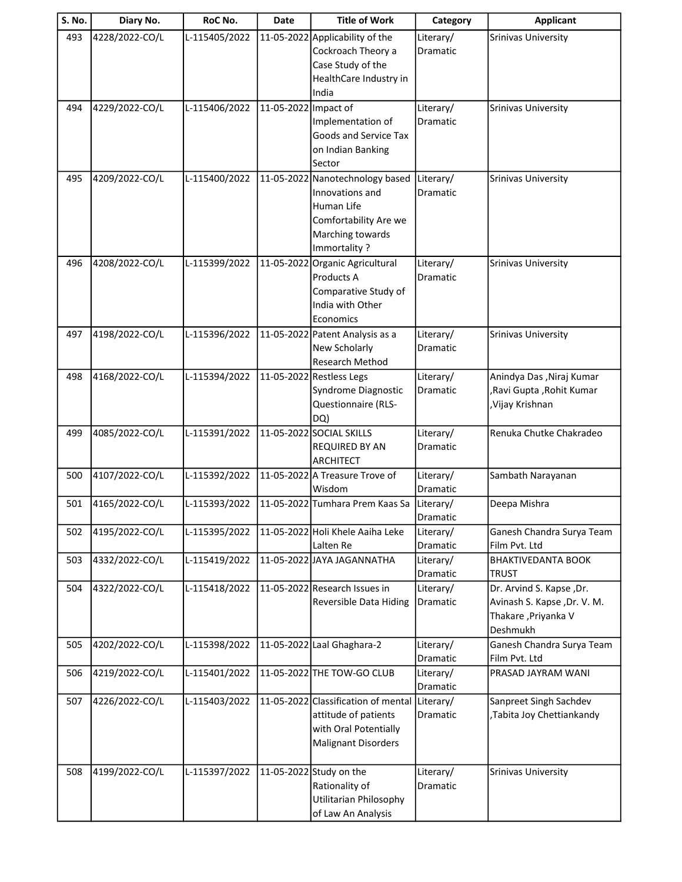| S. No. | Diary No. | RoC No. | Date | Title of Work | Category | Applicant |
|---|---|---|---|---|---|---|
| 493 | 4228/2022-CO/L | L-115405/2022 | 11-05-2022 | Applicability of the Cockroach Theory a Case Study of the HealthCare Industry in India | Literary/ Dramatic | Srinivas University |
| 494 | 4229/2022-CO/L | L-115406/2022 | 11-05-2022 | Impact of Implementation of Goods and Service Tax on Indian Banking Sector | Literary/ Dramatic | Srinivas University |
| 495 | 4209/2022-CO/L | L-115400/2022 | 11-05-2022 | Nanotechnology based Innovations and Human Life Comfortability Are we Marching towards Immortality ? | Literary/ Dramatic | Srinivas University |
| 496 | 4208/2022-CO/L | L-115399/2022 | 11-05-2022 | Organic Agricultural Products A Comparative Study of India with Other Economics | Literary/ Dramatic | Srinivas University |
| 497 | 4198/2022-CO/L | L-115396/2022 | 11-05-2022 | Patent Analysis as a New Scholarly Research Method | Literary/ Dramatic | Srinivas University |
| 498 | 4168/2022-CO/L | L-115394/2022 | 11-05-2022 | Restless Legs Syndrome Diagnostic Questionnaire (RLS-DQ) | Literary/ Dramatic | Anindya Das ,Niraj Kumar ,Ravi Gupta ,Rohit Kumar ,Vijay Krishnan |
| 499 | 4085/2022-CO/L | L-115391/2022 | 11-05-2022 | SOCIAL SKILLS REQUIRED BY AN ARCHITECT | Literary/ Dramatic | Renuka Chutke Chakradeo |
| 500 | 4107/2022-CO/L | L-115392/2022 | 11-05-2022 | A Treasure Trove of Wisdom | Literary/ Dramatic | Sambath Narayanan |
| 501 | 4165/2022-CO/L | L-115393/2022 | 11-05-2022 | Tumhara Prem Kaas Sa | Literary/ Dramatic | Deepa Mishra |
| 502 | 4195/2022-CO/L | L-115395/2022 | 11-05-2022 | Holi Khele Aaiha Leke Lalten Re | Literary/ Dramatic | Ganesh Chandra Surya Team Film Pvt. Ltd |
| 503 | 4332/2022-CO/L | L-115419/2022 | 11-05-2022 | JAYA JAGANNATHA | Literary/ Dramatic | BHAKTIVEDANTA BOOK TRUST |
| 504 | 4322/2022-CO/L | L-115418/2022 | 11-05-2022 | Research Issues in Reversible Data Hiding | Literary/ Dramatic | Dr. Arvind S. Kapse ,Dr. Avinash S. Kapse ,Dr. V. M. Thakare ,Priyanka V Deshmukh |
| 505 | 4202/2022-CO/L | L-115398/2022 | 11-05-2022 | Laal Ghaghara-2 | Literary/ Dramatic | Ganesh Chandra Surya Team Film Pvt. Ltd |
| 506 | 4219/2022-CO/L | L-115401/2022 | 11-05-2022 | THE TOW-GO CLUB | Literary/ Dramatic | PRASAD JAYRAM WANI |
| 507 | 4226/2022-CO/L | L-115403/2022 | 11-05-2022 | Classification of mental attitude of patients with Oral Potentially Malignant Disorders | Literary/ Dramatic | Sanpreet Singh Sachdev ,Tabita Joy Chettiankandy |
| 508 | 4199/2022-CO/L | L-115397/2022 | 11-05-2022 | Study on the Rationality of Utilitarian Philosophy of Law An Analysis | Literary/ Dramatic | Srinivas University |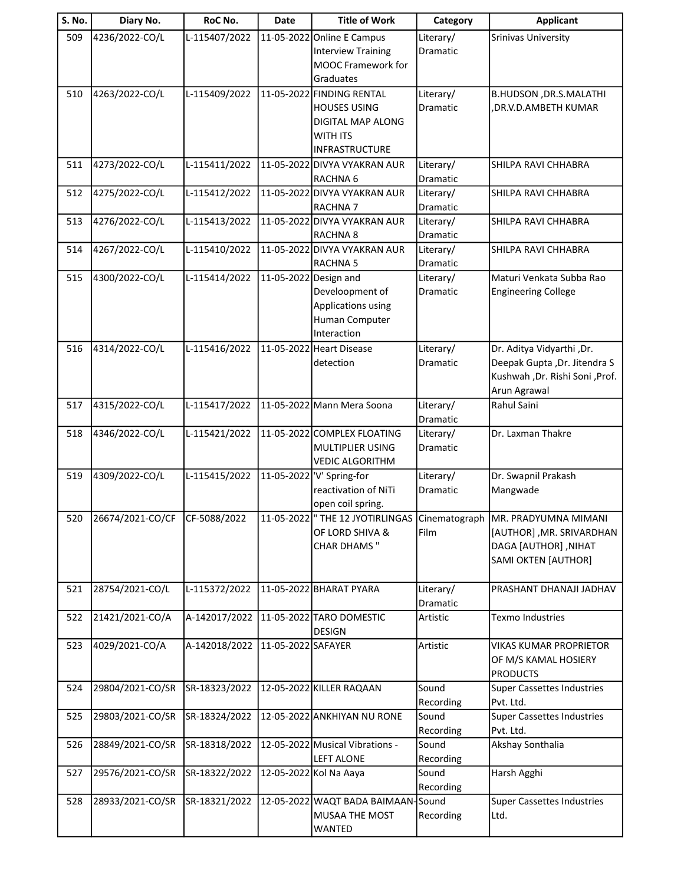| S. No. | Diary No. | RoC No. | Date | Title of Work | Category | Applicant |
|---|---|---|---|---|---|---|
| 509 | 4236/2022-CO/L | L-115407/2022 | 11-05-2022 | Online E Campus Interview Training MOOC Framework for Graduates | Literary/ Dramatic | Srinivas University |
| 510 | 4263/2022-CO/L | L-115409/2022 | 11-05-2022 | FINDING RENTAL HOUSES USING DIGITAL MAP ALONG WITH ITS INFRASTRUCTURE | Literary/ Dramatic | B.HUDSON ,DR.S.MALATHI ,DR.V.D.AMBETH KUMAR |
| 511 | 4273/2022-CO/L | L-115411/2022 | 11-05-2022 | DIVYA VYAKRAN AUR RACHNA 6 | Literary/ Dramatic | SHILPA RAVI CHHABRA |
| 512 | 4275/2022-CO/L | L-115412/2022 | 11-05-2022 | DIVYA VYAKRAN AUR RACHNA 7 | Literary/ Dramatic | SHILPA RAVI CHHABRA |
| 513 | 4276/2022-CO/L | L-115413/2022 | 11-05-2022 | DIVYA VYAKRAN AUR RACHNA 8 | Literary/ Dramatic | SHILPA RAVI CHHABRA |
| 514 | 4267/2022-CO/L | L-115410/2022 | 11-05-2022 | DIVYA VYAKRAN AUR RACHNA 5 | Literary/ Dramatic | SHILPA RAVI CHHABRA |
| 515 | 4300/2022-CO/L | L-115414/2022 | 11-05-2022 | Design and Develoopment of Applications using Human Computer Interaction | Literary/ Dramatic | Maturi Venkata Subba Rao Engineering College |
| 516 | 4314/2022-CO/L | L-115416/2022 | 11-05-2022 | Heart Disease detection | Literary/ Dramatic | Dr. Aditya Vidyarthi ,Dr. Deepak Gupta ,Dr. Jitendra S Kushwah ,Dr. Rishi Soni ,Prof. Arun Agrawal |
| 517 | 4315/2022-CO/L | L-115417/2022 | 11-05-2022 | Mann Mera Soona | Literary/ Dramatic | Rahul Saini |
| 518 | 4346/2022-CO/L | L-115421/2022 | 11-05-2022 | COMPLEX FLOATING MULTIPLIER USING VEDIC ALGORITHM | Literary/ Dramatic | Dr. Laxman Thakre |
| 519 | 4309/2022-CO/L | L-115415/2022 | 11-05-2022 | 'V' Spring-for reactivation of NiTi open coil spring. | Literary/ Dramatic | Dr. Swapnil Prakash Mangwade |
| 520 | 26674/2021-CO/CF | CF-5088/2022 | 11-05-2022 | " THE 12 JYOTIRLINGAS OF LORD SHIVA & CHAR DHAMS " | Cinematograph Film | MR. PRADYUMNA MIMANI [AUTHOR] ,MR. SRIVARDHAN DAGA [AUTHOR] ,NIHAT SAMI OKTEN [AUTHOR] |
| 521 | 28754/2021-CO/L | L-115372/2022 | 11-05-2022 | BHARAT PYARA | Literary/ Dramatic | PRASHANT DHANAJI JADHAV |
| 522 | 21421/2021-CO/A | A-142017/2022 | 11-05-2022 | TARO DOMESTIC DESIGN | Artistic | Texmo Industries |
| 523 | 4029/2021-CO/A | A-142018/2022 | 11-05-2022 | SAFAYER | Artistic | VIKAS KUMAR PROPRIETOR OF M/S KAMAL HOSIERY PRODUCTS |
| 524 | 29804/2021-CO/SR | SR-18323/2022 | 12-05-2022 | KILLER RAQAAN | Sound Recording | Super Cassettes Industries Pvt. Ltd. |
| 525 | 29803/2021-CO/SR | SR-18324/2022 | 12-05-2022 | ANKHIYAN NU RONE | Sound Recording | Super Cassettes Industries Pvt. Ltd. |
| 526 | 28849/2021-CO/SR | SR-18318/2022 | 12-05-2022 | Musical Vibrations - LEFT ALONE | Sound Recording | Akshay Sonthalia |
| 527 | 29576/2021-CO/SR | SR-18322/2022 | 12-05-2022 | Kol Na Aaya | Sound Recording | Harsh Agghi |
| 528 | 28933/2021-CO/SR | SR-18321/2022 | 12-05-2022 | WAQT BADA BAIMAAN-MUSAA THE MOST WANTED | Sound Recording | Super Cassettes Industries Ltd. |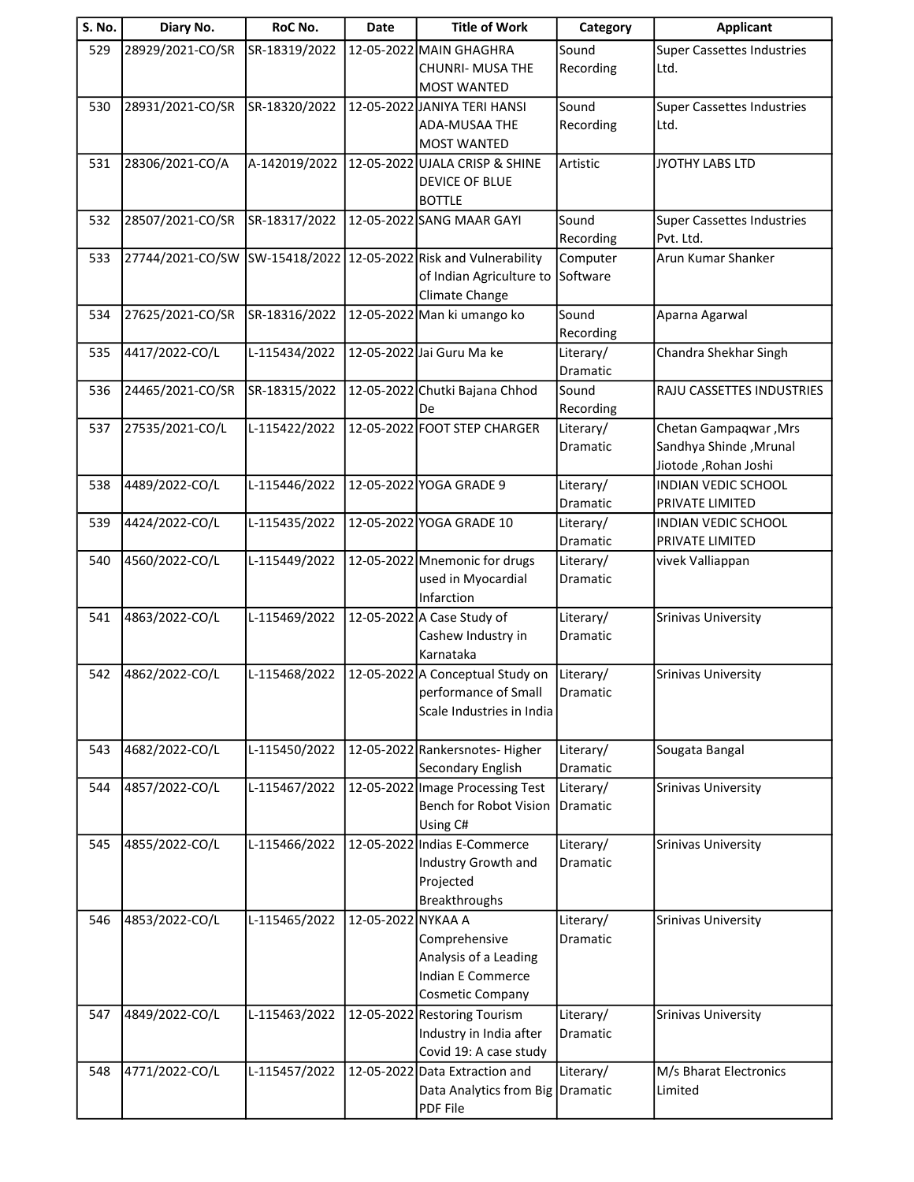| S. No. | Diary No. | RoC No. | Date | Title of Work | Category | Applicant |
|---|---|---|---|---|---|---|
| 529 | 28929/2021-CO/SR | SR-18319/2022 | 12-05-2022 | MAIN GHAGHRA CHUNRI- MUSA THE MOST WANTED | Sound Recording | Super Cassettes Industries Ltd. |
| 530 | 28931/2021-CO/SR | SR-18320/2022 | 12-05-2022 | JANIYA TERI HANSI ADA-MUSAA THE MOST WANTED | Sound Recording | Super Cassettes Industries Ltd. |
| 531 | 28306/2021-CO/A | A-142019/2022 | 12-05-2022 | UJALA CRISP & SHINE DEVICE OF BLUE BOTTLE | Artistic | JYOTHY LABS LTD |
| 532 | 28507/2021-CO/SR | SR-18317/2022 | 12-05-2022 | SANG MAAR GAYI | Sound Recording | Super Cassettes Industries Pvt. Ltd. |
| 533 | 27744/2021-CO/SW | SW-15418/2022 | 12-05-2022 | Risk and Vulnerability of Indian Agriculture to Climate Change | Computer Software | Arun Kumar Shanker |
| 534 | 27625/2021-CO/SR | SR-18316/2022 | 12-05-2022 | Man ki umango ko | Sound Recording | Aparna Agarwal |
| 535 | 4417/2022-CO/L | L-115434/2022 | 12-05-2022 | Jai Guru Ma ke | Literary/ Dramatic | Chandra Shekhar Singh |
| 536 | 24465/2021-CO/SR | SR-18315/2022 | 12-05-2022 | Chutki Bajana Chhod De | Sound Recording | RAJU CASSETTES INDUSTRIES |
| 537 | 27535/2021-CO/L | L-115422/2022 | 12-05-2022 | FOOT STEP CHARGER | Literary/ Dramatic | Chetan Gampaqwar ,Mrs Sandhya Shinde ,Mrunal Jiotode ,Rohan Joshi |
| 538 | 4489/2022-CO/L | L-115446/2022 | 12-05-2022 | YOGA GRADE 9 | Literary/ Dramatic | INDIAN VEDIC SCHOOL PRIVATE LIMITED |
| 539 | 4424/2022-CO/L | L-115435/2022 | 12-05-2022 | YOGA GRADE 10 | Literary/ Dramatic | INDIAN VEDIC SCHOOL PRIVATE LIMITED |
| 540 | 4560/2022-CO/L | L-115449/2022 | 12-05-2022 | Mnemonic for drugs used in Myocardial Infarction | Literary/ Dramatic | vivek Valliappan |
| 541 | 4863/2022-CO/L | L-115469/2022 | 12-05-2022 | A Case Study of Cashew Industry in Karnataka | Literary/ Dramatic | Srinivas University |
| 542 | 4862/2022-CO/L | L-115468/2022 | 12-05-2022 | A Conceptual Study on performance of Small Scale Industries in India | Literary/ Dramatic | Srinivas University |
| 543 | 4682/2022-CO/L | L-115450/2022 | 12-05-2022 | Rankersnotes- Higher Secondary English | Literary/ Dramatic | Sougata Bangal |
| 544 | 4857/2022-CO/L | L-115467/2022 | 12-05-2022 | Image Processing Test Bench for Robot Vision Using C# | Literary/ Dramatic | Srinivas University |
| 545 | 4855/2022-CO/L | L-115466/2022 | 12-05-2022 | Indias E-Commerce Industry Growth and Projected Breakthroughs | Literary/ Dramatic | Srinivas University |
| 546 | 4853/2022-CO/L | L-115465/2022 | 12-05-2022 | NYKAA A Comprehensive Analysis of a Leading Indian E Commerce Cosmetic Company | Literary/ Dramatic | Srinivas University |
| 547 | 4849/2022-CO/L | L-115463/2022 | 12-05-2022 | Restoring Tourism Industry in India after Covid 19: A case study | Literary/ Dramatic | Srinivas University |
| 548 | 4771/2022-CO/L | L-115457/2022 | 12-05-2022 | Data Extraction and Data Analytics from Big PDF File | Literary/ Dramatic | M/s Bharat Electronics Limited |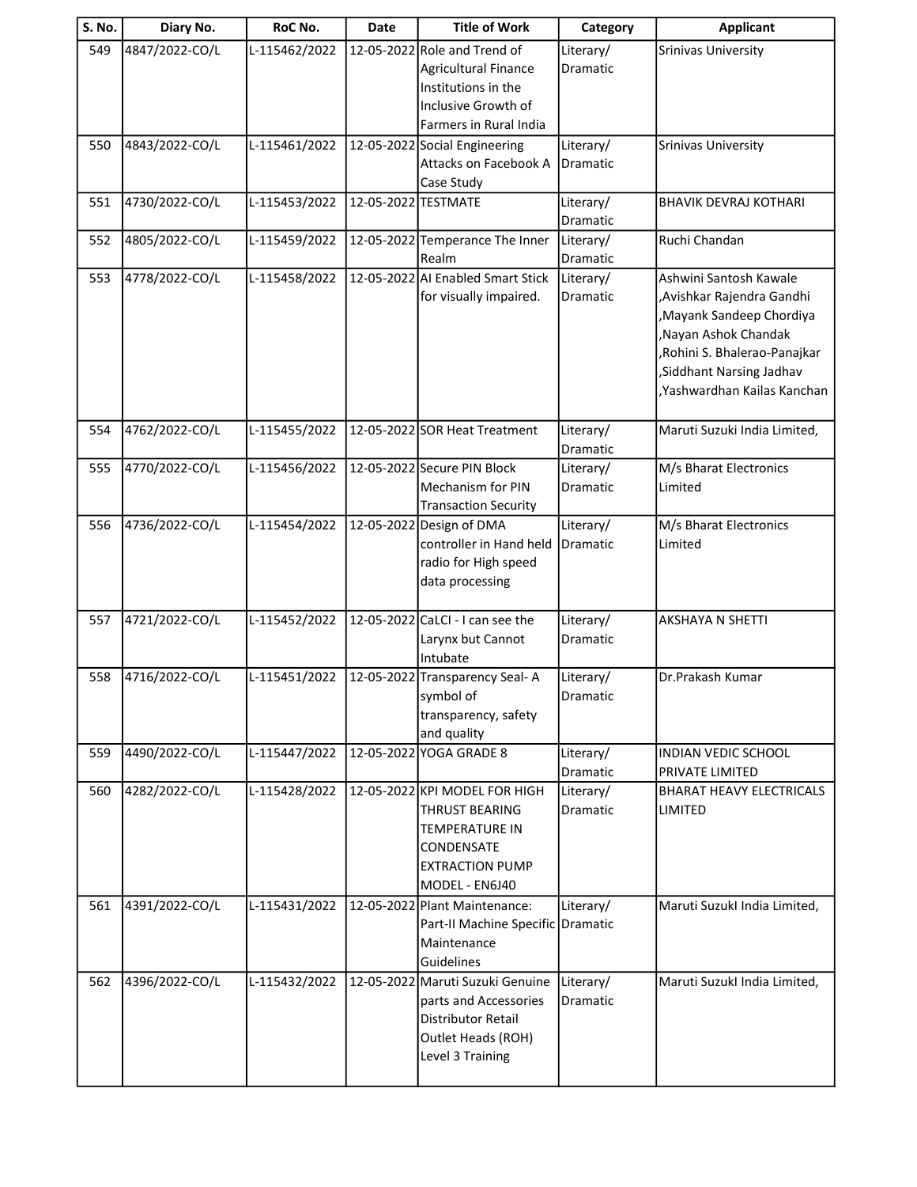| S. No. | Diary No. | RoC No. | Date | Title of Work | Category | Applicant |
|---|---|---|---|---|---|---|
| 549 | 4847/2022-CO/L | L-115462/2022 | 12-05-2022 | Role and Trend of Agricultural Finance Institutions in the Inclusive Growth of Farmers in Rural India | Literary/ Dramatic | Srinivas University |
| 550 | 4843/2022-CO/L | L-115461/2022 | 12-05-2022 | Social Engineering Attacks on Facebook A Case Study | Literary/ Dramatic | Srinivas University |
| 551 | 4730/2022-CO/L | L-115453/2022 | 12-05-2022 | TESTMATE | Literary/ Dramatic | BHAVIK DEVRAJ KOTHARI |
| 552 | 4805/2022-CO/L | L-115459/2022 | 12-05-2022 | Temperance The Inner Realm | Literary/ Dramatic | Ruchi Chandan |
| 553 | 4778/2022-CO/L | L-115458/2022 | 12-05-2022 | AI Enabled Smart Stick for visually impaired. | Literary/ Dramatic | Ashwini Santosh Kawale ,Avishkar Rajendra Gandhi ,Mayank Sandeep Chordiya ,Nayan Ashok Chandak ,Rohini S. Bhalerao-Panajkar ,Siddhant Narsing Jadhav ,Yashwardhan Kailas Kanchan |
| 554 | 4762/2022-CO/L | L-115455/2022 | 12-05-2022 | SOR Heat Treatment | Literary/ Dramatic | Maruti Suzuki India Limited, |
| 555 | 4770/2022-CO/L | L-115456/2022 | 12-05-2022 | Secure PIN Block Mechanism for PIN Transaction Security | Literary/ Dramatic | M/s Bharat Electronics Limited |
| 556 | 4736/2022-CO/L | L-115454/2022 | 12-05-2022 | Design of DMA controller in Hand held radio for High speed data processing | Literary/ Dramatic | M/s Bharat Electronics Limited |
| 557 | 4721/2022-CO/L | L-115452/2022 | 12-05-2022 | CaLCI - I can see the Larynx but Cannot Intubate | Literary/ Dramatic | AKSHAYA N SHETTI |
| 558 | 4716/2022-CO/L | L-115451/2022 | 12-05-2022 | Transparency Seal- A symbol of transparency, safety and quality | Literary/ Dramatic | Dr.Prakash Kumar |
| 559 | 4490/2022-CO/L | L-115447/2022 | 12-05-2022 | YOGA GRADE 8 | Literary/ Dramatic | INDIAN VEDIC SCHOOL PRIVATE LIMITED |
| 560 | 4282/2022-CO/L | L-115428/2022 | 12-05-2022 | KPI MODEL FOR HIGH THRUST BEARING TEMPERATURE IN CONDENSATE EXTRACTION PUMP MODEL - EN6J40 | Literary/ Dramatic | BHARAT HEAVY ELECTRICALS LIMITED |
| 561 | 4391/2022-CO/L | L-115431/2022 | 12-05-2022 | Plant Maintenance: Part-II Machine Specific Maintenance Guidelines | Literary/ Dramatic | Maruti SuzukI India Limited, |
| 562 | 4396/2022-CO/L | L-115432/2022 | 12-05-2022 | Maruti Suzuki Genuine parts and Accessories Distributor Retail Outlet Heads (ROH) Level 3 Training | Literary/ Dramatic | Maruti SuzukI India Limited, |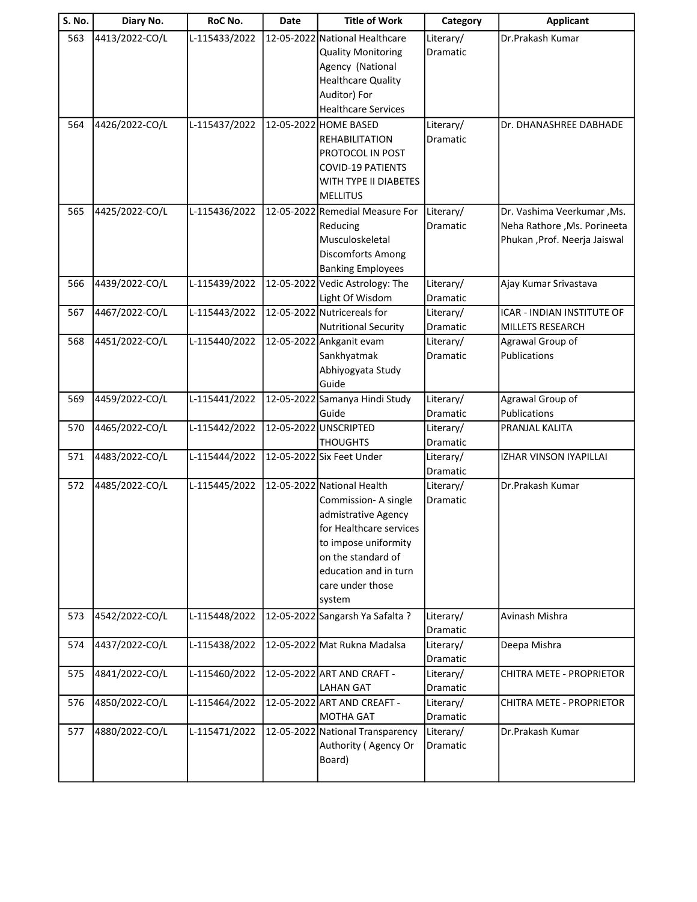| S. No. | Diary No. | RoC No. | Date | Title of Work | Category | Applicant |
|---|---|---|---|---|---|---|
| 563 | 4413/2022-CO/L | L-115433/2022 | 12-05-2022 | National Healthcare Quality Monitoring Agency (National Healthcare Quality Auditor) For Healthcare Services | Literary/ Dramatic | Dr.Prakash Kumar |
| 564 | 4426/2022-CO/L | L-115437/2022 | 12-05-2022 | HOME BASED REHABILITATION PROTOCOL IN POST COVID-19 PATIENTS WITH TYPE II DIABETES MELLITUS | Literary/ Dramatic | Dr. DHANASHREE DABHADE |
| 565 | 4425/2022-CO/L | L-115436/2022 | 12-05-2022 | Remedial Measure For Reducing Musculoskeletal Discomforts Among Banking Employees | Literary/ Dramatic | Dr. Vashima Veerkumar ,Ms. Neha Rathore ,Ms. Porineeta Phukan ,Prof. Neerja Jaiswal |
| 566 | 4439/2022-CO/L | L-115439/2022 | 12-05-2022 | Vedic Astrology: The Light Of Wisdom | Literary/ Dramatic | Ajay Kumar Srivastava |
| 567 | 4467/2022-CO/L | L-115443/2022 | 12-05-2022 | Nutricereals for Nutritional Security | Literary/ Dramatic | ICAR - INDIAN INSTITUTE OF MILLETS RESEARCH |
| 568 | 4451/2022-CO/L | L-115440/2022 | 12-05-2022 | Ankganit evam Sankhyatmak Abhiyogyata Study Guide | Literary/ Dramatic | Agrawal Group of Publications |
| 569 | 4459/2022-CO/L | L-115441/2022 | 12-05-2022 | Samanya Hindi Study Guide | Literary/ Dramatic | Agrawal Group of Publications |
| 570 | 4465/2022-CO/L | L-115442/2022 | 12-05-2022 | UNSCRIPTED THOUGHTS | Literary/ Dramatic | PRANJAL KALITA |
| 571 | 4483/2022-CO/L | L-115444/2022 | 12-05-2022 | Six Feet Under | Literary/ Dramatic | IZHAR VINSON IYAPILLAI |
| 572 | 4485/2022-CO/L | L-115445/2022 | 12-05-2022 | National Health Commission- A single admistrative Agency for Healthcare services to impose uniformity on the standard of education and in turn care under those system | Literary/ Dramatic | Dr.Prakash Kumar |
| 573 | 4542/2022-CO/L | L-115448/2022 | 12-05-2022 | Sangarsh Ya Safalta ? | Literary/ Dramatic | Avinash Mishra |
| 574 | 4437/2022-CO/L | L-115438/2022 | 12-05-2022 | Mat Rukna Madalsa | Literary/ Dramatic | Deepa Mishra |
| 575 | 4841/2022-CO/L | L-115460/2022 | 12-05-2022 | ART AND CRAFT - LAHAN GAT | Literary/ Dramatic | CHITRA METE - PROPRIETOR |
| 576 | 4850/2022-CO/L | L-115464/2022 | 12-05-2022 | ART AND CREAFT - MOTHA GAT | Literary/ Dramatic | CHITRA METE - PROPRIETOR |
| 577 | 4880/2022-CO/L | L-115471/2022 | 12-05-2022 | National Transparency Authority ( Agency Or Board) | Literary/ Dramatic | Dr.Prakash Kumar |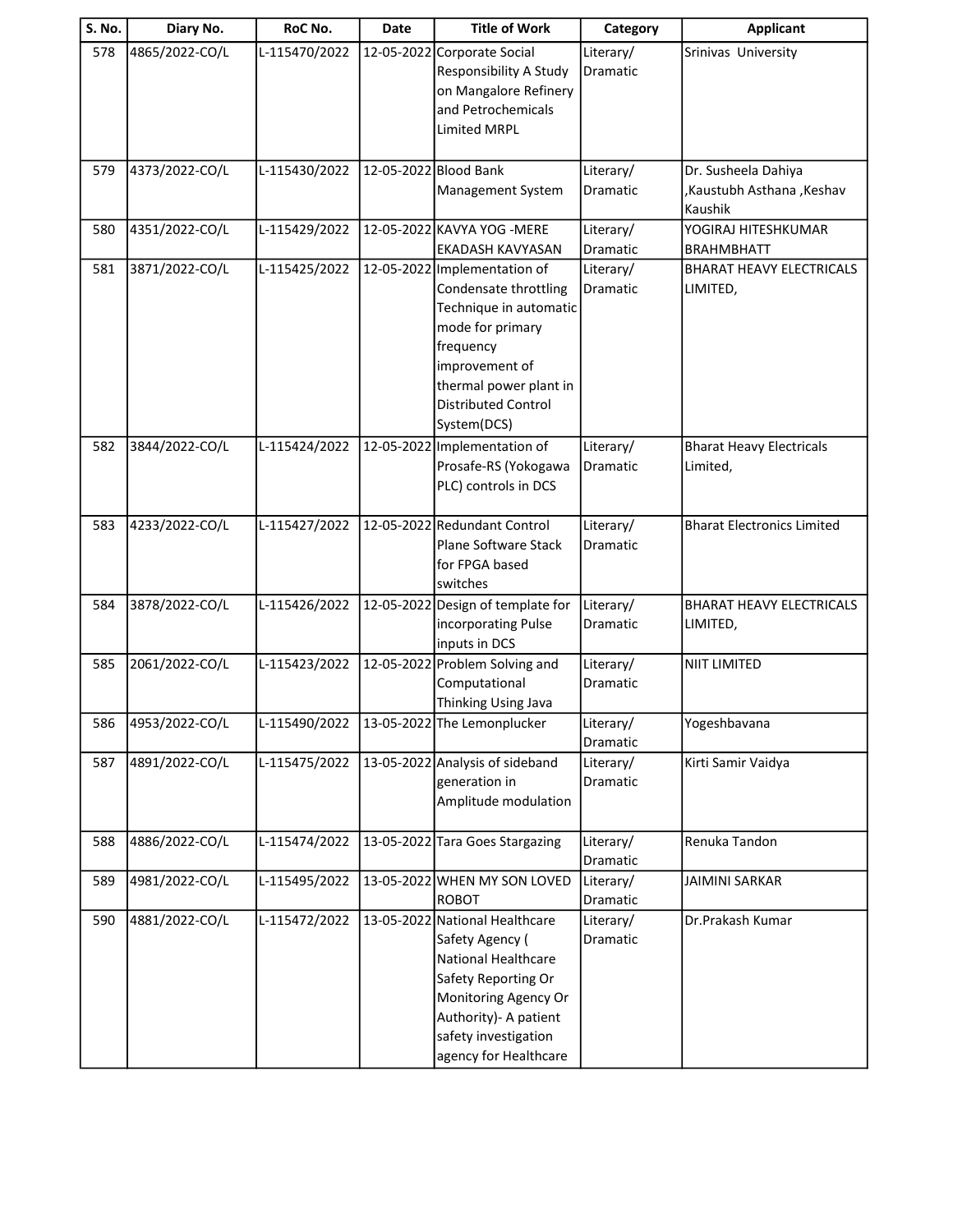| S. No. | Diary No. | RoC No. | Date | Title of Work | Category | Applicant |
|---|---|---|---|---|---|---|
| 578 | 4865/2022-CO/L | L-115470/2022 | 12-05-2022 | Corporate Social Responsibility A Study on Mangalore Refinery and Petrochemicals Limited MRPL | Literary/ Dramatic | Srinivas University |
| 579 | 4373/2022-CO/L | L-115430/2022 | 12-05-2022 | Blood Bank Management System | Literary/ Dramatic | Dr. Susheela Dahiya ,Kaustubh Asthana ,Keshav Kaushik |
| 580 | 4351/2022-CO/L | L-115429/2022 | 12-05-2022 | KAVYA YOG -MERE EKADASH KAVYASAN | Literary/ Dramatic | YOGIRAJ HITESHKUMAR BRAHMBHATT |
| 581 | 3871/2022-CO/L | L-115425/2022 | 12-05-2022 | Implementation of Condensate throttling Technique in automatic mode for primary frequency improvement of thermal power plant in Distributed Control System(DCS) | Literary/ Dramatic | BHARAT HEAVY ELECTRICALS LIMITED, |
| 582 | 3844/2022-CO/L | L-115424/2022 | 12-05-2022 | Implementation of Prosafe-RS (Yokogawa PLC) controls in DCS | Literary/ Dramatic | Bharat Heavy Electricals Limited, |
| 583 | 4233/2022-CO/L | L-115427/2022 | 12-05-2022 | Redundant Control Plane Software Stack for FPGA based switches | Literary/ Dramatic | Bharat Electronics Limited |
| 584 | 3878/2022-CO/L | L-115426/2022 | 12-05-2022 | Design of template for incorporating Pulse inputs in DCS | Literary/ Dramatic | BHARAT HEAVY ELECTRICALS LIMITED, |
| 585 | 2061/2022-CO/L | L-115423/2022 | 12-05-2022 | Problem Solving and Computational Thinking Using Java | Literary/ Dramatic | NIIT LIMITED |
| 586 | 4953/2022-CO/L | L-115490/2022 | 13-05-2022 | The Lemonplucker | Literary/ Dramatic | Yogeshbavana |
| 587 | 4891/2022-CO/L | L-115475/2022 | 13-05-2022 | Analysis of sideband generation in Amplitude modulation | Literary/ Dramatic | Kirti Samir Vaidya |
| 588 | 4886/2022-CO/L | L-115474/2022 | 13-05-2022 | Tara Goes Stargazing | Literary/ Dramatic | Renuka Tandon |
| 589 | 4981/2022-CO/L | L-115495/2022 | 13-05-2022 | WHEN MY SON LOVED ROBOT | Literary/ Dramatic | JAIMINI SARKAR |
| 590 | 4881/2022-CO/L | L-115472/2022 | 13-05-2022 | National Healthcare Safety Agency ( National Healthcare Safety Reporting Or Monitoring Agency Or Authority)- A patient safety investigation agency for Healthcare | Literary/ Dramatic | Dr.Prakash Kumar |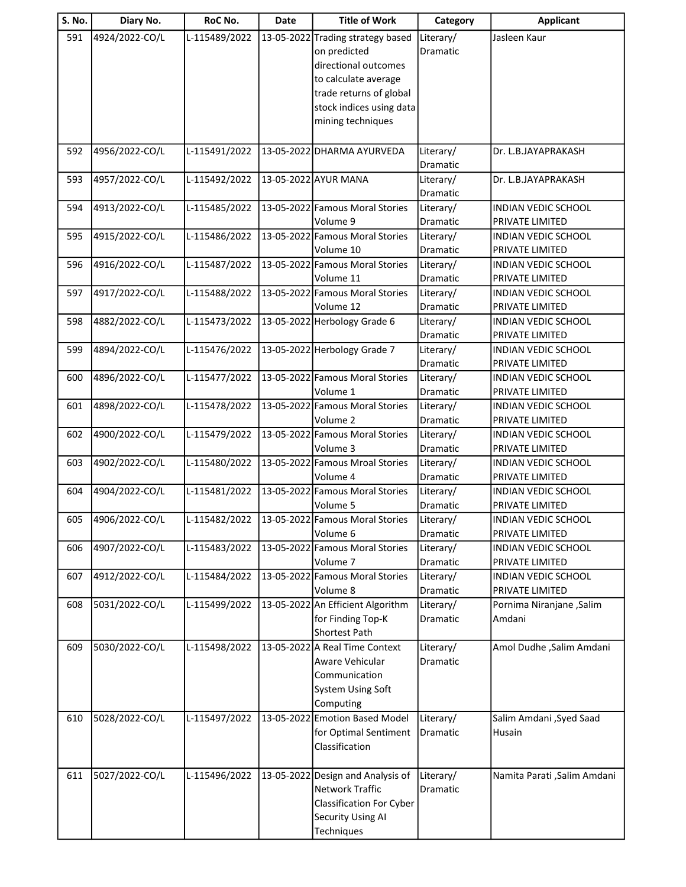| S. No. | Diary No. | RoC No. | Date | Title of Work | Category | Applicant |
|---|---|---|---|---|---|---|
| 591 | 4924/2022-CO/L | L-115489/2022 | 13-05-2022 | Trading strategy based on predicted directional outcomes to calculate average trade returns of global stock indices using data mining techniques | Literary/ Dramatic | Jasleen Kaur |
| 592 | 4956/2022-CO/L | L-115491/2022 | 13-05-2022 | DHARMA AYURVEDA | Literary/ Dramatic | Dr. L.B.JAYAPRAKASH |
| 593 | 4957/2022-CO/L | L-115492/2022 | 13-05-2022 | AYUR MANA | Literary/ Dramatic | Dr. L.B.JAYAPRAKASH |
| 594 | 4913/2022-CO/L | L-115485/2022 | 13-05-2022 | Famous Moral Stories Volume 9 | Literary/ Dramatic | INDIAN VEDIC SCHOOL PRIVATE LIMITED |
| 595 | 4915/2022-CO/L | L-115486/2022 | 13-05-2022 | Famous Moral Stories Volume 10 | Literary/ Dramatic | INDIAN VEDIC SCHOOL PRIVATE LIMITED |
| 596 | 4916/2022-CO/L | L-115487/2022 | 13-05-2022 | Famous Moral Stories Volume 11 | Literary/ Dramatic | INDIAN VEDIC SCHOOL PRIVATE LIMITED |
| 597 | 4917/2022-CO/L | L-115488/2022 | 13-05-2022 | Famous Moral Stories Volume 12 | Literary/ Dramatic | INDIAN VEDIC SCHOOL PRIVATE LIMITED |
| 598 | 4882/2022-CO/L | L-115473/2022 | 13-05-2022 | Herbology Grade 6 | Literary/ Dramatic | INDIAN VEDIC SCHOOL PRIVATE LIMITED |
| 599 | 4894/2022-CO/L | L-115476/2022 | 13-05-2022 | Herbology Grade 7 | Literary/ Dramatic | INDIAN VEDIC SCHOOL PRIVATE LIMITED |
| 600 | 4896/2022-CO/L | L-115477/2022 | 13-05-2022 | Famous Moral Stories Volume 1 | Literary/ Dramatic | INDIAN VEDIC SCHOOL PRIVATE LIMITED |
| 601 | 4898/2022-CO/L | L-115478/2022 | 13-05-2022 | Famous Moral Stories Volume 2 | Literary/ Dramatic | INDIAN VEDIC SCHOOL PRIVATE LIMITED |
| 602 | 4900/2022-CO/L | L-115479/2022 | 13-05-2022 | Famous Moral Stories Volume 3 | Literary/ Dramatic | INDIAN VEDIC SCHOOL PRIVATE LIMITED |
| 603 | 4902/2022-CO/L | L-115480/2022 | 13-05-2022 | Famous Mroal Stories Volume 4 | Literary/ Dramatic | INDIAN VEDIC SCHOOL PRIVATE LIMITED |
| 604 | 4904/2022-CO/L | L-115481/2022 | 13-05-2022 | Famous Moral Stories Volume 5 | Literary/ Dramatic | INDIAN VEDIC SCHOOL PRIVATE LIMITED |
| 605 | 4906/2022-CO/L | L-115482/2022 | 13-05-2022 | Famous Moral Stories Volume 6 | Literary/ Dramatic | INDIAN VEDIC SCHOOL PRIVATE LIMITED |
| 606 | 4907/2022-CO/L | L-115483/2022 | 13-05-2022 | Famous Moral Stories Volume 7 | Literary/ Dramatic | INDIAN VEDIC SCHOOL PRIVATE LIMITED |
| 607 | 4912/2022-CO/L | L-115484/2022 | 13-05-2022 | Famous Moral Stories Volume 8 | Literary/ Dramatic | INDIAN VEDIC SCHOOL PRIVATE LIMITED |
| 608 | 5031/2022-CO/L | L-115499/2022 | 13-05-2022 | An Efficient Algorithm for Finding Top-K Shortest Path | Literary/ Dramatic | Pornima Niranjane ,Salim Amdani |
| 609 | 5030/2022-CO/L | L-115498/2022 | 13-05-2022 | A Real Time Context Aware Vehicular Communication System Using Soft Computing | Literary/ Dramatic | Amol Dudhe ,Salim Amdani |
| 610 | 5028/2022-CO/L | L-115497/2022 | 13-05-2022 | Emotion Based Model for Optimal Sentiment Classification | Literary/ Dramatic | Salim Amdani ,Syed Saad Husain |
| 611 | 5027/2022-CO/L | L-115496/2022 | 13-05-2022 | Design and Analysis of Network Traffic Classification For Cyber Security Using AI Techniques | Literary/ Dramatic | Namita Parati ,Salim Amdani |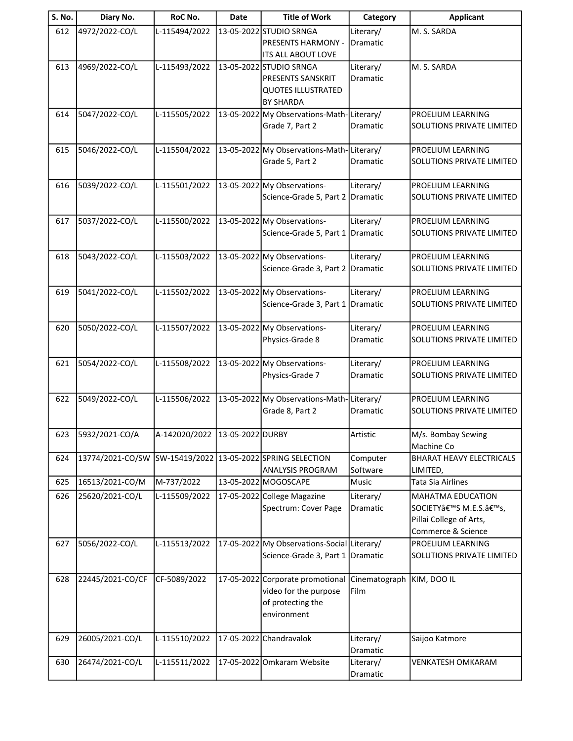| S. No. | Diary No. | RoC No. | Date | Title of Work | Category | Applicant |
|---|---|---|---|---|---|---|
| 612 | 4972/2022-CO/L | L-115494/2022 | 13-05-2022 | STUDIO SRNGA PRESENTS HARMONY - ITS ALL ABOUT LOVE | Literary/ Dramatic | M. S. SARDA |
| 613 | 4969/2022-CO/L | L-115493/2022 | 13-05-2022 | STUDIO SRNGA PRESENTS SANSKRIT QUOTES ILLUSTRATED BY SHARDA | Literary/ Dramatic | M. S. SARDA |
| 614 | 5047/2022-CO/L | L-115505/2022 | 13-05-2022 | My Observations-Math-Grade 7, Part 2 | Literary/ Dramatic | PROELIUM LEARNING SOLUTIONS PRIVATE LIMITED |
| 615 | 5046/2022-CO/L | L-115504/2022 | 13-05-2022 | My Observations-Math-Grade 5, Part 2 | Literary/ Dramatic | PROELIUM LEARNING SOLUTIONS PRIVATE LIMITED |
| 616 | 5039/2022-CO/L | L-115501/2022 | 13-05-2022 | My Observations-Science-Grade 5, Part 2 | Literary/ Dramatic | PROELIUM LEARNING SOLUTIONS PRIVATE LIMITED |
| 617 | 5037/2022-CO/L | L-115500/2022 | 13-05-2022 | My Observations-Science-Grade 5, Part 1 | Literary/ Dramatic | PROELIUM LEARNING SOLUTIONS PRIVATE LIMITED |
| 618 | 5043/2022-CO/L | L-115503/2022 | 13-05-2022 | My Observations-Science-Grade 3, Part 2 | Literary/ Dramatic | PROELIUM LEARNING SOLUTIONS PRIVATE LIMITED |
| 619 | 5041/2022-CO/L | L-115502/2022 | 13-05-2022 | My Observations-Science-Grade 3, Part 1 | Literary/ Dramatic | PROELIUM LEARNING SOLUTIONS PRIVATE LIMITED |
| 620 | 5050/2022-CO/L | L-115507/2022 | 13-05-2022 | My Observations-Physics-Grade 8 | Literary/ Dramatic | PROELIUM LEARNING SOLUTIONS PRIVATE LIMITED |
| 621 | 5054/2022-CO/L | L-115508/2022 | 13-05-2022 | My Observations-Physics-Grade 7 | Literary/ Dramatic | PROELIUM LEARNING SOLUTIONS PRIVATE LIMITED |
| 622 | 5049/2022-CO/L | L-115506/2022 | 13-05-2022 | My Observations-Math-Grade 8, Part 2 | Literary/ Dramatic | PROELIUM LEARNING SOLUTIONS PRIVATE LIMITED |
| 623 | 5932/2021-CO/A | A-142020/2022 | 13-05-2022 | DURBY | Artistic | M/s. Bombay Sewing Machine Co |
| 624 | 13774/2021-CO/SW | SW-15419/2022 | 13-05-2022 | SPRING SELECTION ANALYSIS PROGRAM | Computer Software | BHARAT HEAVY ELECTRICALS LIMITED, |
| 625 | 16513/2021-CO/M | M-737/2022 | 13-05-2022 | MOGOSCAPE | Music | Tata Sia Airlines |
| 626 | 25620/2021-CO/L | L-115509/2022 | 17-05-2022 | College Magazine Spectrum: Cover Page | Literary/ Dramatic | MAHATMA EDUCATION SOCIETYâ€™S M.E.S.â€™s, Pillai College of Arts, Commerce & Science |
| 627 | 5056/2022-CO/L | L-115513/2022 | 17-05-2022 | My Observations-Social Science-Grade 3, Part 1 | Literary/ Dramatic | PROELIUM LEARNING SOLUTIONS PRIVATE LIMITED |
| 628 | 22445/2021-CO/CF | CF-5089/2022 | 17-05-2022 | Corporate promotional video for the purpose of protecting the environment | Cinematograph Film | KIM, DOO IL |
| 629 | 26005/2021-CO/L | L-115510/2022 | 17-05-2022 | Chandravalok | Literary/ Dramatic | Saijoo Katmore |
| 630 | 26474/2021-CO/L | L-115511/2022 | 17-05-2022 | Omkaram Website | Literary/ Dramatic | VENKATESH OMKARAM |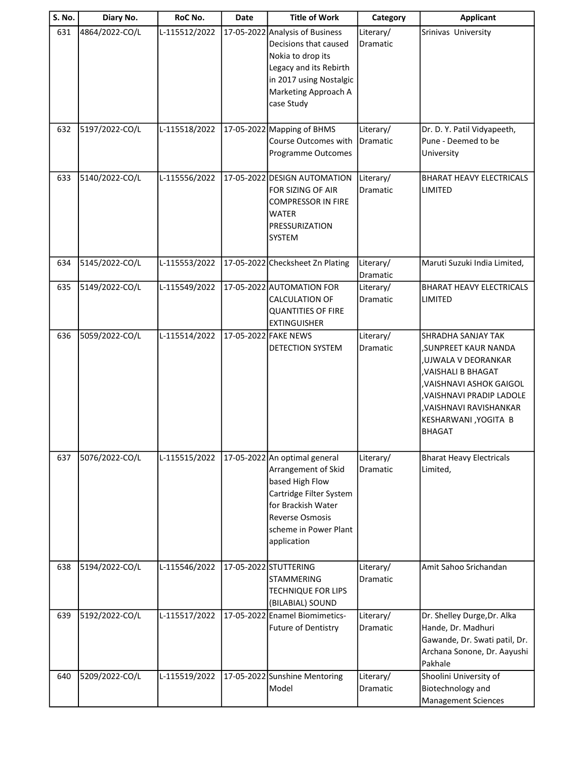| S. No. | Diary No. | RoC No. | Date | Title of Work | Category | Applicant |
|---|---|---|---|---|---|---|
| 631 | 4864/2022-CO/L | L-115512/2022 | 17-05-2022 | Analysis of Business Decisions that caused Nokia to drop its Legacy and its Rebirth in 2017 using Nostalgic Marketing Approach A case Study | Literary/ Dramatic | Srinivas University |
| 632 | 5197/2022-CO/L | L-115518/2022 | 17-05-2022 | Mapping of BHMS Course Outcomes with Programme Outcomes | Literary/ Dramatic | Dr. D. Y. Patil Vidyapeeth, Pune - Deemed to be University |
| 633 | 5140/2022-CO/L | L-115556/2022 | 17-05-2022 | DESIGN AUTOMATION FOR SIZING OF AIR COMPRESSOR IN FIRE WATER PRESSURIZATION SYSTEM | Literary/ Dramatic | BHARAT HEAVY ELECTRICALS LIMITED |
| 634 | 5145/2022-CO/L | L-115553/2022 | 17-05-2022 | Checksheet Zn Plating | Literary/ Dramatic | Maruti Suzuki India Limited, |
| 635 | 5149/2022-CO/L | L-115549/2022 | 17-05-2022 | AUTOMATION FOR CALCULATION OF QUANTITIES OF FIRE EXTINGUISHER | Literary/ Dramatic | BHARAT HEAVY ELECTRICALS LIMITED |
| 636 | 5059/2022-CO/L | L-115514/2022 | 17-05-2022 | FAKE NEWS DETECTION SYSTEM | Literary/ Dramatic | SHRADHA SANJAY TAK ,SUNPREET KAUR NANDA ,UJWALA V DEORANKAR ,VAISHALI B BHAGAT ,VAISHNAVI ASHOK GAIGOL ,VAISHNAVI PRADIP LADOLE ,VAISHNAVI RAVISHANKAR KESHARWANI ,YOGITA B BHAGAT |
| 637 | 5076/2022-CO/L | L-115515/2022 | 17-05-2022 | An optimal general Arrangement of Skid based High Flow Cartridge Filter System for Brackish Water Reverse Osmosis scheme in Power Plant application | Literary/ Dramatic | Bharat Heavy Electricals Limited, |
| 638 | 5194/2022-CO/L | L-115546/2022 | 17-05-2022 | STUTTERING STAMMERING TECHNIQUE FOR LIPS (BILABIAL) SOUND | Literary/ Dramatic | Amit Sahoo Srichandan |
| 639 | 5192/2022-CO/L | L-115517/2022 | 17-05-2022 | Enamel Biomimetics-Future of Dentistry | Literary/ Dramatic | Dr. Shelley Durge,Dr. Alka Hande, Dr. Madhuri Gawande, Dr. Swati patil, Dr. Archana Sonone, Dr. Aayushi Pakhale |
| 640 | 5209/2022-CO/L | L-115519/2022 | 17-05-2022 | Sunshine Mentoring Model | Literary/ Dramatic | Shoolini University of Biotechnology and Management Sciences |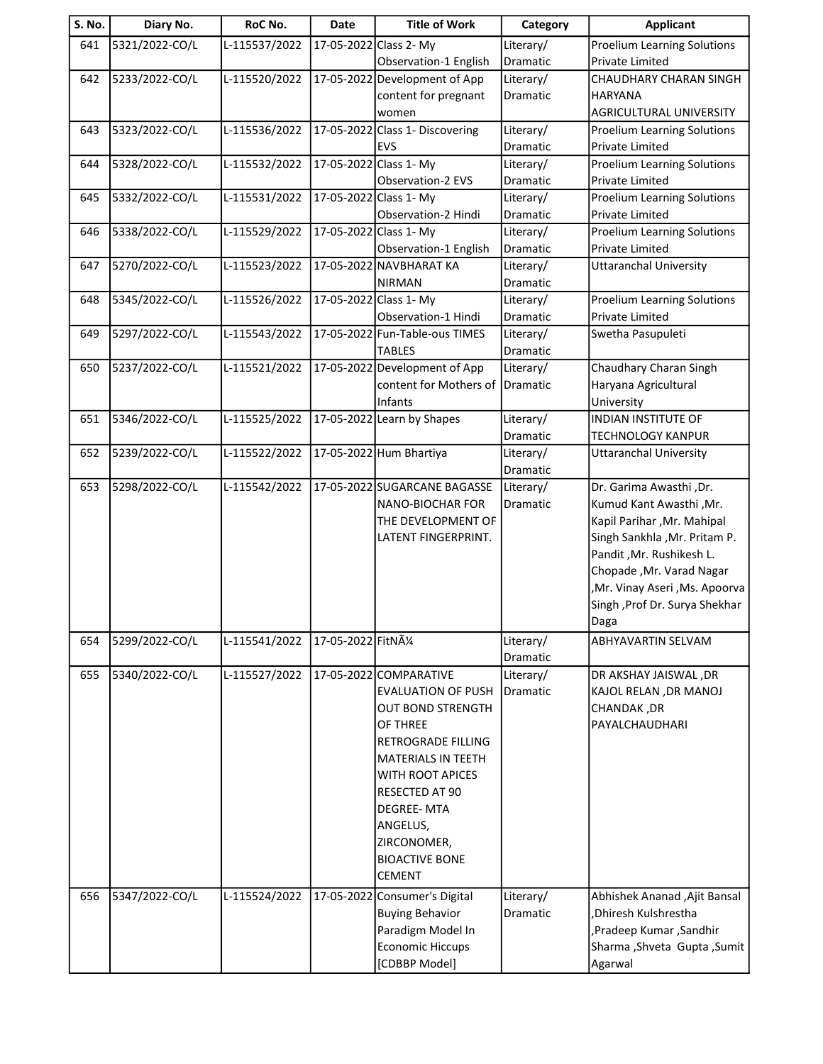| S. No. | Diary No. | RoC No. | Date | Title of Work | Category | Applicant |
|---|---|---|---|---|---|---|
| 641 | 5321/2022-CO/L | L-115537/2022 | 17-05-2022 | Class 2- My Observation-1 English | Literary/ Dramatic | Proelium Learning Solutions Private Limited |
| 642 | 5233/2022-CO/L | L-115520/2022 | 17-05-2022 | Development of App content for pregnant women | Literary/ Dramatic | CHAUDHARY CHARAN SINGH HARYANA AGRICULTURAL UNIVERSITY |
| 643 | 5323/2022-CO/L | L-115536/2022 | 17-05-2022 | Class 1- Discovering EVS | Literary/ Dramatic | Proelium Learning Solutions Private Limited |
| 644 | 5328/2022-CO/L | L-115532/2022 | 17-05-2022 | Class 1- My Observation-2 EVS | Literary/ Dramatic | Proelium Learning Solutions Private Limited |
| 645 | 5332/2022-CO/L | L-115531/2022 | 17-05-2022 | Class 1- My Observation-2 Hindi | Literary/ Dramatic | Proelium Learning Solutions Private Limited |
| 646 | 5338/2022-CO/L | L-115529/2022 | 17-05-2022 | Class 1- My Observation-1 English | Literary/ Dramatic | Proelium Learning Solutions Private Limited |
| 647 | 5270/2022-CO/L | L-115523/2022 | 17-05-2022 | NAVBHARAT KA NIRMAN | Literary/ Dramatic | Uttaranchal University |
| 648 | 5345/2022-CO/L | L-115526/2022 | 17-05-2022 | Class 1- My Observation-1 Hindi | Literary/ Dramatic | Proelium Learning Solutions Private Limited |
| 649 | 5297/2022-CO/L | L-115543/2022 | 17-05-2022 | Fun-Table-ous TIMES TABLES | Literary/ Dramatic | Swetha Pasupuleti |
| 650 | 5237/2022-CO/L | L-115521/2022 | 17-05-2022 | Development of App content for Mothers of Infants | Literary/ Dramatic | Chaudhary Charan Singh Haryana Agricultural University |
| 651 | 5346/2022-CO/L | L-115525/2022 | 17-05-2022 | Learn by Shapes | Literary/ Dramatic | INDIAN INSTITUTE OF TECHNOLOGY KANPUR |
| 652 | 5239/2022-CO/L | L-115522/2022 | 17-05-2022 | Hum Bhartiya | Literary/ Dramatic | Uttaranchal University |
| 653 | 5298/2022-CO/L | L-115542/2022 | 17-05-2022 | SUGARCANE BAGASSE NANO-BIOCHAR FOR THE DEVELOPMENT OF LATENT FINGERPRINT. | Literary/ Dramatic | Dr. Garima Awasthi ,Dr. Kumud Kant Awasthi ,Mr. Kapil Parihar ,Mr. Mahipal Singh Sankhla ,Mr. Pritam P. Pandit ,Mr. Rushikesh L. Chopade ,Mr. Varad Nagar ,Mr. Vinay Aseri ,Ms. Apoorva Singh ,Prof Dr. Surya Shekhar Daga |
| 654 | 5299/2022-CO/L | L-115541/2022 | 17-05-2022 | FitNÃ¼ | Literary/ Dramatic | ABHYAVARTIN SELVAM |
| 655 | 5340/2022-CO/L | L-115527/2022 | 17-05-2022 | COMPARATIVE EVALUATION OF PUSH OUT BOND STRENGTH OF THREE RETROGRADE FILLING MATERIALS IN TEETH WITH ROOT APICES RESECTED AT 90 DEGREE- MTA ANGELUS, ZIRCONOMER, BIOACTIVE BONE CEMENT | Literary/ Dramatic | DR AKSHAY JAISWAL ,DR KAJOL RELAN ,DR MANOJ CHANDAK ,DR PAYALCHAUDHARI |
| 656 | 5347/2022-CO/L | L-115524/2022 | 17-05-2022 | Consumer's Digital Buying Behavior Paradigm Model In Economic Hiccups [CDBBP Model] | Literary/ Dramatic | Abhishek Ananad ,Ajit Bansal ,Dhiresh Kulshrestha ,Pradeep Kumar ,Sandhir Sharma ,Shveta Gupta ,Sumit Agarwal |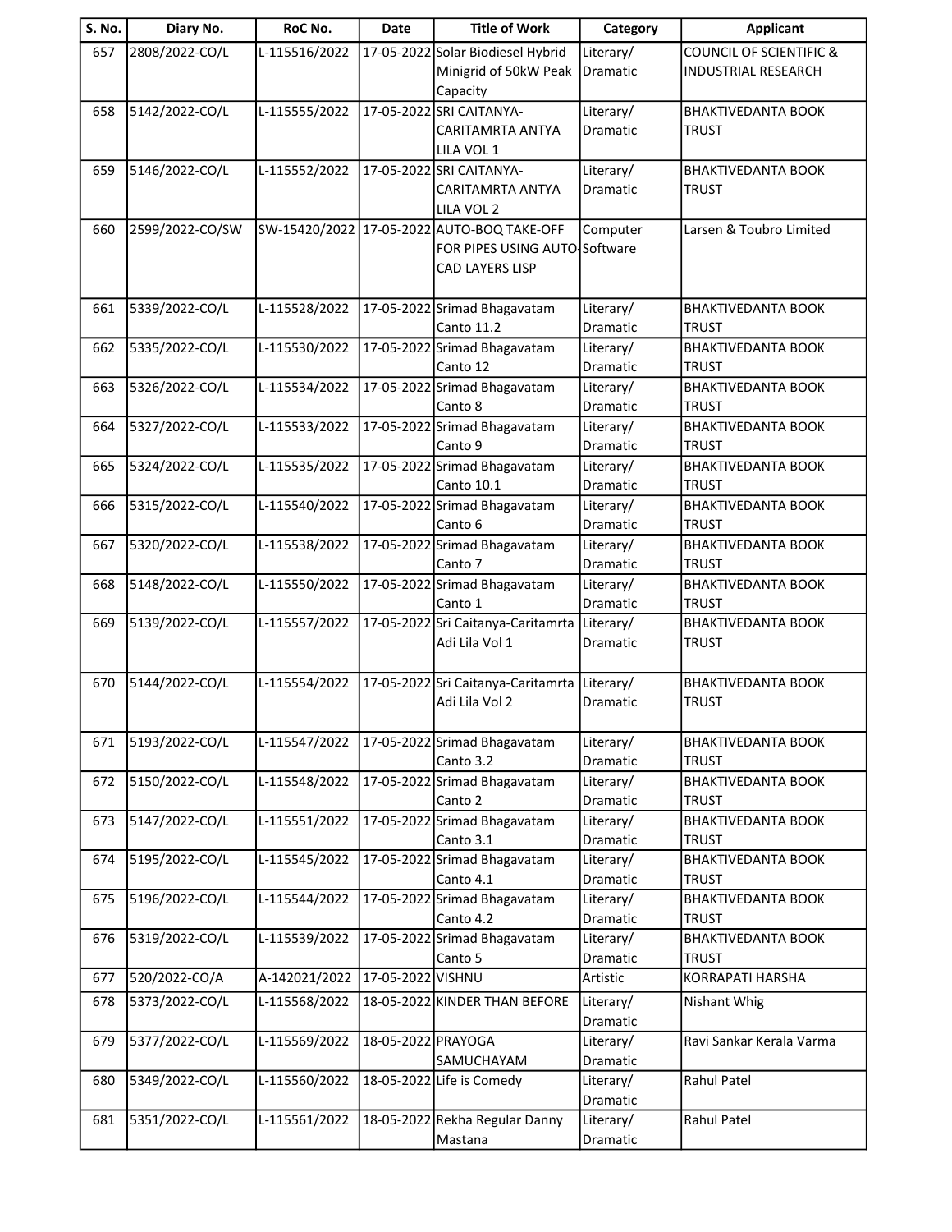| S. No. | Diary No. | RoC No. | Date | Title of Work | Category | Applicant |
|---|---|---|---|---|---|---|
| 657 | 2808/2022-CO/L | L-115516/2022 | 17-05-2022 | Solar Biodiesel Hybrid Minigrid of 50kW Peak Capacity | Literary/ Dramatic | COUNCIL OF SCIENTIFIC & INDUSTRIAL RESEARCH |
| 658 | 5142/2022-CO/L | L-115555/2022 | 17-05-2022 | SRI CAITANYA-CARITAMRTA ANTYA LILA VOL 1 | Literary/ Dramatic | BHAKTIVEDANTA BOOK TRUST |
| 659 | 5146/2022-CO/L | L-115552/2022 | 17-05-2022 | SRI CAITANYA-CARITAMRTA ANTYA LILA VOL 2 | Literary/ Dramatic | BHAKTIVEDANTA BOOK TRUST |
| 660 | 2599/2022-CO/SW | SW-15420/2022 | 17-05-2022 | AUTO-BOQ TAKE-OFF FOR PIPES USING AUTO-CAD LAYERS LISP | Computer Software | Larsen & Toubro Limited |
| 661 | 5339/2022-CO/L | L-115528/2022 | 17-05-2022 | Srimad Bhagavatam Canto 11.2 | Literary/ Dramatic | BHAKTIVEDANTA BOOK TRUST |
| 662 | 5335/2022-CO/L | L-115530/2022 | 17-05-2022 | Srimad Bhagavatam Canto 12 | Literary/ Dramatic | BHAKTIVEDANTA BOOK TRUST |
| 663 | 5326/2022-CO/L | L-115534/2022 | 17-05-2022 | Srimad Bhagavatam Canto 8 | Literary/ Dramatic | BHAKTIVEDANTA BOOK TRUST |
| 664 | 5327/2022-CO/L | L-115533/2022 | 17-05-2022 | Srimad Bhagavatam Canto 9 | Literary/ Dramatic | BHAKTIVEDANTA BOOK TRUST |
| 665 | 5324/2022-CO/L | L-115535/2022 | 17-05-2022 | Srimad Bhagavatam Canto 10.1 | Literary/ Dramatic | BHAKTIVEDANTA BOOK TRUST |
| 666 | 5315/2022-CO/L | L-115540/2022 | 17-05-2022 | Srimad Bhagavatam Canto 6 | Literary/ Dramatic | BHAKTIVEDANTA BOOK TRUST |
| 667 | 5320/2022-CO/L | L-115538/2022 | 17-05-2022 | Srimad Bhagavatam Canto 7 | Literary/ Dramatic | BHAKTIVEDANTA BOOK TRUST |
| 668 | 5148/2022-CO/L | L-115550/2022 | 17-05-2022 | Srimad Bhagavatam Canto 1 | Literary/ Dramatic | BHAKTIVEDANTA BOOK TRUST |
| 669 | 5139/2022-CO/L | L-115557/2022 | 17-05-2022 | Sri Caitanya-Caritamrta Adi Lila Vol 1 | Literary/ Dramatic | BHAKTIVEDANTA BOOK TRUST |
| 670 | 5144/2022-CO/L | L-115554/2022 | 17-05-2022 | Sri Caitanya-Caritamrta Adi Lila Vol 2 | Literary/ Dramatic | BHAKTIVEDANTA BOOK TRUST |
| 671 | 5193/2022-CO/L | L-115547/2022 | 17-05-2022 | Srimad Bhagavatam Canto 3.2 | Literary/ Dramatic | BHAKTIVEDANTA BOOK TRUST |
| 672 | 5150/2022-CO/L | L-115548/2022 | 17-05-2022 | Srimad Bhagavatam Canto 2 | Literary/ Dramatic | BHAKTIVEDANTA BOOK TRUST |
| 673 | 5147/2022-CO/L | L-115551/2022 | 17-05-2022 | Srimad Bhagavatam Canto 3.1 | Literary/ Dramatic | BHAKTIVEDANTA BOOK TRUST |
| 674 | 5195/2022-CO/L | L-115545/2022 | 17-05-2022 | Srimad Bhagavatam Canto 4.1 | Literary/ Dramatic | BHAKTIVEDANTA BOOK TRUST |
| 675 | 5196/2022-CO/L | L-115544/2022 | 17-05-2022 | Srimad Bhagavatam Canto 4.2 | Literary/ Dramatic | BHAKTIVEDANTA BOOK TRUST |
| 676 | 5319/2022-CO/L | L-115539/2022 | 17-05-2022 | Srimad Bhagavatam Canto 5 | Literary/ Dramatic | BHAKTIVEDANTA BOOK TRUST |
| 677 | 520/2022-CO/A | A-142021/2022 | 17-05-2022 | VISHNU | Artistic | KORRAPATI HARSHA |
| 678 | 5373/2022-CO/L | L-115568/2022 | 18-05-2022 | KINDER THAN BEFORE | Literary/ Dramatic | Nishant Whig |
| 679 | 5377/2022-CO/L | L-115569/2022 | 18-05-2022 | PRAYOGA SAMUCHAYAM | Literary/ Dramatic | Ravi Sankar Kerala Varma |
| 680 | 5349/2022-CO/L | L-115560/2022 | 18-05-2022 | Life is Comedy | Literary/ Dramatic | Rahul Patel |
| 681 | 5351/2022-CO/L | L-115561/2022 | 18-05-2022 | Rekha Regular Danny Mastana | Literary/ Dramatic | Rahul Patel |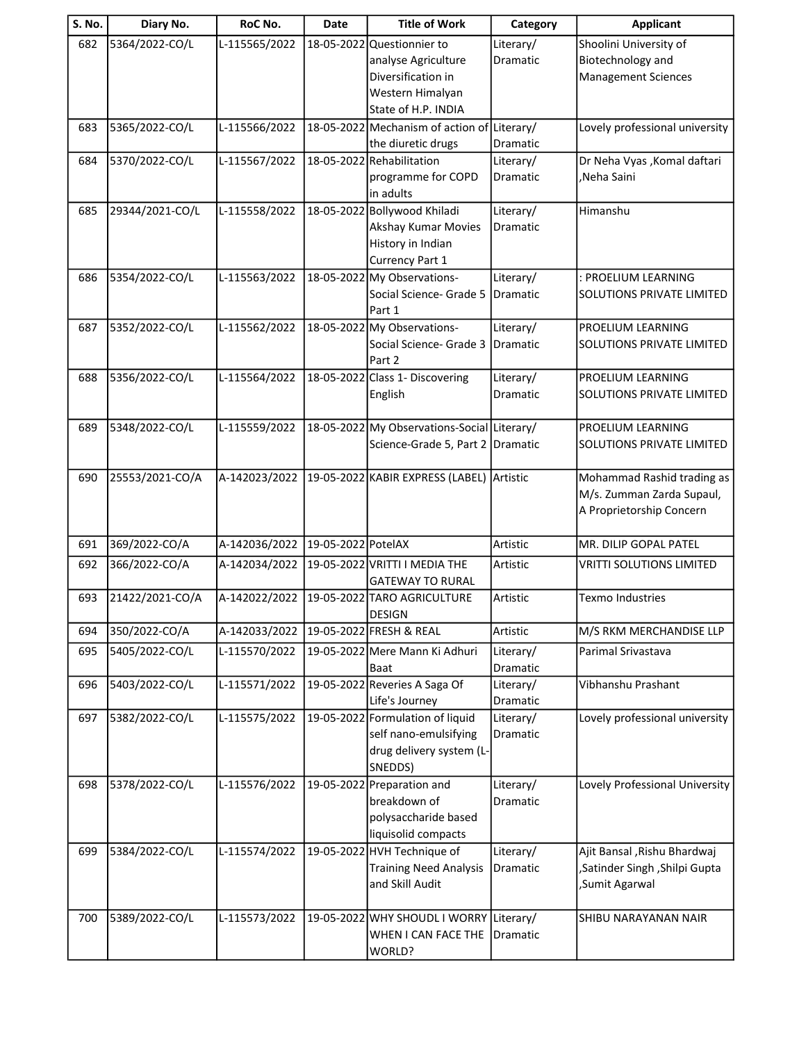| S. No. | Diary No. | RoC No. | Date | Title of Work | Category | Applicant |
|---|---|---|---|---|---|---|
| 682 | 5364/2022-CO/L | L-115565/2022 | 18-05-2022 | Questionnier to analyse Agriculture Diversification in Western Himalyan State of H.P. INDIA | Literary/ Dramatic | Shoolini University of Biotechnology and Management Sciences |
| 683 | 5365/2022-CO/L | L-115566/2022 | 18-05-2022 | Mechanism of action of the diuretic drugs | Literary/ Dramatic | Lovely professional university |
| 684 | 5370/2022-CO/L | L-115567/2022 | 18-05-2022 | Rehabilitation programme for COPD in adults | Literary/ Dramatic | Dr Neha Vyas ,Komal daftari ,Neha Saini |
| 685 | 29344/2021-CO/L | L-115558/2022 | 18-05-2022 | Bollywood Khiladi Akshay Kumar Movies History in Indian Currency Part 1 | Literary/ Dramatic | Himanshu |
| 686 | 5354/2022-CO/L | L-115563/2022 | 18-05-2022 | My Observations- Social Science- Grade 5 Part 1 | Literary/ Dramatic | : PROELIUM LEARNING SOLUTIONS PRIVATE LIMITED |
| 687 | 5352/2022-CO/L | L-115562/2022 | 18-05-2022 | My Observations- Social Science- Grade 3 Part 2 | Literary/ Dramatic | PROELIUM LEARNING SOLUTIONS PRIVATE LIMITED |
| 688 | 5356/2022-CO/L | L-115564/2022 | 18-05-2022 | Class 1- Discovering English | Literary/ Dramatic | PROELIUM LEARNING SOLUTIONS PRIVATE LIMITED |
| 689 | 5348/2022-CO/L | L-115559/2022 | 18-05-2022 | My Observations-Social Science-Grade 5, Part 2 | Literary/ Dramatic | PROELIUM LEARNING SOLUTIONS PRIVATE LIMITED |
| 690 | 25553/2021-CO/A | A-142023/2022 | 19-05-2022 | KABIR EXPRESS (LABEL) | Artistic | Mohammad Rashid trading as M/s. Zumman Zarda Supaul, A Proprietorship Concern |
| 691 | 369/2022-CO/A | A-142036/2022 | 19-05-2022 | PotelAX | Artistic | MR. DILIP GOPAL PATEL |
| 692 | 366/2022-CO/A | A-142034/2022 | 19-05-2022 | VRITTI I MEDIA THE GATEWAY TO RURAL | Artistic | VRITTI SOLUTIONS LIMITED |
| 693 | 21422/2021-CO/A | A-142022/2022 | 19-05-2022 | TARO AGRICULTURE DESIGN | Artistic | Texmo Industries |
| 694 | 350/2022-CO/A | A-142033/2022 | 19-05-2022 | FRESH & REAL | Artistic | M/S RKM MERCHANDISE LLP |
| 695 | 5405/2022-CO/L | L-115570/2022 | 19-05-2022 | Mere Mann Ki Adhuri Baat | Literary/ Dramatic | Parimal Srivastava |
| 696 | 5403/2022-CO/L | L-115571/2022 | 19-05-2022 | Reveries A Saga Of Life's Journey | Literary/ Dramatic | Vibhanshu Prashant |
| 697 | 5382/2022-CO/L | L-115575/2022 | 19-05-2022 | Formulation of liquid self nano-emulsifying drug delivery system (L-SNEDDS) | Literary/ Dramatic | Lovely professional university |
| 698 | 5378/2022-CO/L | L-115576/2022 | 19-05-2022 | Preparation and breakdown of polysaccharide based liquisolid compacts | Literary/ Dramatic | Lovely Professional University |
| 699 | 5384/2022-CO/L | L-115574/2022 | 19-05-2022 | HVH Technique of Training Need Analysis and Skill Audit | Literary/ Dramatic | Ajit Bansal ,Rishu Bhardwaj ,Satinder Singh ,Shilpi Gupta ,Sumit Agarwal |
| 700 | 5389/2022-CO/L | L-115573/2022 | 19-05-2022 | WHY SHOUDL I WORRY WHEN I CAN FACE THE WORLD? | Literary/ Dramatic | SHIBU NARAYANAN NAIR |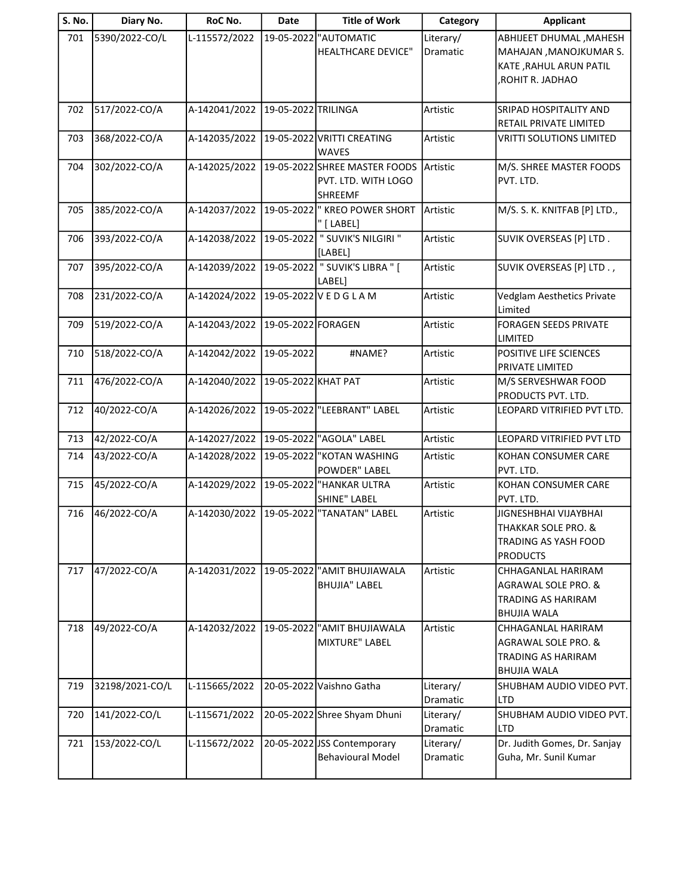| S. No. | Diary No. | RoC No. | Date | Title of Work | Category | Applicant |
|---|---|---|---|---|---|---|
| 701 | 5390/2022-CO/L | L-115572/2022 | 19-05-2022 | "AUTOMATIC HEALTHCARE DEVICE" | Literary/ Dramatic | ABHIJEET DHUMAL ,MAHESH MAHAJAN ,MANOJKUMAR S. KATE ,RAHUL ARUN PATIL ,ROHIT R. JADHAO |
| 702 | 517/2022-CO/A | A-142041/2022 | 19-05-2022 | TRILINGA | Artistic | SRIPAD HOSPITALITY AND RETAIL PRIVATE LIMITED |
| 703 | 368/2022-CO/A | A-142035/2022 | 19-05-2022 | VRITTI CREATING WAVES | Artistic | VRITTI SOLUTIONS LIMITED |
| 704 | 302/2022-CO/A | A-142025/2022 | 19-05-2022 | SHREE MASTER FOODS PVT. LTD. WITH LOGO SHREEMF | Artistic | M/S. SHREE MASTER FOODS PVT. LTD. |
| 705 | 385/2022-CO/A | A-142037/2022 | 19-05-2022 | " KREO POWER SHORT " [ LABEL] | Artistic | M/S. S. K. KNITFAB [P] LTD., |
| 706 | 393/2022-CO/A | A-142038/2022 | 19-05-2022 | " SUVIK'S NILGIRI " [LABEL] | Artistic | SUVIK OVERSEAS [P] LTD . |
| 707 | 395/2022-CO/A | A-142039/2022 | 19-05-2022 | " SUVIK'S LIBRA " [ LABEL] | Artistic | SUVIK OVERSEAS [P] LTD . , |
| 708 | 231/2022-CO/A | A-142024/2022 | 19-05-2022 | V E D G L A M | Artistic | Vedglam Aesthetics Private Limited |
| 709 | 519/2022-CO/A | A-142043/2022 | 19-05-2022 | FORAGEN | Artistic | FORAGEN SEEDS PRIVATE LIMITED |
| 710 | 518/2022-CO/A | A-142042/2022 | 19-05-2022 | #NAME? | Artistic | POSITIVE LIFE SCIENCES PRIVATE LIMITED |
| 711 | 476/2022-CO/A | A-142040/2022 | 19-05-2022 | KHAT PAT | Artistic | M/S SERVESHWAR FOOD PRODUCTS PVT. LTD. |
| 712 | 40/2022-CO/A | A-142026/2022 | 19-05-2022 | "LEEBRANT" LABEL | Artistic | LEOPARD VITRIFIED PVT LTD. |
| 713 | 42/2022-CO/A | A-142027/2022 | 19-05-2022 | "AGOLA" LABEL | Artistic | LEOPARD VITRIFIED PVT LTD |
| 714 | 43/2022-CO/A | A-142028/2022 | 19-05-2022 | "KOTAN WASHING POWDER" LABEL | Artistic | KOHAN CONSUMER CARE PVT. LTD. |
| 715 | 45/2022-CO/A | A-142029/2022 | 19-05-2022 | "HANKAR ULTRA SHINE" LABEL | Artistic | KOHAN CONSUMER CARE PVT. LTD. |
| 716 | 46/2022-CO/A | A-142030/2022 | 19-05-2022 | "TANATAN" LABEL | Artistic | JIGNESHBHAI VIJAYBHAI THAKKAR SOLE PRO. & TRADING AS YASH FOOD PRODUCTS |
| 717 | 47/2022-CO/A | A-142031/2022 | 19-05-2022 | "AMIT BHUJIAWALA BHUJIA" LABEL | Artistic | CHHAGANLAL HARIRAM AGRAWAL SOLE PRO. & TRADING AS HARIRAM BHUJIA WALA |
| 718 | 49/2022-CO/A | A-142032/2022 | 19-05-2022 | "AMIT BHUJIAWALA MIXTURE" LABEL | Artistic | CHHAGANLAL HARIRAM AGRAWAL SOLE PRO. & TRADING AS HARIRAM BHUJIA WALA |
| 719 | 32198/2021-CO/L | L-115665/2022 | 20-05-2022 | Vaishno Gatha | Literary/ Dramatic | SHUBHAM AUDIO VIDEO PVT. LTD |
| 720 | 141/2022-CO/L | L-115671/2022 | 20-05-2022 | Shree Shyam Dhuni | Literary/ Dramatic | SHUBHAM AUDIO VIDEO PVT. LTD |
| 721 | 153/2022-CO/L | L-115672/2022 | 20-05-2022 | JSS Contemporary Behavioural Model | Literary/ Dramatic | Dr. Judith Gomes, Dr. Sanjay Guha, Mr. Sunil Kumar |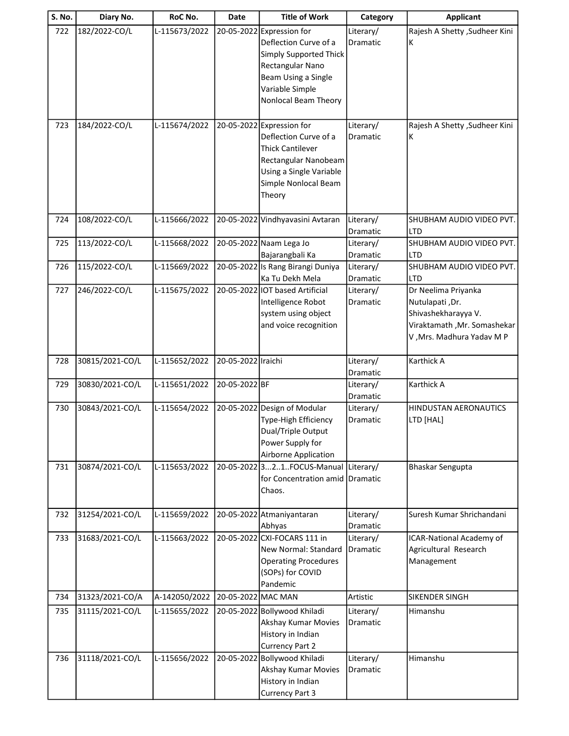| S. No. | Diary No. | RoC No. | Date | Title of Work | Category | Applicant |
|---|---|---|---|---|---|---|
| 722 | 182/2022-CO/L | L-115673/2022 | 20-05-2022 | Expression for Deflection Curve of a Simply Supported Thick Rectangular Nano Beam Using a Single Variable Simple Nonlocal Beam Theory | Literary/ Dramatic | Rajesh A Shetty ,Sudheer Kini K |
| 723 | 184/2022-CO/L | L-115674/2022 | 20-05-2022 | Expression for Deflection Curve of a Thick Cantilever Rectangular Nanobeam Using a Single Variable Simple Nonlocal Beam Theory | Literary/ Dramatic | Rajesh A Shetty ,Sudheer Kini K |
| 724 | 108/2022-CO/L | L-115666/2022 | 20-05-2022 | Vindhyavasini Avtaran | Literary/ Dramatic | SHUBHAM AUDIO VIDEO PVT. LTD |
| 725 | 113/2022-CO/L | L-115668/2022 | 20-05-2022 | Naam Lega Jo Bajarangbali Ka | Literary/ Dramatic | SHUBHAM AUDIO VIDEO PVT. LTD |
| 726 | 115/2022-CO/L | L-115669/2022 | 20-05-2022 | Is Rang Birangi Duniya Ka Tu Dekh Mela | Literary/ Dramatic | SHUBHAM AUDIO VIDEO PVT. LTD |
| 727 | 246/2022-CO/L | L-115675/2022 | 20-05-2022 | IOT based Artificial Intelligence Robot system using object and voice recognition | Literary/ Dramatic | Dr Neelima Priyanka Nutulapati ,Dr. Shivashekharayya V. Viraktamath ,Mr. Somashekar V ,Mrs. Madhura Yadav M P |
| 728 | 30815/2021-CO/L | L-115652/2022 | 20-05-2022 | Iraichi | Literary/ Dramatic | Karthick A |
| 729 | 30830/2021-CO/L | L-115651/2022 | 20-05-2022 | BF | Literary/ Dramatic | Karthick A |
| 730 | 30843/2021-CO/L | L-115654/2022 | 20-05-2022 | Design of Modular Type-High Efficiency Dual/Triple Output Power Supply for Airborne Application | Literary/ Dramatic | HINDUSTAN AERONAUTICS LTD [HAL] |
| 731 | 30874/2021-CO/L | L-115653/2022 | 20-05-2022 | 3...2..1..FOCUS-Manual for Concentration amid Chaos. | Literary/ Dramatic | Bhaskar Sengupta |
| 732 | 31254/2021-CO/L | L-115659/2022 | 20-05-2022 | Atmaniyantaran Abhyas | Literary/ Dramatic | Suresh Kumar Shrichandani |
| 733 | 31683/2021-CO/L | L-115663/2022 | 20-05-2022 | CXI-FOCARS 111 in New Normal: Standard Operating Procedures (SOPs) for COVID Pandemic | Literary/ Dramatic | ICAR-National Academy of Agricultural Research Management |
| 734 | 31323/2021-CO/A | A-142050/2022 | 20-05-2022 | MAC MAN | Artistic | SIKENDER SINGH |
| 735 | 31115/2021-CO/L | L-115655/2022 | 20-05-2022 | Bollywood Khiladi Akshay Kumar Movies History in Indian Currency Part 2 | Literary/ Dramatic | Himanshu |
| 736 | 31118/2021-CO/L | L-115656/2022 | 20-05-2022 | Bollywood Khiladi Akshay Kumar Movies History in Indian Currency Part 3 | Literary/ Dramatic | Himanshu |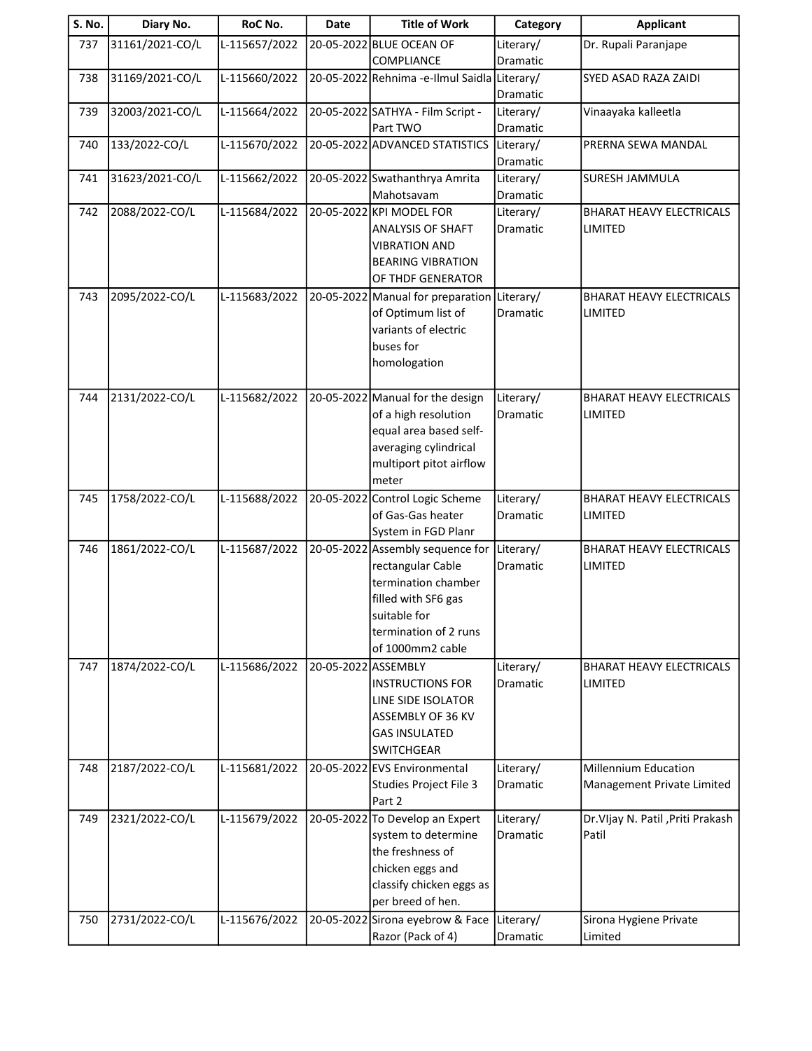| S. No. | Diary No. | RoC No. | Date | Title of Work | Category | Applicant |
|---|---|---|---|---|---|---|
| 737 | 31161/2021-CO/L | L-115657/2022 | 20-05-2022 | BLUE OCEAN OF COMPLIANCE | Literary/ Dramatic | Dr. Rupali Paranjape |
| 738 | 31169/2021-CO/L | L-115660/2022 | 20-05-2022 | Rehnima -e-Ilmul Saidla | Literary/ Dramatic | SYED ASAD RAZA ZAIDI |
| 739 | 32003/2021-CO/L | L-115664/2022 | 20-05-2022 | SATHYA - Film Script - Part TWO | Literary/ Dramatic | Vinaayaka kalleetla |
| 740 | 133/2022-CO/L | L-115670/2022 | 20-05-2022 | ADVANCED STATISTICS | Literary/ Dramatic | PRERNA SEWA MANDAL |
| 741 | 31623/2021-CO/L | L-115662/2022 | 20-05-2022 | Swathanthrya Amrita Mahotsavam | Literary/ Dramatic | SURESH JAMMULA |
| 742 | 2088/2022-CO/L | L-115684/2022 | 20-05-2022 | KPI MODEL FOR ANALYSIS OF SHAFT VIBRATION AND BEARING VIBRATION OF THDF GENERATOR | Literary/ Dramatic | BHARAT HEAVY ELECTRICALS LIMITED |
| 743 | 2095/2022-CO/L | L-115683/2022 | 20-05-2022 | Manual for preparation of Optimum list of variants of electric buses for homologation | Literary/ Dramatic | BHARAT HEAVY ELECTRICALS LIMITED |
| 744 | 2131/2022-CO/L | L-115682/2022 | 20-05-2022 | Manual for the design of a high resolution equal area based self-averaging cylindrical multiport pitot airflow meter | Literary/ Dramatic | BHARAT HEAVY ELECTRICALS LIMITED |
| 745 | 1758/2022-CO/L | L-115688/2022 | 20-05-2022 | Control Logic Scheme of Gas-Gas heater System in FGD Planr | Literary/ Dramatic | BHARAT HEAVY ELECTRICALS LIMITED |
| 746 | 1861/2022-CO/L | L-115687/2022 | 20-05-2022 | Assembly sequence for rectangular Cable termination chamber filled with SF6 gas suitable for termination of 2 runs of 1000mm2 cable | Literary/ Dramatic | BHARAT HEAVY ELECTRICALS LIMITED |
| 747 | 1874/2022-CO/L | L-115686/2022 | 20-05-2022 | ASSEMBLY INSTRUCTIONS FOR LINE SIDE ISOLATOR ASSEMBLY OF 36 KV GAS INSULATED SWITCHGEAR | Literary/ Dramatic | BHARAT HEAVY ELECTRICALS LIMITED |
| 748 | 2187/2022-CO/L | L-115681/2022 | 20-05-2022 | EVS Environmental Studies Project File 3 Part 2 | Literary/ Dramatic | Millennium Education Management Private Limited |
| 749 | 2321/2022-CO/L | L-115679/2022 | 20-05-2022 | To Develop an Expert system to determine the freshness of chicken eggs and classify chicken eggs as per breed of hen. | Literary/ Dramatic | Dr.VIjay N. Patil ,Priti Prakash Patil |
| 750 | 2731/2022-CO/L | L-115676/2022 | 20-05-2022 | Sirona eyebrow & Face Razor (Pack of 4) | Literary/ Dramatic | Sirona Hygiene Private Limited |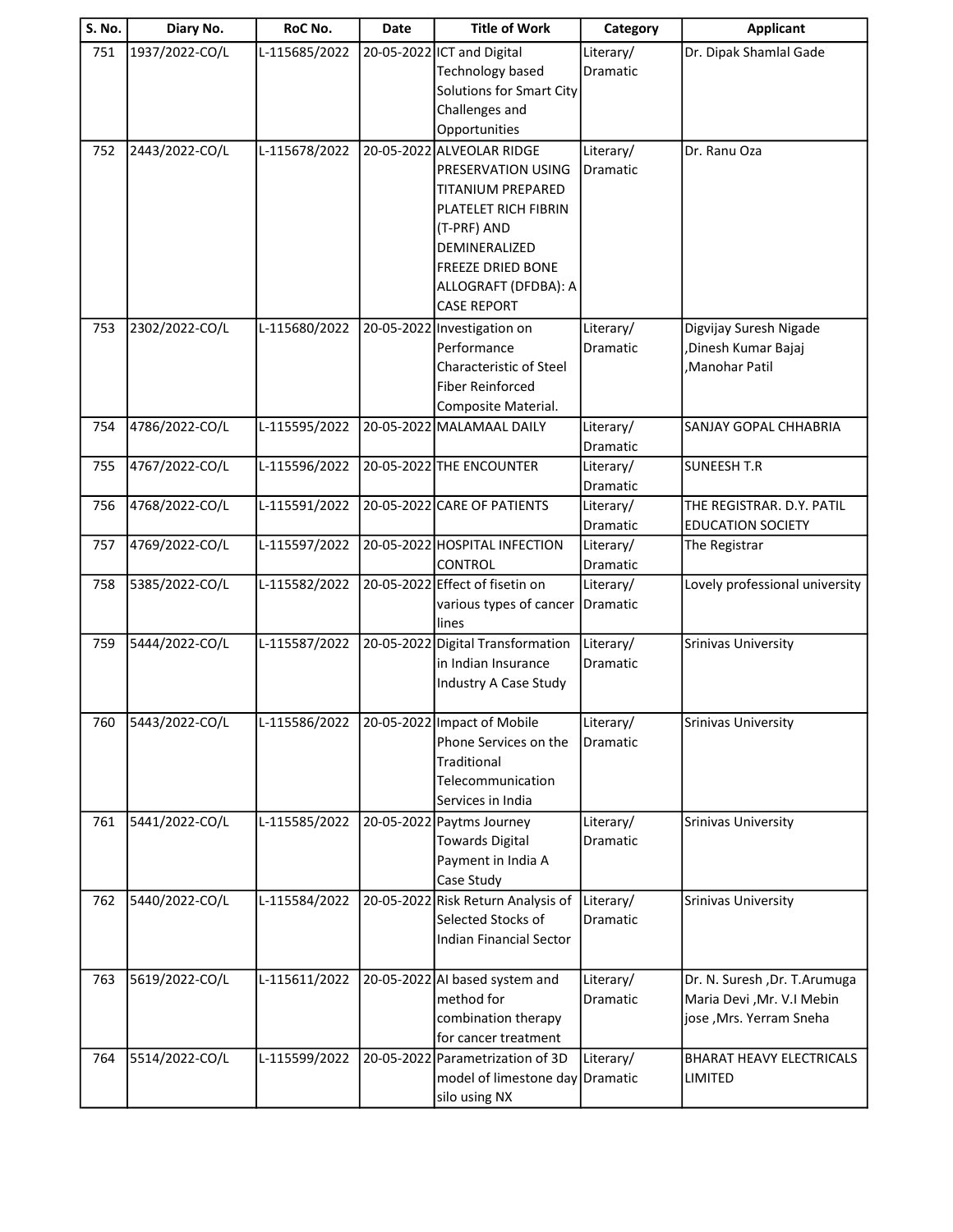| S. No. | Diary No. | RoC No. | Date | Title of Work | Category | Applicant |
|---|---|---|---|---|---|---|
| 751 | 1937/2022-CO/L | L-115685/2022 | 20-05-2022 | ICT and Digital Technology based Solutions for Smart City Challenges and Opportunities | Literary/ Dramatic | Dr. Dipak Shamlal Gade |
| 752 | 2443/2022-CO/L | L-115678/2022 | 20-05-2022 | ALVEOLAR RIDGE PRESERVATION USING TITANIUM PREPARED PLATELET RICH FIBRIN (T-PRF) AND DEMINERALIZED FREEZE DRIED BONE ALLOGRAFT (DFDBA): A CASE REPORT | Literary/ Dramatic | Dr. Ranu Oza |
| 753 | 2302/2022-CO/L | L-115680/2022 | 20-05-2022 | Investigation on Performance Characteristic of Steel Fiber Reinforced Composite Material. | Literary/ Dramatic | Digvijay Suresh Nigade ,Dinesh Kumar Bajaj ,Manohar Patil |
| 754 | 4786/2022-CO/L | L-115595/2022 | 20-05-2022 | MALAMAAL DAILY | Literary/ Dramatic | SANJAY GOPAL CHHABRIA |
| 755 | 4767/2022-CO/L | L-115596/2022 | 20-05-2022 | THE ENCOUNTER | Literary/ Dramatic | SUNEESH T.R |
| 756 | 4768/2022-CO/L | L-115591/2022 | 20-05-2022 | CARE OF PATIENTS | Literary/ Dramatic | THE REGISTRAR. D.Y. PATIL EDUCATION SOCIETY |
| 757 | 4769/2022-CO/L | L-115597/2022 | 20-05-2022 | HOSPITAL INFECTION CONTROL | Literary/ Dramatic | The Registrar |
| 758 | 5385/2022-CO/L | L-115582/2022 | 20-05-2022 | Effect of fisetin on various types of cancer lines | Literary/ Dramatic | Lovely professional university |
| 759 | 5444/2022-CO/L | L-115587/2022 | 20-05-2022 | Digital Transformation in Indian Insurance Industry A Case Study | Literary/ Dramatic | Srinivas University |
| 760 | 5443/2022-CO/L | L-115586/2022 | 20-05-2022 | Impact of Mobile Phone Services on the Traditional Telecommunication Services in India | Literary/ Dramatic | Srinivas University |
| 761 | 5441/2022-CO/L | L-115585/2022 | 20-05-2022 | Paytms Journey Towards Digital Payment in India A Case Study | Literary/ Dramatic | Srinivas University |
| 762 | 5440/2022-CO/L | L-115584/2022 | 20-05-2022 | Risk Return Analysis of Selected Stocks of Indian Financial Sector | Literary/ Dramatic | Srinivas University |
| 763 | 5619/2022-CO/L | L-115611/2022 | 20-05-2022 | AI based system and method for combination therapy for cancer treatment | Literary/ Dramatic | Dr. N. Suresh ,Dr. T.Arumuga Maria Devi ,Mr. V.I Mebin jose ,Mrs. Yerram Sneha |
| 764 | 5514/2022-CO/L | L-115599/2022 | 20-05-2022 | Parametrization of 3D model of limestone day silo using NX | Literary/ Dramatic | BHARAT HEAVY ELECTRICALS LIMITED |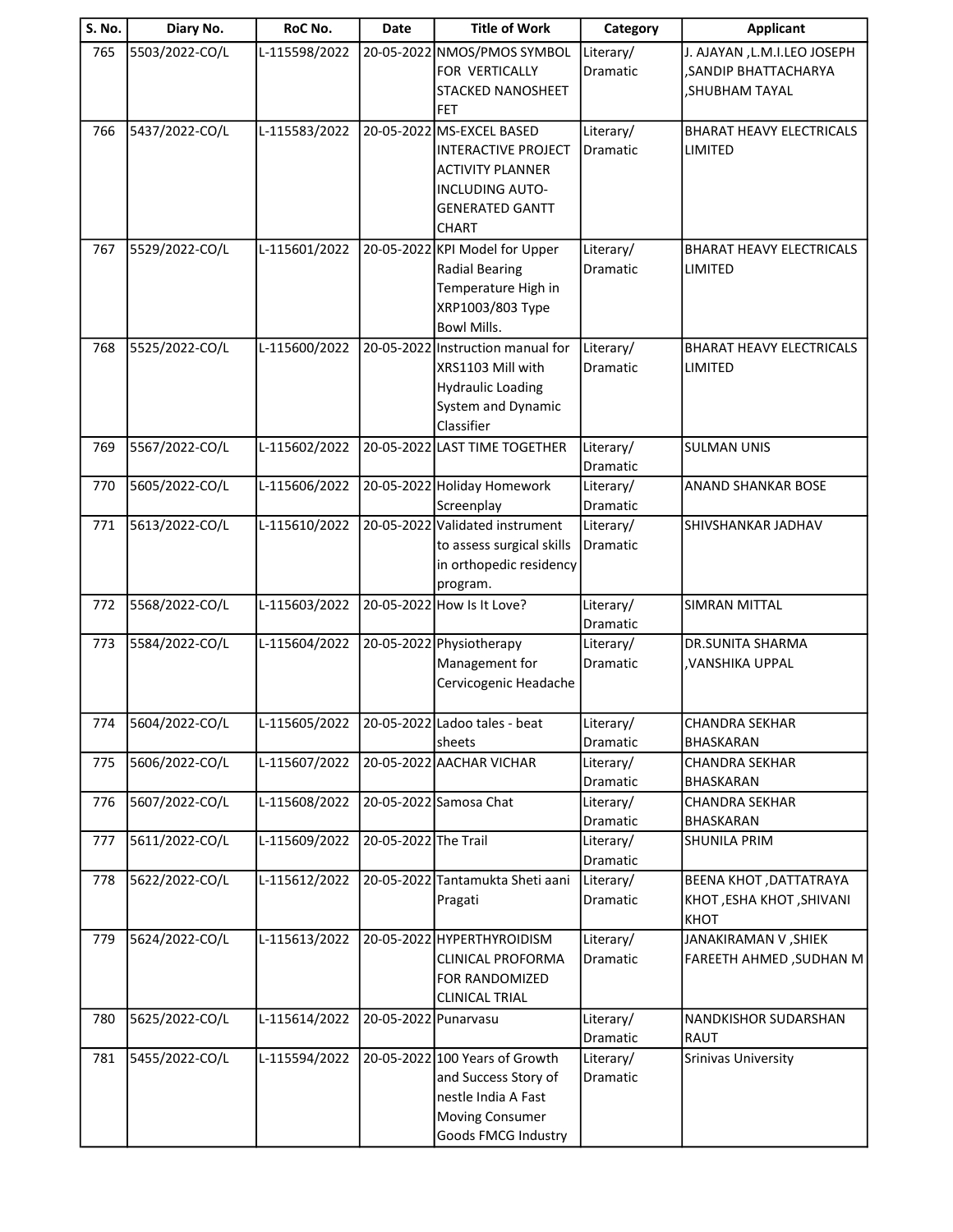| S. No. | Diary No. | RoC No. | Date | Title of Work | Category | Applicant |
|---|---|---|---|---|---|---|
| 765 | 5503/2022-CO/L | L-115598/2022 | 20-05-2022 | NMOS/PMOS SYMBOL FOR VERTICALLY STACKED NANOSHEET FET | Literary/ Dramatic | J. AJAYAN ,L.M.I.LEO JOSEPH ,SANDIP BHATTACHARYA ,SHUBHAM TAYAL |
| 766 | 5437/2022-CO/L | L-115583/2022 | 20-05-2022 | MS-EXCEL BASED INTERACTIVE PROJECT ACTIVITY PLANNER INCLUDING AUTO-GENERATED GANTT CHART | Literary/ Dramatic | BHARAT HEAVY ELECTRICALS LIMITED |
| 767 | 5529/2022-CO/L | L-115601/2022 | 20-05-2022 | KPI Model for Upper Radial Bearing Temperature High in XRP1003/803 Type Bowl Mills. | Literary/ Dramatic | BHARAT HEAVY ELECTRICALS LIMITED |
| 768 | 5525/2022-CO/L | L-115600/2022 | 20-05-2022 | Instruction manual for XRS1103 Mill with Hydraulic Loading System and Dynamic Classifier | Literary/ Dramatic | BHARAT HEAVY ELECTRICALS LIMITED |
| 769 | 5567/2022-CO/L | L-115602/2022 | 20-05-2022 | LAST TIME TOGETHER | Literary/ Dramatic | SULMAN UNIS |
| 770 | 5605/2022-CO/L | L-115606/2022 | 20-05-2022 | Holiday Homework Screenplay | Literary/ Dramatic | ANAND SHANKAR BOSE |
| 771 | 5613/2022-CO/L | L-115610/2022 | 20-05-2022 | Validated instrument to assess surgical skills in orthopedic residency program. | Literary/ Dramatic | SHIVSHANKAR JADHAV |
| 772 | 5568/2022-CO/L | L-115603/2022 | 20-05-2022 | How Is It Love? | Literary/ Dramatic | SIMRAN MITTAL |
| 773 | 5584/2022-CO/L | L-115604/2022 | 20-05-2022 | Physiotherapy Management for Cervicogenic Headache | Literary/ Dramatic | DR.SUNITA SHARMA ,VANSHIKA UPPAL |
| 774 | 5604/2022-CO/L | L-115605/2022 | 20-05-2022 | Ladoo tales - beat sheets | Literary/ Dramatic | CHANDRA SEKHAR BHASKARAN |
| 775 | 5606/2022-CO/L | L-115607/2022 | 20-05-2022 | AACHAR VICHAR | Literary/ Dramatic | CHANDRA SEKHAR BHASKARAN |
| 776 | 5607/2022-CO/L | L-115608/2022 | 20-05-2022 | Samosa Chat | Literary/ Dramatic | CHANDRA SEKHAR BHASKARAN |
| 777 | 5611/2022-CO/L | L-115609/2022 | 20-05-2022 | The Trail | Literary/ Dramatic | SHUNILA PRIM |
| 778 | 5622/2022-CO/L | L-115612/2022 | 20-05-2022 | Tantamukta Sheti aani Pragati | Literary/ Dramatic | BEENA KHOT ,DATTATRAYA KHOT ,ESHA KHOT ,SHIVANI KHOT |
| 779 | 5624/2022-CO/L | L-115613/2022 | 20-05-2022 | HYPERTHYROIDISM CLINICAL PROFORMA FOR RANDOMIZED CLINICAL TRIAL | Literary/ Dramatic | JANAKIRAMAN V ,SHIEK FAREETH AHMED ,SUDHAN M |
| 780 | 5625/2022-CO/L | L-115614/2022 | 20-05-2022 | Punarvasu | Literary/ Dramatic | NANDKISHOR SUDARSHAN RAUT |
| 781 | 5455/2022-CO/L | L-115594/2022 | 20-05-2022 | 100 Years of Growth and Success Story of nestle India A Fast Moving Consumer Goods FMCG Industry | Literary/ Dramatic | Srinivas University |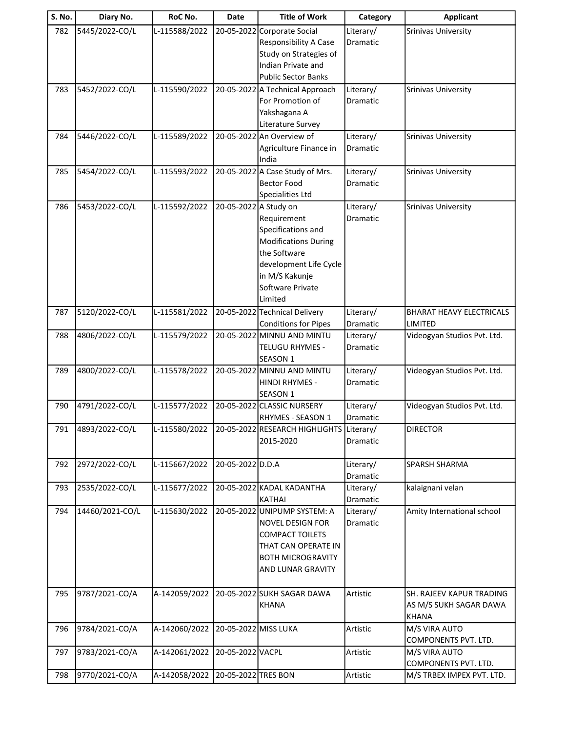| S. No. | Diary No. | RoC No. | Date | Title of Work | Category | Applicant |
|---|---|---|---|---|---|---|
| 782 | 5445/2022-CO/L | L-115588/2022 | 20-05-2022 | Corporate Social Responsibility A Case Study on Strategies of Indian Private and Public Sector Banks | Literary/ Dramatic | Srinivas University |
| 783 | 5452/2022-CO/L | L-115590/2022 | 20-05-2022 | A Technical Approach For Promotion of Yakshagana A Literature Survey | Literary/ Dramatic | Srinivas University |
| 784 | 5446/2022-CO/L | L-115589/2022 | 20-05-2022 | An Overview of Agriculture Finance in India | Literary/ Dramatic | Srinivas University |
| 785 | 5454/2022-CO/L | L-115593/2022 | 20-05-2022 | A Case Study of Mrs. Bector Food Specialities Ltd | Literary/ Dramatic | Srinivas University |
| 786 | 5453/2022-CO/L | L-115592/2022 | 20-05-2022 | A Study on Requirement Specifications and Modifications During the Software development Life Cycle in M/S Kakunje Software Private Limited | Literary/ Dramatic | Srinivas University |
| 787 | 5120/2022-CO/L | L-115581/2022 | 20-05-2022 | Technical Delivery Conditions for Pipes | Literary/ Dramatic | BHARAT HEAVY ELECTRICALS LIMITED |
| 788 | 4806/2022-CO/L | L-115579/2022 | 20-05-2022 | MINNU AND MINTU TELUGU RHYMES - SEASON 1 | Literary/ Dramatic | Videogyan Studios Pvt. Ltd. |
| 789 | 4800/2022-CO/L | L-115578/2022 | 20-05-2022 | MINNU AND MINTU HINDI RHYMES - SEASON 1 | Literary/ Dramatic | Videogyan Studios Pvt. Ltd. |
| 790 | 4791/2022-CO/L | L-115577/2022 | 20-05-2022 | CLASSIC NURSERY RHYMES - SEASON 1 | Literary/ Dramatic | Videogyan Studios Pvt. Ltd. |
| 791 | 4893/2022-CO/L | L-115580/2022 | 20-05-2022 | RESEARCH HIGHLIGHTS 2015-2020 | Literary/ Dramatic | DIRECTOR |
| 792 | 2972/2022-CO/L | L-115667/2022 | 20-05-2022 | D.D.A | Literary/ Dramatic | SPARSH SHARMA |
| 793 | 2535/2022-CO/L | L-115677/2022 | 20-05-2022 | KADAL KADANTHA KATHAI | Literary/ Dramatic | kalaignani velan |
| 794 | 14460/2021-CO/L | L-115630/2022 | 20-05-2022 | UNIPUMP SYSTEM: A NOVEL DESIGN FOR COMPACT TOILETS THAT CAN OPERATE IN BOTH MICROGRAVITY AND LUNAR GRAVITY | Literary/ Dramatic | Amity International school |
| 795 | 9787/2021-CO/A | A-142059/2022 | 20-05-2022 | SUKH SAGAR DAWA KHANA | Artistic | SH. RAJEEV KAPUR TRADING AS M/S SUKH SAGAR DAWA KHANA |
| 796 | 9784/2021-CO/A | A-142060/2022 | 20-05-2022 | MISS LUKA | Artistic | M/S VIRA AUTO COMPONENTS PVT. LTD. |
| 797 | 9783/2021-CO/A | A-142061/2022 | 20-05-2022 | VACPL | Artistic | M/S VIRA AUTO COMPONENTS PVT. LTD. |
| 798 | 9770/2021-CO/A | A-142058/2022 | 20-05-2022 | TRES BON | Artistic | M/S TRBEX IMPEX PVT. LTD. |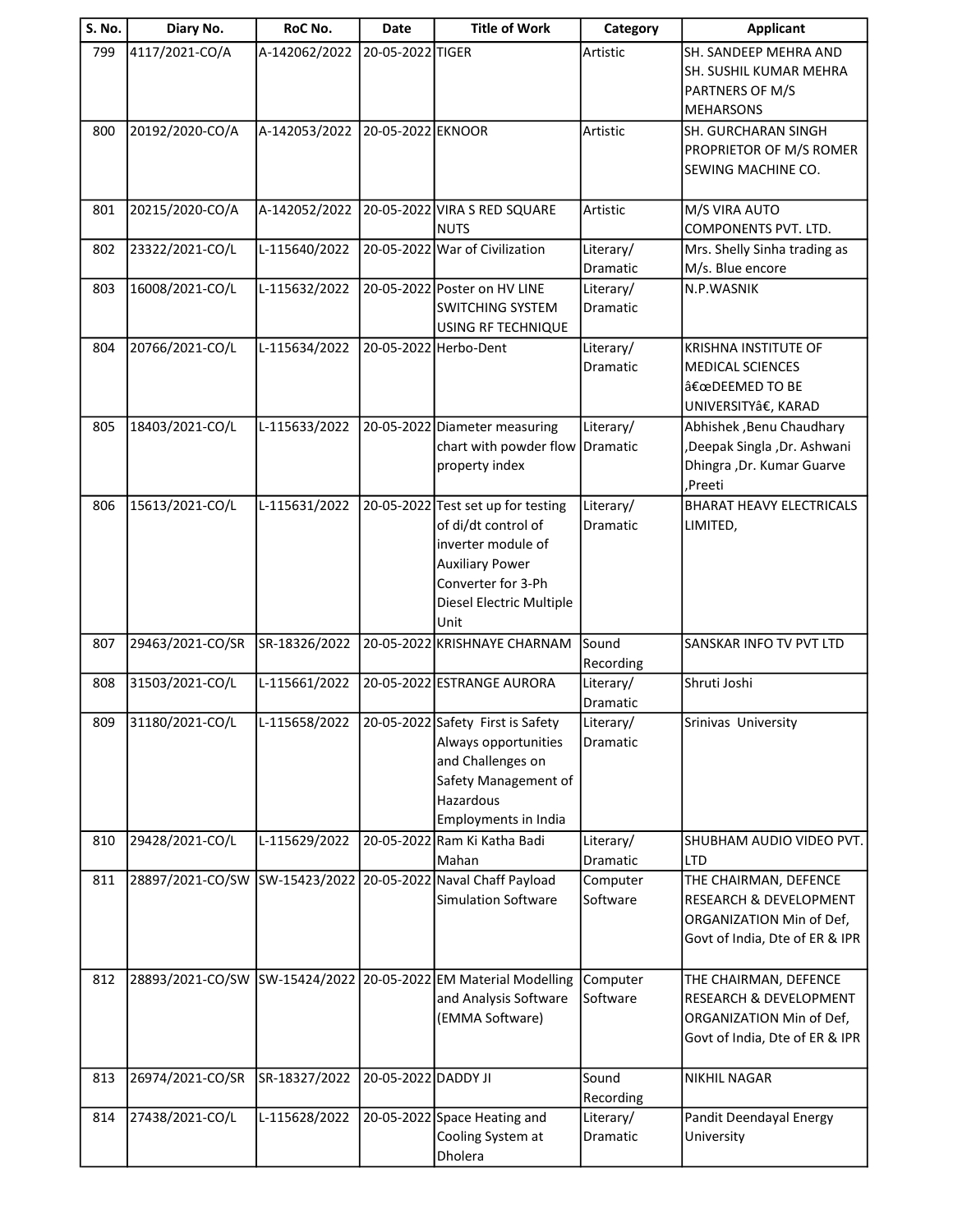| S. No. | Diary No. | RoC No. | Date | Title of Work | Category | Applicant |
|---|---|---|---|---|---|---|
| 799 | 4117/2021-CO/A | A-142062/2022 | 20-05-2022 | TIGER | Artistic | SH. SANDEEP MEHRA AND SH. SUSHIL KUMAR MEHRA PARTNERS OF M/S MEHARSONS |
| 800 | 20192/2020-CO/A | A-142053/2022 | 20-05-2022 | EKNOOR | Artistic | SH. GURCHARAN SINGH PROPRIETOR OF M/S ROMER SEWING MACHINE CO. |
| 801 | 20215/2020-CO/A | A-142052/2022 | 20-05-2022 | VIRA S RED SQUARE NUTS | Artistic | M/S VIRA AUTO COMPONENTS PVT. LTD. |
| 802 | 23322/2021-CO/L | L-115640/2022 | 20-05-2022 | War of Civilization | Literary/ Dramatic | Mrs. Shelly Sinha trading as M/s. Blue encore |
| 803 | 16008/2021-CO/L | L-115632/2022 | 20-05-2022 | Poster on HV LINE SWITCHING SYSTEM USING RF TECHNIQUE | Literary/ Dramatic | N.P.WASNIK |
| 804 | 20766/2021-CO/L | L-115634/2022 | 20-05-2022 | Herbo-Dent | Literary/ Dramatic | KRISHNA INSTITUTE OF MEDICAL SCIENCES â€œDEEMED TO BE UNIVERSITYâ€, KARAD |
| 805 | 18403/2021-CO/L | L-115633/2022 | 20-05-2022 | Diameter measuring chart with powder flow property index | Literary/ Dramatic | Abhishek ,Benu Chaudhary ,Deepak Singla ,Dr. Ashwani Dhingra ,Dr. Kumar Guarve ,Preeti |
| 806 | 15613/2021-CO/L | L-115631/2022 | 20-05-2022 | Test set up for testing of di/dt control of inverter module of Auxiliary Power Converter for 3-Ph Diesel Electric Multiple Unit | Literary/ Dramatic | BHARAT HEAVY ELECTRICALS LIMITED, |
| 807 | 29463/2021-CO/SR | SR-18326/2022 | 20-05-2022 | KRISHNAYE CHARNAM | Sound Recording | SANSKAR INFO TV PVT LTD |
| 808 | 31503/2021-CO/L | L-115661/2022 | 20-05-2022 | ESTRANGE AURORA | Literary/ Dramatic | Shruti Joshi |
| 809 | 31180/2021-CO/L | L-115658/2022 | 20-05-2022 | Safety First is Safety Always opportunities and Challenges on Safety Management of Hazardous Employments in India | Literary/ Dramatic | Srinivas University |
| 810 | 29428/2021-CO/L | L-115629/2022 | 20-05-2022 | Ram Ki Katha Badi Mahan | Literary/ Dramatic | SHUBHAM AUDIO VIDEO PVT. LTD |
| 811 | 28897/2021-CO/SW | SW-15423/2022 | 20-05-2022 | Naval Chaff Payload Simulation Software | Computer Software | THE CHAIRMAN, DEFENCE RESEARCH & DEVELOPMENT ORGANIZATION Min of Def, Govt of India, Dte of ER & IPR |
| 812 | 28893/2021-CO/SW | SW-15424/2022 | 20-05-2022 | EM Material Modelling and Analysis Software (EMMA Software) | Computer Software | THE CHAIRMAN, DEFENCE RESEARCH & DEVELOPMENT ORGANIZATION Min of Def, Govt of India, Dte of ER & IPR |
| 813 | 26974/2021-CO/SR | SR-18327/2022 | 20-05-2022 | DADDY JI | Sound Recording | NIKHIL NAGAR |
| 814 | 27438/2021-CO/L | L-115628/2022 | 20-05-2022 | Space Heating and Cooling System at Dholera | Literary/ Dramatic | Pandit Deendayal Energy University |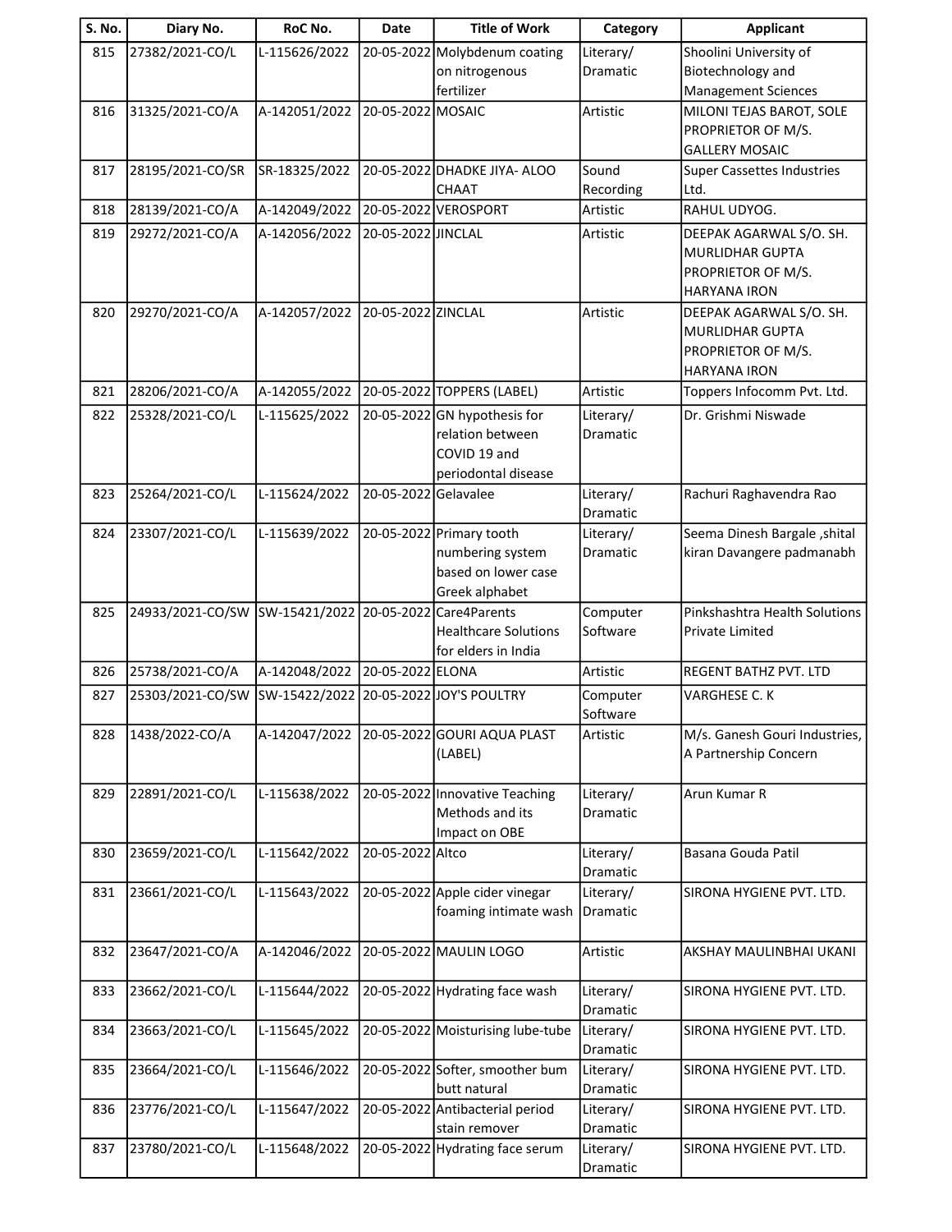| S. No. | Diary No. | RoC No. | Date | Title of Work | Category | Applicant |
|---|---|---|---|---|---|---|
| 815 | 27382/2021-CO/L | L-115626/2022 | 20-05-2022 | Molybdenum coating on nitrogenous fertilizer | Literary/ Dramatic | Shoolini University of Biotechnology and Management Sciences |
| 816 | 31325/2021-CO/A | A-142051/2022 | 20-05-2022 | MOSAIC | Artistic | MILONI TEJAS BAROT, SOLE PROPRIETOR OF M/S. GALLERY MOSAIC |
| 817 | 28195/2021-CO/SR | SR-18325/2022 | 20-05-2022 | DHADKE JIYA- ALOO CHAAT | Sound Recording | Super Cassettes Industries Ltd. |
| 818 | 28139/2021-CO/A | A-142049/2022 | 20-05-2022 | VEROSPORT | Artistic | RAHUL UDYOG. |
| 819 | 29272/2021-CO/A | A-142056/2022 | 20-05-2022 | JINCLAL | Artistic | DEEPAK AGARWAL S/O. SH. MURLIDHAR GUPTA PROPRIETOR OF M/S. HARYANA IRON |
| 820 | 29270/2021-CO/A | A-142057/2022 | 20-05-2022 | ZINCLAL | Artistic | DEEPAK AGARWAL S/O. SH. MURLIDHAR GUPTA PROPRIETOR OF M/S. HARYANA IRON |
| 821 | 28206/2021-CO/A | A-142055/2022 | 20-05-2022 | TOPPERS (LABEL) | Artistic | Toppers Infocomm Pvt. Ltd. |
| 822 | 25328/2021-CO/L | L-115625/2022 | 20-05-2022 | GN hypothesis for relation between COVID 19 and periodontal disease | Literary/ Dramatic | Dr. Grishmi Niswade |
| 823 | 25264/2021-CO/L | L-115624/2022 | 20-05-2022 | Gelavalee | Literary/ Dramatic | Rachuri Raghavendra Rao |
| 824 | 23307/2021-CO/L | L-115639/2022 | 20-05-2022 | Primary tooth numbering system based on lower case Greek alphabet | Literary/ Dramatic | Seema Dinesh Bargale ,shital kiran Davangere padmanabh |
| 825 | 24933/2021-CO/SW | SW-15421/2022 | 20-05-2022 | Care4Parents Healthcare Solutions for elders in India | Computer Software | Pinkshashtra Health Solutions Private Limited |
| 826 | 25738/2021-CO/A | A-142048/2022 | 20-05-2022 | ELONA | Artistic | REGENT BATHZ PVT. LTD |
| 827 | 25303/2021-CO/SW | SW-15422/2022 | 20-05-2022 | JOY'S POULTRY | Computer Software | VARGHESE C. K |
| 828 | 1438/2022-CO/A | A-142047/2022 | 20-05-2022 | GOURI AQUA PLAST (LABEL) | Artistic | M/s. Ganesh Gouri Industries, A Partnership Concern |
| 829 | 22891/2021-CO/L | L-115638/2022 | 20-05-2022 | Innovative Teaching Methods and its Impact on OBE | Literary/ Dramatic | Arun Kumar R |
| 830 | 23659/2021-CO/L | L-115642/2022 | 20-05-2022 | Altco | Literary/ Dramatic | Basana Gouda Patil |
| 831 | 23661/2021-CO/L | L-115643/2022 | 20-05-2022 | Apple cider vinegar foaming intimate wash | Literary/ Dramatic | SIRONA HYGIENE PVT. LTD. |
| 832 | 23647/2021-CO/A | A-142046/2022 | 20-05-2022 | MAULIN LOGO | Artistic | AKSHAY MAULINBHAI UKANI |
| 833 | 23662/2021-CO/L | L-115644/2022 | 20-05-2022 | Hydrating face wash | Literary/ Dramatic | SIRONA HYGIENE PVT. LTD. |
| 834 | 23663/2021-CO/L | L-115645/2022 | 20-05-2022 | Moisturising lube-tube | Literary/ Dramatic | SIRONA HYGIENE PVT. LTD. |
| 835 | 23664/2021-CO/L | L-115646/2022 | 20-05-2022 | Softer, smoother bum butt natural | Literary/ Dramatic | SIRONA HYGIENE PVT. LTD. |
| 836 | 23776/2021-CO/L | L-115647/2022 | 20-05-2022 | Antibacterial period stain remover | Literary/ Dramatic | SIRONA HYGIENE PVT. LTD. |
| 837 | 23780/2021-CO/L | L-115648/2022 | 20-05-2022 | Hydrating face serum | Literary/ Dramatic | SIRONA HYGIENE PVT. LTD. |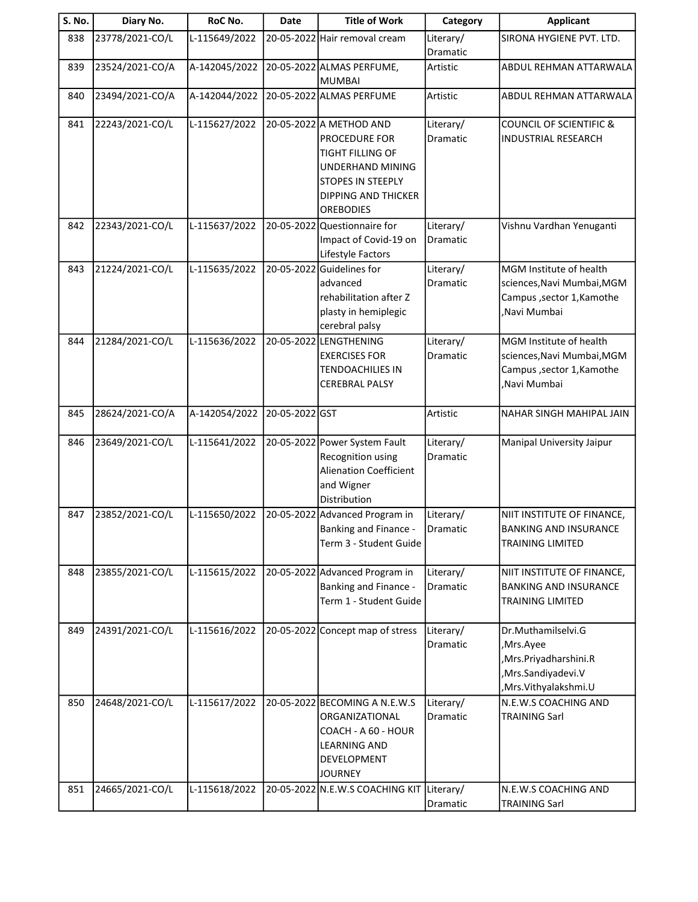| S. No. | Diary No. | RoC No. | Date | Title of Work | Category | Applicant |
|---|---|---|---|---|---|---|
| 838 | 23778/2021-CO/L | L-115649/2022 | 20-05-2022 | Hair removal cream | Literary/ Dramatic | SIRONA HYGIENE PVT. LTD. |
| 839 | 23524/2021-CO/A | A-142045/2022 | 20-05-2022 | ALMAS PERFUME, MUMBAI | Artistic | ABDUL REHMAN ATTARWALA |
| 840 | 23494/2021-CO/A | A-142044/2022 | 20-05-2022 | ALMAS PERFUME | Artistic | ABDUL REHMAN ATTARWALA |
| 841 | 22243/2021-CO/L | L-115627/2022 | 20-05-2022 | A METHOD AND PROCEDURE FOR TIGHT FILLING OF UNDERHAND MINING STOPES IN STEEPLY DIPPING AND THICKER OREBODIES | Literary/ Dramatic | COUNCIL OF SCIENTIFIC & INDUSTRIAL RESEARCH |
| 842 | 22343/2021-CO/L | L-115637/2022 | 20-05-2022 | Questionnaire for Impact of Covid-19 on Lifestyle Factors | Literary/ Dramatic | Vishnu Vardhan Yenuganti |
| 843 | 21224/2021-CO/L | L-115635/2022 | 20-05-2022 | Guidelines for advanced rehabilitation after Z plasty in hemiplegic cerebral palsy | Literary/ Dramatic | MGM Institute of health sciences,Navi Mumbai,MGM Campus ,sector 1,Kamothe ,Navi Mumbai |
| 844 | 21284/2021-CO/L | L-115636/2022 | 20-05-2022 | LENGTHENING EXERCISES FOR TENDOACHILIES IN CEREBRAL PALSY | Literary/ Dramatic | MGM Institute of health sciences,Navi Mumbai,MGM Campus ,sector 1,Kamothe ,Navi Mumbai |
| 845 | 28624/2021-CO/A | A-142054/2022 | 20-05-2022 | GST | Artistic | NAHAR SINGH MAHIPAL JAIN |
| 846 | 23649/2021-CO/L | L-115641/2022 | 20-05-2022 | Power System Fault Recognition using Alienation Coefficient and Wigner Distribution | Literary/ Dramatic | Manipal University Jaipur |
| 847 | 23852/2021-CO/L | L-115650/2022 | 20-05-2022 | Advanced Program in Banking and Finance - Term 3 - Student Guide | Literary/ Dramatic | NIIT INSTITUTE OF FINANCE, BANKING AND INSURANCE TRAINING LIMITED |
| 848 | 23855/2021-CO/L | L-115615/2022 | 20-05-2022 | Advanced Program in Banking and Finance - Term 1 - Student Guide | Literary/ Dramatic | NIIT INSTITUTE OF FINANCE, BANKING AND INSURANCE TRAINING LIMITED |
| 849 | 24391/2021-CO/L | L-115616/2022 | 20-05-2022 | Concept map of stress | Literary/ Dramatic | Dr.Muthamilselvi.G ,Mrs.Ayee ,Mrs.Priyadharshini.R ,Mrs.Sandiyadevi.V ,Mrs.Vithyalakshmi.U |
| 850 | 24648/2021-CO/L | L-115617/2022 | 20-05-2022 | BECOMING A N.E.W.S ORGANIZATIONAL COACH - A 60 - HOUR LEARNING AND DEVELOPMENT JOURNEY | Literary/ Dramatic | N.E.W.S COACHING AND TRAINING Sarl |
| 851 | 24665/2021-CO/L | L-115618/2022 | 20-05-2022 | N.E.W.S COACHING KIT | Literary/ Dramatic | N.E.W.S COACHING AND TRAINING Sarl |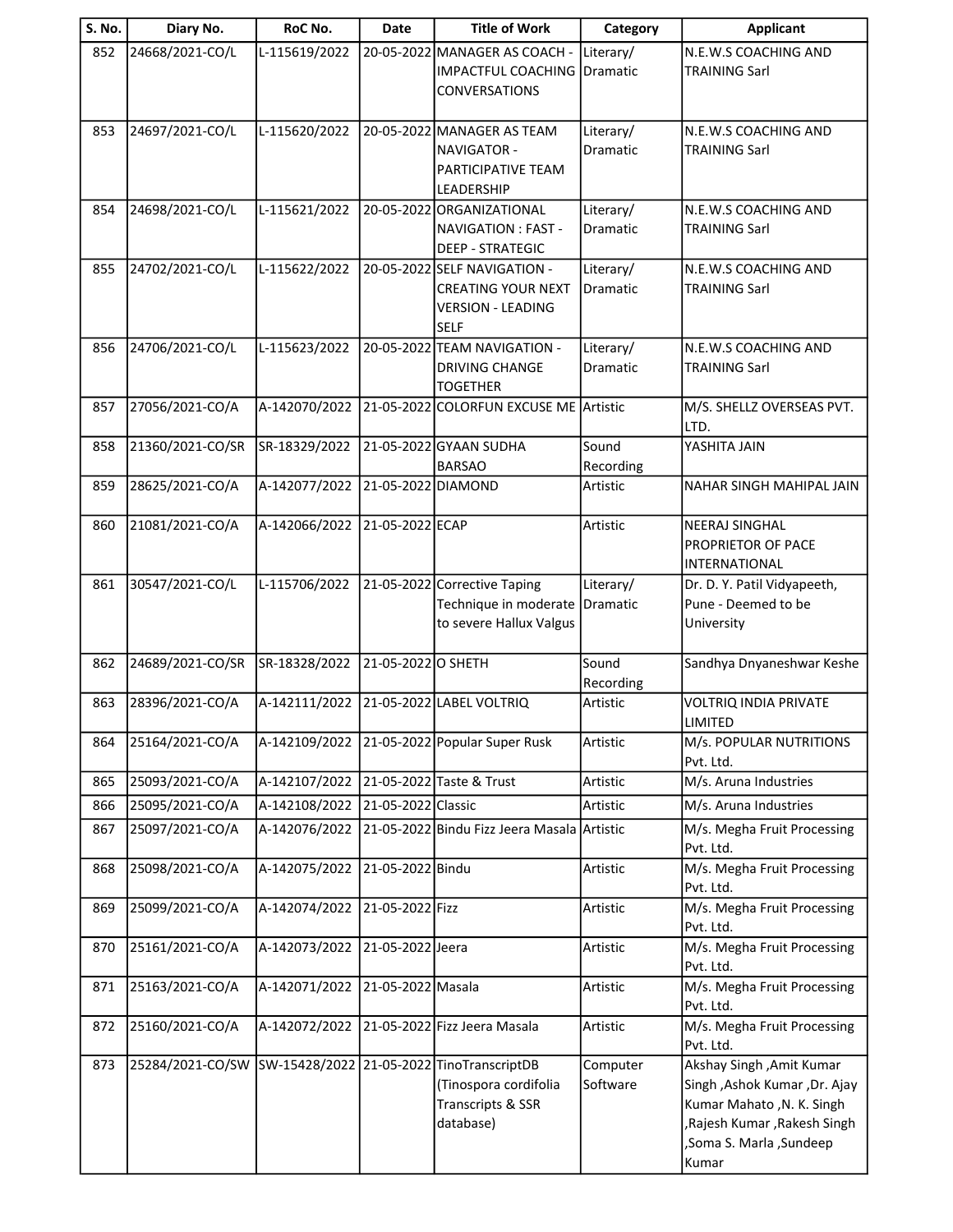| S. No. | Diary No. | RoC No. | Date | Title of Work | Category | Applicant |
|---|---|---|---|---|---|---|
| 852 | 24668/2021-CO/L | L-115619/2022 | 20-05-2022 | MANAGER AS COACH - IMPACTFUL COACHING CONVERSATIONS | Literary/ Dramatic | N.E.W.S COACHING AND TRAINING Sarl |
| 853 | 24697/2021-CO/L | L-115620/2022 | 20-05-2022 | MANAGER AS TEAM NAVIGATOR - PARTICIPATIVE TEAM LEADERSHIP | Literary/ Dramatic | N.E.W.S COACHING AND TRAINING Sarl |
| 854 | 24698/2021-CO/L | L-115621/2022 | 20-05-2022 | ORGANIZATIONAL NAVIGATION : FAST - DEEP - STRATEGIC | Literary/ Dramatic | N.E.W.S COACHING AND TRAINING Sarl |
| 855 | 24702/2021-CO/L | L-115622/2022 | 20-05-2022 | SELF NAVIGATION - CREATING YOUR NEXT VERSION - LEADING SELF | Literary/ Dramatic | N.E.W.S COACHING AND TRAINING Sarl |
| 856 | 24706/2021-CO/L | L-115623/2022 | 20-05-2022 | TEAM NAVIGATION - DRIVING CHANGE TOGETHER | Literary/ Dramatic | N.E.W.S COACHING AND TRAINING Sarl |
| 857 | 27056/2021-CO/A | A-142070/2022 | 21-05-2022 | COLORFUN EXCUSE ME | Artistic | M/S. SHELLZ OVERSEAS PVT. LTD. |
| 858 | 21360/2021-CO/SR | SR-18329/2022 | 21-05-2022 | GYAAN SUDHA BARSAO | Sound Recording | YASHITA JAIN |
| 859 | 28625/2021-CO/A | A-142077/2022 | 21-05-2022 | DIAMOND | Artistic | NAHAR SINGH MAHIPAL JAIN |
| 860 | 21081/2021-CO/A | A-142066/2022 | 21-05-2022 | ECAP | Artistic | NEERAJ SINGHAL PROPRIETOR OF PACE INTERNATIONAL |
| 861 | 30547/2021-CO/L | L-115706/2022 | 21-05-2022 | Corrective Taping Technique in moderate to severe Hallux Valgus | Literary/ Dramatic | Dr. D. Y. Patil Vidyapeeth, Pune - Deemed to be University |
| 862 | 24689/2021-CO/SR | SR-18328/2022 | 21-05-2022 | O SHETH | Sound Recording | Sandhya Dnyaneshwar Keshe |
| 863 | 28396/2021-CO/A | A-142111/2022 | 21-05-2022 | LABEL VOLTRIQ | Artistic | VOLTRIQ INDIA PRIVATE LIMITED |
| 864 | 25164/2021-CO/A | A-142109/2022 | 21-05-2022 | Popular Super Rusk | Artistic | M/s. POPULAR NUTRITIONS Pvt. Ltd. |
| 865 | 25093/2021-CO/A | A-142107/2022 | 21-05-2022 | Taste & Trust | Artistic | M/s. Aruna Industries |
| 866 | 25095/2021-CO/A | A-142108/2022 | 21-05-2022 | Classic | Artistic | M/s. Aruna Industries |
| 867 | 25097/2021-CO/A | A-142076/2022 | 21-05-2022 | Bindu Fizz Jeera Masala | Artistic | M/s. Megha Fruit Processing Pvt. Ltd. |
| 868 | 25098/2021-CO/A | A-142075/2022 | 21-05-2022 | Bindu | Artistic | M/s. Megha Fruit Processing Pvt. Ltd. |
| 869 | 25099/2021-CO/A | A-142074/2022 | 21-05-2022 | Fizz | Artistic | M/s. Megha Fruit Processing Pvt. Ltd. |
| 870 | 25161/2021-CO/A | A-142073/2022 | 21-05-2022 | Jeera | Artistic | M/s. Megha Fruit Processing Pvt. Ltd. |
| 871 | 25163/2021-CO/A | A-142071/2022 | 21-05-2022 | Masala | Artistic | M/s. Megha Fruit Processing Pvt. Ltd. |
| 872 | 25160/2021-CO/A | A-142072/2022 | 21-05-2022 | Fizz Jeera Masala | Artistic | M/s. Megha Fruit Processing Pvt. Ltd. |
| 873 | 25284/2021-CO/SW | SW-15428/2022 | 21-05-2022 | TinoTranscriptDB (Tinospora cordifolia Transcripts & SSR database) | Computer Software | Akshay Singh ,Amit Kumar Singh ,Ashok Kumar ,Dr. Ajay Kumar Mahato ,N. K. Singh ,Rajesh Kumar ,Rakesh Singh ,Soma S. Marla ,Sundeep Kumar |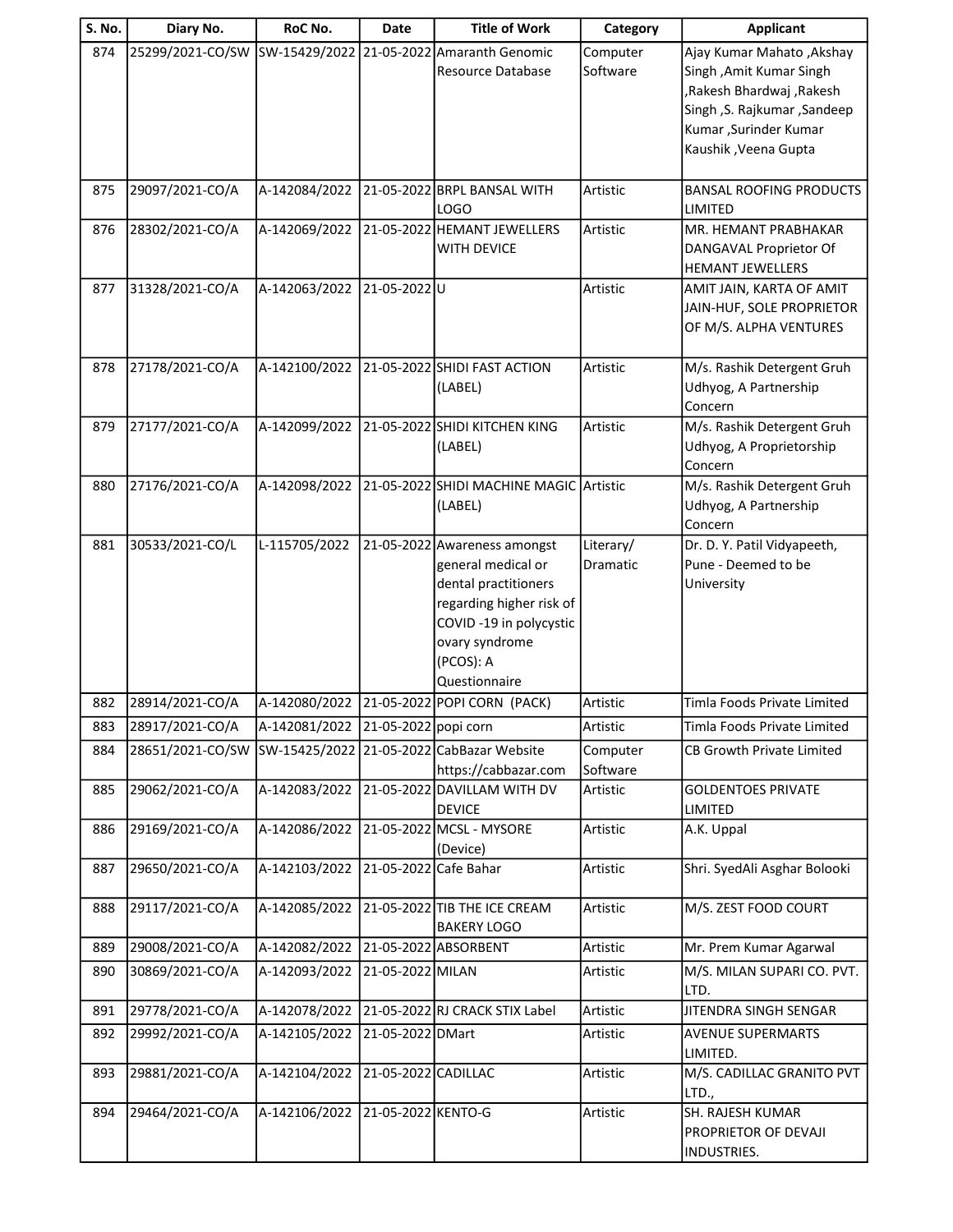| S. No. | Diary No. | RoC No. | Date | Title of Work | Category | Applicant |
|---|---|---|---|---|---|---|
| 874 | 25299/2021-CO/SW | SW-15429/2022 | 21-05-2022 | Amaranth Genomic Resource Database | Computer Software | Ajay Kumar Mahato ,Akshay Singh ,Amit Kumar Singh ,Rakesh Bhardwaj ,Rakesh Singh ,S. Rajkumar ,Sandeep Kumar ,Surinder Kumar Kaushik ,Veena Gupta |
| 875 | 29097/2021-CO/A | A-142084/2022 | 21-05-2022 | BRPL BANSAL WITH LOGO | Artistic | BANSAL ROOFING PRODUCTS LIMITED |
| 876 | 28302/2021-CO/A | A-142069/2022 | 21-05-2022 | HEMANT JEWELLERS WITH DEVICE | Artistic | MR. HEMANT PRABHAKAR DANGAVAL Proprietor Of HEMANT JEWELLERS |
| 877 | 31328/2021-CO/A | A-142063/2022 | 21-05-2022 | U | Artistic | AMIT JAIN, KARTA OF AMIT JAIN-HUF, SOLE PROPRIETOR OF M/S. ALPHA VENTURES |
| 878 | 27178/2021-CO/A | A-142100/2022 | 21-05-2022 | SHIDI FAST ACTION (LABEL) | Artistic | M/s. Rashik Detergent Gruh Udhyog, A Partnership Concern |
| 879 | 27177/2021-CO/A | A-142099/2022 | 21-05-2022 | SHIDI KITCHEN KING (LABEL) | Artistic | M/s. Rashik Detergent Gruh Udhyog, A Proprietorship Concern |
| 880 | 27176/2021-CO/A | A-142098/2022 | 21-05-2022 | SHIDI MACHINE MAGIC (LABEL) | Artistic | M/s. Rashik Detergent Gruh Udhyog, A Partnership Concern |
| 881 | 30533/2021-CO/L | L-115705/2022 | 21-05-2022 | Awareness amongst general medical or dental practitioners regarding higher risk of COVID -19 in polycystic ovary syndrome (PCOS): A Questionnaire | Literary/ Dramatic | Dr. D. Y. Patil Vidyapeeth, Pune - Deemed to be University |
| 882 | 28914/2021-CO/A | A-142080/2022 | 21-05-2022 | POPI CORN (PACK) | Artistic | Timla Foods Private Limited |
| 883 | 28917/2021-CO/A | A-142081/2022 | 21-05-2022 | popi corn | Artistic | Timla Foods Private Limited |
| 884 | 28651/2021-CO/SW | SW-15425/2022 | 21-05-2022 | CabBazar Website https://cabbazar.com | Computer Software | CB Growth Private Limited |
| 885 | 29062/2021-CO/A | A-142083/2022 | 21-05-2022 | DAVILLAM WITH DV DEVICE | Artistic | GOLDENTOES PRIVATE LIMITED |
| 886 | 29169/2021-CO/A | A-142086/2022 | 21-05-2022 | MCSL - MYSORE (Device) | Artistic | A.K. Uppal |
| 887 | 29650/2021-CO/A | A-142103/2022 | 21-05-2022 | Cafe Bahar | Artistic | Shri. SyedAli Asghar Bolooki |
| 888 | 29117/2021-CO/A | A-142085/2022 | 21-05-2022 | TIB THE ICE CREAM BAKERY LOGO | Artistic | M/S. ZEST FOOD COURT |
| 889 | 29008/2021-CO/A | A-142082/2022 | 21-05-2022 | ABSORBENT | Artistic | Mr. Prem Kumar Agarwal |
| 890 | 30869/2021-CO/A | A-142093/2022 | 21-05-2022 | MILAN | Artistic | M/S. MILAN SUPARI CO. PVT. LTD. |
| 891 | 29778/2021-CO/A | A-142078/2022 | 21-05-2022 | RJ CRACK STIX Label | Artistic | JITENDRA SINGH SENGAR |
| 892 | 29992/2021-CO/A | A-142105/2022 | 21-05-2022 | DMart | Artistic | AVENUE SUPERMARTS LIMITED. |
| 893 | 29881/2021-CO/A | A-142104/2022 | 21-05-2022 | CADILLAC | Artistic | M/S. CADILLAC GRANITO PVT LTD., |
| 894 | 29464/2021-CO/A | A-142106/2022 | 21-05-2022 | KENTO-G | Artistic | SH. RAJESH KUMAR PROPRIETOR OF DEVAJI INDUSTRIES. |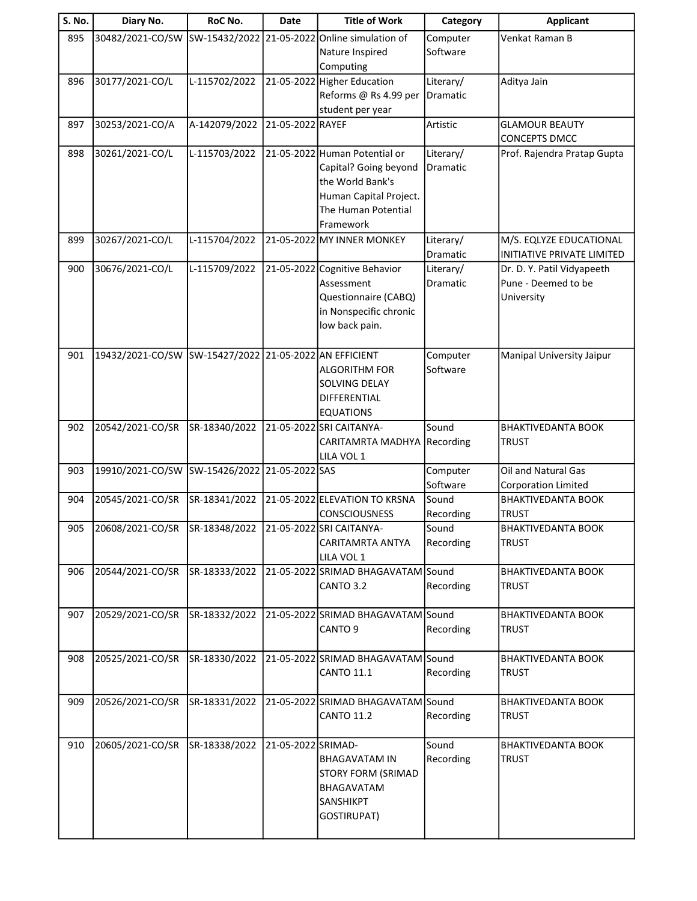| S. No. | Diary No. | RoC No. | Date | Title of Work | Category | Applicant |
|---|---|---|---|---|---|---|
| 895 | 30482/2021-CO/SW | SW-15432/2022 | 21-05-2022 | Online simulation of Nature Inspired Computing | Computer Software | Venkat Raman B |
| 896 | 30177/2021-CO/L | L-115702/2022 | 21-05-2022 | Higher Education Reforms @ Rs 4.99 per student per year | Literary/ Dramatic | Aditya Jain |
| 897 | 30253/2021-CO/A | A-142079/2022 | 21-05-2022 | RAYEF | Artistic | GLAMOUR BEAUTY CONCEPTS DMCC |
| 898 | 30261/2021-CO/L | L-115703/2022 | 21-05-2022 | Human Potential or Capital? Going beyond the World Bank's Human Capital Project. The Human Potential Framework | Literary/ Dramatic | Prof. Rajendra Pratap Gupta |
| 899 | 30267/2021-CO/L | L-115704/2022 | 21-05-2022 | MY INNER MONKEY | Literary/ Dramatic | M/S. EQLYZE EDUCATIONAL INITIATIVE PRIVATE LIMITED |
| 900 | 30676/2021-CO/L | L-115709/2022 | 21-05-2022 | Cognitive Behavior Assessment Questionnaire (CABQ) in Nonspecific chronic low back pain. | Literary/ Dramatic | Dr. D. Y. Patil Vidyapeeth Pune - Deemed to be University |
| 901 | 19432/2021-CO/SW | SW-15427/2022 | 21-05-2022 | AN EFFICIENT ALGORITHM FOR SOLVING DELAY DIFFERENTIAL EQUATIONS | Computer Software | Manipal University Jaipur |
| 902 | 20542/2021-CO/SR | SR-18340/2022 | 21-05-2022 | SRI CAITANYA-CARITAMRTA MADHYA LILA VOL 1 | Sound Recording | BHAKTIVEDANTA BOOK TRUST |
| 903 | 19910/2021-CO/SW | SW-15426/2022 | 21-05-2022 | SAS | Computer Software | Oil and Natural Gas Corporation Limited |
| 904 | 20545/2021-CO/SR | SR-18341/2022 | 21-05-2022 | ELEVATION TO KRSNA CONSCIOUSNESS | Sound Recording | BHAKTIVEDANTA BOOK TRUST |
| 905 | 20608/2021-CO/SR | SR-18348/2022 | 21-05-2022 | SRI CAITANYA-CARITAMRTA ANTYA LILA VOL 1 | Sound Recording | BHAKTIVEDANTA BOOK TRUST |
| 906 | 20544/2021-CO/SR | SR-18333/2022 | 21-05-2022 | SRIMAD BHAGAVATAM CANTO 3.2 | Sound Recording | BHAKTIVEDANTA BOOK TRUST |
| 907 | 20529/2021-CO/SR | SR-18332/2022 | 21-05-2022 | SRIMAD BHAGAVATAM CANTO 9 | Sound Recording | BHAKTIVEDANTA BOOK TRUST |
| 908 | 20525/2021-CO/SR | SR-18330/2022 | 21-05-2022 | SRIMAD BHAGAVATAM CANTO 11.1 | Sound Recording | BHAKTIVEDANTA BOOK TRUST |
| 909 | 20526/2021-CO/SR | SR-18331/2022 | 21-05-2022 | SRIMAD BHAGAVATAM CANTO 11.2 | Sound Recording | BHAKTIVEDANTA BOOK TRUST |
| 910 | 20605/2021-CO/SR | SR-18338/2022 | 21-05-2022 | SRIMAD-BHAGAVATAM IN STORY FORM (SRIMAD BHAGAVATAM SANSHIKPT GOSTIRUPAT) | Sound Recording | BHAKTIVEDANTA BOOK TRUST |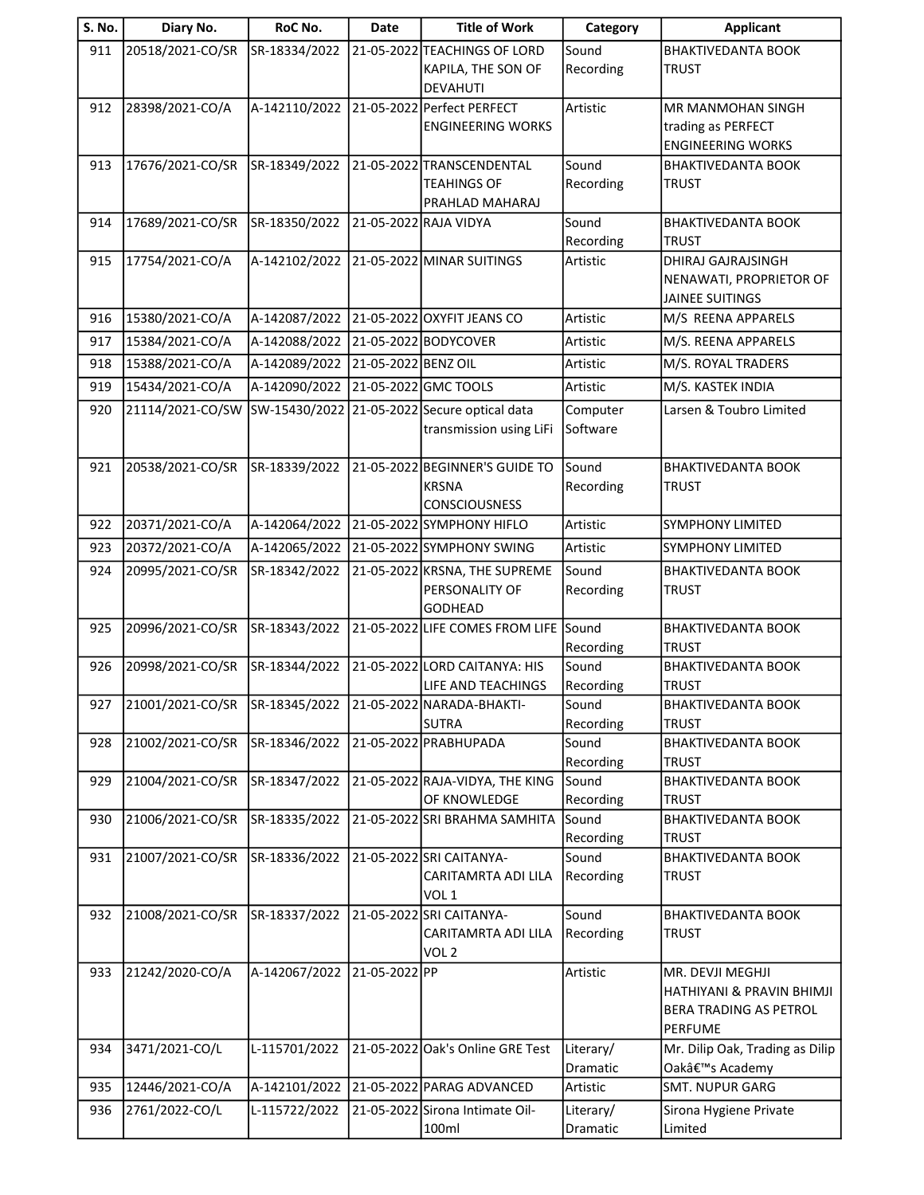| S. No. | Diary No. | RoC No. | Date | Title of Work | Category | Applicant |
|---|---|---|---|---|---|---|
| 911 | 20518/2021-CO/SR | SR-18334/2022 | 21-05-2022 | TEACHINGS OF LORD KAPILA, THE SON OF DEVAHUTI | Sound Recording | BHAKTIVEDANTA BOOK TRUST |
| 912 | 28398/2021-CO/A | A-142110/2022 | 21-05-2022 | Perfect PERFECT ENGINEERING WORKS | Artistic | MR MANMOHAN SINGH trading as PERFECT ENGINEERING WORKS |
| 913 | 17676/2021-CO/SR | SR-18349/2022 | 21-05-2022 | TRANSCENDENTAL TEAHINGS OF PRAHLAD MAHARAJ | Sound Recording | BHAKTIVEDANTA BOOK TRUST |
| 914 | 17689/2021-CO/SR | SR-18350/2022 | 21-05-2022 | RAJA VIDYA | Sound Recording | BHAKTIVEDANTA BOOK TRUST |
| 915 | 17754/2021-CO/A | A-142102/2022 | 21-05-2022 | MINAR SUITINGS | Artistic | DHIRAJ GAJRAJSINGH NENAWATI, PROPRIETOR OF JAINEE SUITINGS |
| 916 | 15380/2021-CO/A | A-142087/2022 | 21-05-2022 | OXYFIT JEANS CO | Artistic | M/S REENA APPARELS |
| 917 | 15384/2021-CO/A | A-142088/2022 | 21-05-2022 | BODYCOVER | Artistic | M/S. REENA APPARELS |
| 918 | 15388/2021-CO/A | A-142089/2022 | 21-05-2022 | BENZ OIL | Artistic | M/S. ROYAL TRADERS |
| 919 | 15434/2021-CO/A | A-142090/2022 | 21-05-2022 | GMC TOOLS | Artistic | M/S. KASTEK INDIA |
| 920 | 21114/2021-CO/SW | SW-15430/2022 | 21-05-2022 | Secure optical data transmission using LiFi | Computer Software | Larsen & Toubro Limited |
| 921 | 20538/2021-CO/SR | SR-18339/2022 | 21-05-2022 | BEGINNER'S GUIDE TO KRSNA CONSCIOUSNESS | Sound Recording | BHAKTIVEDANTA BOOK TRUST |
| 922 | 20371/2021-CO/A | A-142064/2022 | 21-05-2022 | SYMPHONY HIFLO | Artistic | SYMPHONY LIMITED |
| 923 | 20372/2021-CO/A | A-142065/2022 | 21-05-2022 | SYMPHONY SWING | Artistic | SYMPHONY LIMITED |
| 924 | 20995/2021-CO/SR | SR-18342/2022 | 21-05-2022 | KRSNA, THE SUPREME PERSONALITY OF GODHEAD | Sound Recording | BHAKTIVEDANTA BOOK TRUST |
| 925 | 20996/2021-CO/SR | SR-18343/2022 | 21-05-2022 | LIFE COMES FROM LIFE | Sound Recording | BHAKTIVEDANTA BOOK TRUST |
| 926 | 20998/2021-CO/SR | SR-18344/2022 | 21-05-2022 | LORD CAITANYA: HIS LIFE AND TEACHINGS | Sound Recording | BHAKTIVEDANTA BOOK TRUST |
| 927 | 21001/2021-CO/SR | SR-18345/2022 | 21-05-2022 | NARADA-BHAKTI-SUTRA | Sound Recording | BHAKTIVEDANTA BOOK TRUST |
| 928 | 21002/2021-CO/SR | SR-18346/2022 | 21-05-2022 | PRABHUPADA | Sound Recording | BHAKTIVEDANTA BOOK TRUST |
| 929 | 21004/2021-CO/SR | SR-18347/2022 | 21-05-2022 | RAJA-VIDYA, THE KING OF KNOWLEDGE | Sound Recording | BHAKTIVEDANTA BOOK TRUST |
| 930 | 21006/2021-CO/SR | SR-18335/2022 | 21-05-2022 | SRI BRAHMA SAMHITA | Sound Recording | BHAKTIVEDANTA BOOK TRUST |
| 931 | 21007/2021-CO/SR | SR-18336/2022 | 21-05-2022 | SRI CAITANYA-CARITAMRTA ADI LILA VOL 1 | Sound Recording | BHAKTIVEDANTA BOOK TRUST |
| 932 | 21008/2021-CO/SR | SR-18337/2022 | 21-05-2022 | SRI CAITANYA-CARITAMRTA ADI LILA VOL 2 | Sound Recording | BHAKTIVEDANTA BOOK TRUST |
| 933 | 21242/2020-CO/A | A-142067/2022 | 21-05-2022 | PP | Artistic | MR. DEVJI MEGHJI HATHIYANI & PRAVIN BHIMJI BERA TRADING AS PETROL PERFUME |
| 934 | 3471/2021-CO/L | L-115701/2022 | 21-05-2022 | Oak's Online GRE Test | Literary/ Dramatic | Mr. Dilip Oak, Trading as Dilip Oakâ€™s Academy |
| 935 | 12446/2021-CO/A | A-142101/2022 | 21-05-2022 | PARAG ADVANCED | Artistic | SMT. NUPUR GARG |
| 936 | 2761/2022-CO/L | L-115722/2022 | 21-05-2022 | Sirona Intimate Oil-100ml | Literary/ Dramatic | Sirona Hygiene Private Limited |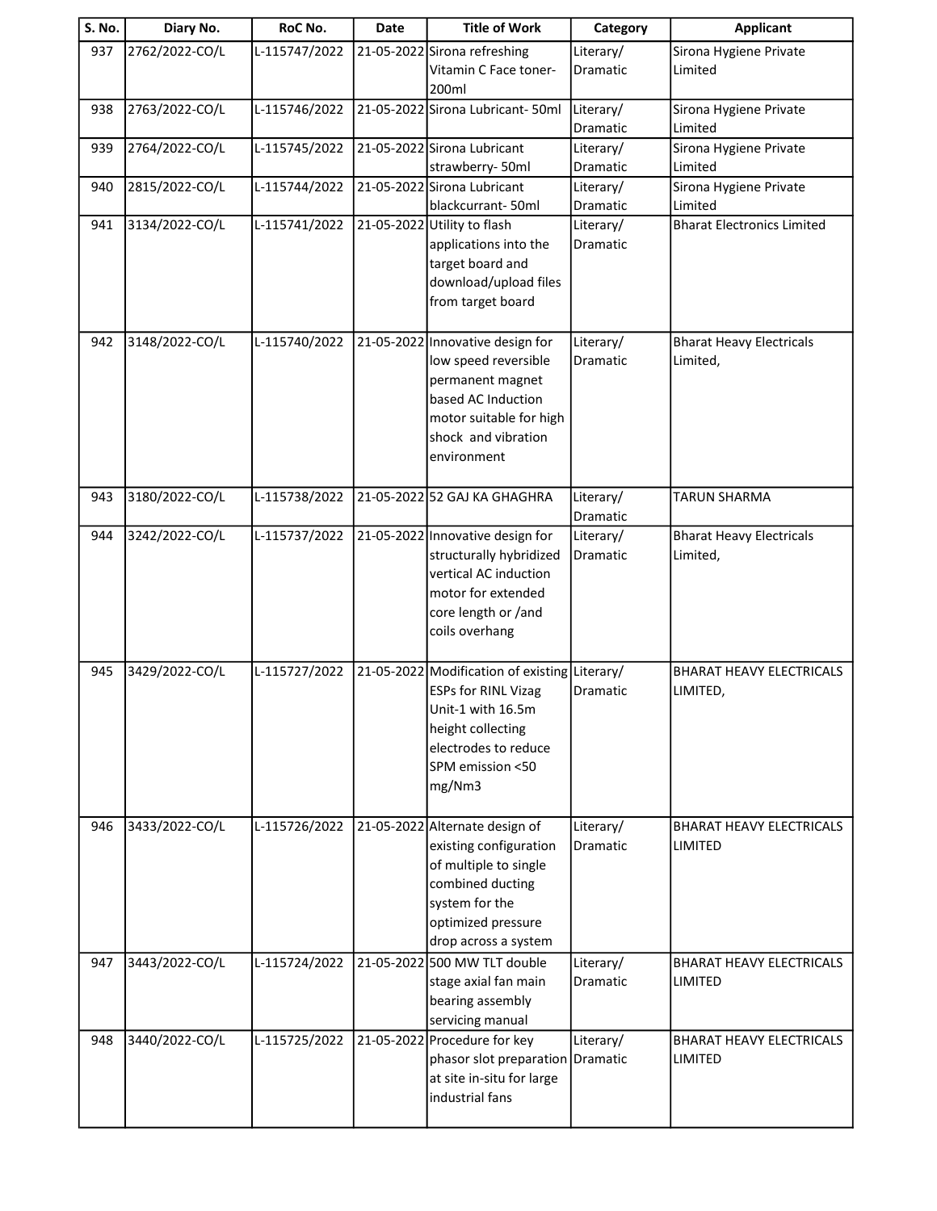| S. No. | Diary No. | RoC No. | Date | Title of Work | Category | Applicant |
|---|---|---|---|---|---|---|
| 937 | 2762/2022-CO/L | L-115747/2022 | 21-05-2022 | Sirona refreshing Vitamin C Face toner-200ml | Literary/ Dramatic | Sirona Hygiene Private Limited |
| 938 | 2763/2022-CO/L | L-115746/2022 | 21-05-2022 | Sirona Lubricant- 50ml | Literary/ Dramatic | Sirona Hygiene Private Limited |
| 939 | 2764/2022-CO/L | L-115745/2022 | 21-05-2022 | Sirona Lubricant strawberry- 50ml | Literary/ Dramatic | Sirona Hygiene Private Limited |
| 940 | 2815/2022-CO/L | L-115744/2022 | 21-05-2022 | Sirona Lubricant blackcurrant- 50ml | Literary/ Dramatic | Sirona Hygiene Private Limited |
| 941 | 3134/2022-CO/L | L-115741/2022 | 21-05-2022 | Utility to flash applications into the target board and download/upload files from target board | Literary/ Dramatic | Bharat Electronics Limited |
| 942 | 3148/2022-CO/L | L-115740/2022 | 21-05-2022 | Innovative design for low speed reversible permanent magnet based AC Induction motor suitable for high shock and vibration environment | Literary/ Dramatic | Bharat Heavy Electricals Limited, |
| 943 | 3180/2022-CO/L | L-115738/2022 | 21-05-2022 | 52 GAJ KA GHAGHRA | Literary/ Dramatic | TARUN SHARMA |
| 944 | 3242/2022-CO/L | L-115737/2022 | 21-05-2022 | Innovative design for structurally hybridized vertical AC induction motor for extended core length or /and coils overhang | Literary/ Dramatic | Bharat Heavy Electricals Limited, |
| 945 | 3429/2022-CO/L | L-115727/2022 | 21-05-2022 | Modification of existing ESPs for RINL Vizag Unit-1 with 16.5m height collecting electrodes to reduce SPM emission <50 mg/Nm3 | Literary/ Dramatic | BHARAT HEAVY ELECTRICALS LIMITED, |
| 946 | 3433/2022-CO/L | L-115726/2022 | 21-05-2022 | Alternate design of existing configuration of multiple to single combined ducting system for the optimized pressure drop across a system | Literary/ Dramatic | BHARAT HEAVY ELECTRICALS LIMITED |
| 947 | 3443/2022-CO/L | L-115724/2022 | 21-05-2022 | 500 MW TLT double stage axial fan main bearing assembly servicing manual | Literary/ Dramatic | BHARAT HEAVY ELECTRICALS LIMITED |
| 948 | 3440/2022-CO/L | L-115725/2022 | 21-05-2022 | Procedure for key phasor slot preparation at site in-situ for large industrial fans | Literary/ Dramatic | BHARAT HEAVY ELECTRICALS LIMITED |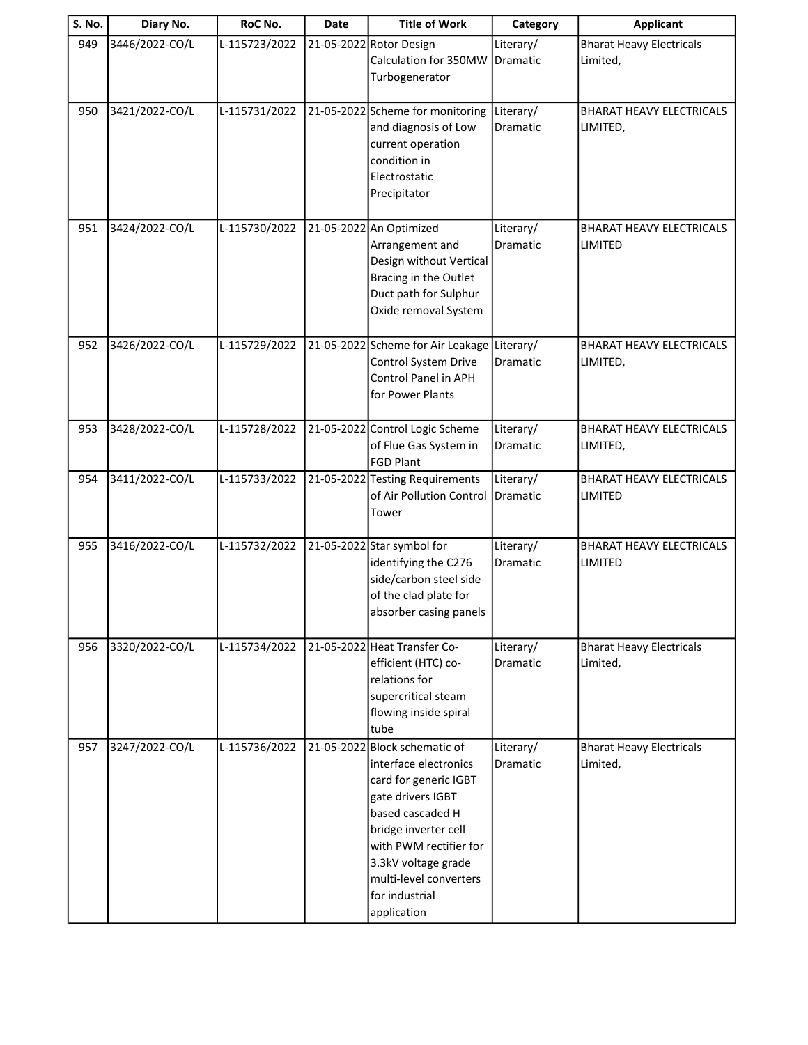| S. No. | Diary No. | RoC No. | Date | Title of Work | Category | Applicant |
|---|---|---|---|---|---|---|
| 949 | 3446/2022-CO/L | L-115723/2022 | 21-05-2022 | Rotor Design Calculation for 350MW Turbogenerator | Literary/ Dramatic | Bharat Heavy Electricals Limited, |
| 950 | 3421/2022-CO/L | L-115731/2022 | 21-05-2022 | Scheme for monitoring and diagnosis of Low current operation condition in Electrostatic Precipitator | Literary/ Dramatic | BHARAT HEAVY ELECTRICALS LIMITED, |
| 951 | 3424/2022-CO/L | L-115730/2022 | 21-05-2022 | An Optimized Arrangement and Design without Vertical Bracing in the Outlet Duct path for Sulphur Oxide removal System | Literary/ Dramatic | BHARAT HEAVY ELECTRICALS LIMITED |
| 952 | 3426/2022-CO/L | L-115729/2022 | 21-05-2022 | Scheme for Air Leakage Control System Drive Control Panel in APH for Power Plants | Literary/ Dramatic | BHARAT HEAVY ELECTRICALS LIMITED, |
| 953 | 3428/2022-CO/L | L-115728/2022 | 21-05-2022 | Control Logic Scheme of Flue Gas System in FGD Plant | Literary/ Dramatic | BHARAT HEAVY ELECTRICALS LIMITED, |
| 954 | 3411/2022-CO/L | L-115733/2022 | 21-05-2022 | Testing Requirements of Air Pollution Control Tower | Literary/ Dramatic | BHARAT HEAVY ELECTRICALS LIMITED |
| 955 | 3416/2022-CO/L | L-115732/2022 | 21-05-2022 | Star symbol for identifying the C276 side/carbon steel side of the clad plate for absorber casing panels | Literary/ Dramatic | BHARAT HEAVY ELECTRICALS LIMITED |
| 956 | 3320/2022-CO/L | L-115734/2022 | 21-05-2022 | Heat Transfer Co-efficient (HTC) co-relations for supercritical steam flowing inside spiral tube | Literary/ Dramatic | Bharat Heavy Electricals Limited, |
| 957 | 3247/2022-CO/L | L-115736/2022 | 21-05-2022 | Block schematic of interface electronics card for generic IGBT gate drivers IGBT based cascaded H bridge inverter cell with PWM rectifier for 3.3kV voltage grade multi-level converters for industrial application | Literary/ Dramatic | Bharat Heavy Electricals Limited, |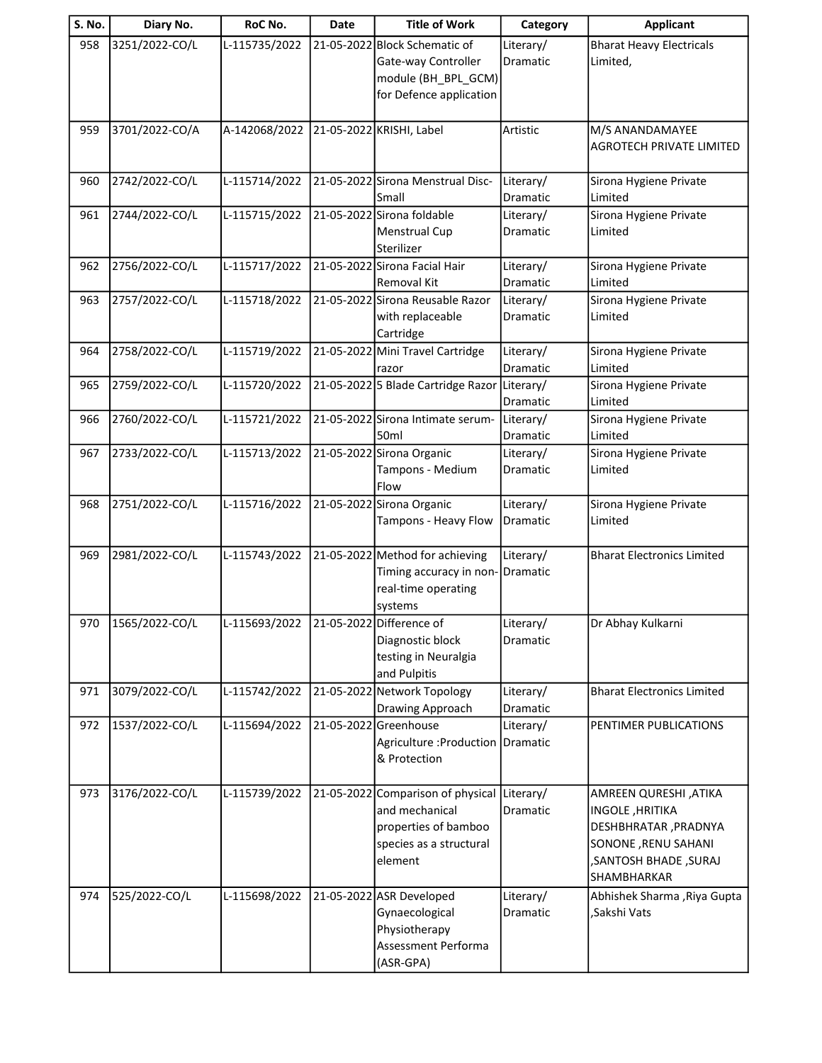| S. No. | Diary No. | RoC No. | Date | Title of Work | Category | Applicant |
|---|---|---|---|---|---|---|
| 958 | 3251/2022-CO/L | L-115735/2022 | 21-05-2022 | Block Schematic of Gate-way Controller module (BH_BPL_GCM) for Defence application | Literary/ Dramatic | Bharat Heavy Electricals Limited, |
| 959 | 3701/2022-CO/A | A-142068/2022 | 21-05-2022 | KRISHI, Label | Artistic | M/S ANANDAMAYEE AGROTECH PRIVATE LIMITED |
| 960 | 2742/2022-CO/L | L-115714/2022 | 21-05-2022 | Sirona Menstrual Disc-Small | Literary/ Dramatic | Sirona Hygiene Private Limited |
| 961 | 2744/2022-CO/L | L-115715/2022 | 21-05-2022 | Sirona foldable Menstrual Cup Sterilizer | Literary/ Dramatic | Sirona Hygiene Private Limited |
| 962 | 2756/2022-CO/L | L-115717/2022 | 21-05-2022 | Sirona Facial Hair Removal Kit | Literary/ Dramatic | Sirona Hygiene Private Limited |
| 963 | 2757/2022-CO/L | L-115718/2022 | 21-05-2022 | Sirona Reusable Razor with replaceable Cartridge | Literary/ Dramatic | Sirona Hygiene Private Limited |
| 964 | 2758/2022-CO/L | L-115719/2022 | 21-05-2022 | Mini Travel Cartridge razor | Literary/ Dramatic | Sirona Hygiene Private Limited |
| 965 | 2759/2022-CO/L | L-115720/2022 | 21-05-2022 | 5 Blade Cartridge Razor | Literary/ Dramatic | Sirona Hygiene Private Limited |
| 966 | 2760/2022-CO/L | L-115721/2022 | 21-05-2022 | Sirona Intimate serum-50ml | Literary/ Dramatic | Sirona Hygiene Private Limited |
| 967 | 2733/2022-CO/L | L-115713/2022 | 21-05-2022 | Sirona Organic Tampons - Medium Flow | Literary/ Dramatic | Sirona Hygiene Private Limited |
| 968 | 2751/2022-CO/L | L-115716/2022 | 21-05-2022 | Sirona Organic Tampons - Heavy Flow | Literary/ Dramatic | Sirona Hygiene Private Limited |
| 969 | 2981/2022-CO/L | L-115743/2022 | 21-05-2022 | Method for achieving Timing accuracy in non-real-time operating systems | Literary/ Dramatic | Bharat Electronics Limited |
| 970 | 1565/2022-CO/L | L-115693/2022 | 21-05-2022 | Difference of Diagnostic block testing in Neuralgia and Pulpitis | Literary/ Dramatic | Dr Abhay Kulkarni |
| 971 | 3079/2022-CO/L | L-115742/2022 | 21-05-2022 | Network Topology Drawing Approach | Literary/ Dramatic | Bharat Electronics Limited |
| 972 | 1537/2022-CO/L | L-115694/2022 | 21-05-2022 | Greenhouse Agriculture :Production & Protection | Literary/ Dramatic | PENTIMER PUBLICATIONS |
| 973 | 3176/2022-CO/L | L-115739/2022 | 21-05-2022 | Comparison of physical and mechanical properties of bamboo species as a structural element | Literary/ Dramatic | AMREEN QURESHI ,ATIKA INGOLE ,HRITIKA DESHBHRATAR ,PRADNYA SONONE ,RENU SAHANI ,SANTOSH BHADE ,SURAJ SHAMBHARKAR |
| 974 | 525/2022-CO/L | L-115698/2022 | 21-05-2022 | ASR Developed Gynaecological Physiotherapy Assessment Performa (ASR-GPA) | Literary/ Dramatic | Abhishek Sharma ,Riya Gupta ,Sakshi Vats |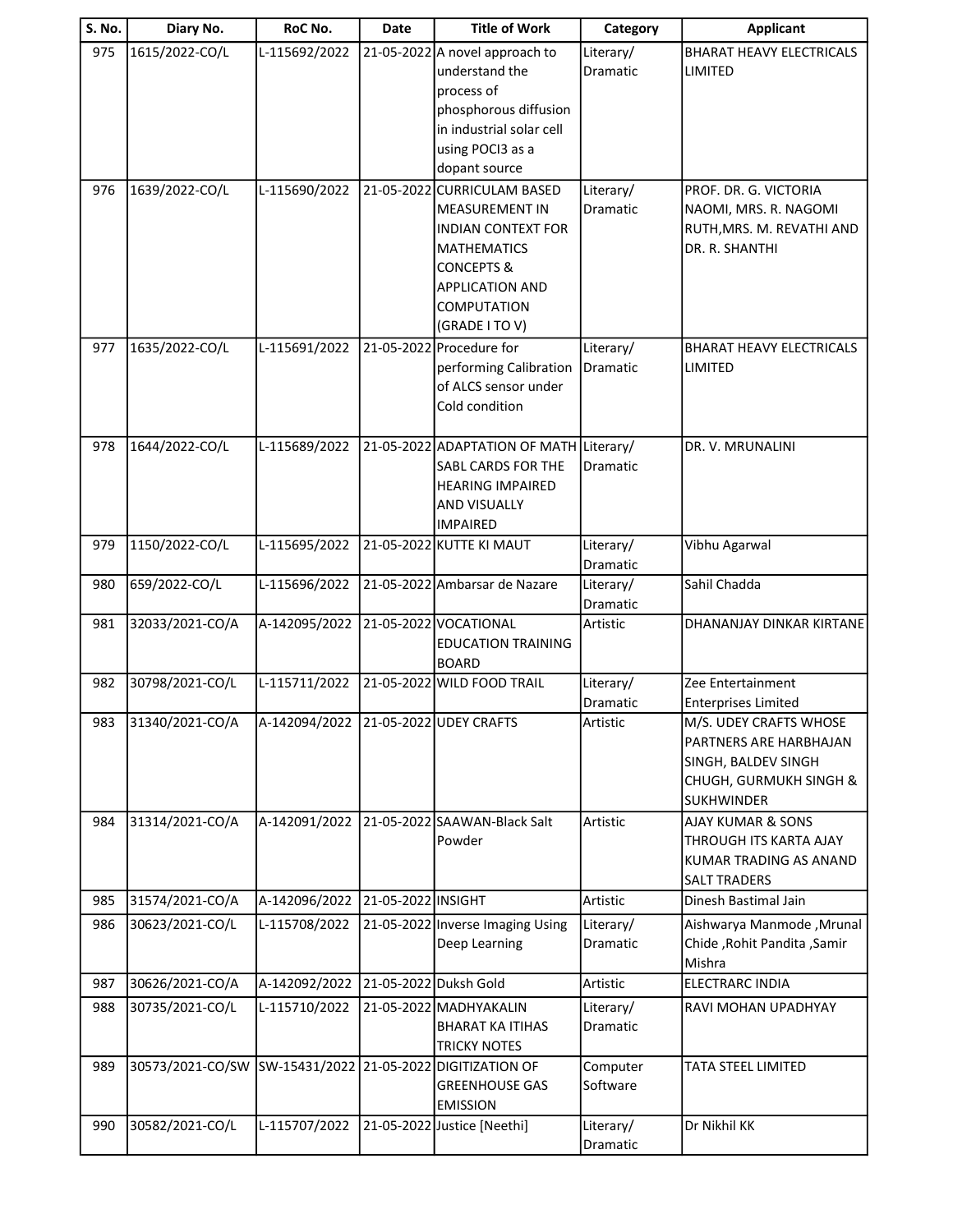| S. No. | Diary No. | RoC No. | Date | Title of Work | Category | Applicant |
|---|---|---|---|---|---|---|
| 975 | 1615/2022-CO/L | L-115692/2022 | 21-05-2022 | A novel approach to understand the process of phosphorous diffusion in industrial solar cell using POCl3 as a dopant source | Literary/ Dramatic | BHARAT HEAVY ELECTRICALS LIMITED |
| 976 | 1639/2022-CO/L | L-115690/2022 | 21-05-2022 | CURRICULAM BASED MEASUREMENT IN INDIAN CONTEXT FOR MATHEMATICS CONCEPTS & APPLICATION AND COMPUTATION (GRADE I TO V) | Literary/ Dramatic | PROF. DR. G. VICTORIA NAOMI, MRS. R. NAGOMI RUTH,MRS. M. REVATHI AND DR. R. SHANTHI |
| 977 | 1635/2022-CO/L | L-115691/2022 | 21-05-2022 | Procedure for performing Calibration of ALCS sensor under Cold condition | Literary/ Dramatic | BHARAT HEAVY ELECTRICALS LIMITED |
| 978 | 1644/2022-CO/L | L-115689/2022 | 21-05-2022 | ADAPTATION OF MATH SABL CARDS FOR THE HEARING IMPAIRED AND VISUALLY IMPAIRED | Literary/ Dramatic | DR. V. MRUNALINI |
| 979 | 1150/2022-CO/L | L-115695/2022 | 21-05-2022 | KUTTE KI MAUT | Literary/ Dramatic | Vibhu Agarwal |
| 980 | 659/2022-CO/L | L-115696/2022 | 21-05-2022 | Ambarsar de Nazare | Literary/ Dramatic | Sahil Chadda |
| 981 | 32033/2021-CO/A | A-142095/2022 | 21-05-2022 | VOCATIONAL EDUCATION TRAINING BOARD | Artistic | DHANANJAY DINKAR KIRTANE |
| 982 | 30798/2021-CO/L | L-115711/2022 | 21-05-2022 | WILD FOOD TRAIL | Literary/ Dramatic | Zee Entertainment Enterprises Limited |
| 983 | 31340/2021-CO/A | A-142094/2022 | 21-05-2022 | UDEY CRAFTS | Artistic | M/S. UDEY CRAFTS WHOSE PARTNERS ARE HARBHAJAN SINGH, BALDEV SINGH CHUGH, GURMUKH SINGH & SUKHWINDER |
| 984 | 31314/2021-CO/A | A-142091/2022 | 21-05-2022 | SAAWAN-Black Salt Powder | Artistic | AJAY KUMAR & SONS THROUGH ITS KARTA AJAY KUMAR TRADING AS ANAND SALT TRADERS |
| 985 | 31574/2021-CO/A | A-142096/2022 | 21-05-2022 | INSIGHT | Artistic | Dinesh Bastimal Jain |
| 986 | 30623/2021-CO/L | L-115708/2022 | 21-05-2022 | Inverse Imaging Using Deep Learning | Literary/ Dramatic | Aishwarya Manmode ,Mrunal Chide ,Rohit Pandita ,Samir Mishra |
| 987 | 30626/2021-CO/A | A-142092/2022 | 21-05-2022 | Duksh Gold | Artistic | ELECTRARC INDIA |
| 988 | 30735/2021-CO/L | L-115710/2022 | 21-05-2022 | MADHYAKALIN BHARAT KA ITIHAS TRICKY NOTES | Literary/ Dramatic | RAVI MOHAN UPADHYAY |
| 989 | 30573/2021-CO/SW | SW-15431/2022 | 21-05-2022 | DIGITIZATION OF GREENHOUSE GAS EMISSION | Computer Software | TATA STEEL LIMITED |
| 990 | 30582/2021-CO/L | L-115707/2022 | 21-05-2022 | Justice [Neethi] | Literary/ Dramatic | Dr Nikhil KK |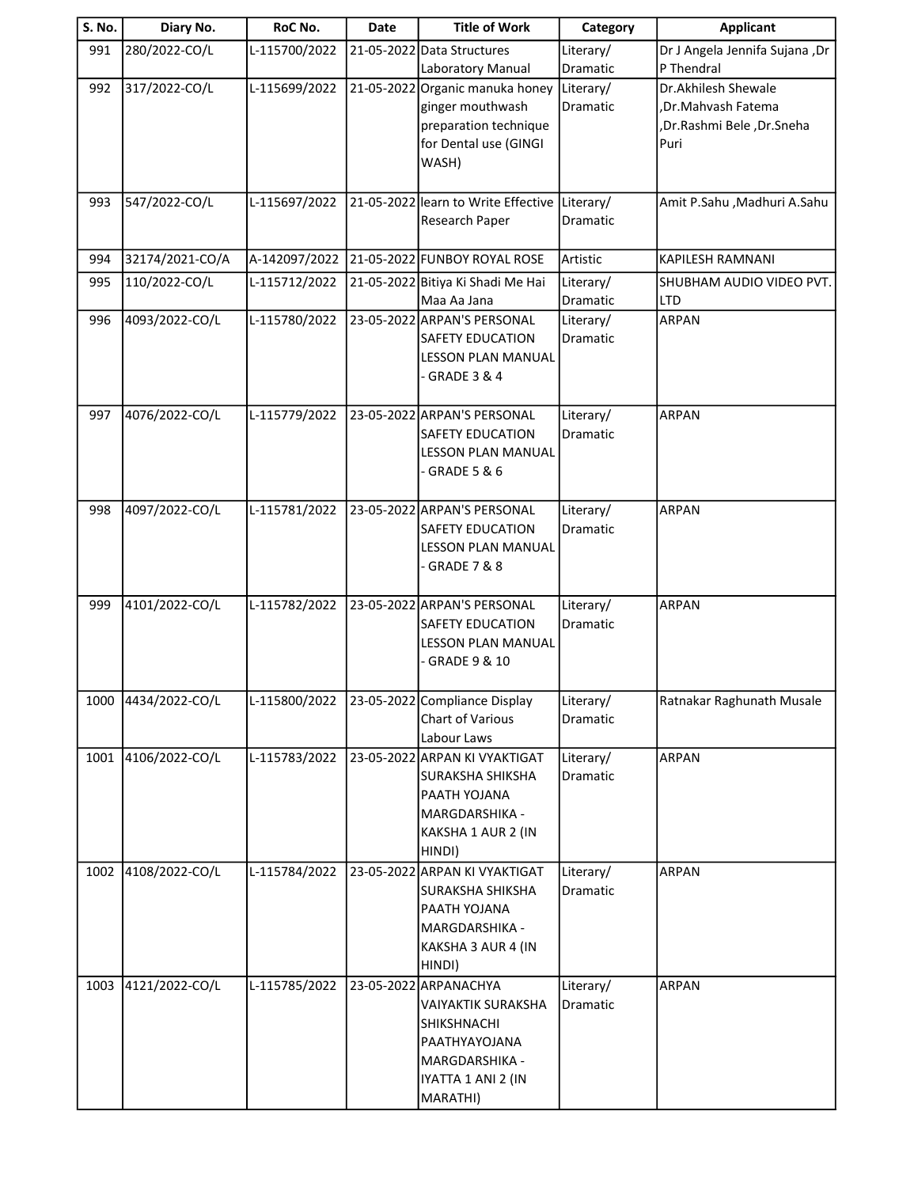| S. No. | Diary No. | RoC No. | Date | Title of Work | Category | Applicant |
|---|---|---|---|---|---|---|
| 991 | 280/2022-CO/L | L-115700/2022 | 21-05-2022 | Data Structures Laboratory Manual | Literary/ Dramatic | Dr J Angela Jennifa Sujana ,Dr P Thendral |
| 992 | 317/2022-CO/L | L-115699/2022 | 21-05-2022 | Organic manuka honey ginger mouthwash preparation technique for Dental use (GINGI WASH) | Literary/ Dramatic | Dr.Akhilesh Shewale ,Dr.Mahvash Fatema ,Dr.Rashmi Bele ,Dr.Sneha Puri |
| 993 | 547/2022-CO/L | L-115697/2022 | 21-05-2022 | learn to Write Effective Research Paper | Literary/ Dramatic | Amit P.Sahu ,Madhuri A.Sahu |
| 994 | 32174/2021-CO/A | A-142097/2022 | 21-05-2022 | FUNBOY ROYAL ROSE | Artistic | KAPILESH RAMNANI |
| 995 | 110/2022-CO/L | L-115712/2022 | 21-05-2022 | Bitiya Ki Shadi Me Hai Maa Aa Jana | Literary/ Dramatic | SHUBHAM AUDIO VIDEO PVT. LTD |
| 996 | 4093/2022-CO/L | L-115780/2022 | 23-05-2022 | ARPAN'S PERSONAL SAFETY EDUCATION LESSON PLAN MANUAL - GRADE 3 & 4 | Literary/ Dramatic | ARPAN |
| 997 | 4076/2022-CO/L | L-115779/2022 | 23-05-2022 | ARPAN'S PERSONAL SAFETY EDUCATION LESSON PLAN MANUAL - GRADE 5 & 6 | Literary/ Dramatic | ARPAN |
| 998 | 4097/2022-CO/L | L-115781/2022 | 23-05-2022 | ARPAN'S PERSONAL SAFETY EDUCATION LESSON PLAN MANUAL - GRADE 7 & 8 | Literary/ Dramatic | ARPAN |
| 999 | 4101/2022-CO/L | L-115782/2022 | 23-05-2022 | ARPAN'S PERSONAL SAFETY EDUCATION LESSON PLAN MANUAL - GRADE 9 & 10 | Literary/ Dramatic | ARPAN |
| 1000 | 4434/2022-CO/L | L-115800/2022 | 23-05-2022 | Compliance Display Chart of Various Labour Laws | Literary/ Dramatic | Ratnakar Raghunath Musale |
| 1001 | 4106/2022-CO/L | L-115783/2022 | 23-05-2022 | ARPAN KI VYAKTIGAT SURAKSHA SHIKSHA PAATH YOJANA MARGDARSHIKA - KAKSHA 1 AUR 2 (IN HINDI) | Literary/ Dramatic | ARPAN |
| 1002 | 4108/2022-CO/L | L-115784/2022 | 23-05-2022 | ARPAN KI VYAKTIGAT SURAKSHA SHIKSHA PAATH YOJANA MARGDARSHIKA - KAKSHA 3 AUR 4 (IN HINDI) | Literary/ Dramatic | ARPAN |
| 1003 | 4121/2022-CO/L | L-115785/2022 | 23-05-2022 | ARPANACHYA VAIYAKTIK SURAKSHA SHIKSHNACHI PAATHYAYOJANA MARGDARSHIKA - IYATTA 1 ANI 2 (IN MARATHI) | Literary/ Dramatic | ARPAN |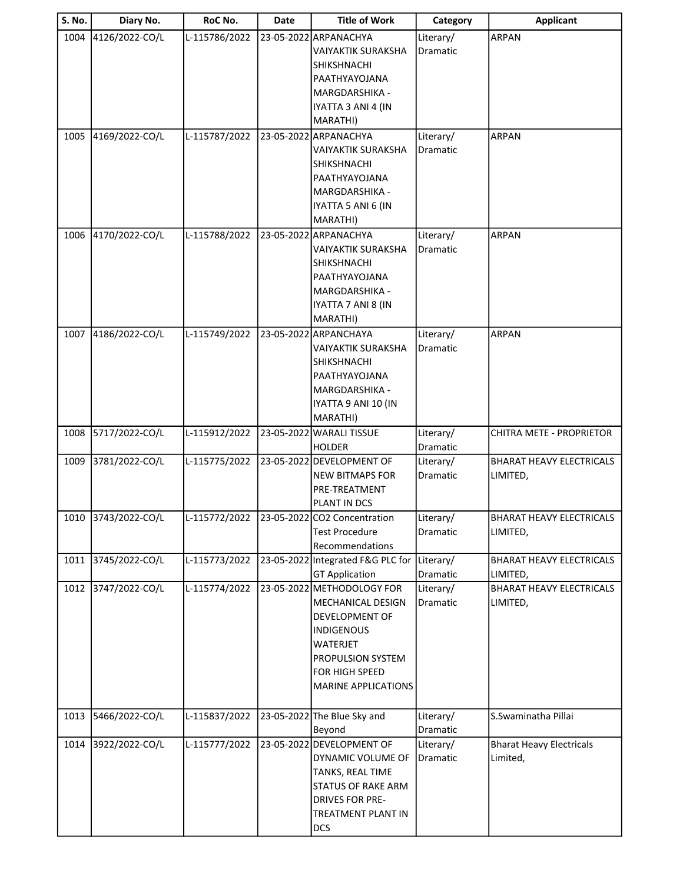| S. No. | Diary No. | RoC No. | Date | Title of Work | Category | Applicant |
|---|---|---|---|---|---|---|
| 1004 | 4126/2022-CO/L | L-115786/2022 | 23-05-2022 | ARPANACHYA VAIYAKTIK SURAKSHA SHIKSHNACHI PAATHYAYOJANA MARGDARSHIKA - IYATTA 3 ANI 4 (IN MARATHI) | Literary/ Dramatic | ARPAN |
| 1005 | 4169/2022-CO/L | L-115787/2022 | 23-05-2022 | ARPANACHYA VAIYAKTIK SURAKSHA SHIKSHNACHI PAATHYAYOJANA MARGDARSHIKA - IYATTA 5 ANI 6 (IN MARATHI) | Literary/ Dramatic | ARPAN |
| 1006 | 4170/2022-CO/L | L-115788/2022 | 23-05-2022 | ARPANACHYA VAIYAKTIK SURAKSHA SHIKSHNACHI PAATHYAYOJANA MARGDARSHIKA - IYATTA 7 ANI 8 (IN MARATHI) | Literary/ Dramatic | ARPAN |
| 1007 | 4186/2022-CO/L | L-115749/2022 | 23-05-2022 | ARPANCHAYA VAIYAKTIK SURAKSHA SHIKSHNACHI PAATHYAYOJANA MARGDARSHIKA - IYATTA 9 ANI 10 (IN MARATHI) | Literary/ Dramatic | ARPAN |
| 1008 | 5717/2022-CO/L | L-115912/2022 | 23-05-2022 | WARALI TISSUE HOLDER | Literary/ Dramatic | CHITRA METE - PROPRIETOR |
| 1009 | 3781/2022-CO/L | L-115775/2022 | 23-05-2022 | DEVELOPMENT OF NEW BITMAPS FOR PRE-TREATMENT PLANT IN DCS | Literary/ Dramatic | BHARAT HEAVY ELECTRICALS LIMITED, |
| 1010 | 3743/2022-CO/L | L-115772/2022 | 23-05-2022 | CO2 Concentration Test Procedure Recommendations | Literary/ Dramatic | BHARAT HEAVY ELECTRICALS LIMITED, |
| 1011 | 3745/2022-CO/L | L-115773/2022 | 23-05-2022 | Integrated F&G PLC for GT Application | Literary/ Dramatic | BHARAT HEAVY ELECTRICALS LIMITED, |
| 1012 | 3747/2022-CO/L | L-115774/2022 | 23-05-2022 | METHODOLOGY FOR MECHANICAL DESIGN DEVELOPMENT OF INDIGENOUS WATERJET PROPULSION SYSTEM FOR HIGH SPEED MARINE APPLICATIONS | Literary/ Dramatic | BHARAT HEAVY ELECTRICALS LIMITED, |
| 1013 | 5466/2022-CO/L | L-115837/2022 | 23-05-2022 | The Blue Sky and Beyond | Literary/ Dramatic | S.Swaminatha Pillai |
| 1014 | 3922/2022-CO/L | L-115777/2022 | 23-05-2022 | DEVELOPMENT OF DYNAMIC VOLUME OF TANKS, REAL TIME STATUS OF RAKE ARM DRIVES FOR PRE-TREATMENT PLANT IN DCS | Literary/ Dramatic | Bharat Heavy Electricals Limited, |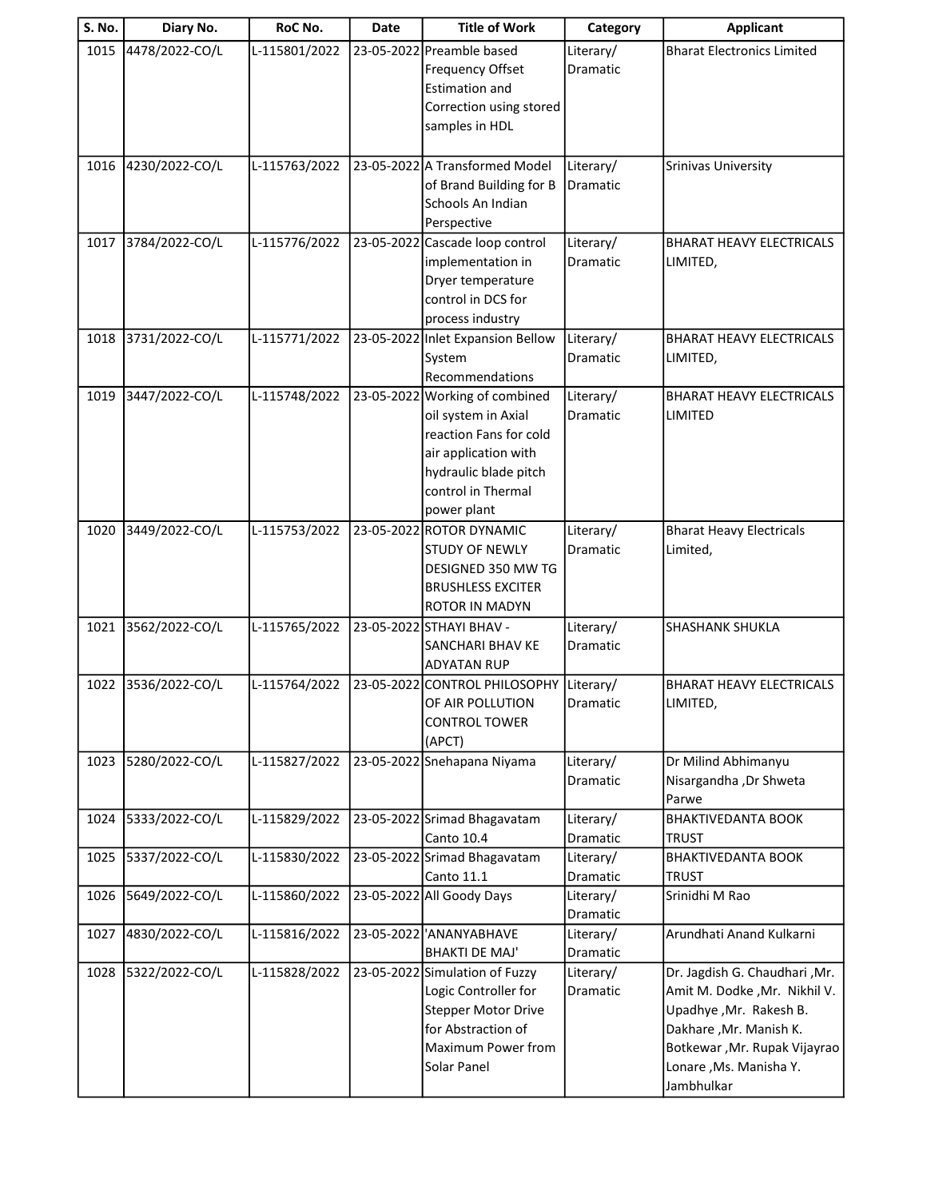| S. No. | Diary No. | RoC No. | Date | Title of Work | Category | Applicant |
|---|---|---|---|---|---|---|
| 1015 | 4478/2022-CO/L | L-115801/2022 | 23-05-2022 | Preamble based Frequency Offset Estimation and Correction using stored samples in HDL | Literary/ Dramatic | Bharat Electronics Limited |
| 1016 | 4230/2022-CO/L | L-115763/2022 | 23-05-2022 | A Transformed Model of Brand Building for B Schools An Indian Perspective | Literary/ Dramatic | Srinivas University |
| 1017 | 3784/2022-CO/L | L-115776/2022 | 23-05-2022 | Cascade loop control implementation in Dryer temperature control in DCS for process industry | Literary/ Dramatic | BHARAT HEAVY ELECTRICALS LIMITED, |
| 1018 | 3731/2022-CO/L | L-115771/2022 | 23-05-2022 | Inlet Expansion Bellow System Recommendations | Literary/ Dramatic | BHARAT HEAVY ELECTRICALS LIMITED, |
| 1019 | 3447/2022-CO/L | L-115748/2022 | 23-05-2022 | Working of combined oil system in Axial reaction Fans for cold air application with hydraulic blade pitch control in Thermal power plant | Literary/ Dramatic | BHARAT HEAVY ELECTRICALS LIMITED |
| 1020 | 3449/2022-CO/L | L-115753/2022 | 23-05-2022 | ROTOR DYNAMIC STUDY OF NEWLY DESIGNED 350 MW TG BRUSHLESS EXCITER ROTOR IN MADYN | Literary/ Dramatic | Bharat Heavy Electricals Limited, |
| 1021 | 3562/2022-CO/L | L-115765/2022 | 23-05-2022 | STHAYI BHAV - SANCHARI BHAV KE ADYATAN RUP | Literary/ Dramatic | SHASHANK SHUKLA |
| 1022 | 3536/2022-CO/L | L-115764/2022 | 23-05-2022 | CONTROL PHILOSOPHY OF AIR POLLUTION CONTROL TOWER (APCT) | Literary/ Dramatic | BHARAT HEAVY ELECTRICALS LIMITED, |
| 1023 | 5280/2022-CO/L | L-115827/2022 | 23-05-2022 | Snehapana Niyama | Literary/ Dramatic | Dr Milind Abhimanyu Nisargandha ,Dr Shweta Parwe |
| 1024 | 5333/2022-CO/L | L-115829/2022 | 23-05-2022 | Srimad Bhagavatam Canto 10.4 | Literary/ Dramatic | BHAKTIVEDANTA BOOK TRUST |
| 1025 | 5337/2022-CO/L | L-115830/2022 | 23-05-2022 | Srimad Bhagavatam Canto 11.1 | Literary/ Dramatic | BHAKTIVEDANTA BOOK TRUST |
| 1026 | 5649/2022-CO/L | L-115860/2022 | 23-05-2022 | All Goody Days | Literary/ Dramatic | Srinidhi M Rao |
| 1027 | 4830/2022-CO/L | L-115816/2022 | 23-05-2022 | 'ANANYABHAVE BHAKTI DE MAJ' | Literary/ Dramatic | Arundhati Anand Kulkarni |
| 1028 | 5322/2022-CO/L | L-115828/2022 | 23-05-2022 | Simulation of Fuzzy Logic Controller for Stepper Motor Drive for Abstraction of Maximum Power from Solar Panel | Literary/ Dramatic | Dr. Jagdish G. Chaudhari ,Mr. Amit M. Dodke ,Mr. Nikhil V. Upadhye ,Mr. Rakesh B. Dakhare ,Mr. Manish K. Botkewar ,Mr. Rupak Vijayrao Lonare ,Ms. Manisha Y. Jambhulkar |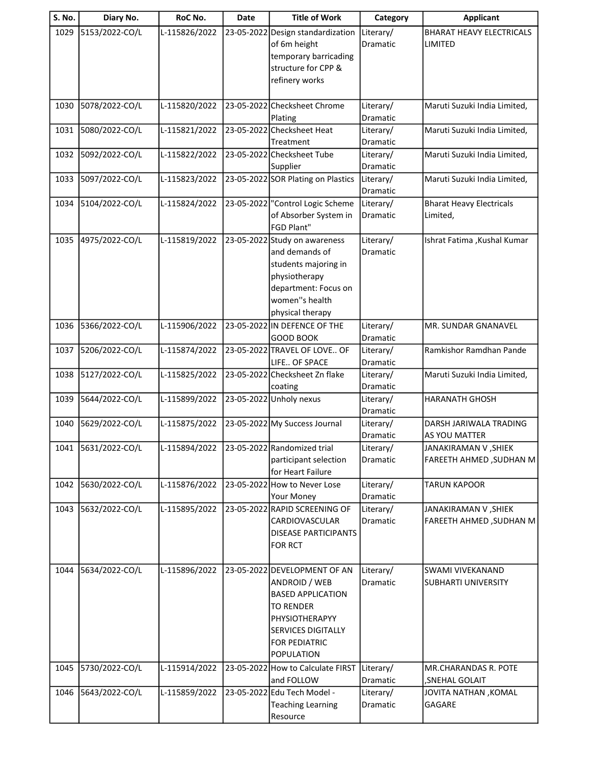| S. No. | Diary No. | RoC No. | Date | Title of Work | Category | Applicant |
|---|---|---|---|---|---|---|
| 1029 | 5153/2022-CO/L | L-115826/2022 | 23-05-2022 | Design standardization of 6m height temporary barricading structure for CPP & refinery works | Literary/ Dramatic | BHARAT HEAVY ELECTRICALS LIMITED |
| 1030 | 5078/2022-CO/L | L-115820/2022 | 23-05-2022 | Checksheet Chrome Plating | Literary/ Dramatic | Maruti Suzuki India Limited, |
| 1031 | 5080/2022-CO/L | L-115821/2022 | 23-05-2022 | Checksheet Heat Treatment | Literary/ Dramatic | Maruti Suzuki India Limited, |
| 1032 | 5092/2022-CO/L | L-115822/2022 | 23-05-2022 | Checksheet Tube Supplier | Literary/ Dramatic | Maruti Suzuki India Limited, |
| 1033 | 5097/2022-CO/L | L-115823/2022 | 23-05-2022 | SOR Plating on Plastics | Literary/ Dramatic | Maruti Suzuki India Limited, |
| 1034 | 5104/2022-CO/L | L-115824/2022 | 23-05-2022 | "Control Logic Scheme of Absorber System in FGD Plant" | Literary/ Dramatic | Bharat Heavy Electricals Limited, |
| 1035 | 4975/2022-CO/L | L-115819/2022 | 23-05-2022 | Study on awareness and demands of students majoring in physiotherapy department: Focus on women''s health physical therapy | Literary/ Dramatic | Ishrat Fatima ,Kushal Kumar |
| 1036 | 5366/2022-CO/L | L-115906/2022 | 23-05-2022 | IN DEFENCE OF THE GOOD BOOK | Literary/ Dramatic | MR. SUNDAR GNANAVEL |
| 1037 | 5206/2022-CO/L | L-115874/2022 | 23-05-2022 | TRAVEL OF LOVE.. OF LIFE.. OF SPACE | Literary/ Dramatic | Ramkishor Ramdhan Pande |
| 1038 | 5127/2022-CO/L | L-115825/2022 | 23-05-2022 | Checksheet Zn flake coating | Literary/ Dramatic | Maruti Suzuki India Limited, |
| 1039 | 5644/2022-CO/L | L-115899/2022 | 23-05-2022 | Unholy nexus | Literary/ Dramatic | HARANATH GHOSH |
| 1040 | 5629/2022-CO/L | L-115875/2022 | 23-05-2022 | My Success Journal | Literary/ Dramatic | DARSH JARIWALA TRADING AS YOU MATTER |
| 1041 | 5631/2022-CO/L | L-115894/2022 | 23-05-2022 | Randomized trial participant selection for Heart Failure | Literary/ Dramatic | JANAKIRAMAN V ,SHIEK FAREETH AHMED ,SUDHAN M |
| 1042 | 5630/2022-CO/L | L-115876/2022 | 23-05-2022 | How to Never Lose Your Money | Literary/ Dramatic | TARUN KAPOOR |
| 1043 | 5632/2022-CO/L | L-115895/2022 | 23-05-2022 | RAPID SCREENING OF CARDIOVASCULAR DISEASE PARTICIPANTS FOR RCT | Literary/ Dramatic | JANAKIRAMAN V ,SHIEK FAREETH AHMED ,SUDHAN M |
| 1044 | 5634/2022-CO/L | L-115896/2022 | 23-05-2022 | DEVELOPMENT OF AN ANDROID / WEB BASED APPLICATION TO RENDER PHYSIOTHERAPYY SERVICES DIGITALLY FOR PEDIATRIC POPULATION | Literary/ Dramatic | SWAMI VIVEKANAND SUBHARTI UNIVERSITY |
| 1045 | 5730/2022-CO/L | L-115914/2022 | 23-05-2022 | How to Calculate FIRST and FOLLOW | Literary/ Dramatic | MR.CHARANDAS R. POTE ,SNEHAL GOLAIT |
| 1046 | 5643/2022-CO/L | L-115859/2022 | 23-05-2022 | Edu Tech Model - Teaching Learning Resource | Literary/ Dramatic | JOVITA NATHAN ,KOMAL GAGARE |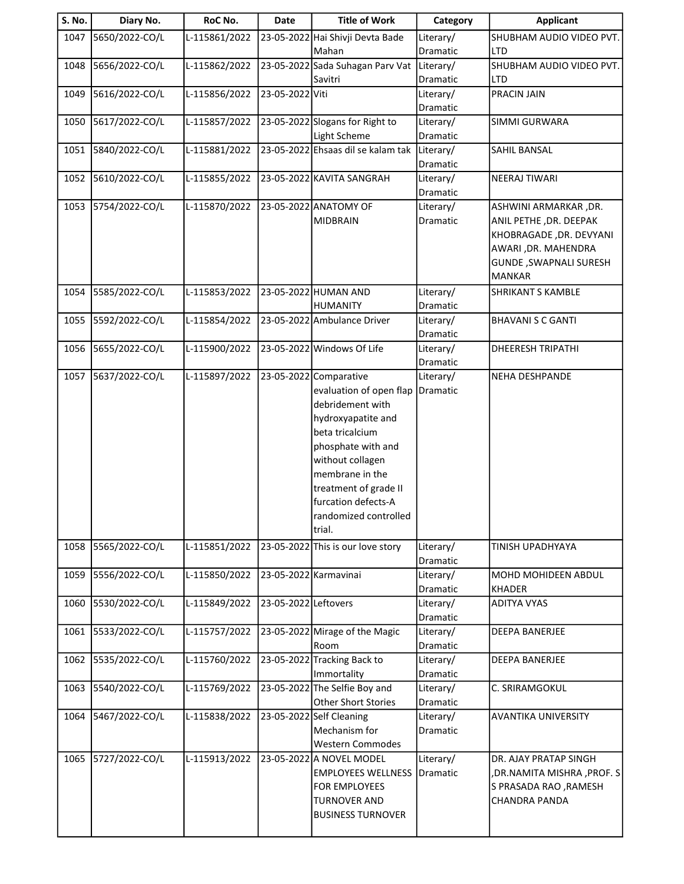| S. No. | Diary No. | RoC No. | Date | Title of Work | Category | Applicant |
|---|---|---|---|---|---|---|
| 1047 | 5650/2022-CO/L | L-115861/2022 | 23-05-2022 | Hai Shivji Devta Bade Mahan | Literary/ Dramatic | SHUBHAM AUDIO VIDEO PVT. LTD |
| 1048 | 5656/2022-CO/L | L-115862/2022 | 23-05-2022 | Sada Suhagan Parv Vat Savitri | Literary/ Dramatic | SHUBHAM AUDIO VIDEO PVT. LTD |
| 1049 | 5616/2022-CO/L | L-115856/2022 | 23-05-2022 | Viti | Literary/ Dramatic | PRACIN JAIN |
| 1050 | 5617/2022-CO/L | L-115857/2022 | 23-05-2022 | Slogans for Right to Light Scheme | Literary/ Dramatic | SIMMI GURWARA |
| 1051 | 5840/2022-CO/L | L-115881/2022 | 23-05-2022 | Ehsaas dil se kalam tak | Literary/ Dramatic | SAHIL BANSAL |
| 1052 | 5610/2022-CO/L | L-115855/2022 | 23-05-2022 | KAVITA SANGRAH | Literary/ Dramatic | NEERAJ TIWARI |
| 1053 | 5754/2022-CO/L | L-115870/2022 | 23-05-2022 | ANATOMY OF MIDBRAIN | Literary/ Dramatic | ASHWINI ARMARKAR ,DR. ANIL PETHE ,DR. DEEPAK KHOBRAGADE ,DR. DEVYANI AWARI ,DR. MAHENDRA GUNDE ,SWAPNALI SURESH MANKAR |
| 1054 | 5585/2022-CO/L | L-115853/2022 | 23-05-2022 | HUMAN AND HUMANITY | Literary/ Dramatic | SHRIKANT S KAMBLE |
| 1055 | 5592/2022-CO/L | L-115854/2022 | 23-05-2022 | Ambulance Driver | Literary/ Dramatic | BHAVANI S C GANTI |
| 1056 | 5655/2022-CO/L | L-115900/2022 | 23-05-2022 | Windows Of Life | Literary/ Dramatic | DHEERESH TRIPATHI |
| 1057 | 5637/2022-CO/L | L-115897/2022 | 23-05-2022 | Comparative evaluation of open flap debridement with hydroxyapatite and beta tricalcium phosphate with and without collagen membrane in the treatment of grade II furcation defects-A randomized controlled trial. | Literary/ Dramatic | NEHA DESHPANDE |
| 1058 | 5565/2022-CO/L | L-115851/2022 | 23-05-2022 | This is our love story | Literary/ Dramatic | TINISH UPADHYAYA |
| 1059 | 5556/2022-CO/L | L-115850/2022 | 23-05-2022 | Karmavinai | Literary/ Dramatic | MOHD MOHIDEEN ABDUL KHADER |
| 1060 | 5530/2022-CO/L | L-115849/2022 | 23-05-2022 | Leftovers | Literary/ Dramatic | ADITYA VYAS |
| 1061 | 5533/2022-CO/L | L-115757/2022 | 23-05-2022 | Mirage of the Magic Room | Literary/ Dramatic | DEEPA BANERJEE |
| 1062 | 5535/2022-CO/L | L-115760/2022 | 23-05-2022 | Tracking Back to Immortality | Literary/ Dramatic | DEEPA BANERJEE |
| 1063 | 5540/2022-CO/L | L-115769/2022 | 23-05-2022 | The Selfie Boy and Other Short Stories | Literary/ Dramatic | C. SRIRAMGOKUL |
| 1064 | 5467/2022-CO/L | L-115838/2022 | 23-05-2022 | Self Cleaning Mechanism for Western Commodes | Literary/ Dramatic | AVANTIKA UNIVERSITY |
| 1065 | 5727/2022-CO/L | L-115913/2022 | 23-05-2022 | A NOVEL MODEL EMPLOYEES WELLNESS FOR EMPLOYEES TURNOVER AND BUSINESS TURNOVER | Literary/ Dramatic | DR. AJAY PRATAP SINGH ,DR.NAMITA MISHRA ,PROF. S S PRASADA RAO ,RAMESH CHANDRA PANDA |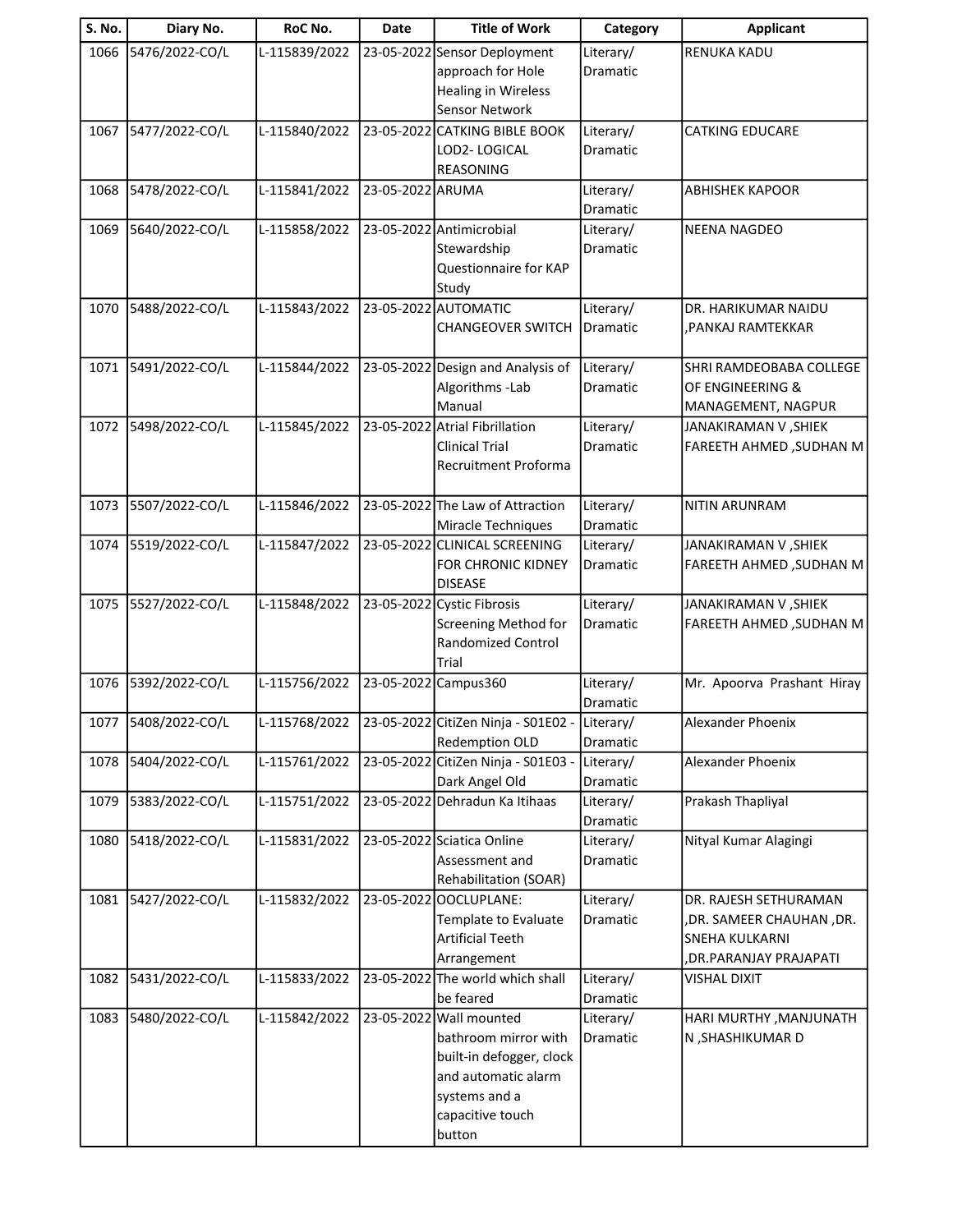| S. No. | Diary No. | RoC No. | Date | Title of Work | Category | Applicant |
|---|---|---|---|---|---|---|
| 1066 | 5476/2022-CO/L | L-115839/2022 | 23-05-2022 | Sensor Deployment approach for Hole Healing in Wireless Sensor Network | Literary/ Dramatic | RENUKA KADU |
| 1067 | 5477/2022-CO/L | L-115840/2022 | 23-05-2022 | CATKING BIBLE BOOK LOD2- LOGICAL REASONING | Literary/ Dramatic | CATKING EDUCARE |
| 1068 | 5478/2022-CO/L | L-115841/2022 | 23-05-2022 | ARUMA | Literary/ Dramatic | ABHISHEK KAPOOR |
| 1069 | 5640/2022-CO/L | L-115858/2022 | 23-05-2022 | Antimicrobial Stewardship Questionnaire for KAP Study | Literary/ Dramatic | NEENA NAGDEO |
| 1070 | 5488/2022-CO/L | L-115843/2022 | 23-05-2022 | AUTOMATIC CHANGEOVER SWITCH | Literary/ Dramatic | DR. HARIKUMAR NAIDU ,PANKAJ RAMTEKKAR |
| 1071 | 5491/2022-CO/L | L-115844/2022 | 23-05-2022 | Design and Analysis of Algorithms -Lab Manual | Literary/ Dramatic | SHRI RAMDEOBABA COLLEGE OF ENGINEERING & MANAGEMENT, NAGPUR |
| 1072 | 5498/2022-CO/L | L-115845/2022 | 23-05-2022 | Atrial Fibrillation Clinical Trial Recruitment Proforma | Literary/ Dramatic | JANAKIRAMAN V ,SHIEK FAREETH AHMED ,SUDHAN M |
| 1073 | 5507/2022-CO/L | L-115846/2022 | 23-05-2022 | The Law of Attraction Miracle Techniques | Literary/ Dramatic | NITIN ARUNRAM |
| 1074 | 5519/2022-CO/L | L-115847/2022 | 23-05-2022 | CLINICAL SCREENING FOR CHRONIC KIDNEY DISEASE | Literary/ Dramatic | JANAKIRAMAN V ,SHIEK FAREETH AHMED ,SUDHAN M |
| 1075 | 5527/2022-CO/L | L-115848/2022 | 23-05-2022 | Cystic Fibrosis Screening Method for Randomized Control Trial | Literary/ Dramatic | JANAKIRAMAN V ,SHIEK FAREETH AHMED ,SUDHAN M |
| 1076 | 5392/2022-CO/L | L-115756/2022 | 23-05-2022 | Campus360 | Literary/ Dramatic | Mr. Apoorva Prashant Hiray |
| 1077 | 5408/2022-CO/L | L-115768/2022 | 23-05-2022 | CitiZen Ninja - S01E02 - Redemption OLD | Literary/ Dramatic | Alexander Phoenix |
| 1078 | 5404/2022-CO/L | L-115761/2022 | 23-05-2022 | CitiZen Ninja - S01E03 - Dark Angel Old | Literary/ Dramatic | Alexander Phoenix |
| 1079 | 5383/2022-CO/L | L-115751/2022 | 23-05-2022 | Dehradun Ka Itihaas | Literary/ Dramatic | Prakash Thapliyal |
| 1080 | 5418/2022-CO/L | L-115831/2022 | 23-05-2022 | Sciatica Online Assessment and Rehabilitation (SOAR) | Literary/ Dramatic | Nityal Kumar Alagingi |
| 1081 | 5427/2022-CO/L | L-115832/2022 | 23-05-2022 | OOCLUPLANE: Template to Evaluate Artificial Teeth Arrangement | Literary/ Dramatic | DR. RAJESH SETHURAMAN ,DR. SAMEER CHAUHAN ,DR. SNEHA KULKARNI ,DR.PARANJAY PRAJAPATI |
| 1082 | 5431/2022-CO/L | L-115833/2022 | 23-05-2022 | The world which shall be feared | Literary/ Dramatic | VISHAL DIXIT |
| 1083 | 5480/2022-CO/L | L-115842/2022 | 23-05-2022 | Wall mounted bathroom mirror with built-in defogger, clock and automatic alarm systems and a capacitive touch button | Literary/ Dramatic | HARI MURTHY ,MANJUNATH N ,SHASHIKUMAR D |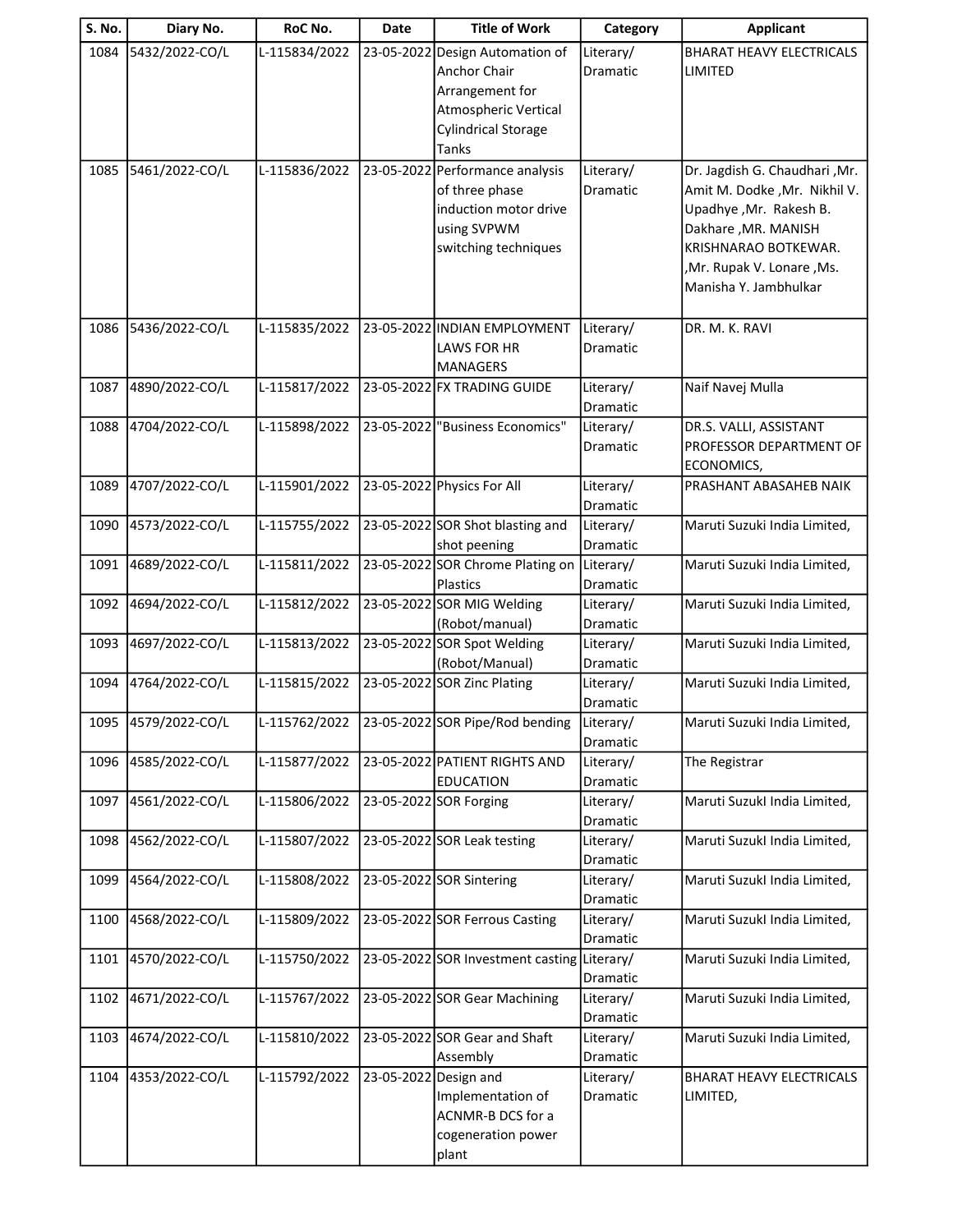| S. No. | Diary No. | RoC No. | Date | Title of Work | Category | Applicant |
|---|---|---|---|---|---|---|
| 1084 | 5432/2022-CO/L | L-115834/2022 | 23-05-2022 | Design Automation of Anchor Chair Arrangement for Atmospheric Vertical Cylindrical Storage Tanks | Literary/ Dramatic | BHARAT HEAVY ELECTRICALS LIMITED |
| 1085 | 5461/2022-CO/L | L-115836/2022 | 23-05-2022 | Performance analysis of three phase induction motor drive using SVPWM switching techniques | Literary/ Dramatic | Dr. Jagdish G. Chaudhari ,Mr. Amit M. Dodke ,Mr. Nikhil V. Upadhye ,Mr. Rakesh B. Dakhare ,MR. MANISH KRISHNARAO BOTKEWAR. ,Mr. Rupak V. Lonare ,Ms. Manisha Y. Jambhulkar |
| 1086 | 5436/2022-CO/L | L-115835/2022 | 23-05-2022 | INDIAN EMPLOYMENT LAWS FOR HR MANAGERS | Literary/ Dramatic | DR. M. K. RAVI |
| 1087 | 4890/2022-CO/L | L-115817/2022 | 23-05-2022 | FX TRADING GUIDE | Literary/ Dramatic | Naif Navej Mulla |
| 1088 | 4704/2022-CO/L | L-115898/2022 | 23-05-2022 | "Business Economics" | Literary/ Dramatic | DR.S. VALLI, ASSISTANT PROFESSOR DEPARTMENT OF ECONOMICS, |
| 1089 | 4707/2022-CO/L | L-115901/2022 | 23-05-2022 | Physics For All | Literary/ Dramatic | PRASHANT ABASAHEB NAIK |
| 1090 | 4573/2022-CO/L | L-115755/2022 | 23-05-2022 | SOR Shot blasting and shot peening | Literary/ Dramatic | Maruti Suzuki India Limited, |
| 1091 | 4689/2022-CO/L | L-115811/2022 | 23-05-2022 | SOR Chrome Plating on Plastics | Literary/ Dramatic | Maruti Suzuki India Limited, |
| 1092 | 4694/2022-CO/L | L-115812/2022 | 23-05-2022 | SOR MIG Welding (Robot/manual) | Literary/ Dramatic | Maruti Suzuki India Limited, |
| 1093 | 4697/2022-CO/L | L-115813/2022 | 23-05-2022 | SOR Spot Welding (Robot/Manual) | Literary/ Dramatic | Maruti Suzuki India Limited, |
| 1094 | 4764/2022-CO/L | L-115815/2022 | 23-05-2022 | SOR Zinc Plating | Literary/ Dramatic | Maruti Suzuki India Limited, |
| 1095 | 4579/2022-CO/L | L-115762/2022 | 23-05-2022 | SOR Pipe/Rod bending | Literary/ Dramatic | Maruti Suzuki India Limited, |
| 1096 | 4585/2022-CO/L | L-115877/2022 | 23-05-2022 | PATIENT RIGHTS AND EDUCATION | Literary/ Dramatic | The Registrar |
| 1097 | 4561/2022-CO/L | L-115806/2022 | 23-05-2022 | SOR Forging | Literary/ Dramatic | Maruti SuzukI India Limited, |
| 1098 | 4562/2022-CO/L | L-115807/2022 | 23-05-2022 | SOR Leak testing | Literary/ Dramatic | Maruti SuzukI India Limited, |
| 1099 | 4564/2022-CO/L | L-115808/2022 | 23-05-2022 | SOR Sintering | Literary/ Dramatic | Maruti SuzukI India Limited, |
| 1100 | 4568/2022-CO/L | L-115809/2022 | 23-05-2022 | SOR Ferrous Casting | Literary/ Dramatic | Maruti Suzuki India Limited, |
| 1101 | 4570/2022-CO/L | L-115750/2022 | 23-05-2022 | SOR Investment casting | Literary/ Dramatic | Maruti Suzuki India Limited, |
| 1102 | 4671/2022-CO/L | L-115767/2022 | 23-05-2022 | SOR Gear Machining | Literary/ Dramatic | Maruti Suzuki India Limited, |
| 1103 | 4674/2022-CO/L | L-115810/2022 | 23-05-2022 | SOR Gear and Shaft Assembly | Literary/ Dramatic | Maruti Suzuki India Limited, |
| 1104 | 4353/2022-CO/L | L-115792/2022 | 23-05-2022 | Design and Implementation of ACNMR-B DCS for a cogeneration power plant | Literary/ Dramatic | BHARAT HEAVY ELECTRICALS LIMITED, |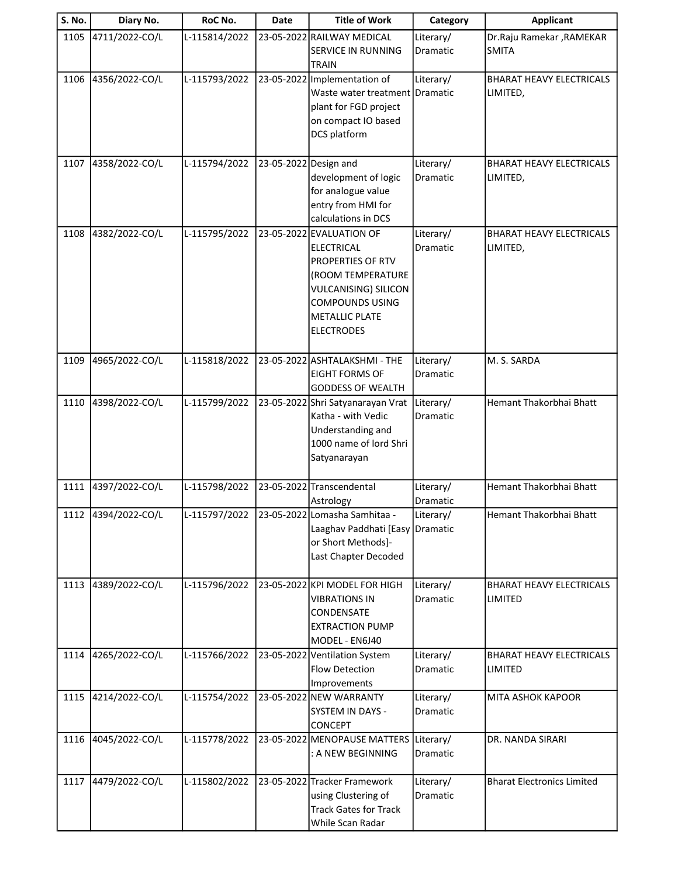| S. No. | Diary No. | RoC No. | Date | Title of Work | Category | Applicant |
|---|---|---|---|---|---|---|
| 1105 | 4711/2022-CO/L | L-115814/2022 | 23-05-2022 | RAILWAY MEDICAL SERVICE IN RUNNING TRAIN | Literary/ Dramatic | Dr.Raju Ramekar ,RAMEKAR SMITA |
| 1106 | 4356/2022-CO/L | L-115793/2022 | 23-05-2022 | Implementation of Waste water treatment plant for FGD project on compact IO based DCS platform | Literary/ Dramatic | BHARAT HEAVY ELECTRICALS LIMITED, |
| 1107 | 4358/2022-CO/L | L-115794/2022 | 23-05-2022 | Design and development of logic for analogue value entry from HMI for calculations in DCS | Literary/ Dramatic | BHARAT HEAVY ELECTRICALS LIMITED, |
| 1108 | 4382/2022-CO/L | L-115795/2022 | 23-05-2022 | EVALUATION OF ELECTRICAL PROPERTIES OF RTV (ROOM TEMPERATURE VULCANISING) SILICON COMPOUNDS USING METALLIC PLATE ELECTRODES | Literary/ Dramatic | BHARAT HEAVY ELECTRICALS LIMITED, |
| 1109 | 4965/2022-CO/L | L-115818/2022 | 23-05-2022 | ASHTALAKSHMI - THE EIGHT FORMS OF GODDESS OF WEALTH | Literary/ Dramatic | M. S. SARDA |
| 1110 | 4398/2022-CO/L | L-115799/2022 | 23-05-2022 | Shri Satyanarayan Vrat Katha - with Vedic Understanding and 1000 name of lord Shri Satyanarayan | Literary/ Dramatic | Hemant Thakorbhai Bhatt |
| 1111 | 4397/2022-CO/L | L-115798/2022 | 23-05-2022 | Transcendental Astrology | Literary/ Dramatic | Hemant Thakorbhai Bhatt |
| 1112 | 4394/2022-CO/L | L-115797/2022 | 23-05-2022 | Lomasha Samhitaa - Laaghav Paddhati [Easy or Short Methods]- Last Chapter Decoded | Literary/ Dramatic | Hemant Thakorbhai Bhatt |
| 1113 | 4389/2022-CO/L | L-115796/2022 | 23-05-2022 | KPI MODEL FOR HIGH VIBRATIONS IN CONDENSATE EXTRACTION PUMP MODEL - EN6J40 | Literary/ Dramatic | BHARAT HEAVY ELECTRICALS LIMITED |
| 1114 | 4265/2022-CO/L | L-115766/2022 | 23-05-2022 | Ventilation System Flow Detection Improvements | Literary/ Dramatic | BHARAT HEAVY ELECTRICALS LIMITED |
| 1115 | 4214/2022-CO/L | L-115754/2022 | 23-05-2022 | NEW WARRANTY SYSTEM IN DAYS - CONCEPT | Literary/ Dramatic | MITA ASHOK KAPOOR |
| 1116 | 4045/2022-CO/L | L-115778/2022 | 23-05-2022 | MENOPAUSE MATTERS : A NEW BEGINNING | Literary/ Dramatic | DR. NANDA SIRARI |
| 1117 | 4479/2022-CO/L | L-115802/2022 | 23-05-2022 | Tracker Framework using Clustering of Track Gates for Track While Scan Radar | Literary/ Dramatic | Bharat Electronics Limited |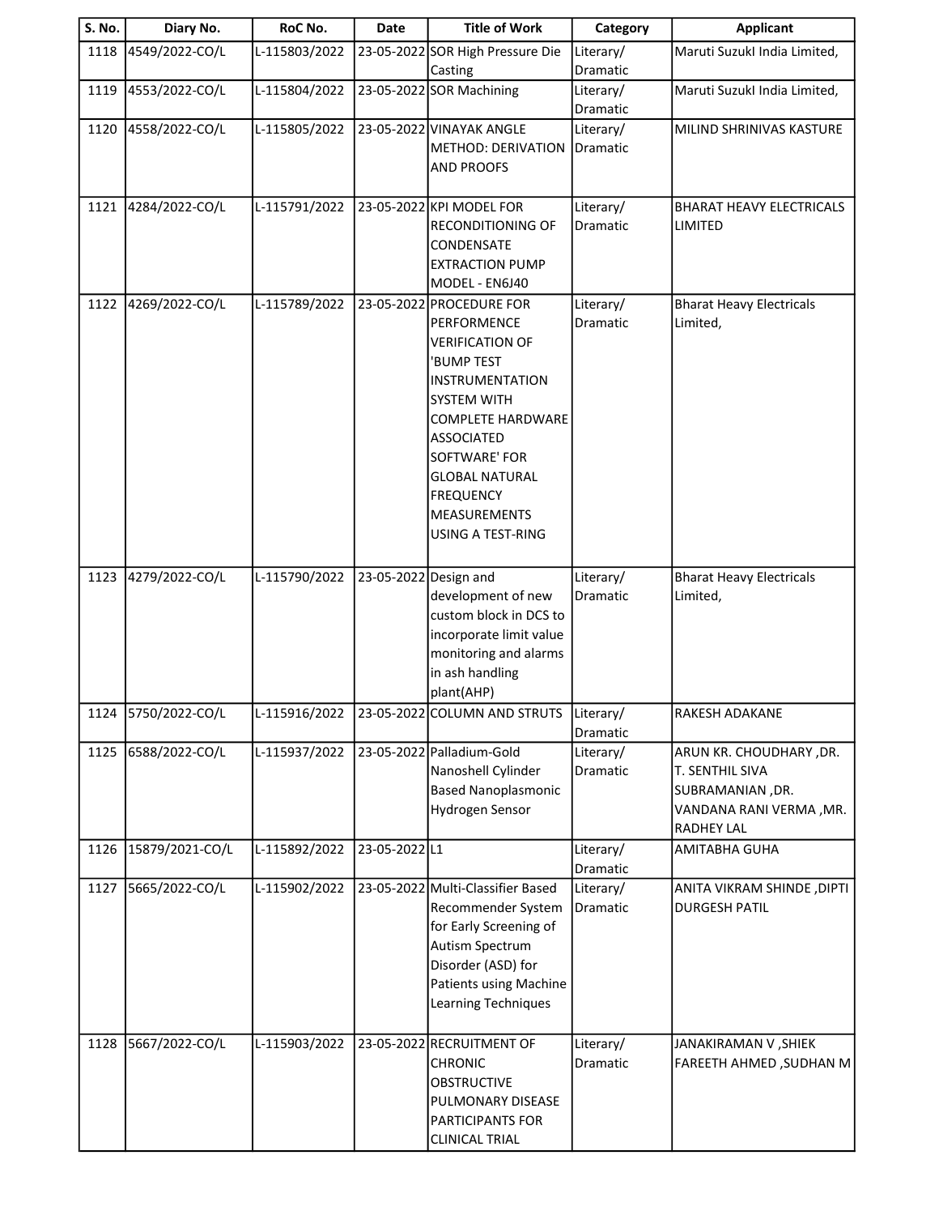| S. No. | Diary No. | RoC No. | Date | Title of Work | Category | Applicant |
|---|---|---|---|---|---|---|
| 1118 | 4549/2022-CO/L | L-115803/2022 | 23-05-2022 | SOR High Pressure Die Casting | Literary/ Dramatic | Maruti SuzukI India Limited, |
| 1119 | 4553/2022-CO/L | L-115804/2022 | 23-05-2022 | SOR Machining | Literary/ Dramatic | Maruti SuzukI India Limited, |
| 1120 | 4558/2022-CO/L | L-115805/2022 | 23-05-2022 | VINAYAK ANGLE METHOD: DERIVATION AND PROOFS | Literary/ Dramatic | MILIND SHRINIVAS KASTURE |
| 1121 | 4284/2022-CO/L | L-115791/2022 | 23-05-2022 | KPI MODEL FOR RECONDITIONING OF CONDENSATE EXTRACTION PUMP MODEL - EN6J40 | Literary/ Dramatic | BHARAT HEAVY ELECTRICALS LIMITED |
| 1122 | 4269/2022-CO/L | L-115789/2022 | 23-05-2022 | PROCEDURE FOR PERFORMENCE VERIFICATION OF 'BUMP TEST INSTRUMENTATION SYSTEM WITH COMPLETE HARDWARE ASSOCIATED SOFTWARE' FOR GLOBAL NATURAL FREQUENCY MEASUREMENTS USING A TEST-RING | Literary/ Dramatic | Bharat Heavy Electricals Limited, |
| 1123 | 4279/2022-CO/L | L-115790/2022 | 23-05-2022 | Design and development of new custom block in DCS to incorporate limit value monitoring and alarms in ash handling plant(AHP) | Literary/ Dramatic | Bharat Heavy Electricals Limited, |
| 1124 | 5750/2022-CO/L | L-115916/2022 | 23-05-2022 | COLUMN AND STRUTS | Literary/ Dramatic | RAKESH ADAKANE |
| 1125 | 6588/2022-CO/L | L-115937/2022 | 23-05-2022 | Palladium-Gold Nanoshell Cylinder Based Nanoplasmonic Hydrogen Sensor | Literary/ Dramatic | ARUN KR. CHOUDHARY ,DR. T. SENTHIL SIVA SUBRAMANIAN ,DR. VANDANA RANI VERMA ,MR. RADHEY LAL |
| 1126 | 15879/2021-CO/L | L-115892/2022 | 23-05-2022 | L1 | Literary/ Dramatic | AMITABHA GUHA |
| 1127 | 5665/2022-CO/L | L-115902/2022 | 23-05-2022 | Multi-Classifier Based Recommender System for Early Screening of Autism Spectrum Disorder (ASD) for Patients using Machine Learning Techniques | Literary/ Dramatic | ANITA VIKRAM SHINDE ,DIPTI DURGESH PATIL |
| 1128 | 5667/2022-CO/L | L-115903/2022 | 23-05-2022 | RECRUITMENT OF CHRONIC OBSTRUCTIVE PULMONARY DISEASE PARTICIPANTS FOR CLINICAL TRIAL | Literary/ Dramatic | JANAKIRAMAN V ,SHIEK FAREETH AHMED ,SUDHAN M |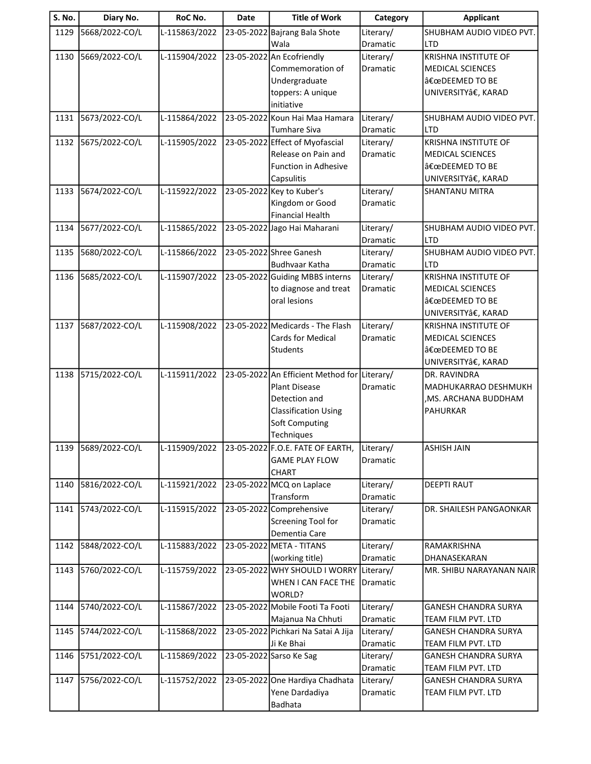| S. No. | Diary No. | RoC No. | Date | Title of Work | Category | Applicant |
|---|---|---|---|---|---|---|
| 1129 | 5668/2022-CO/L | L-115863/2022 | 23-05-2022 | Bajrang Bala Shote Wala | Literary/ Dramatic | SHUBHAM AUDIO VIDEO PVT. LTD |
| 1130 | 5669/2022-CO/L | L-115904/2022 | 23-05-2022 | An Ecofriendly Commemoration of Undergraduate toppers: A unique initiative | Literary/ Dramatic | KRISHNA INSTITUTE OF MEDICAL SCIENCES â€œDEEMED TO BE UNIVERSITYâ€, KARAD |
| 1131 | 5673/2022-CO/L | L-115864/2022 | 23-05-2022 | Koun Hai Maa Hamara Tumhare Siva | Literary/ Dramatic | SHUBHAM AUDIO VIDEO PVT. LTD |
| 1132 | 5675/2022-CO/L | L-115905/2022 | 23-05-2022 | Effect of Myofascial Release on Pain and Function in Adhesive Capsulitis | Literary/ Dramatic | KRISHNA INSTITUTE OF MEDICAL SCIENCES â€œDEEMED TO BE UNIVERSITYâ€, KARAD |
| 1133 | 5674/2022-CO/L | L-115922/2022 | 23-05-2022 | Key to Kuber's Kingdom or Good Financial Health | Literary/ Dramatic | SHANTANU MITRA |
| 1134 | 5677/2022-CO/L | L-115865/2022 | 23-05-2022 | Jago Hai Maharani | Literary/ Dramatic | SHUBHAM AUDIO VIDEO PVT. LTD |
| 1135 | 5680/2022-CO/L | L-115866/2022 | 23-05-2022 | Shree Ganesh Budhvaar Katha | Literary/ Dramatic | SHUBHAM AUDIO VIDEO PVT. LTD |
| 1136 | 5685/2022-CO/L | L-115907/2022 | 23-05-2022 | Guiding MBBS interns to diagnose and treat oral lesions | Literary/ Dramatic | KRISHNA INSTITUTE OF MEDICAL SCIENCES â€œDEEMED TO BE UNIVERSITYâ€, KARAD |
| 1137 | 5687/2022-CO/L | L-115908/2022 | 23-05-2022 | Medicards - The Flash Cards for Medical Students | Literary/ Dramatic | KRISHNA INSTITUTE OF MEDICAL SCIENCES â€œDEEMED TO BE UNIVERSITYâ€, KARAD |
| 1138 | 5715/2022-CO/L | L-115911/2022 | 23-05-2022 | An Efficient Method for Plant Disease Detection and Classification Using Soft Computing Techniques | Literary/ Dramatic | DR. RAVINDRA MADHUKARRAO DESHMUKH ,MS. ARCHANA BUDDHAM PAHURKAR |
| 1139 | 5689/2022-CO/L | L-115909/2022 | 23-05-2022 | F.O.E. FATE OF EARTH, GAME PLAY FLOW CHART | Literary/ Dramatic | ASHISH JAIN |
| 1140 | 5816/2022-CO/L | L-115921/2022 | 23-05-2022 | MCQ on Laplace Transform | Literary/ Dramatic | DEEPTI RAUT |
| 1141 | 5743/2022-CO/L | L-115915/2022 | 23-05-2022 | Comprehensive Screening Tool for Dementia Care | Literary/ Dramatic | DR. SHAILESH PANGAONKAR |
| 1142 | 5848/2022-CO/L | L-115883/2022 | 23-05-2022 | META - TITANS (working title) | Literary/ Dramatic | RAMAKRISHNA DHANASEKARAN |
| 1143 | 5760/2022-CO/L | L-115759/2022 | 23-05-2022 | WHY SHOULD I WORRY WHEN I CAN FACE THE WORLD? | Literary/ Dramatic | MR. SHIBU NARAYANAN NAIR |
| 1144 | 5740/2022-CO/L | L-115867/2022 | 23-05-2022 | Mobile Footi Ta Footi Majanua Na Chhuti | Literary/ Dramatic | GANESH CHANDRA SURYA TEAM FILM PVT. LTD |
| 1145 | 5744/2022-CO/L | L-115868/2022 | 23-05-2022 | Pichkari Na Satai A Jija Ji Ke Bhai | Literary/ Dramatic | GANESH CHANDRA SURYA TEAM FILM PVT. LTD |
| 1146 | 5751/2022-CO/L | L-115869/2022 | 23-05-2022 | Sarso Ke Sag | Literary/ Dramatic | GANESH CHANDRA SURYA TEAM FILM PVT. LTD |
| 1147 | 5756/2022-CO/L | L-115752/2022 | 23-05-2022 | One Hardiya Chadhata Yene Dardadiya Badhata | Literary/ Dramatic | GANESH CHANDRA SURYA TEAM FILM PVT. LTD |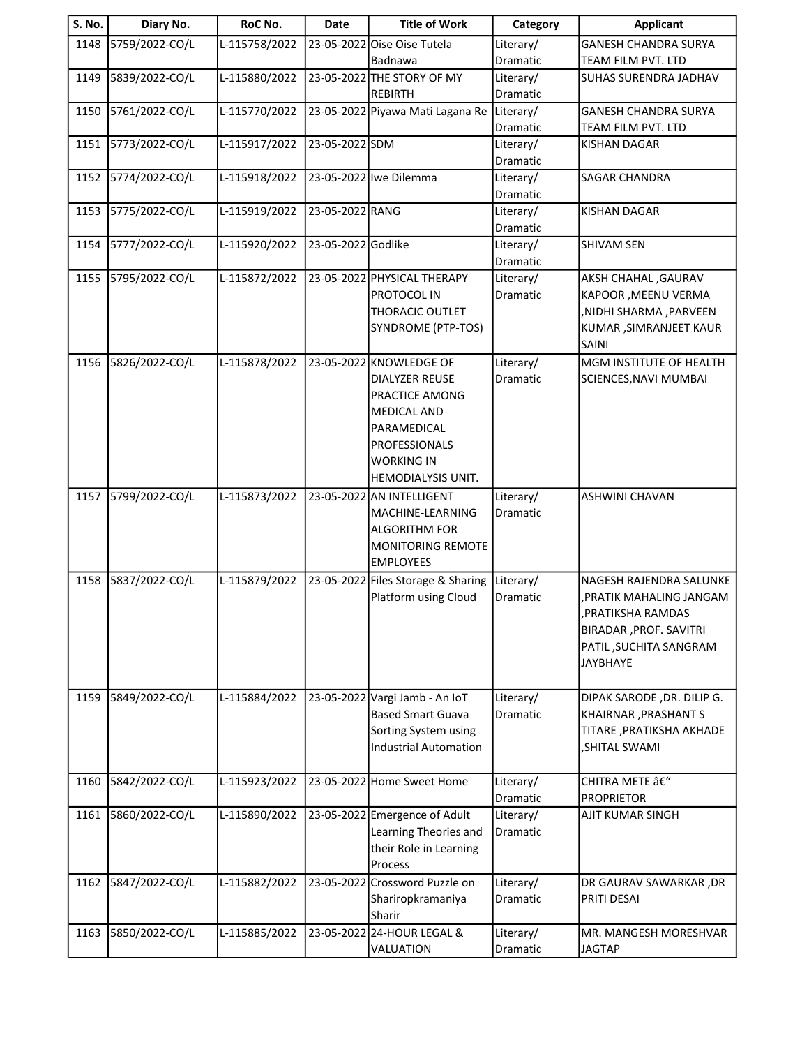| S. No. | Diary No. | RoC No. | Date | Title of Work | Category | Applicant |
|---|---|---|---|---|---|---|
| 1148 | 5759/2022-CO/L | L-115758/2022 | 23-05-2022 | Oise Oise Tutela Badnawa | Literary/ Dramatic | GANESH CHANDRA SURYA TEAM FILM PVT. LTD |
| 1149 | 5839/2022-CO/L | L-115880/2022 | 23-05-2022 | THE STORY OF MY REBIRTH | Literary/ Dramatic | SUHAS SURENDRA JADHAV |
| 1150 | 5761/2022-CO/L | L-115770/2022 | 23-05-2022 | Piyawa Mati Lagana Re | Literary/ Dramatic | GANESH CHANDRA SURYA TEAM FILM PVT. LTD |
| 1151 | 5773/2022-CO/L | L-115917/2022 | 23-05-2022 | SDM | Literary/ Dramatic | KISHAN DAGAR |
| 1152 | 5774/2022-CO/L | L-115918/2022 | 23-05-2022 | Iwe Dilemma | Literary/ Dramatic | SAGAR CHANDRA |
| 1153 | 5775/2022-CO/L | L-115919/2022 | 23-05-2022 | RANG | Literary/ Dramatic | KISHAN DAGAR |
| 1154 | 5777/2022-CO/L | L-115920/2022 | 23-05-2022 | Godlike | Literary/ Dramatic | SHIVAM SEN |
| 1155 | 5795/2022-CO/L | L-115872/2022 | 23-05-2022 | PHYSICAL THERAPY PROTOCOL IN THORACIC OUTLET SYNDROME (PTP-TOS) | Literary/ Dramatic | AKSH CHAHAL ,GAURAV KAPOOR ,MEENU VERMA ,NIDHI SHARMA ,PARVEEN KUMAR ,SIMRANJEET KAUR SAINI |
| 1156 | 5826/2022-CO/L | L-115878/2022 | 23-05-2022 | KNOWLEDGE OF DIALYZER REUSE PRACTICE AMONG MEDICAL AND PARAMEDICAL PROFESSIONALS WORKING IN HEMODIALYSIS UNIT. | Literary/ Dramatic | MGM INSTITUTE OF HEALTH SCIENCES,NAVI MUMBAI |
| 1157 | 5799/2022-CO/L | L-115873/2022 | 23-05-2022 | AN INTELLIGENT MACHINE-LEARNING ALGORITHM FOR MONITORING REMOTE EMPLOYEES | Literary/ Dramatic | ASHWINI CHAVAN |
| 1158 | 5837/2022-CO/L | L-115879/2022 | 23-05-2022 | Files Storage & Sharing Platform using Cloud | Literary/ Dramatic | NAGESH RAJENDRA SALUNKE ,PRATIK MAHALING JANGAM ,PRATIKSHA RAMDAS BIRADAR ,PROF. SAVITRI PATIL ,SUCHITA SANGRAM JAYBHAYE |
| 1159 | 5849/2022-CO/L | L-115884/2022 | 23-05-2022 | Vargi Jamb - An IoT Based Smart Guava Sorting System using Industrial Automation | Literary/ Dramatic | DIPAK SARODE ,DR. DILIP G. KHAIRNAR ,PRASHANT S TITARE ,PRATIKSHA AKHADE ,SHITAL SWAMI |
| 1160 | 5842/2022-CO/L | L-115923/2022 | 23-05-2022 | Home Sweet Home | Literary/ Dramatic | CHITRA METE â€“ PROPRIETOR |
| 1161 | 5860/2022-CO/L | L-115890/2022 | 23-05-2022 | Emergence of Adult Learning Theories and their Role in Learning Process | Literary/ Dramatic | AJIT KUMAR SINGH |
| 1162 | 5847/2022-CO/L | L-115882/2022 | 23-05-2022 | Crossword Puzzle on Shariropkramaniya Sharir | Literary/ Dramatic | DR GAURAV SAWARKAR ,DR PRITI DESAI |
| 1163 | 5850/2022-CO/L | L-115885/2022 | 23-05-2022 | 24-HOUR LEGAL & VALUATION | Literary/ Dramatic | MR. MANGESH MORESHVAR JAGTAP |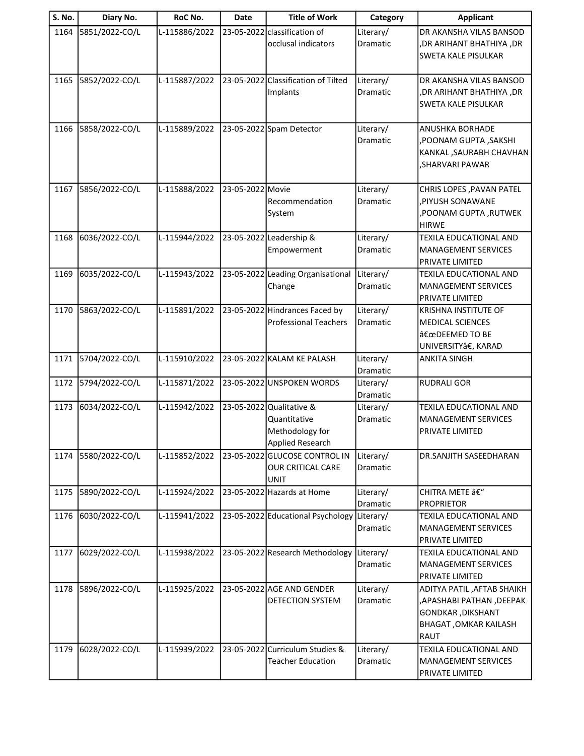| S. No. | Diary No. | RoC No. | Date | Title of Work | Category | Applicant |
|---|---|---|---|---|---|---|
| 1164 | 5851/2022-CO/L | L-115886/2022 | 23-05-2022 | classification of occlusal indicators | Literary/ Dramatic | DR AKANSHA VILAS BANSOD ,DR ARIHANT BHATHIYA ,DR SWETA KALE PISULKAR |
| 1165 | 5852/2022-CO/L | L-115887/2022 | 23-05-2022 | Classification of Tilted Implants | Literary/ Dramatic | DR AKANSHA VILAS BANSOD ,DR ARIHANT BHATHIYA ,DR SWETA KALE PISULKAR |
| 1166 | 5858/2022-CO/L | L-115889/2022 | 23-05-2022 | Spam Detector | Literary/ Dramatic | ANUSHKA BORHADE ,POONAM GUPTA ,SAKSHI KANKAL ,SAURABH CHAVHAN ,SHARVARI PAWAR |
| 1167 | 5856/2022-CO/L | L-115888/2022 | 23-05-2022 | Movie Recommendation System | Literary/ Dramatic | CHRIS LOPES ,PAVAN PATEL ,PIYUSH SONAWANE ,POONAM GUPTA ,RUTWEK HIRWE |
| 1168 | 6036/2022-CO/L | L-115944/2022 | 23-05-2022 | Leadership & Empowerment | Literary/ Dramatic | TEXILA EDUCATIONAL AND MANAGEMENT SERVICES PRIVATE LIMITED |
| 1169 | 6035/2022-CO/L | L-115943/2022 | 23-05-2022 | Leading Organisational Change | Literary/ Dramatic | TEXILA EDUCATIONAL AND MANAGEMENT SERVICES PRIVATE LIMITED |
| 1170 | 5863/2022-CO/L | L-115891/2022 | 23-05-2022 | Hindrances Faced by Professional Teachers | Literary/ Dramatic | KRISHNA INSTITUTE OF MEDICAL SCIENCES â€œDEEMED TO BE UNIVERSITYâ€, KARAD |
| 1171 | 5704/2022-CO/L | L-115910/2022 | 23-05-2022 | KALAM KE PALASH | Literary/ Dramatic | ANKITA SINGH |
| 1172 | 5794/2022-CO/L | L-115871/2022 | 23-05-2022 | UNSPOKEN WORDS | Literary/ Dramatic | RUDRALI GOR |
| 1173 | 6034/2022-CO/L | L-115942/2022 | 23-05-2022 | Qualitative & Quantitative Methodology for Applied Research | Literary/ Dramatic | TEXILA EDUCATIONAL AND MANAGEMENT SERVICES PRIVATE LIMITED |
| 1174 | 5580/2022-CO/L | L-115852/2022 | 23-05-2022 | GLUCOSE CONTROL IN OUR CRITICAL CARE UNIT | Literary/ Dramatic | DR.SANJITH SASEEDHARAN |
| 1175 | 5890/2022-CO/L | L-115924/2022 | 23-05-2022 | Hazards at Home | Literary/ Dramatic | CHITRA METE â€“ PROPRIETOR |
| 1176 | 6030/2022-CO/L | L-115941/2022 | 23-05-2022 | Educational Psychology | Literary/ Dramatic | TEXILA EDUCATIONAL AND MANAGEMENT SERVICES PRIVATE LIMITED |
| 1177 | 6029/2022-CO/L | L-115938/2022 | 23-05-2022 | Research Methodology | Literary/ Dramatic | TEXILA EDUCATIONAL AND MANAGEMENT SERVICES PRIVATE LIMITED |
| 1178 | 5896/2022-CO/L | L-115925/2022 | 23-05-2022 | AGE AND GENDER DETECTION SYSTEM | Literary/ Dramatic | ADITYA PATIL ,AFTAB SHAIKH ,APASHABI PATHAN ,DEEPAK GONDKAR ,DIKSHANT BHAGAT ,OMKAR KAILASH RAUT |
| 1179 | 6028/2022-CO/L | L-115939/2022 | 23-05-2022 | Curriculum Studies & Teacher Education | Literary/ Dramatic | TEXILA EDUCATIONAL AND MANAGEMENT SERVICES PRIVATE LIMITED |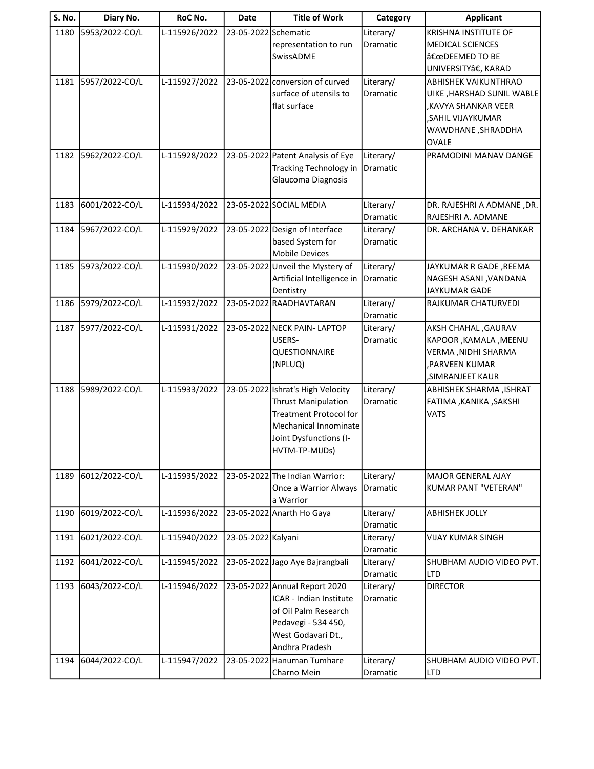| S. No. | Diary No. | RoC No. | Date | Title of Work | Category | Applicant |
|---|---|---|---|---|---|---|
| 1180 | 5953/2022-CO/L | L-115926/2022 | 23-05-2022 | Schematic representation to run SwissADME | Literary/ Dramatic | KRISHNA INSTITUTE OF MEDICAL SCIENCES â€œDEEMED TO BE UNIVERSITYâ€, KARAD |
| 1181 | 5957/2022-CO/L | L-115927/2022 | 23-05-2022 | conversion of curved surface of utensils to flat surface | Literary/ Dramatic | ABHISHEK VAIKUNTHRAO UIKE ,HARSHAD SUNIL WABLE ,KAVYA SHANKAR VEER ,SAHIL VIJAYKUMAR WAWDHANE ,SHRADDHA OVALE |
| 1182 | 5962/2022-CO/L | L-115928/2022 | 23-05-2022 | Patent Analysis of Eye Tracking Technology in Glaucoma Diagnosis | Literary/ Dramatic | PRAMODINI MANAV DANGE |
| 1183 | 6001/2022-CO/L | L-115934/2022 | 23-05-2022 | SOCIAL MEDIA | Literary/ Dramatic | DR. RAJESHRI A ADMANE ,DR. RAJESHRI A. ADMANE |
| 1184 | 5967/2022-CO/L | L-115929/2022 | 23-05-2022 | Design of Interface based System for Mobile Devices | Literary/ Dramatic | DR. ARCHANA V. DEHANKAR |
| 1185 | 5973/2022-CO/L | L-115930/2022 | 23-05-2022 | Unveil the Mystery of Artificial Intelligence in Dentistry | Literary/ Dramatic | JAYKUMAR R GADE ,REEMA NAGESH ASANI ,VANDANA JAYKUMAR GADE |
| 1186 | 5979/2022-CO/L | L-115932/2022 | 23-05-2022 | RAADHAVTARAN | Literary/ Dramatic | RAJKUMAR CHATURVEDI |
| 1187 | 5977/2022-CO/L | L-115931/2022 | 23-05-2022 | NECK PAIN- LAPTOP USERS- QUESTIONNAIRE (NPLUQ) | Literary/ Dramatic | AKSH CHAHAL ,GAURAV KAPOOR ,KAMALA ,MEENU VERMA ,NIDHI SHARMA ,PARVEEN KUMAR ,SIMRANJEET KAUR |
| 1188 | 5989/2022-CO/L | L-115933/2022 | 23-05-2022 | Ishrat's High Velocity Thrust Manipulation Treatment Protocol for Mechanical Innominate Joint Dysfunctions (I-HVTM-TP-MIJDs) | Literary/ Dramatic | ABHISHEK SHARMA ,ISHRAT FATIMA ,KANIKA ,SAKSHI VATS |
| 1189 | 6012/2022-CO/L | L-115935/2022 | 23-05-2022 | The Indian Warrior: Once a Warrior Always a Warrior | Literary/ Dramatic | MAJOR GENERAL AJAY KUMAR PANT "VETERAN" |
| 1190 | 6019/2022-CO/L | L-115936/2022 | 23-05-2022 | Anarth Ho Gaya | Literary/ Dramatic | ABHISHEK JOLLY |
| 1191 | 6021/2022-CO/L | L-115940/2022 | 23-05-2022 | Kalyani | Literary/ Dramatic | VIJAY KUMAR SINGH |
| 1192 | 6041/2022-CO/L | L-115945/2022 | 23-05-2022 | Jago Aye Bajrangbali | Literary/ Dramatic | SHUBHAM AUDIO VIDEO PVT. LTD |
| 1193 | 6043/2022-CO/L | L-115946/2022 | 23-05-2022 | Annual Report 2020 ICAR - Indian Institute of Oil Palm Research Pedavegi - 534 450, West Godavari Dt., Andhra Pradesh | Literary/ Dramatic | DIRECTOR |
| 1194 | 6044/2022-CO/L | L-115947/2022 | 23-05-2022 | Hanuman Tumhare Charno Mein | Literary/ Dramatic | SHUBHAM AUDIO VIDEO PVT. LTD |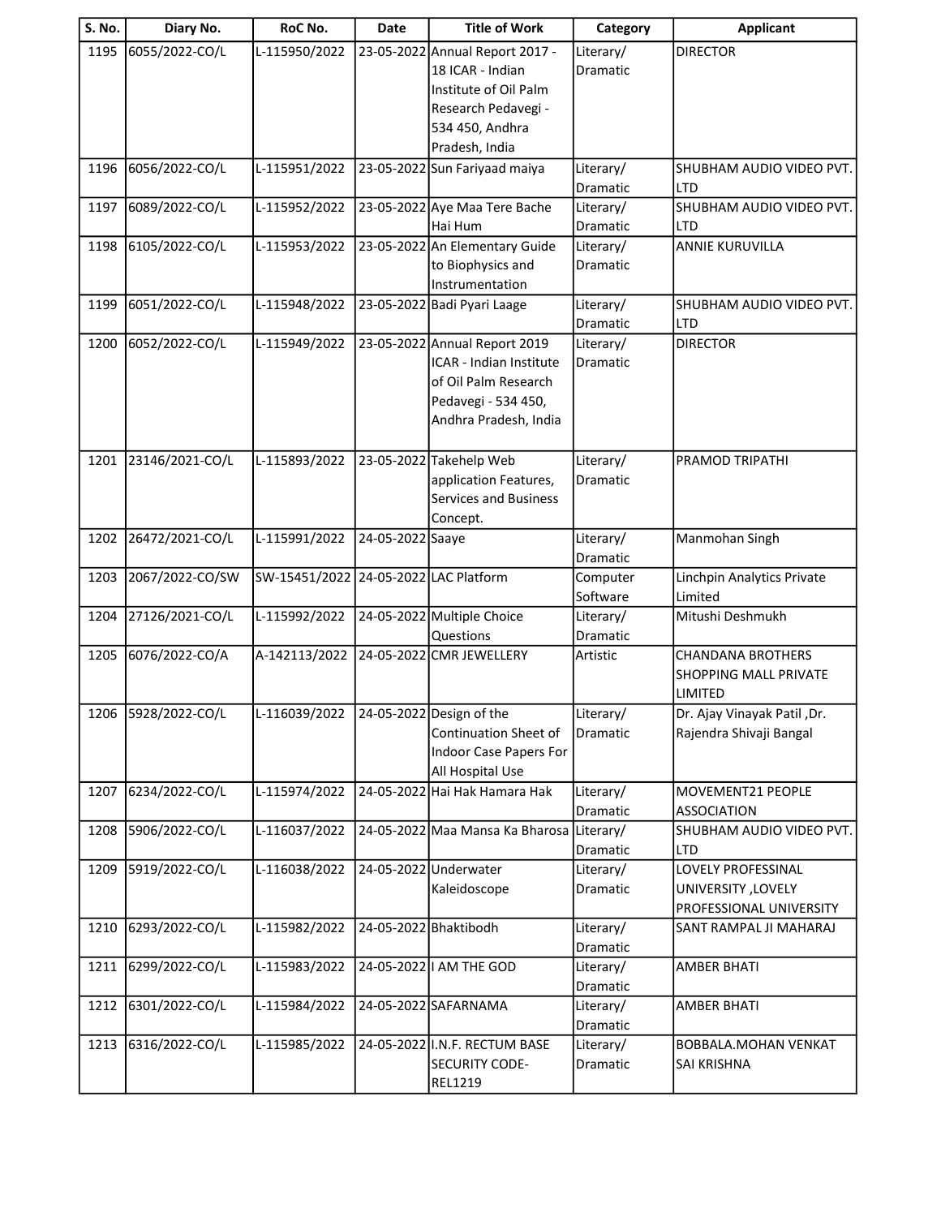| S. No. | Diary No. | RoC No. | Date | Title of Work | Category | Applicant |
|---|---|---|---|---|---|---|
| 1195 | 6055/2022-CO/L | L-115950/2022 | 23-05-2022 | Annual Report 2017 - 18 ICAR - Indian Institute of Oil Palm Research Pedavegi - 534 450, Andhra Pradesh, India | Literary/ Dramatic | DIRECTOR |
| 1196 | 6056/2022-CO/L | L-115951/2022 | 23-05-2022 | Sun Fariyaad maiya | Literary/ Dramatic | SHUBHAM AUDIO VIDEO PVT. LTD |
| 1197 | 6089/2022-CO/L | L-115952/2022 | 23-05-2022 | Aye Maa Tere Bache Hai Hum | Literary/ Dramatic | SHUBHAM AUDIO VIDEO PVT. LTD |
| 1198 | 6105/2022-CO/L | L-115953/2022 | 23-05-2022 | An Elementary Guide to Biophysics and Instrumentation | Literary/ Dramatic | ANNIE KURUVILLA |
| 1199 | 6051/2022-CO/L | L-115948/2022 | 23-05-2022 | Badi Pyari Laage | Literary/ Dramatic | SHUBHAM AUDIO VIDEO PVT. LTD |
| 1200 | 6052/2022-CO/L | L-115949/2022 | 23-05-2022 | Annual Report 2019 ICAR - Indian Institute of Oil Palm Research Pedavegi - 534 450, Andhra Pradesh, India | Literary/ Dramatic | DIRECTOR |
| 1201 | 23146/2021-CO/L | L-115893/2022 | 23-05-2022 | Takehelp Web application Features, Services and Business Concept. | Literary/ Dramatic | PRAMOD TRIPATHI |
| 1202 | 26472/2021-CO/L | L-115991/2022 | 24-05-2022 | Saaye | Literary/ Dramatic | Manmohan Singh |
| 1203 | 2067/2022-CO/SW | SW-15451/2022 | 24-05-2022 | LAC Platform | Computer Software | Linchpin Analytics Private Limited |
| 1204 | 27126/2021-CO/L | L-115992/2022 | 24-05-2022 | Multiple Choice Questions | Literary/ Dramatic | Mitushi Deshmukh |
| 1205 | 6076/2022-CO/A | A-142113/2022 | 24-05-2022 | CMR JEWELLERY | Artistic | CHANDANA BROTHERS SHOPPING MALL PRIVATE LIMITED |
| 1206 | 5928/2022-CO/L | L-116039/2022 | 24-05-2022 | Design of the Continuation Sheet of Indoor Case Papers For All Hospital Use | Literary/ Dramatic | Dr. Ajay Vinayak Patil ,Dr. Rajendra Shivaji Bangal |
| 1207 | 6234/2022-CO/L | L-115974/2022 | 24-05-2022 | Hai Hak Hamara Hak | Literary/ Dramatic | MOVEMENT21 PEOPLE ASSOCIATION |
| 1208 | 5906/2022-CO/L | L-116037/2022 | 24-05-2022 | Maa Mansa Ka Bharosa | Literary/ Dramatic | SHUBHAM AUDIO VIDEO PVT. LTD |
| 1209 | 5919/2022-CO/L | L-116038/2022 | 24-05-2022 | Underwater Kaleidoscope | Literary/ Dramatic | LOVELY PROFESSINAL UNIVERSITY ,LOVELY PROFESSIONAL UNIVERSITY |
| 1210 | 6293/2022-CO/L | L-115982/2022 | 24-05-2022 | Bhaktibodh | Literary/ Dramatic | SANT RAMPAL JI MAHARAJ |
| 1211 | 6299/2022-CO/L | L-115983/2022 | 24-05-2022 | I AM THE GOD | Literary/ Dramatic | AMBER BHATI |
| 1212 | 6301/2022-CO/L | L-115984/2022 | 24-05-2022 | SAFARNAMA | Literary/ Dramatic | AMBER BHATI |
| 1213 | 6316/2022-CO/L | L-115985/2022 | 24-05-2022 | I.N.F. RECTUM BASE SECURITY CODE-REL1219 | Literary/ Dramatic | BOBBALA.MOHAN VENKAT SAI KRISHNA |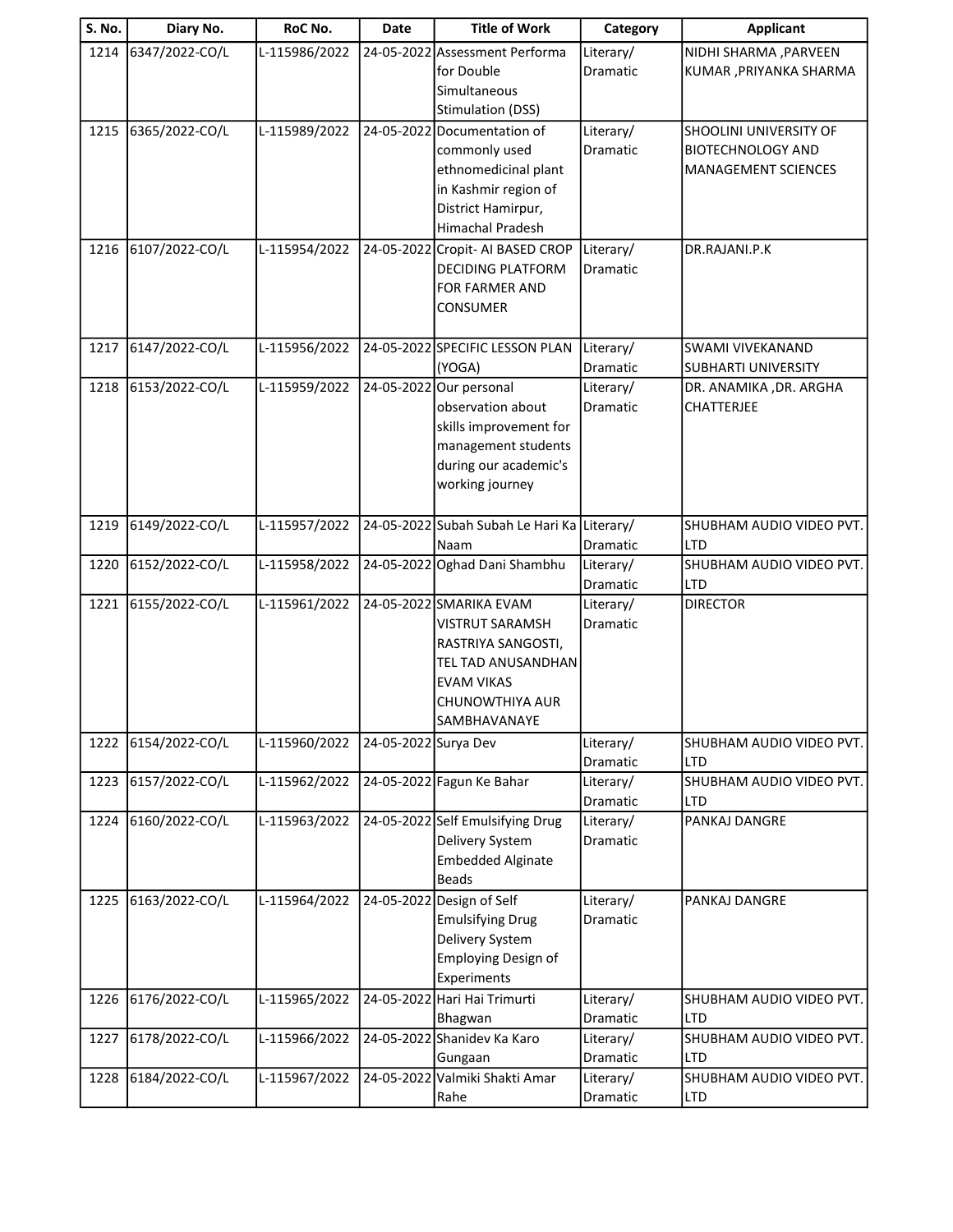| S. No. | Diary No. | RoC No. | Date | Title of Work | Category | Applicant |
|---|---|---|---|---|---|---|
| 1214 | 6347/2022-CO/L | L-115986/2022 | 24-05-2022 | Assessment Performa for Double Simultaneous Stimulation (DSS) | Literary/ Dramatic | NIDHI SHARMA ,PARVEEN KUMAR ,PRIYANKA SHARMA |
| 1215 | 6365/2022-CO/L | L-115989/2022 | 24-05-2022 | Documentation of commonly used ethnomedicinal plant in Kashmir region of District Hamirpur, Himachal Pradesh | Literary/ Dramatic | SHOOLINI UNIVERSITY OF BIOTECHNOLOGY AND MANAGEMENT SCIENCES |
| 1216 | 6107/2022-CO/L | L-115954/2022 | 24-05-2022 | Cropit- AI BASED CROP DECIDING PLATFORM FOR FARMER AND CONSUMER | Literary/ Dramatic | DR.RAJANI.P.K |
| 1217 | 6147/2022-CO/L | L-115956/2022 | 24-05-2022 | SPECIFIC LESSON PLAN (YOGA) | Literary/ Dramatic | SWAMI VIVEKANAND SUBHARTI UNIVERSITY |
| 1218 | 6153/2022-CO/L | L-115959/2022 | 24-05-2022 | Our personal observation about skills improvement for management students during our academic's working journey | Literary/ Dramatic | DR. ANAMIKA ,DR. ARGHA CHATTERJEE |
| 1219 | 6149/2022-CO/L | L-115957/2022 | 24-05-2022 | Subah Subah Le Hari Ka Naam | Literary/ Dramatic | SHUBHAM AUDIO VIDEO PVT. LTD |
| 1220 | 6152/2022-CO/L | L-115958/2022 | 24-05-2022 | Oghad Dani Shambhu | Literary/ Dramatic | SHUBHAM AUDIO VIDEO PVT. LTD |
| 1221 | 6155/2022-CO/L | L-115961/2022 | 24-05-2022 | SMARIKA EVAM VISTRUT SARAMSH RASTRIYA SANGOSTI, TEL TAD ANUSANDHAN EVAM VIKAS CHUNOWTHIYA AUR SAMBHAVANAYE | Literary/ Dramatic | DIRECTOR |
| 1222 | 6154/2022-CO/L | L-115960/2022 | 24-05-2022 | Surya Dev | Literary/ Dramatic | SHUBHAM AUDIO VIDEO PVT. LTD |
| 1223 | 6157/2022-CO/L | L-115962/2022 | 24-05-2022 | Fagun Ke Bahar | Literary/ Dramatic | SHUBHAM AUDIO VIDEO PVT. LTD |
| 1224 | 6160/2022-CO/L | L-115963/2022 | 24-05-2022 | Self Emulsifying Drug Delivery System Embedded Alginate Beads | Literary/ Dramatic | PANKAJ DANGRE |
| 1225 | 6163/2022-CO/L | L-115964/2022 | 24-05-2022 | Design of Self Emulsifying Drug Delivery System Employing Design of Experiments | Literary/ Dramatic | PANKAJ DANGRE |
| 1226 | 6176/2022-CO/L | L-115965/2022 | 24-05-2022 | Hari Hai Trimurti Bhagwan | Literary/ Dramatic | SHUBHAM AUDIO VIDEO PVT. LTD |
| 1227 | 6178/2022-CO/L | L-115966/2022 | 24-05-2022 | Shanidev Ka Karo Gungaan | Literary/ Dramatic | SHUBHAM AUDIO VIDEO PVT. LTD |
| 1228 | 6184/2022-CO/L | L-115967/2022 | 24-05-2022 | Valmiki Shakti Amar Rahe | Literary/ Dramatic | SHUBHAM AUDIO VIDEO PVT. LTD |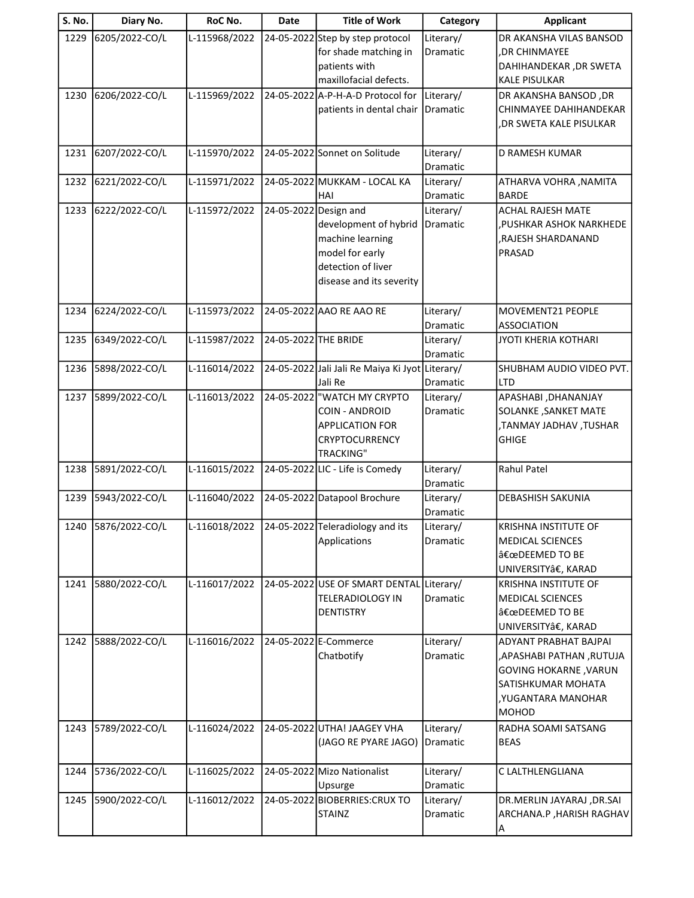| S. No. | Diary No. | RoC No. | Date | Title of Work | Category | Applicant |
|---|---|---|---|---|---|---|
| 1229 | 6205/2022-CO/L | L-115968/2022 | 24-05-2022 | Step by step protocol for shade matching in patients with maxillofacial defects. | Literary/ Dramatic | DR AKANSHA VILAS BANSOD ,DR CHINMAYEE DAHIHANDEKAR ,DR SWETA KALE PISULKAR |
| 1230 | 6206/2022-CO/L | L-115969/2022 | 24-05-2022 | A-P-H-A-D Protocol for patients in dental chair | Literary/ Dramatic | DR AKANSHA BANSOD ,DR CHINMAYEE DAHIHANDEKAR ,DR SWETA KALE PISULKAR |
| 1231 | 6207/2022-CO/L | L-115970/2022 | 24-05-2022 | Sonnet on Solitude | Literary/ Dramatic | D RAMESH KUMAR |
| 1232 | 6221/2022-CO/L | L-115971/2022 | 24-05-2022 | MUKKAM - LOCAL KA HAI | Literary/ Dramatic | ATHARVA VOHRA ,NAMITA BARDE |
| 1233 | 6222/2022-CO/L | L-115972/2022 | 24-05-2022 | Design and development of hybrid machine learning model for early detection of liver disease and its severity | Literary/ Dramatic | ACHAL RAJESH MATE ,PUSHKAR ASHOK NARKHEDE ,RAJESH SHARDANAND PRASAD |
| 1234 | 6224/2022-CO/L | L-115973/2022 | 24-05-2022 | AAO RE AAO RE | Literary/ Dramatic | MOVEMENT21 PEOPLE ASSOCIATION |
| 1235 | 6349/2022-CO/L | L-115987/2022 | 24-05-2022 | THE BRIDE | Literary/ Dramatic | JYOTI KHERIA KOTHARI |
| 1236 | 5898/2022-CO/L | L-116014/2022 | 24-05-2022 | Jali Jali Re Maiya Ki Jyot Jali Re | Literary/ Dramatic | SHUBHAM AUDIO VIDEO PVT. LTD |
| 1237 | 5899/2022-CO/L | L-116013/2022 | 24-05-2022 | "WATCH MY CRYPTO COIN - ANDROID APPLICATION FOR CRYPTOCURRENCY TRACKING" | Literary/ Dramatic | APASHABI ,DHANANJAY SOLANKE ,SANKET MATE ,TANMAY JADHAV ,TUSHAR GHIGE |
| 1238 | 5891/2022-CO/L | L-116015/2022 | 24-05-2022 | LIC - Life is Comedy | Literary/ Dramatic | Rahul Patel |
| 1239 | 5943/2022-CO/L | L-116040/2022 | 24-05-2022 | Datapool Brochure | Literary/ Dramatic | DEBASHISH SAKUNIA |
| 1240 | 5876/2022-CO/L | L-116018/2022 | 24-05-2022 | Teleradiology and its Applications | Literary/ Dramatic | KRISHNA INSTITUTE OF MEDICAL SCIENCES â€œDEEMED TO BE UNIVERSITYâ€, KARAD |
| 1241 | 5880/2022-CO/L | L-116017/2022 | 24-05-2022 | USE OF SMART DENTAL TELERADIOLOGY IN DENTISTRY | Literary/ Dramatic | KRISHNA INSTITUTE OF MEDICAL SCIENCES â€œDEEMED TO BE UNIVERSITYâ€, KARAD |
| 1242 | 5888/2022-CO/L | L-116016/2022 | 24-05-2022 | E-Commerce Chatbotify | Literary/ Dramatic | ADYANT PRABHAT BAJPAI ,APASHABI PATHAN ,RUTUJA GOVING HOKARNE ,VARUN SATISHKUMAR MOHATA ,YUGANTARA MANOHAR MOHOD |
| 1243 | 5789/2022-CO/L | L-116024/2022 | 24-05-2022 | UTHA! JAAGEY VHA (JAGO RE PYARE JAGO) | Literary/ Dramatic | RADHA SOAMI SATSANG BEAS |
| 1244 | 5736/2022-CO/L | L-116025/2022 | 24-05-2022 | Mizo Nationalist Upsurge | Literary/ Dramatic | C LALTHLENGLIANA |
| 1245 | 5900/2022-CO/L | L-116012/2022 | 24-05-2022 | BIOBERRIES:CRUX TO STAINZ | Literary/ Dramatic | DR.MERLIN JAYARAJ ,DR.SAI ARCHANA.P ,HARISH RAGHAV A |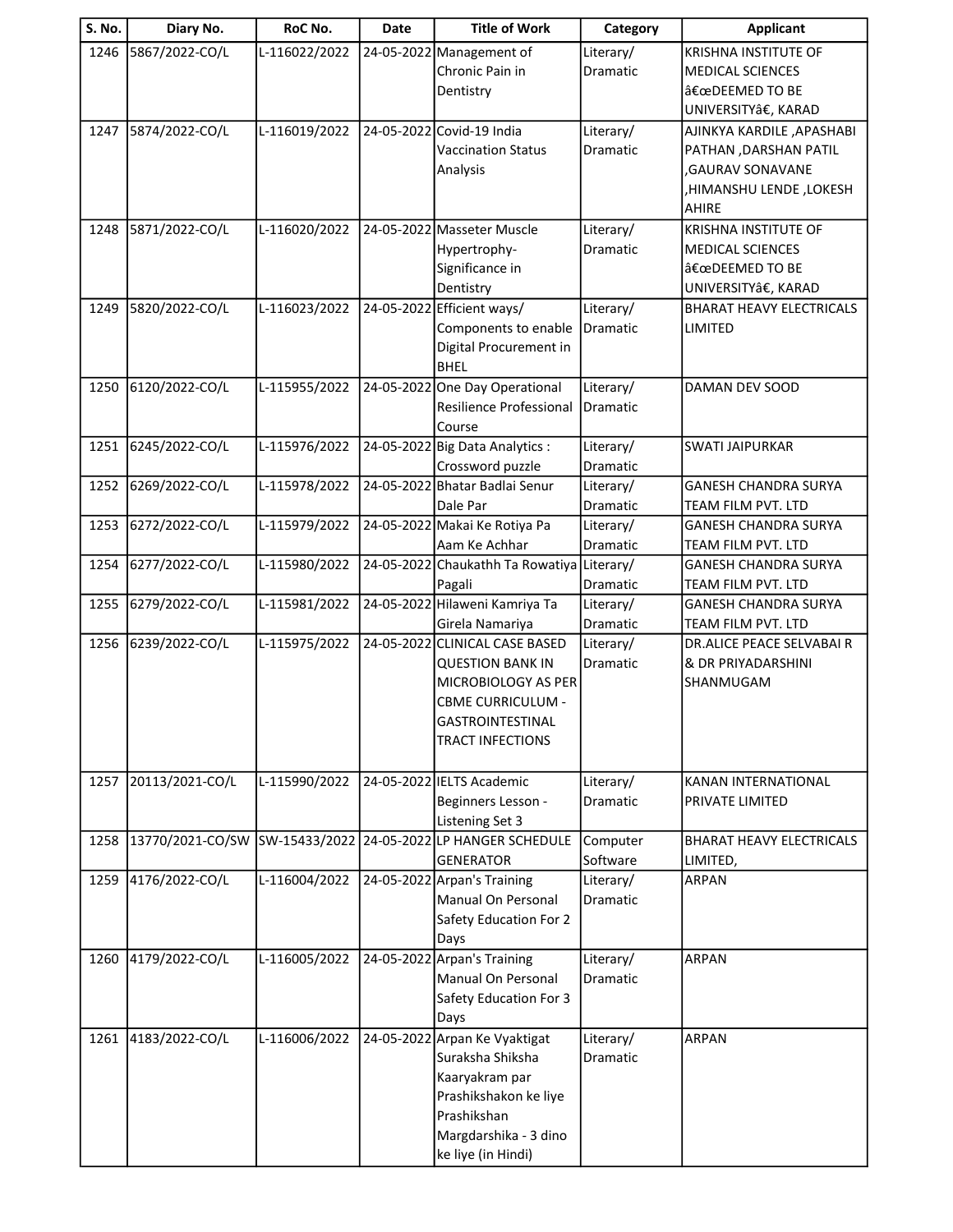| S. No. | Diary No. | RoC No. | Date | Title of Work | Category | Applicant |
|---|---|---|---|---|---|---|
| 1246 | 5867/2022-CO/L | L-116022/2022 | 24-05-2022 | Management of Chronic Pain in Dentistry | Literary/ Dramatic | KRISHNA INSTITUTE OF MEDICAL SCIENCES â€œDEEMED TO BE UNIVERSITYâ€, KARAD |
| 1247 | 5874/2022-CO/L | L-116019/2022 | 24-05-2022 | Covid-19 India Vaccination Status Analysis | Literary/ Dramatic | AJINKYA KARDILE ,APASHABI PATHAN ,DARSHAN PATIL ,GAURAV SONAVANE ,HIMANSHU LENDE ,LOKESH AHIRE |
| 1248 | 5871/2022-CO/L | L-116020/2022 | 24-05-2022 | Masseter Muscle Hypertrophy- Significance in Dentistry | Literary/ Dramatic | KRISHNA INSTITUTE OF MEDICAL SCIENCES â€œDEEMED TO BE UNIVERSITYâ€, KARAD |
| 1249 | 5820/2022-CO/L | L-116023/2022 | 24-05-2022 | Efficient ways/ Components to enable Digital Procurement in BHEL | Literary/ Dramatic | BHARAT HEAVY ELECTRICALS LIMITED |
| 1250 | 6120/2022-CO/L | L-115955/2022 | 24-05-2022 | One Day Operational Resilience Professional Course | Literary/ Dramatic | DAMAN DEV SOOD |
| 1251 | 6245/2022-CO/L | L-115976/2022 | 24-05-2022 | Big Data Analytics : Crossword puzzle | Literary/ Dramatic | SWATI JAIPURKAR |
| 1252 | 6269/2022-CO/L | L-115978/2022 | 24-05-2022 | Bhatar Badlai Senur Dale Par | Literary/ Dramatic | GANESH CHANDRA SURYA TEAM FILM PVT. LTD |
| 1253 | 6272/2022-CO/L | L-115979/2022 | 24-05-2022 | Makai Ke Rotiya Pa Aam Ke Achhar | Literary/ Dramatic | GANESH CHANDRA SURYA TEAM FILM PVT. LTD |
| 1254 | 6277/2022-CO/L | L-115980/2022 | 24-05-2022 | Chaukathh Ta Rowatiya Pagali | Literary/ Dramatic | GANESH CHANDRA SURYA TEAM FILM PVT. LTD |
| 1255 | 6279/2022-CO/L | L-115981/2022 | 24-05-2022 | Hilaweni Kamriya Ta Girela Namariya | Literary/ Dramatic | GANESH CHANDRA SURYA TEAM FILM PVT. LTD |
| 1256 | 6239/2022-CO/L | L-115975/2022 | 24-05-2022 | CLINICAL CASE BASED QUESTION BANK IN MICROBIOLOGY AS PER CBME CURRICULUM - GASTROINTESTINAL TRACT INFECTIONS | Literary/ Dramatic | DR.ALICE PEACE SELVABAI R & DR PRIYADARSHINI SHANMUGAM |
| 1257 | 20113/2021-CO/L | L-115990/2022 | 24-05-2022 | IELTS Academic Beginners Lesson - Listening Set 3 | Literary/ Dramatic | KANAN INTERNATIONAL PRIVATE LIMITED |
| 1258 | 13770/2021-CO/SW | SW-15433/2022 | 24-05-2022 | LP HANGER SCHEDULE GENERATOR | Computer Software | BHARAT HEAVY ELECTRICALS LIMITED, |
| 1259 | 4176/2022-CO/L | L-116004/2022 | 24-05-2022 | Arpan's Training Manual On Personal Safety Education For 2 Days | Literary/ Dramatic | ARPAN |
| 1260 | 4179/2022-CO/L | L-116005/2022 | 24-05-2022 | Arpan's Training Manual On Personal Safety Education For 3 Days | Literary/ Dramatic | ARPAN |
| 1261 | 4183/2022-CO/L | L-116006/2022 | 24-05-2022 | Arpan Ke Vyaktigat Suraksha Shiksha Kaaryakram par Prashikshakon ke liye Prashikshan Margdarshika - 3 dino ke liye (in Hindi) | Literary/ Dramatic | ARPAN |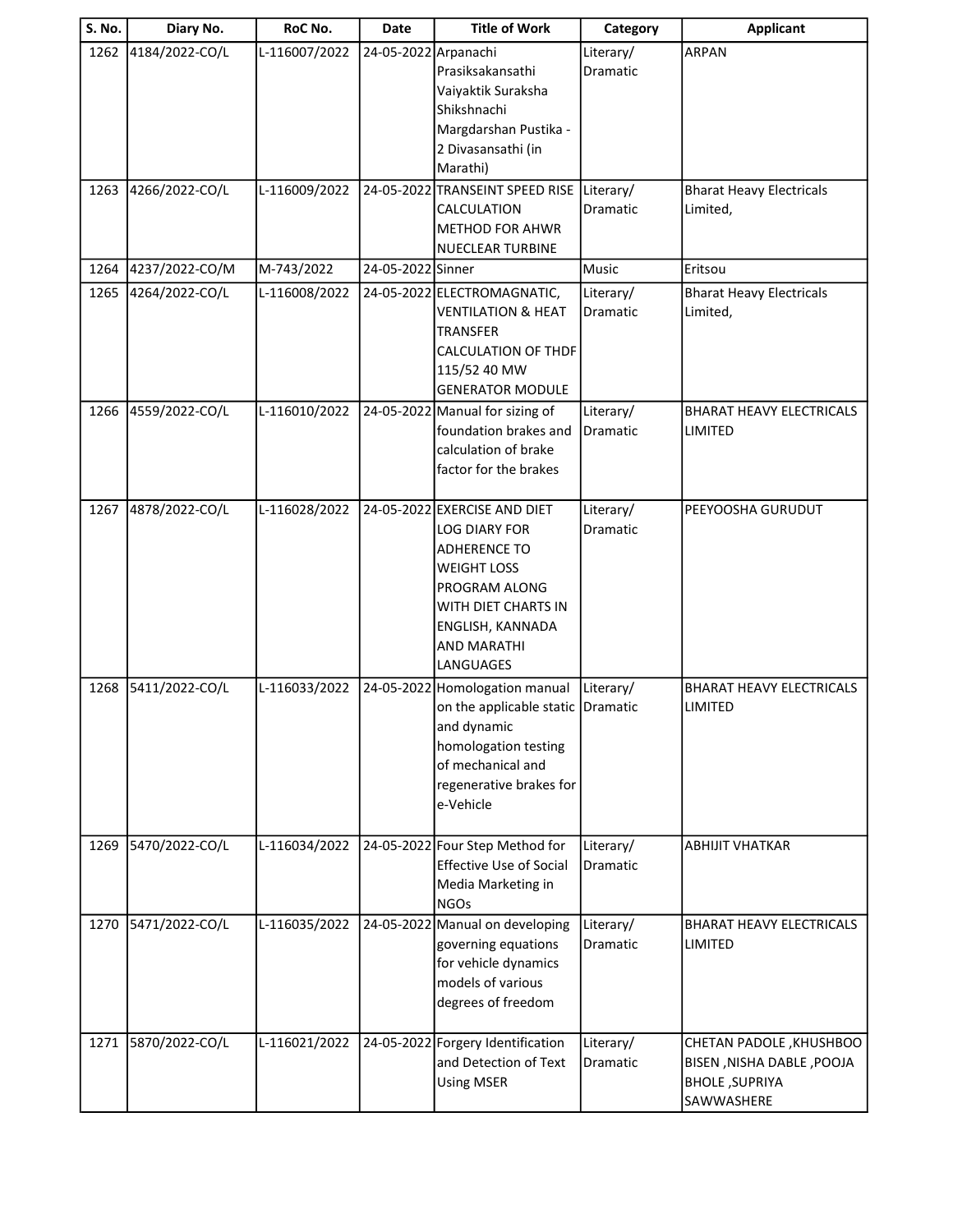| S. No. | Diary No. | RoC No. | Date | Title of Work | Category | Applicant |
|---|---|---|---|---|---|---|
| 1262 | 4184/2022-CO/L | L-116007/2022 | 24-05-2022 | Arpanachi Prasiksakansathi Vaiyaktik Suraksha Shikshnachi Margdarshan Pustika - 2 Divasansathi (in Marathi) | Literary/ Dramatic | ARPAN |
| 1263 | 4266/2022-CO/L | L-116009/2022 | 24-05-2022 | TRANSEINT SPEED RISE CALCULATION METHOD FOR AHWR NUECLEAR TURBINE | Literary/ Dramatic | Bharat Heavy Electricals Limited, |
| 1264 | 4237/2022-CO/M | M-743/2022 | 24-05-2022 | Sinner | Music | Eritsou |
| 1265 | 4264/2022-CO/L | L-116008/2022 | 24-05-2022 | ELECTROMAGNATIC, VENTILATION & HEAT TRANSFER CALCULATION OF THDF 115/52 40 MW GENERATOR MODULE | Literary/ Dramatic | Bharat Heavy Electricals Limited, |
| 1266 | 4559/2022-CO/L | L-116010/2022 | 24-05-2022 | Manual for sizing of foundation brakes and calculation of brake factor for the brakes | Literary/ Dramatic | BHARAT HEAVY ELECTRICALS LIMITED |
| 1267 | 4878/2022-CO/L | L-116028/2022 | 24-05-2022 | EXERCISE AND DIET LOG DIARY FOR ADHERENCE TO WEIGHT LOSS PROGRAM ALONG WITH DIET CHARTS IN ENGLISH, KANNADA AND MARATHI LANGUAGES | Literary/ Dramatic | PEEYOOSHA GURUDUT |
| 1268 | 5411/2022-CO/L | L-116033/2022 | 24-05-2022 | Homologation manual on the applicable static and dynamic homologation testing of mechanical and regenerative brakes for e-Vehicle | Literary/ Dramatic | BHARAT HEAVY ELECTRICALS LIMITED |
| 1269 | 5470/2022-CO/L | L-116034/2022 | 24-05-2022 | Four Step Method for Effective Use of Social Media Marketing in NGOs | Literary/ Dramatic | ABHIJIT VHATKAR |
| 1270 | 5471/2022-CO/L | L-116035/2022 | 24-05-2022 | Manual on developing governing equations for vehicle dynamics models of various degrees of freedom | Literary/ Dramatic | BHARAT HEAVY ELECTRICALS LIMITED |
| 1271 | 5870/2022-CO/L | L-116021/2022 | 24-05-2022 | Forgery Identification and Detection of Text Using MSER | Literary/ Dramatic | CHETAN PADOLE ,KHUSHBOO BISEN ,NISHA DABLE ,POOJA BHOLE ,SUPRIYA SAWWASHERE |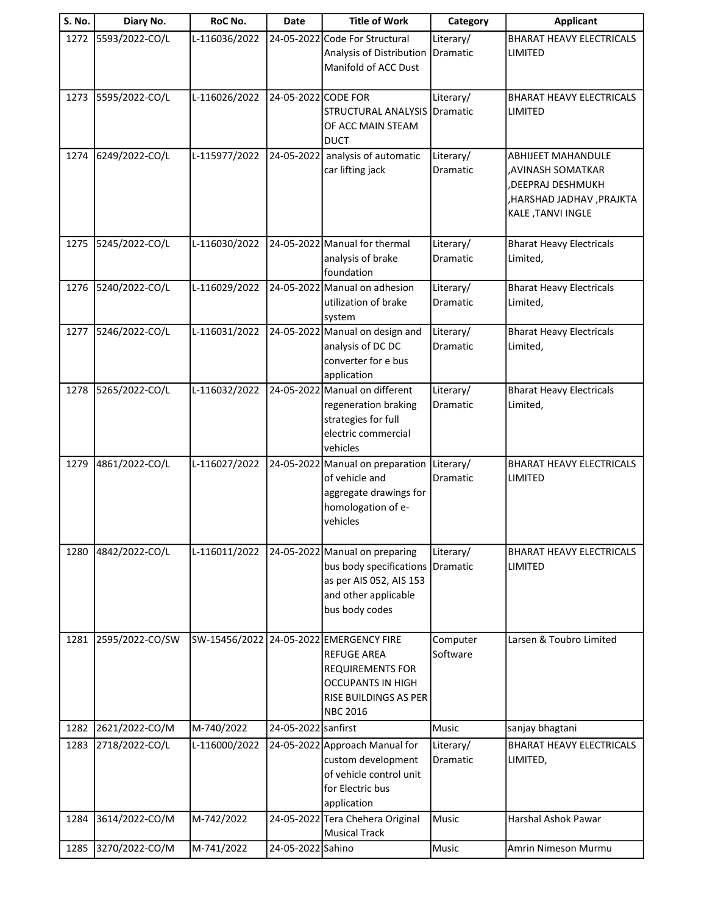| S. No. | Diary No. | RoC No. | Date | Title of Work | Category | Applicant |
|---|---|---|---|---|---|---|
| 1272 | 5593/2022-CO/L | L-116036/2022 | 24-05-2022 | Code For Structural Analysis of Distribution Manifold of ACC Dust | Literary/ Dramatic | BHARAT HEAVY ELECTRICALS LIMITED |
| 1273 | 5595/2022-CO/L | L-116026/2022 | 24-05-2022 | CODE FOR STRUCTURAL ANALYSIS OF ACC MAIN STEAM DUCT | Literary/ Dramatic | BHARAT HEAVY ELECTRICALS LIMITED |
| 1274 | 6249/2022-CO/L | L-115977/2022 | 24-05-2022 | analysis of automatic car lifting jack | Literary/ Dramatic | ABHIJEET MAHANDULE ,AVINASH SOMATKAR ,DEEPRAJ DESHMUKH ,HARSHAD JADHAV ,PRAJKTA KALE ,TANVI INGLE |
| 1275 | 5245/2022-CO/L | L-116030/2022 | 24-05-2022 | Manual for thermal analysis of brake foundation | Literary/ Dramatic | Bharat Heavy Electricals Limited, |
| 1276 | 5240/2022-CO/L | L-116029/2022 | 24-05-2022 | Manual on adhesion utilization of brake system | Literary/ Dramatic | Bharat Heavy Electricals Limited, |
| 1277 | 5246/2022-CO/L | L-116031/2022 | 24-05-2022 | Manual on design and analysis of DC DC converter for e bus application | Literary/ Dramatic | Bharat Heavy Electricals Limited, |
| 1278 | 5265/2022-CO/L | L-116032/2022 | 24-05-2022 | Manual on different regeneration braking strategies for full electric commercial vehicles | Literary/ Dramatic | Bharat Heavy Electricals Limited, |
| 1279 | 4861/2022-CO/L | L-116027/2022 | 24-05-2022 | Manual on preparation of vehicle and aggregate drawings for homologation of e-vehicles | Literary/ Dramatic | BHARAT HEAVY ELECTRICALS LIMITED |
| 1280 | 4842/2022-CO/L | L-116011/2022 | 24-05-2022 | Manual on preparing bus body specifications as per AIS 052, AIS 153 and other applicable bus body codes | Literary/ Dramatic | BHARAT HEAVY ELECTRICALS LIMITED |
| 1281 | 2595/2022-CO/SW | SW-15456/2022 | 24-05-2022 | EMERGENCY FIRE REFUGE AREA REQUIREMENTS FOR OCCUPANTS IN HIGH RISE BUILDINGS AS PER NBC 2016 | Computer Software | Larsen & Toubro Limited |
| 1282 | 2621/2022-CO/M | M-740/2022 | 24-05-2022 | sanfirst | Music | sanjay bhagtani |
| 1283 | 2718/2022-CO/L | L-116000/2022 | 24-05-2022 | Approach Manual for custom development of vehicle control unit for Electric bus application | Literary/ Dramatic | BHARAT HEAVY ELECTRICALS LIMITED, |
| 1284 | 3614/2022-CO/M | M-742/2022 | 24-05-2022 | Tera Chehera Original Musical Track | Music | Harshal Ashok Pawar |
| 1285 | 3270/2022-CO/M | M-741/2022 | 24-05-2022 | Sahino | Music | Amrin Nimeson Murmu |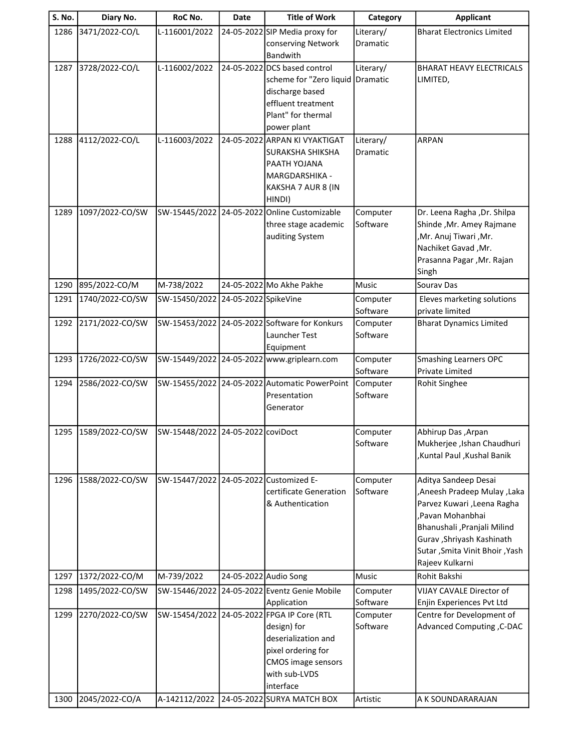| S. No. | Diary No. | RoC No. | Date | Title of Work | Category | Applicant |
|---|---|---|---|---|---|---|
| 1286 | 3471/2022-CO/L | L-116001/2022 | 24-05-2022 | SIP Media proxy for conserving Network Bandwith | Literary/ Dramatic | Bharat Electronics Limited |
| 1287 | 3728/2022-CO/L | L-116002/2022 | 24-05-2022 | DCS based control scheme for "Zero liquid discharge based effluent treatment Plant" for thermal power plant | Literary/ Dramatic | BHARAT HEAVY ELECTRICALS LIMITED, |
| 1288 | 4112/2022-CO/L | L-116003/2022 | 24-05-2022 | ARPAN KI VYAKTIGAT SURAKSHA SHIKSHA PAATH YOJANA MARGDARSHIKA - KAKSHA 7 AUR 8 (IN HINDI) | Literary/ Dramatic | ARPAN |
| 1289 | 1097/2022-CO/SW | SW-15445/2022 | 24-05-2022 | Online Customizable three stage academic auditing System | Computer Software | Dr. Leena Ragha ,Dr. Shilpa Shinde ,Mr. Amey Rajmane ,Mr. Anuj Tiwari ,Mr. Nachiket Gavad ,Mr. Prasanna Pagar ,Mr. Rajan Singh |
| 1290 | 895/2022-CO/M | M-738/2022 | 24-05-2022 | Mo Akhe Pakhe | Music | Sourav Das |
| 1291 | 1740/2022-CO/SW | SW-15450/2022 | 24-05-2022 | SpikeVine | Computer Software | Eleves marketing solutions private limited |
| 1292 | 2171/2022-CO/SW | SW-15453/2022 | 24-05-2022 | Software for Konkurs Launcher Test Equipment | Computer Software | Bharat Dynamics Limited |
| 1293 | 1726/2022-CO/SW | SW-15449/2022 | 24-05-2022 | www.griplearn.com | Computer Software | Smashing Learners OPC Private Limited |
| 1294 | 2586/2022-CO/SW | SW-15455/2022 | 24-05-2022 | Automatic PowerPoint Presentation Generator | Computer Software | Rohit Singhee |
| 1295 | 1589/2022-CO/SW | SW-15448/2022 | 24-05-2022 | coviDoct | Computer Software | Abhirup Das ,Arpan Mukherjee ,Ishan Chaudhuri ,Kuntal Paul ,Kushal Banik |
| 1296 | 1588/2022-CO/SW | SW-15447/2022 | 24-05-2022 | Customized E-certificate Generation & Authentication | Computer Software | Aditya Sandeep Desai ,Aneesh Pradeep Mulay ,Laka Parvez Kuwari ,Leena Ragha ,Pavan Mohanbhai Bhanushali ,Pranjali Milind Gurav ,Shriyash Kashinath Sutar ,Smita Vinit Bhoir ,Yash Rajeev Kulkarni |
| 1297 | 1372/2022-CO/M | M-739/2022 | 24-05-2022 | Audio Song | Music | Rohit Bakshi |
| 1298 | 1495/2022-CO/SW | SW-15446/2022 | 24-05-2022 | Eventz Genie Mobile Application | Computer Software | VIJAY CAVALE Director of Enjin Experiences Pvt Ltd |
| 1299 | 2270/2022-CO/SW | SW-15454/2022 | 24-05-2022 | FPGA IP Core (RTL design) for deserialization and pixel ordering for CMOS image sensors with sub-LVDS interface | Computer Software | Centre for Development of Advanced Computing ,C-DAC |
| 1300 | 2045/2022-CO/A | A-142112/2022 | 24-05-2022 | SURYA MATCH BOX | Artistic | A K SOUNDARARAJAN |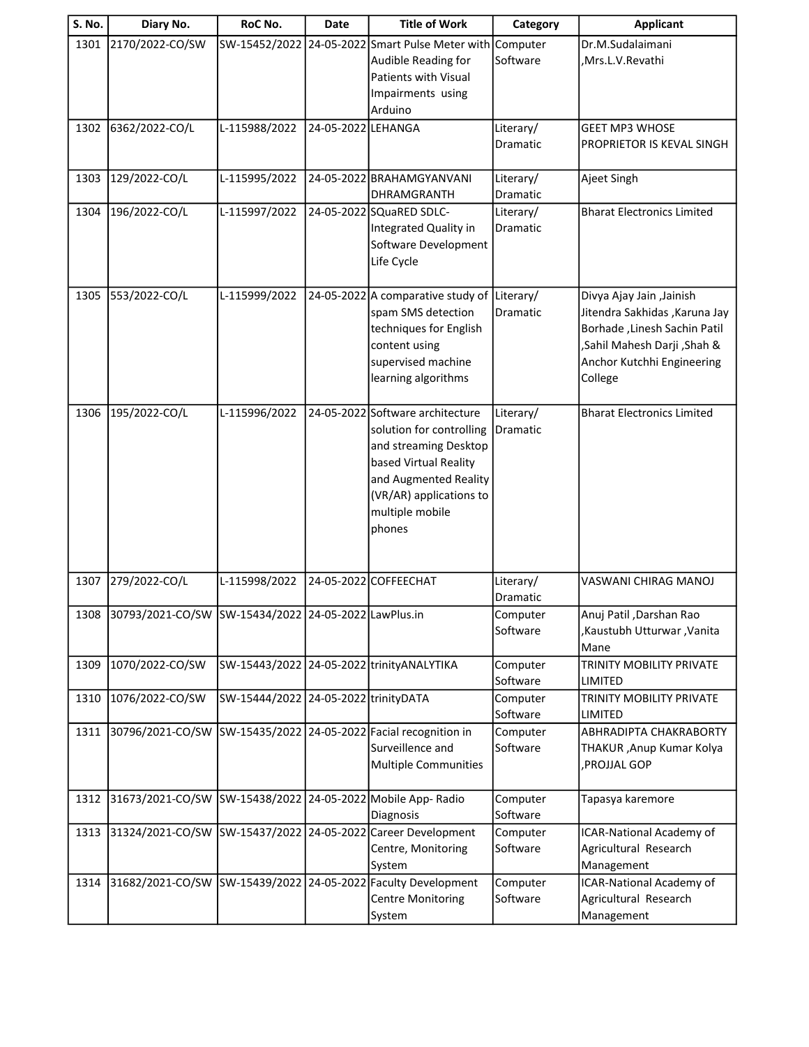| S. No. | Diary No. | RoC No. | Date | Title of Work | Category | Applicant |
|---|---|---|---|---|---|---|
| 1301 | 2170/2022-CO/SW | SW-15452/2022 | 24-05-2022 | Smart Pulse Meter with Audible Reading for Patients with Visual Impairments using Arduino | Computer Software | Dr.M.Sudalaimani ,Mrs.L.V.Revathi |
| 1302 | 6362/2022-CO/L | L-115988/2022 | 24-05-2022 | LEHANGA | Literary/ Dramatic | GEET MP3 WHOSE PROPRIETOR IS KEVAL SINGH |
| 1303 | 129/2022-CO/L | L-115995/2022 | 24-05-2022 | BRAHAMGYANVANI DHRAMGRANTH | Literary/ Dramatic | Ajeet Singh |
| 1304 | 196/2022-CO/L | L-115997/2022 | 24-05-2022 | SQuaRED SDLC-Integrated Quality in Software Development Life Cycle | Literary/ Dramatic | Bharat Electronics Limited |
| 1305 | 553/2022-CO/L | L-115999/2022 | 24-05-2022 | A comparative study of spam SMS detection techniques for English content using supervised machine learning algorithms | Literary/ Dramatic | Divya Ajay Jain ,Jainish Jitendra Sakhidas ,Karuna Jay Borhade ,Linesh Sachin Patil ,Sahil Mahesh Darji ,Shah & Anchor Kutchhi Engineering College |
| 1306 | 195/2022-CO/L | L-115996/2022 | 24-05-2022 | Software architecture solution for controlling and streaming Desktop based Virtual Reality and Augmented Reality (VR/AR) applications to multiple mobile phones | Literary/ Dramatic | Bharat Electronics Limited |
| 1307 | 279/2022-CO/L | L-115998/2022 | 24-05-2022 | COFFEECHAT | Literary/ Dramatic | VASWANI CHIRAG MANOJ |
| 1308 | 30793/2021-CO/SW | SW-15434/2022 | 24-05-2022 | LawPlus.in | Computer Software | Anuj Patil ,Darshan Rao ,Kaustubh Utturwar ,Vanita Mane |
| 1309 | 1070/2022-CO/SW | SW-15443/2022 | 24-05-2022 | trinityANALYTIKA | Computer Software | TRINITY MOBILITY PRIVATE LIMITED |
| 1310 | 1076/2022-CO/SW | SW-15444/2022 | 24-05-2022 | trinityDATA | Computer Software | TRINITY MOBILITY PRIVATE LIMITED |
| 1311 | 30796/2021-CO/SW | SW-15435/2022 | 24-05-2022 | Facial recognition in Surveillence and Multiple Communities | Computer Software | ABHRADIPTA CHAKRABORTY THAKUR ,Anup Kumar Kolya ,PROJJAL GOP |
| 1312 | 31673/2021-CO/SW | SW-15438/2022 | 24-05-2022 | Mobile App- Radio Diagnosis | Computer Software | Tapasya karemore |
| 1313 | 31324/2021-CO/SW | SW-15437/2022 | 24-05-2022 | Career Development Centre, Monitoring System | Computer Software | ICAR-National Academy of Agricultural Research Management |
| 1314 | 31682/2021-CO/SW | SW-15439/2022 | 24-05-2022 | Faculty Development Centre Monitoring System | Computer Software | ICAR-National Academy of Agricultural Research Management |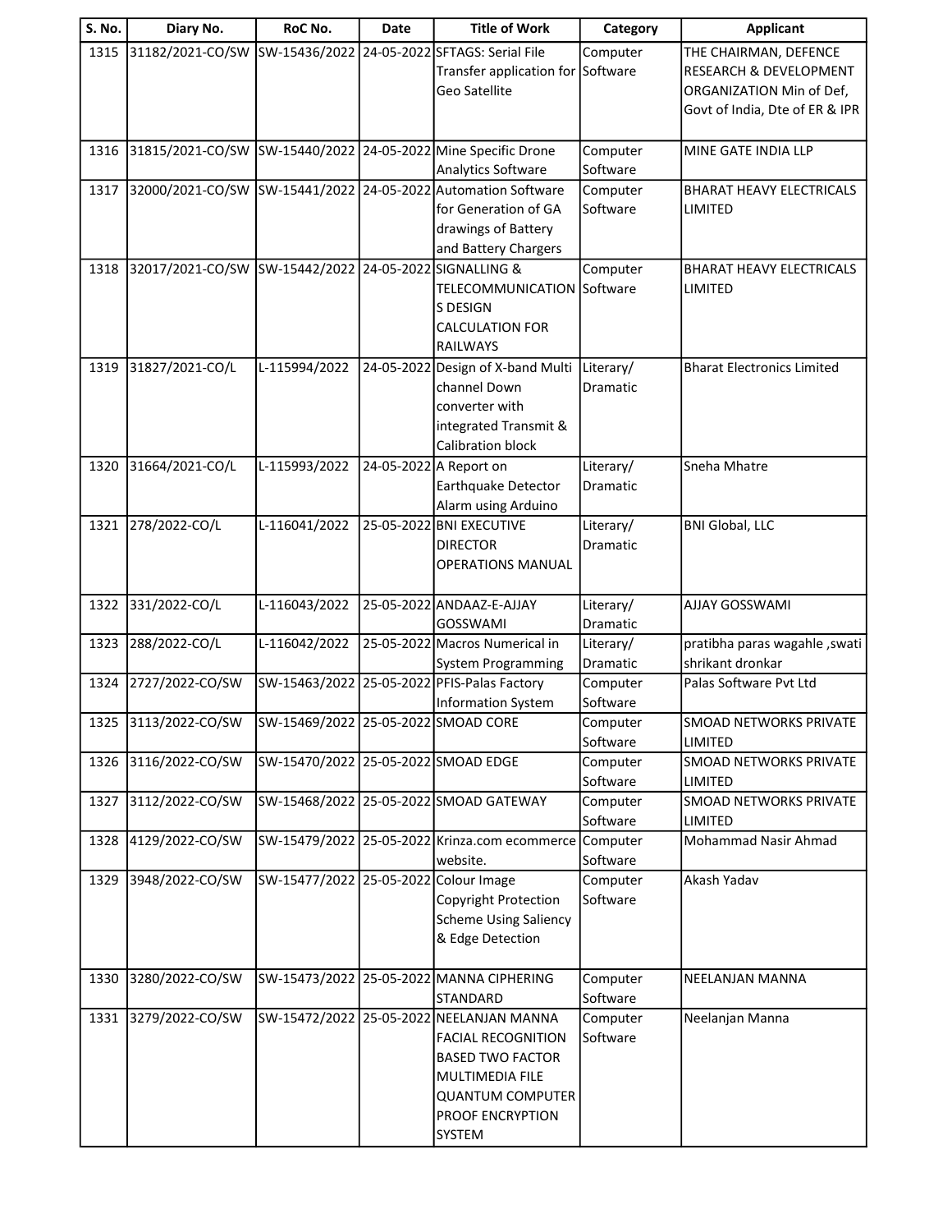| S. No. | Diary No. | RoC No. | Date | Title of Work | Category | Applicant |
|---|---|---|---|---|---|---|
| 1315 | 31182/2021-CO/SW | SW-15436/2022 | 24-05-2022 | SFTAGS: Serial File Transfer application for Geo Satellite | Computer Software | THE CHAIRMAN, DEFENCE RESEARCH & DEVELOPMENT ORGANIZATION Min of Def, Govt of India, Dte of ER & IPR |
| 1316 | 31815/2021-CO/SW | SW-15440/2022 | 24-05-2022 | Mine Specific Drone Analytics Software | Computer Software | MINE GATE INDIA LLP |
| 1317 | 32000/2021-CO/SW | SW-15441/2022 | 24-05-2022 | Automation Software for Generation of GA drawings of Battery and Battery Chargers | Computer Software | BHARAT HEAVY ELECTRICALS LIMITED |
| 1318 | 32017/2021-CO/SW | SW-15442/2022 | 24-05-2022 | SIGNALLING & TELECOMMUNICATIONS DESIGN CALCULATION FOR RAILWAYS | Computer Software | BHARAT HEAVY ELECTRICALS LIMITED |
| 1319 | 31827/2021-CO/L | L-115994/2022 | 24-05-2022 | Design of X-band Multi channel Down converter with integrated Transmit & Calibration block | Literary/ Dramatic | Bharat Electronics Limited |
| 1320 | 31664/2021-CO/L | L-115993/2022 | 24-05-2022 | A Report on Earthquake Detector Alarm using Arduino | Literary/ Dramatic | Sneha Mhatre |
| 1321 | 278/2022-CO/L | L-116041/2022 | 25-05-2022 | BNI EXECUTIVE DIRECTOR OPERATIONS MANUAL | Literary/ Dramatic | BNI Global, LLC |
| 1322 | 331/2022-CO/L | L-116043/2022 | 25-05-2022 | ANDAAZ-E-AJJAY GOSSWAMI | Literary/ Dramatic | AJJAY GOSSWAMI |
| 1323 | 288/2022-CO/L | L-116042/2022 | 25-05-2022 | Macros Numerical in System Programming | Literary/ Dramatic | pratibha paras wagahle ,swati shrikant dronkar |
| 1324 | 2727/2022-CO/SW | SW-15463/2022 | 25-05-2022 | PFIS-Palas Factory Information System | Computer Software | Palas Software Pvt Ltd |
| 1325 | 3113/2022-CO/SW | SW-15469/2022 | 25-05-2022 | SMOAD CORE | Computer Software | SMOAD NETWORKS PRIVATE LIMITED |
| 1326 | 3116/2022-CO/SW | SW-15470/2022 | 25-05-2022 | SMOAD EDGE | Computer Software | SMOAD NETWORKS PRIVATE LIMITED |
| 1327 | 3112/2022-CO/SW | SW-15468/2022 | 25-05-2022 | SMOAD GATEWAY | Computer Software | SMOAD NETWORKS PRIVATE LIMITED |
| 1328 | 4129/2022-CO/SW | SW-15479/2022 | 25-05-2022 | Krinza.com ecommerce website. | Computer Software | Mohammad Nasir Ahmad |
| 1329 | 3948/2022-CO/SW | SW-15477/2022 | 25-05-2022 | Colour Image Copyright Protection Scheme Using Saliency & Edge Detection | Computer Software | Akash Yadav |
| 1330 | 3280/2022-CO/SW | SW-15473/2022 | 25-05-2022 | MANNA CIPHERING STANDARD | Computer Software | NEELANJAN MANNA |
| 1331 | 3279/2022-CO/SW | SW-15472/2022 | 25-05-2022 | NEELANJAN MANNA FACIAL RECOGNITION BASED TWO FACTOR MULTIMEDIA FILE QUANTUM COMPUTER PROOF ENCRYPTION SYSTEM | Computer Software | Neelanjan Manna |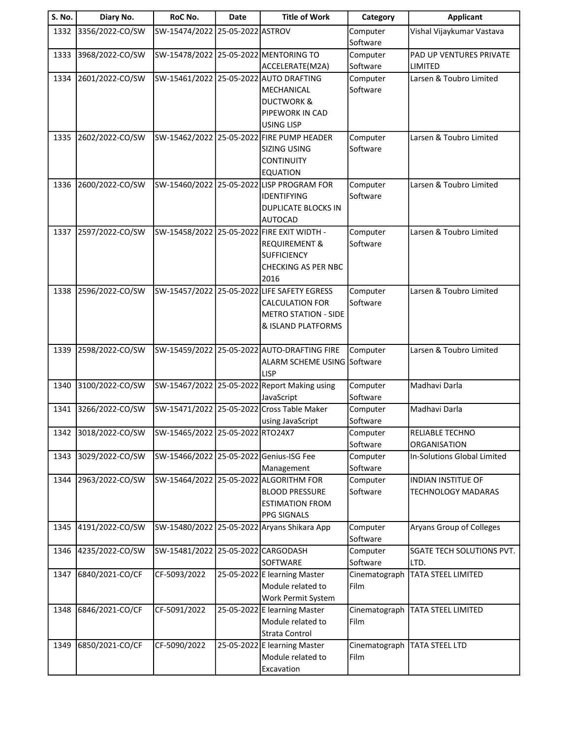| S. No. | Diary No. | RoC No. | Date | Title of Work | Category | Applicant |
|---|---|---|---|---|---|---|
| 1332 | 3356/2022-CO/SW | SW-15474/2022 | 25-05-2022 | ASTROV | Computer Software | Vishal Vijaykumar Vastava |
| 1333 | 3968/2022-CO/SW | SW-15478/2022 | 25-05-2022 | MENTORING TO ACCELERATE(M2A) | Computer Software | PAD UP VENTURES PRIVATE LIMITED |
| 1334 | 2601/2022-CO/SW | SW-15461/2022 | 25-05-2022 | AUTO DRAFTING MECHANICAL DUCTWORK & PIPEWORK IN CAD USING LISP | Computer Software | Larsen & Toubro Limited |
| 1335 | 2602/2022-CO/SW | SW-15462/2022 | 25-05-2022 | FIRE PUMP HEADER SIZING USING CONTINUITY EQUATION | Computer Software | Larsen & Toubro Limited |
| 1336 | 2600/2022-CO/SW | SW-15460/2022 | 25-05-2022 | LISP PROGRAM FOR IDENTIFYING DUPLICATE BLOCKS IN AUTOCAD | Computer Software | Larsen & Toubro Limited |
| 1337 | 2597/2022-CO/SW | SW-15458/2022 | 25-05-2022 | FIRE EXIT WIDTH - REQUIREMENT & SUFFICIENCY CHECKING AS PER NBC 2016 | Computer Software | Larsen & Toubro Limited |
| 1338 | 2596/2022-CO/SW | SW-15457/2022 | 25-05-2022 | LIFE SAFETY EGRESS CALCULATION FOR METRO STATION - SIDE & ISLAND PLATFORMS | Computer Software | Larsen & Toubro Limited |
| 1339 | 2598/2022-CO/SW | SW-15459/2022 | 25-05-2022 | AUTO-DRAFTING FIRE ALARM SCHEME USING LISP | Computer Software | Larsen & Toubro Limited |
| 1340 | 3100/2022-CO/SW | SW-15467/2022 | 25-05-2022 | Report Making using JavaScript | Computer Software | Madhavi Darla |
| 1341 | 3266/2022-CO/SW | SW-15471/2022 | 25-05-2022 | Cross Table Maker using JavaScript | Computer Software | Madhavi Darla |
| 1342 | 3018/2022-CO/SW | SW-15465/2022 | 25-05-2022 | RTO24X7 | Computer Software | RELIABLE TECHNO ORGANISATION |
| 1343 | 3029/2022-CO/SW | SW-15466/2022 | 25-05-2022 | Genius-ISG Fee Management | Computer Software | In-Solutions Global Limited |
| 1344 | 2963/2022-CO/SW | SW-15464/2022 | 25-05-2022 | ALGORITHM FOR BLOOD PRESSURE ESTIMATION FROM PPG SIGNALS | Computer Software | INDIAN INSTITUE OF TECHNOLOGY MADARAS |
| 1345 | 4191/2022-CO/SW | SW-15480/2022 | 25-05-2022 | Aryans Shikara App | Computer Software | Aryans Group of Colleges |
| 1346 | 4235/2022-CO/SW | SW-15481/2022 | 25-05-2022 | CARGODASH SOFTWARE | Computer Software | SGATE TECH SOLUTIONS PVT. LTD. |
| 1347 | 6840/2021-CO/CF | CF-5093/2022 | 25-05-2022 | E learning Master Module related to Work Permit System | Cinematograph Film | TATA STEEL LIMITED |
| 1348 | 6846/2021-CO/CF | CF-5091/2022 | 25-05-2022 | E learning Master Module related to Strata Control | Cinematograph Film | TATA STEEL LIMITED |
| 1349 | 6850/2021-CO/CF | CF-5090/2022 | 25-05-2022 | E learning Master Module related to Excavation | Cinematograph Film | TATA STEEL LTD |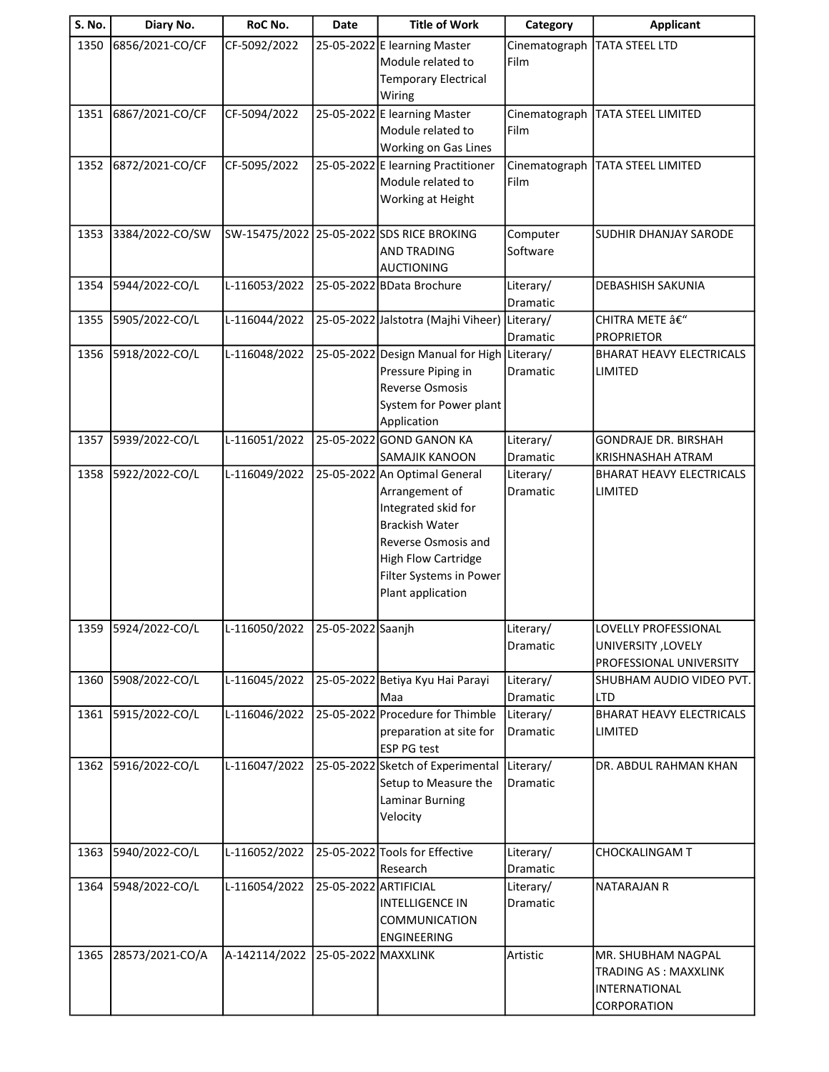| S. No. | Diary No. | RoC No. | Date | Title of Work | Category | Applicant |
|---|---|---|---|---|---|---|
| 1350 | 6856/2021-CO/CF | CF-5092/2022 | 25-05-2022 | E learning Master Module related to Temporary Electrical Wiring | Cinematograph Film | TATA STEEL LTD |
| 1351 | 6867/2021-CO/CF | CF-5094/2022 | 25-05-2022 | E learning Master Module related to Working on Gas Lines | Cinematograph Film | TATA STEEL LIMITED |
| 1352 | 6872/2021-CO/CF | CF-5095/2022 | 25-05-2022 | E learning Practitioner Module related to Working at Height | Cinematograph Film | TATA STEEL LIMITED |
| 1353 | 3384/2022-CO/SW | SW-15475/2022 | 25-05-2022 | SDS RICE BROKING AND TRADING AUCTIONING | Computer Software | SUDHIR DHANJAY SARODE |
| 1354 | 5944/2022-CO/L | L-116053/2022 | 25-05-2022 | BData Brochure | Literary/ Dramatic | DEBASHISH SAKUNIA |
| 1355 | 5905/2022-CO/L | L-116044/2022 | 25-05-2022 | Jalstotra (Majhi Viheer) | Literary/ Dramatic | CHITRA METE â€“ PROPRIETOR |
| 1356 | 5918/2022-CO/L | L-116048/2022 | 25-05-2022 | Design Manual for High Pressure Piping in Reverse Osmosis System for Power plant Application | Literary/ Dramatic | BHARAT HEAVY ELECTRICALS LIMITED |
| 1357 | 5939/2022-CO/L | L-116051/2022 | 25-05-2022 | GOND GANON KA SAMAJIK KANOON | Literary/ Dramatic | GONDRAJE DR. BIRSHAH KRISHNASHAH ATRAM |
| 1358 | 5922/2022-CO/L | L-116049/2022 | 25-05-2022 | An Optimal General Arrangement of Integrated skid for Brackish Water Reverse Osmosis and High Flow Cartridge Filter Systems in Power Plant application | Literary/ Dramatic | BHARAT HEAVY ELECTRICALS LIMITED |
| 1359 | 5924/2022-CO/L | L-116050/2022 | 25-05-2022 | Saanjh | Literary/ Dramatic | LOVELLY PROFESSIONAL UNIVERSITY ,LOVELY PROFESSIONAL UNIVERSITY |
| 1360 | 5908/2022-CO/L | L-116045/2022 | 25-05-2022 | Betiya Kyu Hai Parayi Maa | Literary/ Dramatic | SHUBHAM AUDIO VIDEO PVT. LTD |
| 1361 | 5915/2022-CO/L | L-116046/2022 | 25-05-2022 | Procedure for Thimble preparation at site for ESP PG test | Literary/ Dramatic | BHARAT HEAVY ELECTRICALS LIMITED |
| 1362 | 5916/2022-CO/L | L-116047/2022 | 25-05-2022 | Sketch of Experimental Setup to Measure the Laminar Burning Velocity | Literary/ Dramatic | DR. ABDUL RAHMAN KHAN |
| 1363 | 5940/2022-CO/L | L-116052/2022 | 25-05-2022 | Tools for Effective Research | Literary/ Dramatic | CHOCKALINGAM T |
| 1364 | 5948/2022-CO/L | L-116054/2022 | 25-05-2022 | ARTIFICIAL INTELLIGENCE IN COMMUNICATION ENGINEERING | Literary/ Dramatic | NATARAJAN R |
| 1365 | 28573/2021-CO/A | A-142114/2022 | 25-05-2022 | MAXXLINK | Artistic | MR. SHUBHAM NAGPAL TRADING AS : MAXXLINK INTERNATIONAL CORPORATION |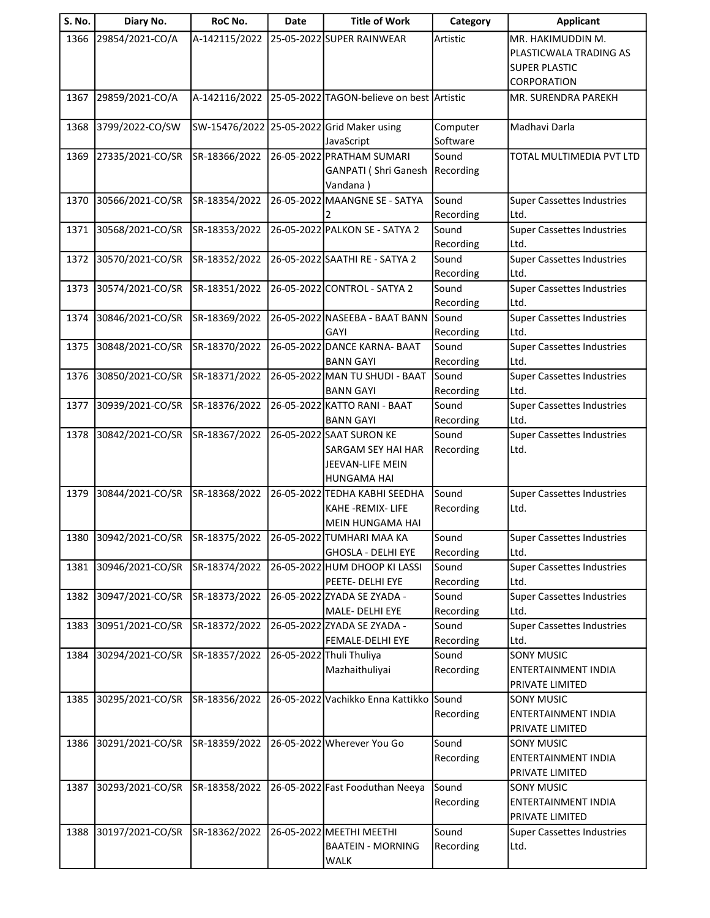| S. No. | Diary No. | RoC No. | Date | Title of Work | Category | Applicant |
|---|---|---|---|---|---|---|
| 1366 | 29854/2021-CO/A | A-142115/2022 | 25-05-2022 | SUPER RAINWEAR | Artistic | MR. HAKIMUDDIN M. PLASTICWALA TRADING AS SUPER PLASTIC CORPORATION |
| 1367 | 29859/2021-CO/A | A-142116/2022 | 25-05-2022 | TAGON-believe on best | Artistic | MR. SURENDRA PAREKH |
| 1368 | 3799/2022-CO/SW | SW-15476/2022 | 25-05-2022 | Grid Maker using JavaScript | Computer Software | Madhavi Darla |
| 1369 | 27335/2021-CO/SR | SR-18366/2022 | 26-05-2022 | PRATHAM SUMARI GANPATI ( Shri Ganesh Vandana ) | Sound Recording | TOTAL MULTIMEDIA PVT LTD |
| 1370 | 30566/2021-CO/SR | SR-18354/2022 | 26-05-2022 | MAANGNE SE - SATYA 2 | Sound Recording | Super Cassettes Industries Ltd. |
| 1371 | 30568/2021-CO/SR | SR-18353/2022 | 26-05-2022 | PALKON SE - SATYA 2 | Sound Recording | Super Cassettes Industries Ltd. |
| 1372 | 30570/2021-CO/SR | SR-18352/2022 | 26-05-2022 | SAATHI RE - SATYA 2 | Sound Recording | Super Cassettes Industries Ltd. |
| 1373 | 30574/2021-CO/SR | SR-18351/2022 | 26-05-2022 | CONTROL - SATYA 2 | Sound Recording | Super Cassettes Industries Ltd. |
| 1374 | 30846/2021-CO/SR | SR-18369/2022 | 26-05-2022 | NASEEBA - BAAT BANN GAYI | Sound Recording | Super Cassettes Industries Ltd. |
| 1375 | 30848/2021-CO/SR | SR-18370/2022 | 26-05-2022 | DANCE KARNA- BAAT BANN GAYI | Sound Recording | Super Cassettes Industries Ltd. |
| 1376 | 30850/2021-CO/SR | SR-18371/2022 | 26-05-2022 | MAN TU SHUDI - BAAT BANN GAYI | Sound Recording | Super Cassettes Industries Ltd. |
| 1377 | 30939/2021-CO/SR | SR-18376/2022 | 26-05-2022 | KATTO RANI - BAAT BANN GAYI | Sound Recording | Super Cassettes Industries Ltd. |
| 1378 | 30842/2021-CO/SR | SR-18367/2022 | 26-05-2022 | SAAT SURON KE SARGAM SEY HAI HAR JEEVAN-LIFE MEIN HUNGAMA HAI | Sound Recording | Super Cassettes Industries Ltd. |
| 1379 | 30844/2021-CO/SR | SR-18368/2022 | 26-05-2022 | TEDHA KABHI SEEDHA KAHE -REMIX- LIFE MEIN HUNGAMA HAI | Sound Recording | Super Cassettes Industries Ltd. |
| 1380 | 30942/2021-CO/SR | SR-18375/2022 | 26-05-2022 | TUMHARI MAA KA GHOSLA - DELHI EYE | Sound Recording | Super Cassettes Industries Ltd. |
| 1381 | 30946/2021-CO/SR | SR-18374/2022 | 26-05-2022 | HUM DHOOP KI LASSI PEETE- DELHI EYE | Sound Recording | Super Cassettes Industries Ltd. |
| 1382 | 30947/2021-CO/SR | SR-18373/2022 | 26-05-2022 | ZYADA SE ZYADA - MALE- DELHI EYE | Sound Recording | Super Cassettes Industries Ltd. |
| 1383 | 30951/2021-CO/SR | SR-18372/2022 | 26-05-2022 | ZYADA SE ZYADA - FEMALE-DELHI EYE | Sound Recording | Super Cassettes Industries Ltd. |
| 1384 | 30294/2021-CO/SR | SR-18357/2022 | 26-05-2022 | Thuli Thuliya Mazhaithuliyai | Sound Recording | SONY MUSIC ENTERTAINMENT INDIA PRIVATE LIMITED |
| 1385 | 30295/2021-CO/SR | SR-18356/2022 | 26-05-2022 | Vachikko Enna Kattikko | Sound Recording | SONY MUSIC ENTERTAINMENT INDIA PRIVATE LIMITED |
| 1386 | 30291/2021-CO/SR | SR-18359/2022 | 26-05-2022 | Wherever You Go | Sound Recording | SONY MUSIC ENTERTAINMENT INDIA PRIVATE LIMITED |
| 1387 | 30293/2021-CO/SR | SR-18358/2022 | 26-05-2022 | Fast Fooduthan Neeya | Sound Recording | SONY MUSIC ENTERTAINMENT INDIA PRIVATE LIMITED |
| 1388 | 30197/2021-CO/SR | SR-18362/2022 | 26-05-2022 | MEETHI MEETHI BAATEIN - MORNING WALK | Sound Recording | Super Cassettes Industries Ltd. |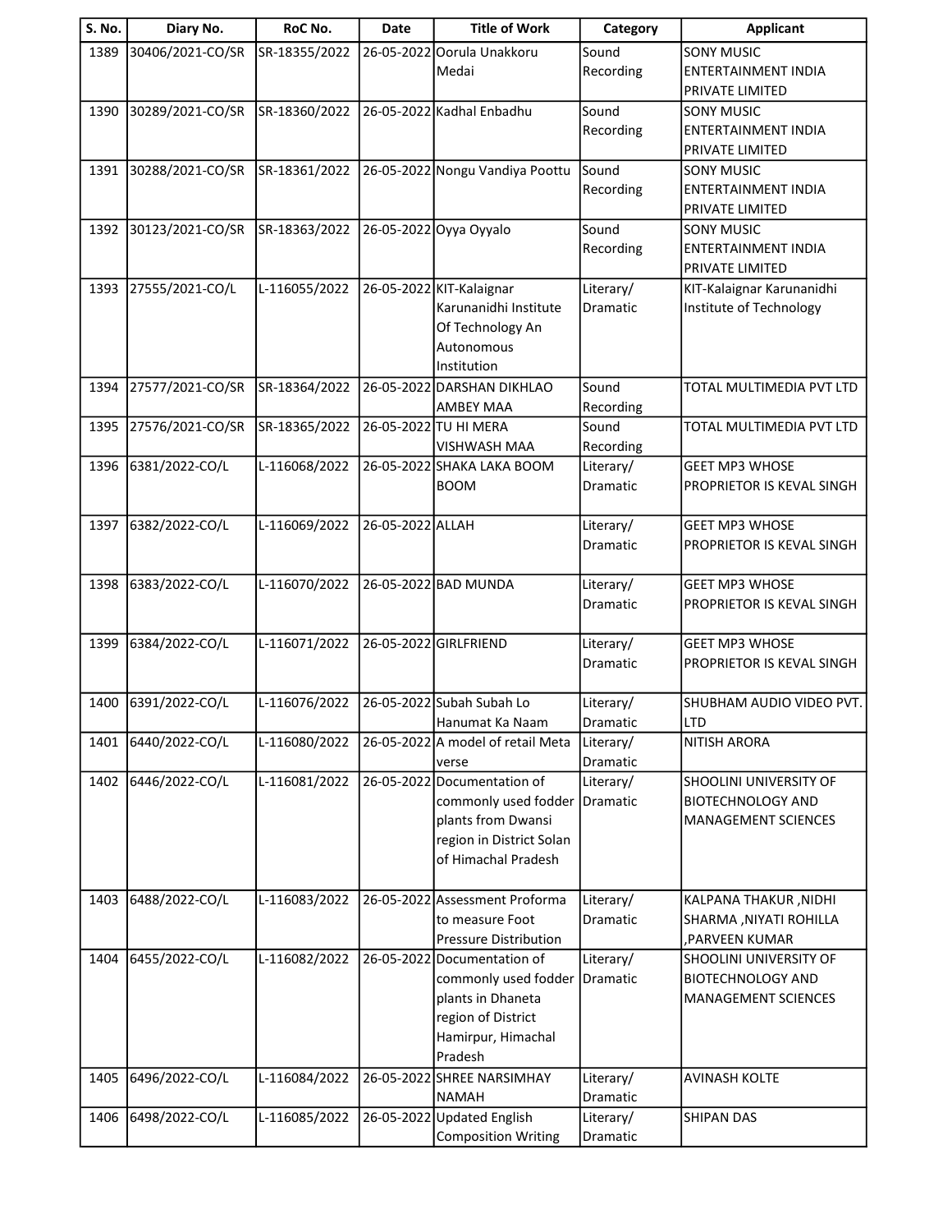| S. No. | Diary No. | RoC No. | Date | Title of Work | Category | Applicant |
|---|---|---|---|---|---|---|
| 1389 | 30406/2021-CO/SR | SR-18355/2022 | 26-05-2022 | Oorula Unakkoru Medai | Sound Recording | SONY MUSIC ENTERTAINMENT INDIA PRIVATE LIMITED |
| 1390 | 30289/2021-CO/SR | SR-18360/2022 | 26-05-2022 | Kadhal Enbadhu | Sound Recording | SONY MUSIC ENTERTAINMENT INDIA PRIVATE LIMITED |
| 1391 | 30288/2021-CO/SR | SR-18361/2022 | 26-05-2022 | Nongu Vandiya Poottu | Sound Recording | SONY MUSIC ENTERTAINMENT INDIA PRIVATE LIMITED |
| 1392 | 30123/2021-CO/SR | SR-18363/2022 | 26-05-2022 | Oyya Oyyalo | Sound Recording | SONY MUSIC ENTERTAINMENT INDIA PRIVATE LIMITED |
| 1393 | 27555/2021-CO/L | L-116055/2022 | 26-05-2022 | KIT-Kalaignar Karunanidhi Institute Of Technology An Autonomous Institution | Literary/ Dramatic | KIT-Kalaignar Karunanidhi Institute of Technology |
| 1394 | 27577/2021-CO/SR | SR-18364/2022 | 26-05-2022 | DARSHAN DIKHLAO AMBEY MAA | Sound Recording | TOTAL MULTIMEDIA PVT LTD |
| 1395 | 27576/2021-CO/SR | SR-18365/2022 | 26-05-2022 | TU HI MERA VISHWASH MAA | Sound Recording | TOTAL MULTIMEDIA PVT LTD |
| 1396 | 6381/2022-CO/L | L-116068/2022 | 26-05-2022 | SHAKA LAKA BOOM BOOM | Literary/ Dramatic | GEET MP3 WHOSE PROPRIETOR IS KEVAL SINGH |
| 1397 | 6382/2022-CO/L | L-116069/2022 | 26-05-2022 | ALLAH | Literary/ Dramatic | GEET MP3 WHOSE PROPRIETOR IS KEVAL SINGH |
| 1398 | 6383/2022-CO/L | L-116070/2022 | 26-05-2022 | BAD MUNDA | Literary/ Dramatic | GEET MP3 WHOSE PROPRIETOR IS KEVAL SINGH |
| 1399 | 6384/2022-CO/L | L-116071/2022 | 26-05-2022 | GIRLFRIEND | Literary/ Dramatic | GEET MP3 WHOSE PROPRIETOR IS KEVAL SINGH |
| 1400 | 6391/2022-CO/L | L-116076/2022 | 26-05-2022 | Subah Subah Lo Hanumat Ka Naam | Literary/ Dramatic | SHUBHAM AUDIO VIDEO PVT. LTD |
| 1401 | 6440/2022-CO/L | L-116080/2022 | 26-05-2022 | A model of retail Meta verse | Literary/ Dramatic | NITISH ARORA |
| 1402 | 6446/2022-CO/L | L-116081/2022 | 26-05-2022 | Documentation of commonly used fodder plants from Dwansi region in District Solan of Himachal Pradesh | Literary/ Dramatic | SHOOLINI UNIVERSITY OF BIOTECHNOLOGY AND MANAGEMENT SCIENCES |
| 1403 | 6488/2022-CO/L | L-116083/2022 | 26-05-2022 | Assessment Proforma to measure Foot Pressure Distribution | Literary/ Dramatic | KALPANA THAKUR ,NIDHI SHARMA ,NIYATI ROHILLA ,PARVEEN KUMAR |
| 1404 | 6455/2022-CO/L | L-116082/2022 | 26-05-2022 | Documentation of commonly used fodder plants in Dhaneta region of District Hamirpur, Himachal Pradesh | Literary/ Dramatic | SHOOLINI UNIVERSITY OF BIOTECHNOLOGY AND MANAGEMENT SCIENCES |
| 1405 | 6496/2022-CO/L | L-116084/2022 | 26-05-2022 | SHREE NARSIMHAY NAMAH | Literary/ Dramatic | AVINASH KOLTE |
| 1406 | 6498/2022-CO/L | L-116085/2022 | 26-05-2022 | Updated English Composition Writing | Literary/ Dramatic | SHIPAN DAS |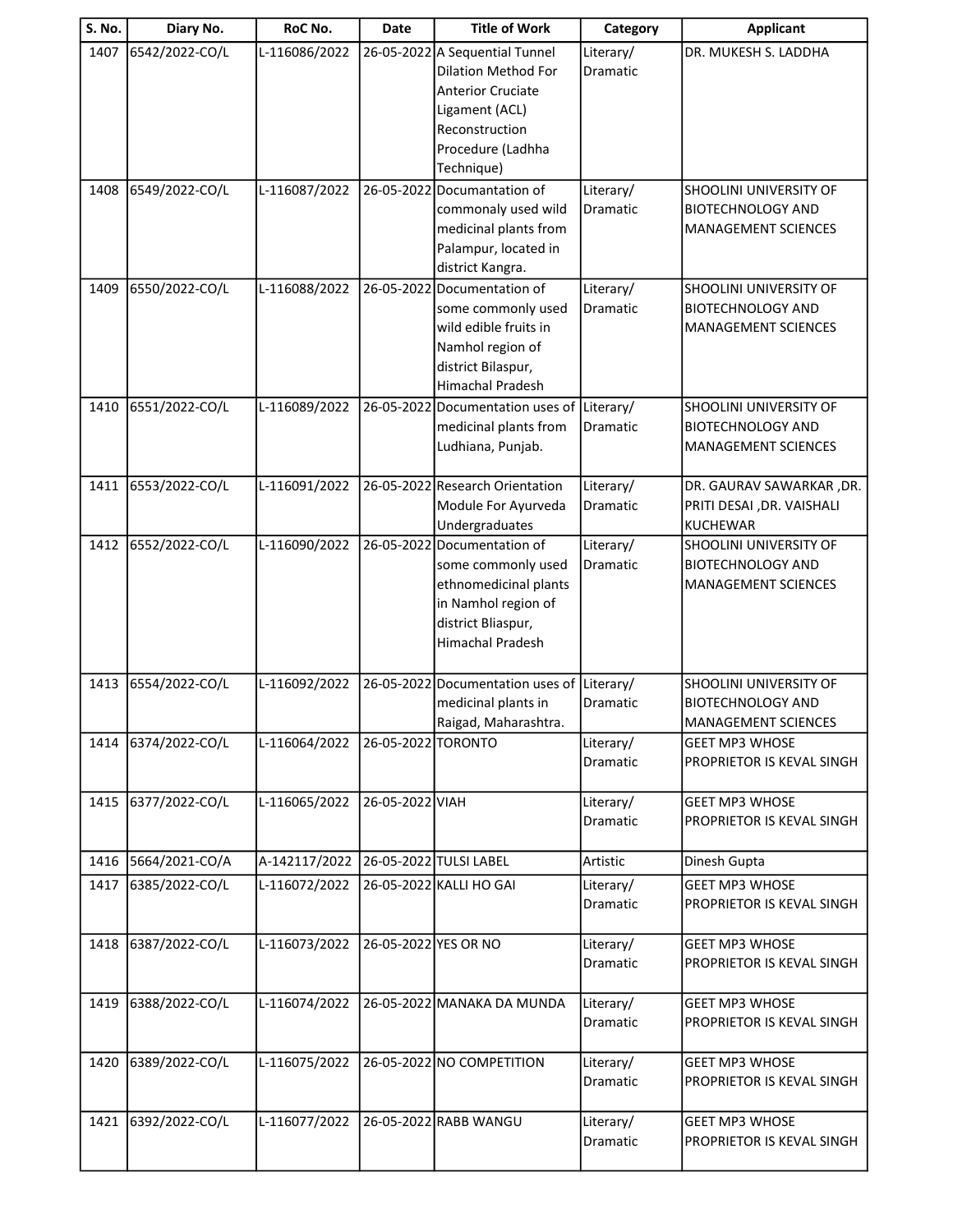| S. No. | Diary No. | RoC No. | Date | Title of Work | Category | Applicant |
|---|---|---|---|---|---|---|
| 1407 | 6542/2022-CO/L | L-116086/2022 | 26-05-2022 | A Sequential Tunnel Dilation Method For Anterior Cruciate Ligament (ACL) Reconstruction Procedure (Ladhha Technique) | Literary/ Dramatic | DR. MUKESH S. LADDHA |
| 1408 | 6549/2022-CO/L | L-116087/2022 | 26-05-2022 | Documantation of commonaly used wild medicinal plants from Palampur, located in district Kangra. | Literary/ Dramatic | SHOOLINI UNIVERSITY OF BIOTECHNOLOGY AND MANAGEMENT SCIENCES |
| 1409 | 6550/2022-CO/L | L-116088/2022 | 26-05-2022 | Documentation of some commonly used wild edible fruits in Namhol region of district Bilaspur, Himachal Pradesh | Literary/ Dramatic | SHOOLINI UNIVERSITY OF BIOTECHNOLOGY AND MANAGEMENT SCIENCES |
| 1410 | 6551/2022-CO/L | L-116089/2022 | 26-05-2022 | Documentation uses of medicinal plants from Ludhiana, Punjab. | Literary/ Dramatic | SHOOLINI UNIVERSITY OF BIOTECHNOLOGY AND MANAGEMENT SCIENCES |
| 1411 | 6553/2022-CO/L | L-116091/2022 | 26-05-2022 | Research Orientation Module For Ayurveda Undergraduates | Literary/ Dramatic | DR. GAURAV SAWARKAR ,DR. PRITI DESAI ,DR. VAISHALI KUCHEWAR |
| 1412 | 6552/2022-CO/L | L-116090/2022 | 26-05-2022 | Documentation of some commonly used ethnomedicinal plants in Namhol region of district Bliaspur, Himachal Pradesh | Literary/ Dramatic | SHOOLINI UNIVERSITY OF BIOTECHNOLOGY AND MANAGEMENT SCIENCES |
| 1413 | 6554/2022-CO/L | L-116092/2022 | 26-05-2022 | Documentation uses of medicinal plants in Raigad, Maharashtra. | Literary/ Dramatic | SHOOLINI UNIVERSITY OF BIOTECHNOLOGY AND MANAGEMENT SCIENCES |
| 1414 | 6374/2022-CO/L | L-116064/2022 | 26-05-2022 | TORONTO | Literary/ Dramatic | GEET MP3 WHOSE PROPRIETOR IS KEVAL SINGH |
| 1415 | 6377/2022-CO/L | L-116065/2022 | 26-05-2022 | VIAH | Literary/ Dramatic | GEET MP3 WHOSE PROPRIETOR IS KEVAL SINGH |
| 1416 | 5664/2021-CO/A | A-142117/2022 | 26-05-2022 | TULSI LABEL | Artistic | Dinesh Gupta |
| 1417 | 6385/2022-CO/L | L-116072/2022 | 26-05-2022 | KALLI HO GAI | Literary/ Dramatic | GEET MP3 WHOSE PROPRIETOR IS KEVAL SINGH |
| 1418 | 6387/2022-CO/L | L-116073/2022 | 26-05-2022 | YES OR NO | Literary/ Dramatic | GEET MP3 WHOSE PROPRIETOR IS KEVAL SINGH |
| 1419 | 6388/2022-CO/L | L-116074/2022 | 26-05-2022 | MANAKA DA MUNDA | Literary/ Dramatic | GEET MP3 WHOSE PROPRIETOR IS KEVAL SINGH |
| 1420 | 6389/2022-CO/L | L-116075/2022 | 26-05-2022 | NO COMPETITION | Literary/ Dramatic | GEET MP3 WHOSE PROPRIETOR IS KEVAL SINGH |
| 1421 | 6392/2022-CO/L | L-116077/2022 | 26-05-2022 | RABB WANGU | Literary/ Dramatic | GEET MP3 WHOSE PROPRIETOR IS KEVAL SINGH |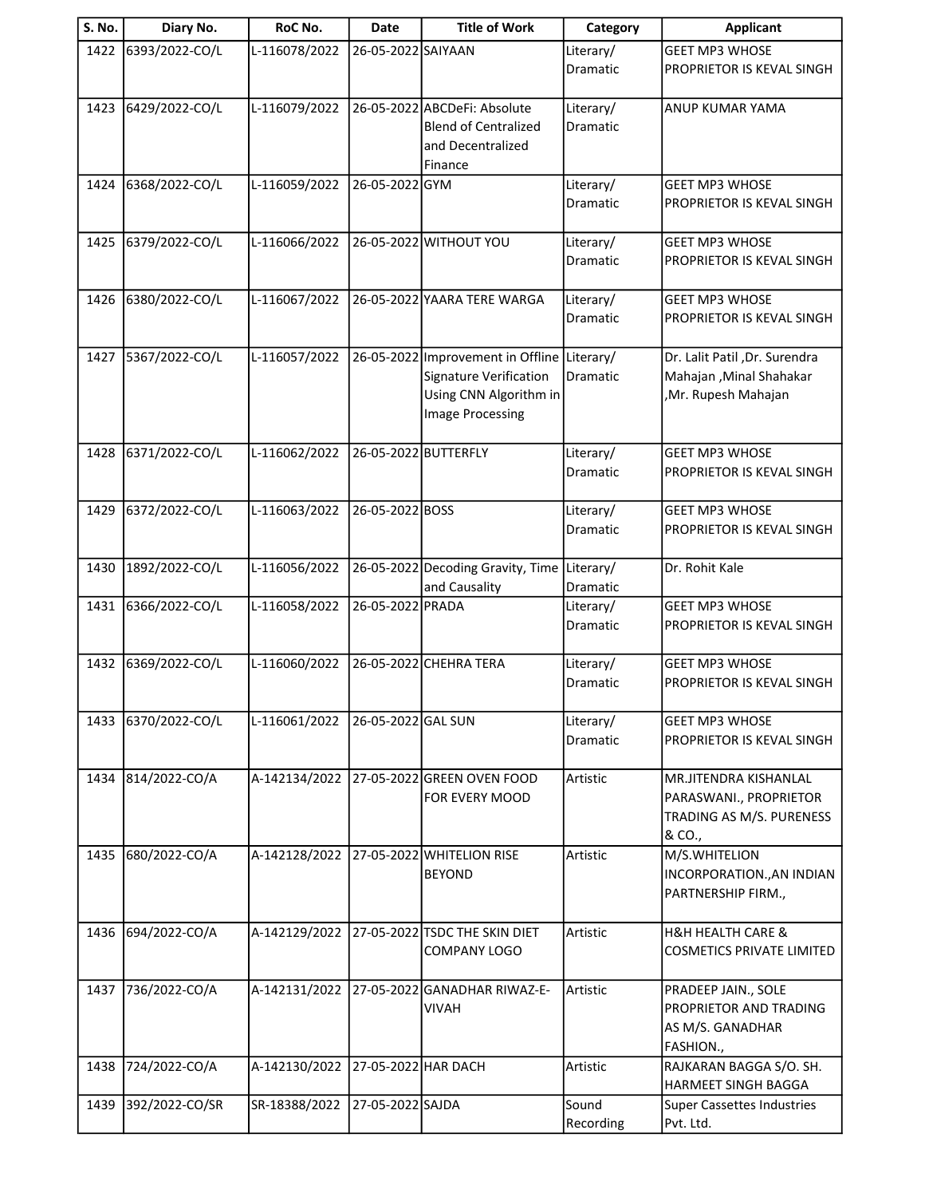| S. No. | Diary No. | RoC No. | Date | Title of Work | Category | Applicant |
|---|---|---|---|---|---|---|
| 1422 | 6393/2022-CO/L | L-116078/2022 | 26-05-2022 | SAIYAAN | Literary/ Dramatic | GEET MP3 WHOSE PROPRIETOR IS KEVAL SINGH |
| 1423 | 6429/2022-CO/L | L-116079/2022 | 26-05-2022 | ABCDeFi: Absolute Blend of Centralized and Decentralized Finance | Literary/ Dramatic | ANUP KUMAR YAMA |
| 1424 | 6368/2022-CO/L | L-116059/2022 | 26-05-2022 | GYM | Literary/ Dramatic | GEET MP3 WHOSE PROPRIETOR IS KEVAL SINGH |
| 1425 | 6379/2022-CO/L | L-116066/2022 | 26-05-2022 | WITHOUT YOU | Literary/ Dramatic | GEET MP3 WHOSE PROPRIETOR IS KEVAL SINGH |
| 1426 | 6380/2022-CO/L | L-116067/2022 | 26-05-2022 | YAARA TERE WARGA | Literary/ Dramatic | GEET MP3 WHOSE PROPRIETOR IS KEVAL SINGH |
| 1427 | 5367/2022-CO/L | L-116057/2022 | 26-05-2022 | Improvement in Offline Signature Verification Using CNN Algorithm in Image Processing | Literary/ Dramatic | Dr. Lalit Patil ,Dr. Surendra Mahajan ,Minal Shahakar ,Mr. Rupesh Mahajan |
| 1428 | 6371/2022-CO/L | L-116062/2022 | 26-05-2022 | BUTTERFLY | Literary/ Dramatic | GEET MP3 WHOSE PROPRIETOR IS KEVAL SINGH |
| 1429 | 6372/2022-CO/L | L-116063/2022 | 26-05-2022 | BOSS | Literary/ Dramatic | GEET MP3 WHOSE PROPRIETOR IS KEVAL SINGH |
| 1430 | 1892/2022-CO/L | L-116056/2022 | 26-05-2022 | Decoding Gravity, Time and Causality | Literary/ Dramatic | Dr. Rohit Kale |
| 1431 | 6366/2022-CO/L | L-116058/2022 | 26-05-2022 | PRADA | Literary/ Dramatic | GEET MP3 WHOSE PROPRIETOR IS KEVAL SINGH |
| 1432 | 6369/2022-CO/L | L-116060/2022 | 26-05-2022 | CHEHRA TERA | Literary/ Dramatic | GEET MP3 WHOSE PROPRIETOR IS KEVAL SINGH |
| 1433 | 6370/2022-CO/L | L-116061/2022 | 26-05-2022 | GAL SUN | Literary/ Dramatic | GEET MP3 WHOSE PROPRIETOR IS KEVAL SINGH |
| 1434 | 814/2022-CO/A | A-142134/2022 | 27-05-2022 | GREEN OVEN FOOD FOR EVERY MOOD | Artistic | MR.JITENDRA KISHANLAL PARASWANI., PROPRIETOR TRADING AS M/S. PURENESS & CO., |
| 1435 | 680/2022-CO/A | A-142128/2022 | 27-05-2022 | WHITELION RISE BEYOND | Artistic | M/S.WHITELION INCORPORATION.,AN INDIAN PARTNERSHIP FIRM., |
| 1436 | 694/2022-CO/A | A-142129/2022 | 27-05-2022 | TSDC THE SKIN DIET COMPANY LOGO | Artistic | H&H HEALTH CARE & COSMETICS PRIVATE LIMITED |
| 1437 | 736/2022-CO/A | A-142131/2022 | 27-05-2022 | GANADHAR RIWAZ-E-VIVAH | Artistic | PRADEEP JAIN., SOLE PROPRIETOR AND TRADING AS M/S. GANADHAR FASHION., |
| 1438 | 724/2022-CO/A | A-142130/2022 | 27-05-2022 | HAR DACH | Artistic | RAJKARAN BAGGA S/O. SH. HARMEET SINGH BAGGA |
| 1439 | 392/2022-CO/SR | SR-18388/2022 | 27-05-2022 | SAJDA | Sound Recording | Super Cassettes Industries Pvt. Ltd. |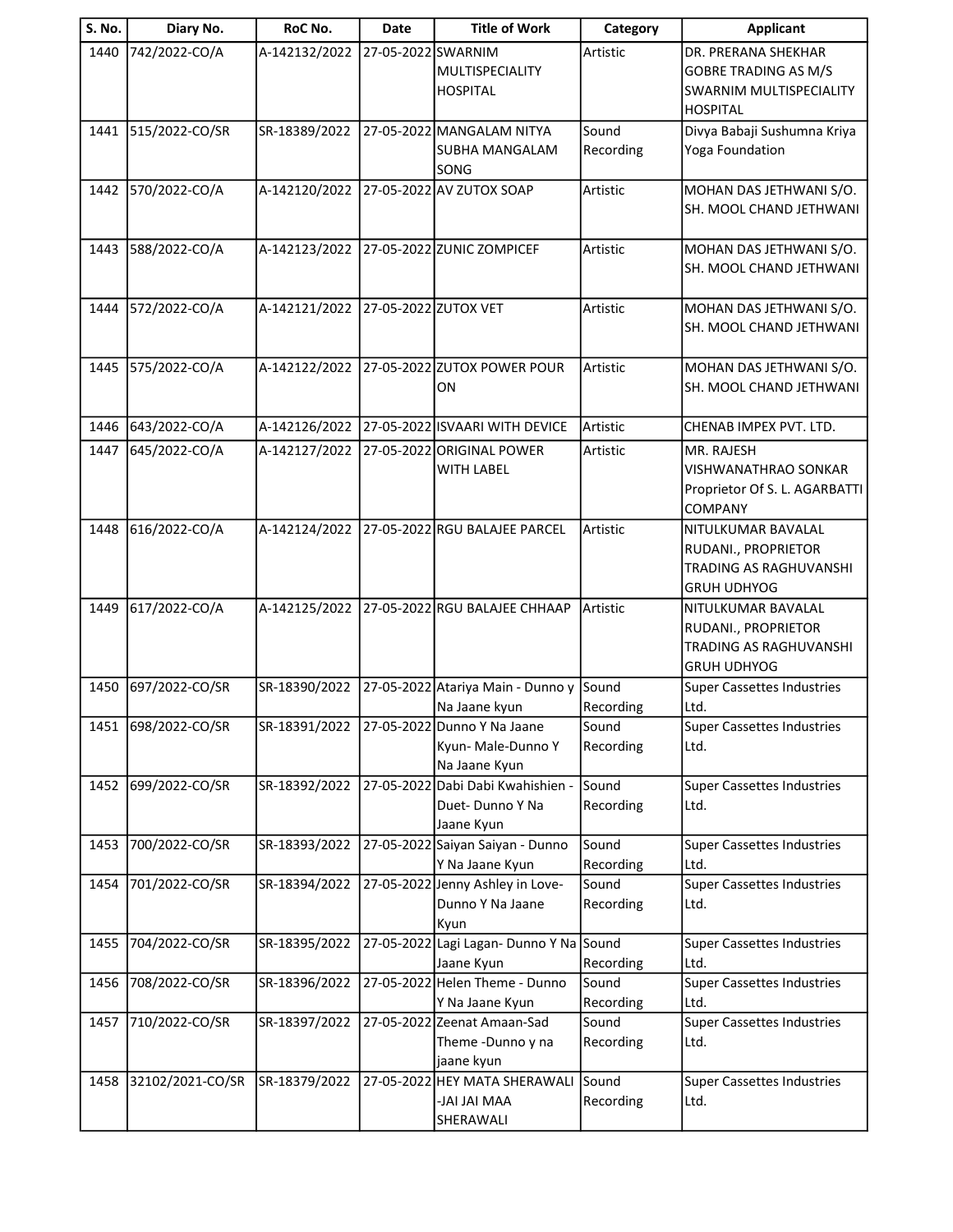| S. No. | Diary No. | RoC No. | Date | Title of Work | Category | Applicant |
|---|---|---|---|---|---|---|
| 1440 | 742/2022-CO/A | A-142132/2022 | 27-05-2022 | SWARNIM MULTISPECIALITY HOSPITAL | Artistic | DR. PRERANA SHEKHAR GOBRE TRADING AS M/S SWARNIM MULTISPECIALITY HOSPITAL |
| 1441 | 515/2022-CO/SR | SR-18389/2022 | 27-05-2022 | MANGALAM NITYA SUBHA MANGALAM SONG | Sound Recording | Divya Babaji Sushumna Kriya Yoga Foundation |
| 1442 | 570/2022-CO/A | A-142120/2022 | 27-05-2022 | AV ZUTOX SOAP | Artistic | MOHAN DAS JETHWANI S/O. SH. MOOL CHAND JETHWANI |
| 1443 | 588/2022-CO/A | A-142123/2022 | 27-05-2022 | ZUNIC ZOMPICEF | Artistic | MOHAN DAS JETHWANI S/O. SH. MOOL CHAND JETHWANI |
| 1444 | 572/2022-CO/A | A-142121/2022 | 27-05-2022 | ZUTOX VET | Artistic | MOHAN DAS JETHWANI S/O. SH. MOOL CHAND JETHWANI |
| 1445 | 575/2022-CO/A | A-142122/2022 | 27-05-2022 | ZUTOX POWER POUR ON | Artistic | MOHAN DAS JETHWANI S/O. SH. MOOL CHAND JETHWANI |
| 1446 | 643/2022-CO/A | A-142126/2022 | 27-05-2022 | ISVAARI WITH DEVICE | Artistic | CHENAB IMPEX PVT. LTD. |
| 1447 | 645/2022-CO/A | A-142127/2022 | 27-05-2022 | ORIGINAL POWER WITH LABEL | Artistic | MR. RAJESH VISHWANATHRAO SONKAR Proprietor Of S. L. AGARBATTI COMPANY |
| 1448 | 616/2022-CO/A | A-142124/2022 | 27-05-2022 | RGU BALAJEE PARCEL | Artistic | NITULKUMAR BAVALAL RUDANI., PROPRIETOR TRADING AS RAGHUVANSHI GRUH UDHYOG |
| 1449 | 617/2022-CO/A | A-142125/2022 | 27-05-2022 | RGU BALAJEE CHHAAP | Artistic | NITULKUMAR BAVALAL RUDANI., PROPRIETOR TRADING AS RAGHUVANSHI GRUH UDHYOG |
| 1450 | 697/2022-CO/SR | SR-18390/2022 | 27-05-2022 | Atariya Main - Dunno y Na Jaane kyun | Sound Recording | Super Cassettes Industries Ltd. |
| 1451 | 698/2022-CO/SR | SR-18391/2022 | 27-05-2022 | Dunno Y Na Jaane Kyun- Male-Dunno Y Na Jaane Kyun | Sound Recording | Super Cassettes Industries Ltd. |
| 1452 | 699/2022-CO/SR | SR-18392/2022 | 27-05-2022 | Dabi Dabi Kwahishien - Duet- Dunno Y Na Jaane Kyun | Sound Recording | Super Cassettes Industries Ltd. |
| 1453 | 700/2022-CO/SR | SR-18393/2022 | 27-05-2022 | Saiyan Saiyan - Dunno Y Na Jaane Kyun | Sound Recording | Super Cassettes Industries Ltd. |
| 1454 | 701/2022-CO/SR | SR-18394/2022 | 27-05-2022 | Jenny Ashley in Love- Dunno Y Na Jaane Kyun | Sound Recording | Super Cassettes Industries Ltd. |
| 1455 | 704/2022-CO/SR | SR-18395/2022 | 27-05-2022 | Lagi Lagan- Dunno Y Na Jaane Kyun | Sound Recording | Super Cassettes Industries Ltd. |
| 1456 | 708/2022-CO/SR | SR-18396/2022 | 27-05-2022 | Helen Theme - Dunno Y Na Jaane Kyun | Sound Recording | Super Cassettes Industries Ltd. |
| 1457 | 710/2022-CO/SR | SR-18397/2022 | 27-05-2022 | Zeenat Amaan-Sad Theme -Dunno y na jaane kyun | Sound Recording | Super Cassettes Industries Ltd. |
| 1458 | 32102/2021-CO/SR | SR-18379/2022 | 27-05-2022 | HEY MATA SHERAWALI -JAI JAI MAA SHERAWALI | Sound Recording | Super Cassettes Industries Ltd. |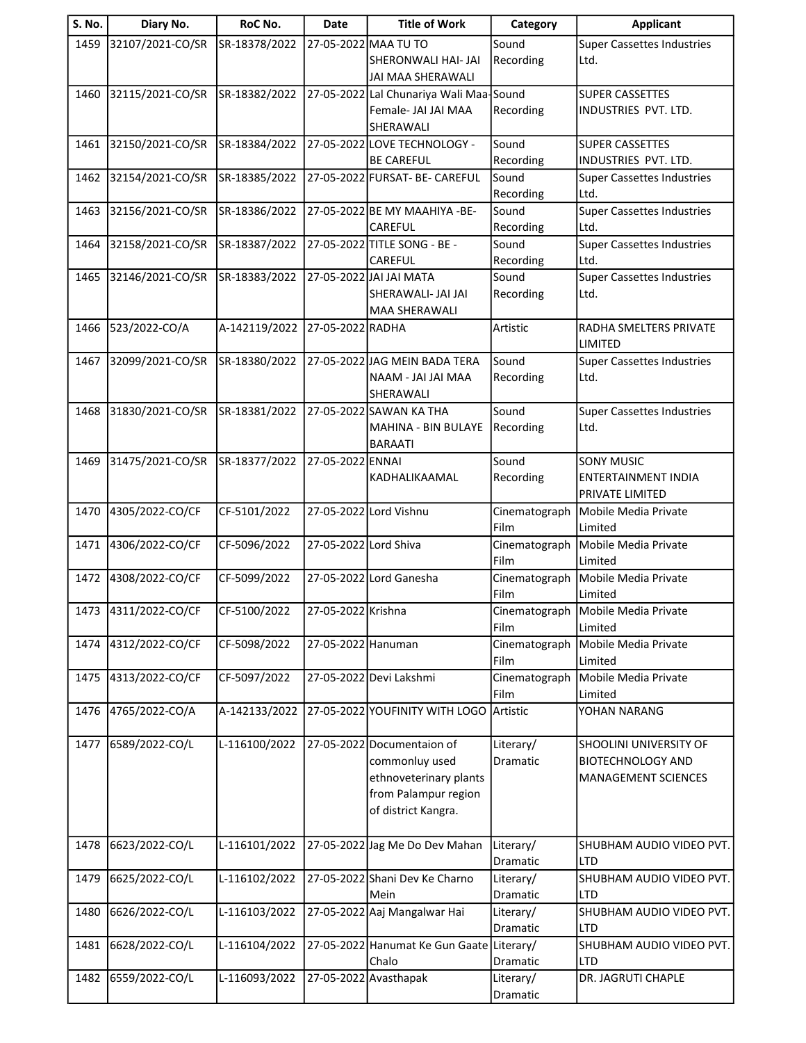| S. No. | Diary No. | RoC No. | Date | Title of Work | Category | Applicant |
|---|---|---|---|---|---|---|
| 1459 | 32107/2021-CO/SR | SR-18378/2022 | 27-05-2022 | MAA TU TO SHERONWALI HAI- JAI JAI MAA SHERAWALI | Sound Recording | Super Cassettes Industries Ltd. |
| 1460 | 32115/2021-CO/SR | SR-18382/2022 | 27-05-2022 | Lal Chunariya Wali Maa-Female- JAI JAI MAA SHERAWALI | Sound Recording | SUPER CASSETTES INDUSTRIES PVT. LTD. |
| 1461 | 32150/2021-CO/SR | SR-18384/2022 | 27-05-2022 | LOVE TECHNOLOGY - BE CAREFUL | Sound Recording | SUPER CASSETTES INDUSTRIES PVT. LTD. |
| 1462 | 32154/2021-CO/SR | SR-18385/2022 | 27-05-2022 | FURSAT- BE- CAREFUL | Sound Recording | Super Cassettes Industries Ltd. |
| 1463 | 32156/2021-CO/SR | SR-18386/2022 | 27-05-2022 | BE MY MAAHIYA -BE-CAREFUL | Sound Recording | Super Cassettes Industries Ltd. |
| 1464 | 32158/2021-CO/SR | SR-18387/2022 | 27-05-2022 | TITLE SONG - BE - CAREFUL | Sound Recording | Super Cassettes Industries Ltd. |
| 1465 | 32146/2021-CO/SR | SR-18383/2022 | 27-05-2022 | JAI JAI MATA SHERAWALI- JAI JAI MAA SHERAWALI | Sound Recording | Super Cassettes Industries Ltd. |
| 1466 | 523/2022-CO/A | A-142119/2022 | 27-05-2022 | RADHA | Artistic | RADHA SMELTERS PRIVATE LIMITED |
| 1467 | 32099/2021-CO/SR | SR-18380/2022 | 27-05-2022 | JAG MEIN BADA TERA NAAM - JAI JAI MAA SHERAWALI | Sound Recording | Super Cassettes Industries Ltd. |
| 1468 | 31830/2021-CO/SR | SR-18381/2022 | 27-05-2022 | SAWAN KA THA MAHINA - BIN BULAYE BARAATI | Sound Recording | Super Cassettes Industries Ltd. |
| 1469 | 31475/2021-CO/SR | SR-18377/2022 | 27-05-2022 | ENNAI KADHALIKAAMAL | Sound Recording | SONY MUSIC ENTERTAINMENT INDIA PRIVATE LIMITED |
| 1470 | 4305/2022-CO/CF | CF-5101/2022 | 27-05-2022 | Lord Vishnu | Cinematograph Film | Mobile Media Private Limited |
| 1471 | 4306/2022-CO/CF | CF-5096/2022 | 27-05-2022 | Lord Shiva | Cinematograph Film | Mobile Media Private Limited |
| 1472 | 4308/2022-CO/CF | CF-5099/2022 | 27-05-2022 | Lord Ganesha | Cinematograph Film | Mobile Media Private Limited |
| 1473 | 4311/2022-CO/CF | CF-5100/2022 | 27-05-2022 | Krishna | Cinematograph Film | Mobile Media Private Limited |
| 1474 | 4312/2022-CO/CF | CF-5098/2022 | 27-05-2022 | Hanuman | Cinematograph Film | Mobile Media Private Limited |
| 1475 | 4313/2022-CO/CF | CF-5097/2022 | 27-05-2022 | Devi Lakshmi | Cinematograph Film | Mobile Media Private Limited |
| 1476 | 4765/2022-CO/A | A-142133/2022 | 27-05-2022 | YOUFINITY WITH LOGO | Artistic | YOHAN NARANG |
| 1477 | 6589/2022-CO/L | L-116100/2022 | 27-05-2022 | Documentaion of commonluy used ethnoveterinary plants from Palampur region of district Kangra. | Literary/ Dramatic | SHOOLINI UNIVERSITY OF BIOTECHNOLOGY AND MANAGEMENT SCIENCES |
| 1478 | 6623/2022-CO/L | L-116101/2022 | 27-05-2022 | Jag Me Do Dev Mahan | Literary/ Dramatic | SHUBHAM AUDIO VIDEO PVT. LTD |
| 1479 | 6625/2022-CO/L | L-116102/2022 | 27-05-2022 | Shani Dev Ke Charno Mein | Literary/ Dramatic | SHUBHAM AUDIO VIDEO PVT. LTD |
| 1480 | 6626/2022-CO/L | L-116103/2022 | 27-05-2022 | Aaj Mangalwar Hai | Literary/ Dramatic | SHUBHAM AUDIO VIDEO PVT. LTD |
| 1481 | 6628/2022-CO/L | L-116104/2022 | 27-05-2022 | Hanumat Ke Gun Gaate Chalo | Literary/ Dramatic | SHUBHAM AUDIO VIDEO PVT. LTD |
| 1482 | 6559/2022-CO/L | L-116093/2022 | 27-05-2022 | Avasthapak | Literary/ Dramatic | DR. JAGRUTI CHAPLE |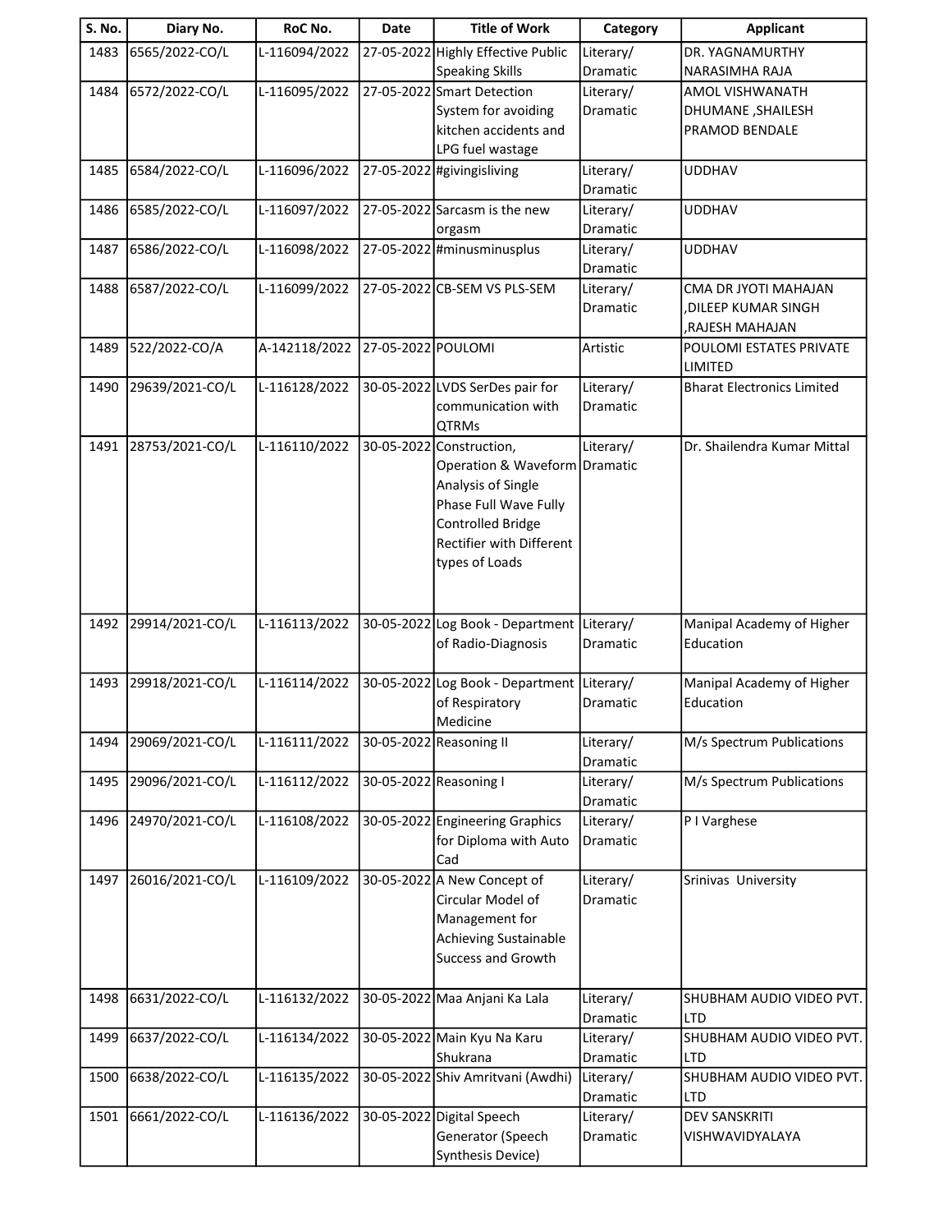| S. No. | Diary No. | RoC No. | Date | Title of Work | Category | Applicant |
|---|---|---|---|---|---|---|
| 1483 | 6565/2022-CO/L | L-116094/2022 | 27-05-2022 | Highly Effective Public Speaking Skills | Literary/ Dramatic | DR. YAGNAMURTHY NARASIMHA RAJA |
| 1484 | 6572/2022-CO/L | L-116095/2022 | 27-05-2022 | Smart Detection System for avoiding kitchen accidents and LPG fuel wastage | Literary/ Dramatic | AMOL VISHWANATH DHUMANE ,SHAILESH PRAMOD BENDALE |
| 1485 | 6584/2022-CO/L | L-116096/2022 | 27-05-2022 | #givingisliving | Literary/ Dramatic | UDDHAV |
| 1486 | 6585/2022-CO/L | L-116097/2022 | 27-05-2022 | Sarcasm is the new orgasm | Literary/ Dramatic | UDDHAV |
| 1487 | 6586/2022-CO/L | L-116098/2022 | 27-05-2022 | #minusminusplus | Literary/ Dramatic | UDDHAV |
| 1488 | 6587/2022-CO/L | L-116099/2022 | 27-05-2022 | CB-SEM VS PLS-SEM | Literary/ Dramatic | CMA DR JYOTI MAHAJAN ,DILEEP KUMAR SINGH ,RAJESH MAHAJAN |
| 1489 | 522/2022-CO/A | A-142118/2022 | 27-05-2022 | POULOMI | Artistic | POULOMI ESTATES PRIVATE LIMITED |
| 1490 | 29639/2021-CO/L | L-116128/2022 | 30-05-2022 | LVDS SerDes pair for communication with QTRMs | Literary/ Dramatic | Bharat Electronics Limited |
| 1491 | 28753/2021-CO/L | L-116110/2022 | 30-05-2022 | Construction, Operation & Waveform Analysis of Single Phase Full Wave Fully Controlled Bridge Rectifier with Different types of Loads | Literary/ Dramatic | Dr. Shailendra Kumar Mittal |
| 1492 | 29914/2021-CO/L | L-116113/2022 | 30-05-2022 | Log Book - Department of Radio-Diagnosis | Literary/ Dramatic | Manipal Academy of Higher Education |
| 1493 | 29918/2021-CO/L | L-116114/2022 | 30-05-2022 | Log Book - Department of Respiratory Medicine | Literary/ Dramatic | Manipal Academy of Higher Education |
| 1494 | 29069/2021-CO/L | L-116111/2022 | 30-05-2022 | Reasoning II | Literary/ Dramatic | M/s Spectrum Publications |
| 1495 | 29096/2021-CO/L | L-116112/2022 | 30-05-2022 | Reasoning I | Literary/ Dramatic | M/s Spectrum Publications |
| 1496 | 24970/2021-CO/L | L-116108/2022 | 30-05-2022 | Engineering Graphics for Diploma with Auto Cad | Literary/ Dramatic | P I Varghese |
| 1497 | 26016/2021-CO/L | L-116109/2022 | 30-05-2022 | A New Concept of Circular Model of Management for Achieving Sustainable Success and Growth | Literary/ Dramatic | Srinivas University |
| 1498 | 6631/2022-CO/L | L-116132/2022 | 30-05-2022 | Maa Anjani Ka Lala | Literary/ Dramatic | SHUBHAM AUDIO VIDEO PVT. LTD |
| 1499 | 6637/2022-CO/L | L-116134/2022 | 30-05-2022 | Main Kyu Na Karu Shukrana | Literary/ Dramatic | SHUBHAM AUDIO VIDEO PVT. LTD |
| 1500 | 6638/2022-CO/L | L-116135/2022 | 30-05-2022 | Shiv Amritvani (Awdhi) | Literary/ Dramatic | SHUBHAM AUDIO VIDEO PVT. LTD |
| 1501 | 6661/2022-CO/L | L-116136/2022 | 30-05-2022 | Digital Speech Generator (Speech Synthesis Device) | Literary/ Dramatic | DEV SANSKRITI VISHWAVIDYALAYA |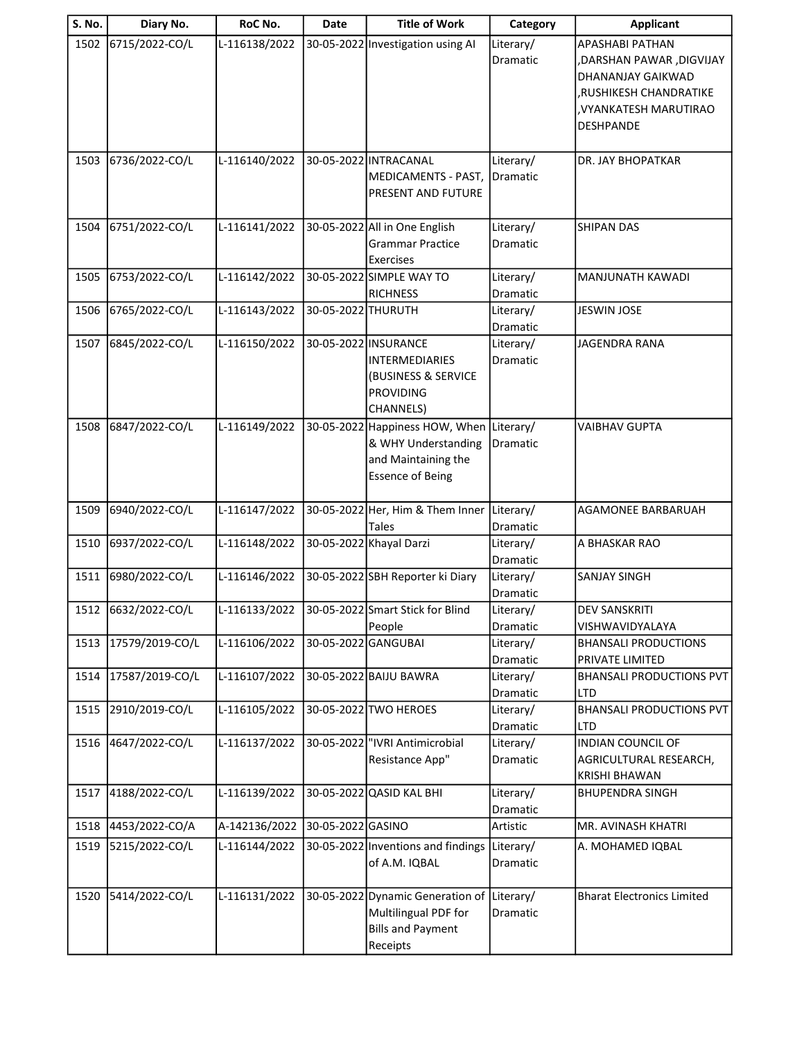| S. No. | Diary No. | RoC No. | Date | Title of Work | Category | Applicant |
|---|---|---|---|---|---|---|
| 1502 | 6715/2022-CO/L | L-116138/2022 | 30-05-2022 | Investigation using AI | Literary/ Dramatic | APASHABI PATHAN ,DARSHAN PAWAR ,DIGVIJAY DHANANJAY GAIKWAD ,RUSHIKESH CHANDRATIKE ,VYANKATESH MARUTIRAO DESHPANDE |
| 1503 | 6736/2022-CO/L | L-116140/2022 | 30-05-2022 | INTRACANAL MEDICAMENTS - PAST, PRESENT AND FUTURE | Literary/ Dramatic | DR. JAY BHOPATKAR |
| 1504 | 6751/2022-CO/L | L-116141/2022 | 30-05-2022 | All in One English Grammar Practice Exercises | Literary/ Dramatic | SHIPAN DAS |
| 1505 | 6753/2022-CO/L | L-116142/2022 | 30-05-2022 | SIMPLE WAY TO RICHNESS | Literary/ Dramatic | MANJUNATH KAWADI |
| 1506 | 6765/2022-CO/L | L-116143/2022 | 30-05-2022 | THURUTH | Literary/ Dramatic | JESWIN JOSE |
| 1507 | 6845/2022-CO/L | L-116150/2022 | 30-05-2022 | INSURANCE INTERMEDIARIES (BUSINESS & SERVICE PROVIDING CHANNELS) | Literary/ Dramatic | JAGENDRA RANA |
| 1508 | 6847/2022-CO/L | L-116149/2022 | 30-05-2022 | Happiness HOW, When & WHY Understanding and Maintaining the Essence of Being | Literary/ Dramatic | VAIBHAV GUPTA |
| 1509 | 6940/2022-CO/L | L-116147/2022 | 30-05-2022 | Her, Him & Them Inner Tales | Literary/ Dramatic | AGAMONEE BARBARUAH |
| 1510 | 6937/2022-CO/L | L-116148/2022 | 30-05-2022 | Khayal Darzi | Literary/ Dramatic | A BHASKAR RAO |
| 1511 | 6980/2022-CO/L | L-116146/2022 | 30-05-2022 | SBH Reporter ki Diary | Literary/ Dramatic | SANJAY SINGH |
| 1512 | 6632/2022-CO/L | L-116133/2022 | 30-05-2022 | Smart Stick for Blind People | Literary/ Dramatic | DEV SANSKRITI VISHWAVIDYALAYA |
| 1513 | 17579/2019-CO/L | L-116106/2022 | 30-05-2022 | GANGUBAI | Literary/ Dramatic | BHANSALI PRODUCTIONS PRIVATE LIMITED |
| 1514 | 17587/2019-CO/L | L-116107/2022 | 30-05-2022 | BAIJU BAWRA | Literary/ Dramatic | BHANSALI PRODUCTIONS PVT LTD |
| 1515 | 2910/2019-CO/L | L-116105/2022 | 30-05-2022 | TWO HEROES | Literary/ Dramatic | BHANSALI PRODUCTIONS PVT LTD |
| 1516 | 4647/2022-CO/L | L-116137/2022 | 30-05-2022 | "IVRI Antimicrobial Resistance App" | Literary/ Dramatic | INDIAN COUNCIL OF AGRICULTURAL RESEARCH, KRISHI BHAWAN |
| 1517 | 4188/2022-CO/L | L-116139/2022 | 30-05-2022 | QASID KAL BHI | Literary/ Dramatic | BHUPENDRA SINGH |
| 1518 | 4453/2022-CO/A | A-142136/2022 | 30-05-2022 | GASINO | Artistic | MR. AVINASH KHATRI |
| 1519 | 5215/2022-CO/L | L-116144/2022 | 30-05-2022 | Inventions and findings of A.M. IQBAL | Literary/ Dramatic | A. MOHAMED IQBAL |
| 1520 | 5414/2022-CO/L | L-116131/2022 | 30-05-2022 | Dynamic Generation of Multilingual PDF for Bills and Payment Receipts | Literary/ Dramatic | Bharat Electronics Limited |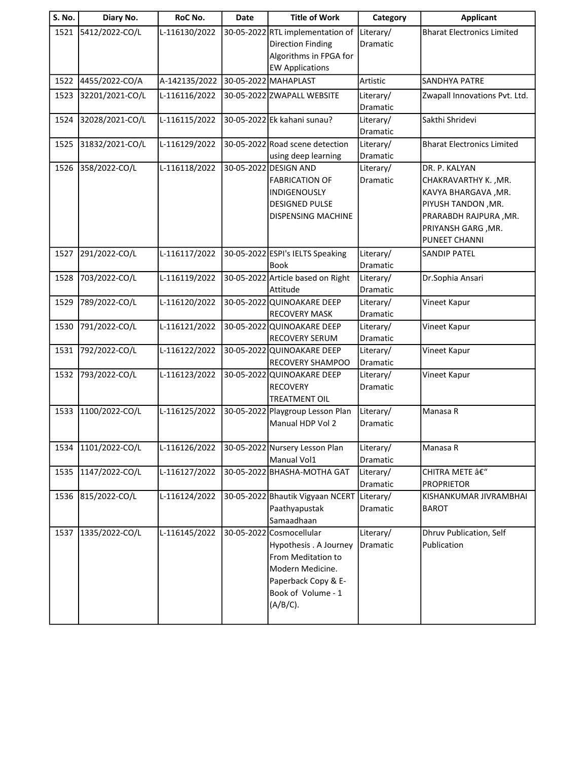| S. No. | Diary No. | RoC No. | Date | Title of Work | Category | Applicant |
|---|---|---|---|---|---|---|
| 1521 | 5412/2022-CO/L | L-116130/2022 | 30-05-2022 | RTL implementation of Direction Finding Algorithms in FPGA for EW Applications | Literary/ Dramatic | Bharat Electronics Limited |
| 1522 | 4455/2022-CO/A | A-142135/2022 | 30-05-2022 | MAHAPLAST | Artistic | SANDHYA PATRE |
| 1523 | 32201/2021-CO/L | L-116116/2022 | 30-05-2022 | ZWAPALL WEBSITE | Literary/ Dramatic | Zwapall Innovations Pvt. Ltd. |
| 1524 | 32028/2021-CO/L | L-116115/2022 | 30-05-2022 | Ek kahani sunau? | Literary/ Dramatic | Sakthi Shridevi |
| 1525 | 31832/2021-CO/L | L-116129/2022 | 30-05-2022 | Road scene detection using deep learning | Literary/ Dramatic | Bharat Electronics Limited |
| 1526 | 358/2022-CO/L | L-116118/2022 | 30-05-2022 | DESIGN AND FABRICATION OF INDIGENOUSLY DESIGNED PULSE DISPENSING MACHINE | Literary/ Dramatic | DR. P. KALYAN CHAKRAVARTHY K. ,MR. KAVYA BHARGAVA ,MR. PIYUSH TANDON ,MR. PRARABDH RAJPURA ,MR. PRIYANSH GARG ,MR. PUNEET CHANNI |
| 1527 | 291/2022-CO/L | L-116117/2022 | 30-05-2022 | ESPI's IELTS Speaking Book | Literary/ Dramatic | SANDIP PATEL |
| 1528 | 703/2022-CO/L | L-116119/2022 | 30-05-2022 | Article based on Right Attitude | Literary/ Dramatic | Dr.Sophia Ansari |
| 1529 | 789/2022-CO/L | L-116120/2022 | 30-05-2022 | QUINOAKARE DEEP RECOVERY MASK | Literary/ Dramatic | Vineet Kapur |
| 1530 | 791/2022-CO/L | L-116121/2022 | 30-05-2022 | QUINOAKARE DEEP RECOVERY SERUM | Literary/ Dramatic | Vineet Kapur |
| 1531 | 792/2022-CO/L | L-116122/2022 | 30-05-2022 | QUINOAKARE DEEP RECOVERY SHAMPOO | Literary/ Dramatic | Vineet Kapur |
| 1532 | 793/2022-CO/L | L-116123/2022 | 30-05-2022 | QUINOAKARE DEEP RECOVERY TREATMENT OIL | Literary/ Dramatic | Vineet Kapur |
| 1533 | 1100/2022-CO/L | L-116125/2022 | 30-05-2022 | Playgroup Lesson Plan Manual HDP Vol 2 | Literary/ Dramatic | Manasa R |
| 1534 | 1101/2022-CO/L | L-116126/2022 | 30-05-2022 | Nursery Lesson Plan Manual Vol1 | Literary/ Dramatic | Manasa R |
| 1535 | 1147/2022-CO/L | L-116127/2022 | 30-05-2022 | BHASHA-MOTHA GAT | Literary/ Dramatic | CHITRA METE â€" PROPRIETOR |
| 1536 | 815/2022-CO/L | L-116124/2022 | 30-05-2022 | Bhautik Vigyaan NCERT Paathyapustak Samaadhaan | Literary/ Dramatic | KISHANKUMAR JIVRAMBHAI BAROT |
| 1537 | 1335/2022-CO/L | L-116145/2022 | 30-05-2022 | Cosmocellular Hypothesis . A Journey From Meditation to Modern Medicine. Paperback Copy & E-Book of Volume - 1 (A/B/C). | Literary/ Dramatic | Dhruv Publication, Self Publication |